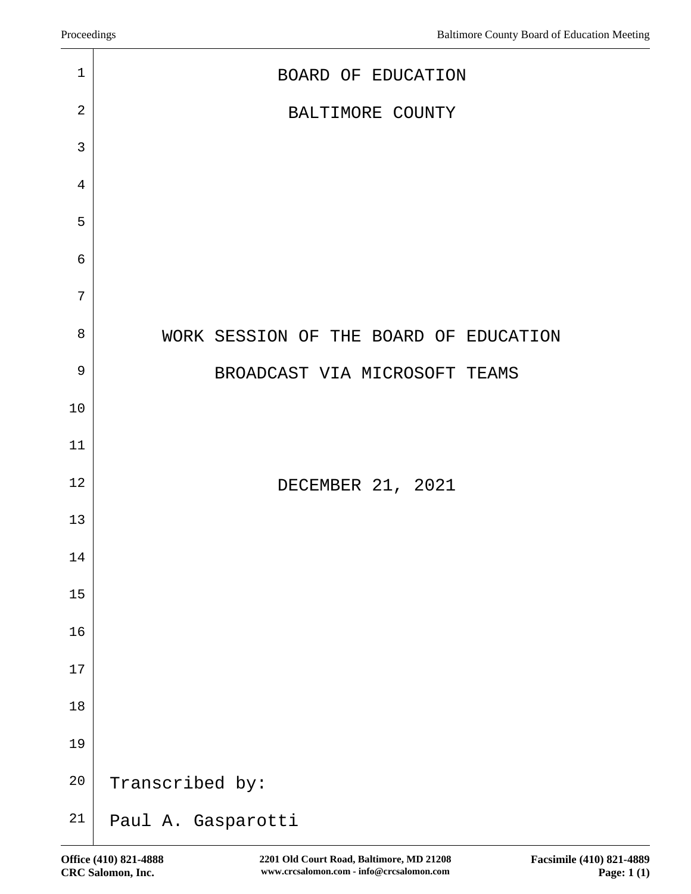# BOARD OF EDUCATION

# BALTIMORE COUNTY

## WORK SESSION OF THE BOARD OF EDUCATION

## BROADCAST VIA MICROSOFT TEAMS

DECEMBER 21, 2021

Transcribed by:

Paul A. Gasparotti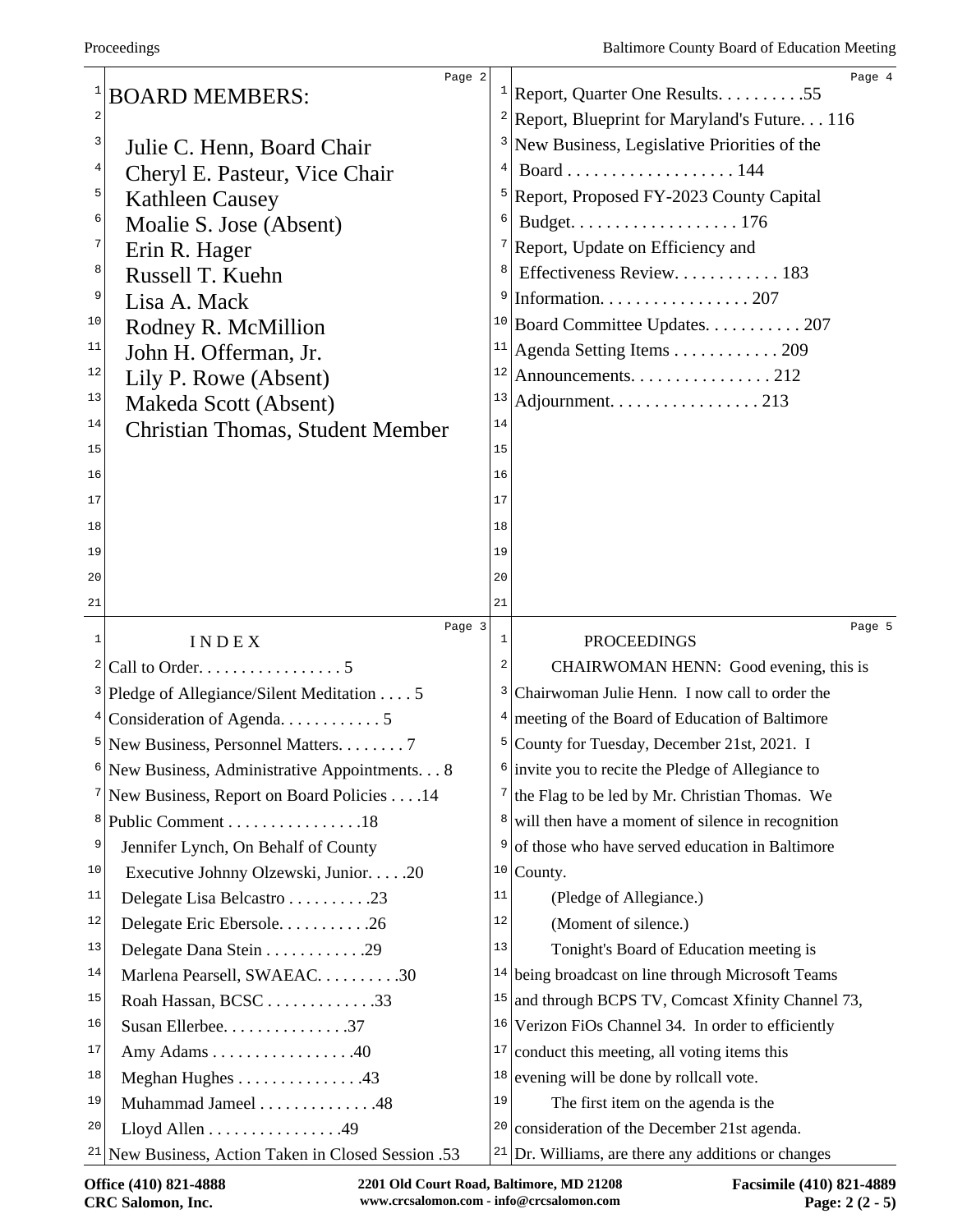BOARD MEMBERS:

Julie C. Henn, Board Chair
Cheryl E. Pasteur, Vice Chair
Kathleen Causey
Moalie S. Jose (Absent)
Erin R. Hager
Russell T. Kuehn
Lisa A. Mack
Rodney R. McMillion
John H. Offerman, Jr.
Lily P. Rowe (Absent)
Makeda Scott (Absent)
Christian Thomas, Student Member

INDEX

Call to Order. . . . . . . . . . . . . . . . 5
Pledge of Allegiance/Silent Meditation . . . . 5
Consideration of Agenda. . . . . . . . . . . . 5
New Business, Personnel Matters. . . . . . . . 7
New Business, Administrative Appointments. . . 8
New Business, Report on Board Policies . . . .14
Public Comment . . . . . . . . . . . . . . . .18
Jennifer Lynch, On Behalf of County Executive Johnny Olzewski, Junior. . . . .20
Delegate Lisa Belcastro . . . . . . . . . .23
Delegate Eric Ebersole. . . . . . . . . . .26
Delegate Dana Stein . . . . . . . . . . . .29
Marlena Pearsell, SWAEAC. . . . . . . . . .30
Roah Hassan, BCSC . . . . . . . . . . . . .33
Susan Ellerbee. . . . . . . . . . . . . . .37
Amy Adams . . . . . . . . . . . . . . . . .40
Meghan Hughes . . . . . . . . . . . . . . .43
Muhammad Jameel . . . . . . . . . . . . . .48
Lloyd Allen . . . . . . . . . . . . . . . .49
New Business, Action Taken in Closed Session .53
Report, Quarter One Results. . . . . . . . . .55
Report, Blueprint for Maryland's Future. . . 116
New Business, Legislative Priorities of the Board . . . . . . . . . . . . . . . . . . . 144
Report, Proposed FY-2023 County Capital Budget. . . . . . . . . . . . . . . . . . . 176
Report, Update on Efficiency and Effectiveness Review. . . . . . . . . . . . 183
Information. . . . . . . . . . . . . . . . . 207
Board Committee Updates. . . . . . . . . . . 207
Agenda Setting Items . . . . . . . . . . . . 209
Announcements. . . . . . . . . . . . . . . . 212
Adjournment. . . . . . . . . . . . . . . . . 213

PROCEEDINGS

CHAIRWOMAN HENN: Good evening, this is Chairwoman Julie Henn. I now call to order the meeting of the Board of Education of Baltimore County for Tuesday, December 21st, 2021. I invite you to recite the Pledge of Allegiance to the Flag to be led by Mr. Christian Thomas. We will then have a moment of silence in recognition of those who have served education in Baltimore County.

(Pledge of Allegiance.)

(Moment of silence.)

Tonight's Board of Education meeting is being broadcast on line through Microsoft Teams and through BCPS TV, Comcast Xfinity Channel 73, Verizon FiOs Channel 34. In order to efficiently conduct this meeting, all voting items this evening will be done by rollcall vote.

The first item on the agenda is the consideration of the December 21st agenda. Dr. Williams, are there any additions or changes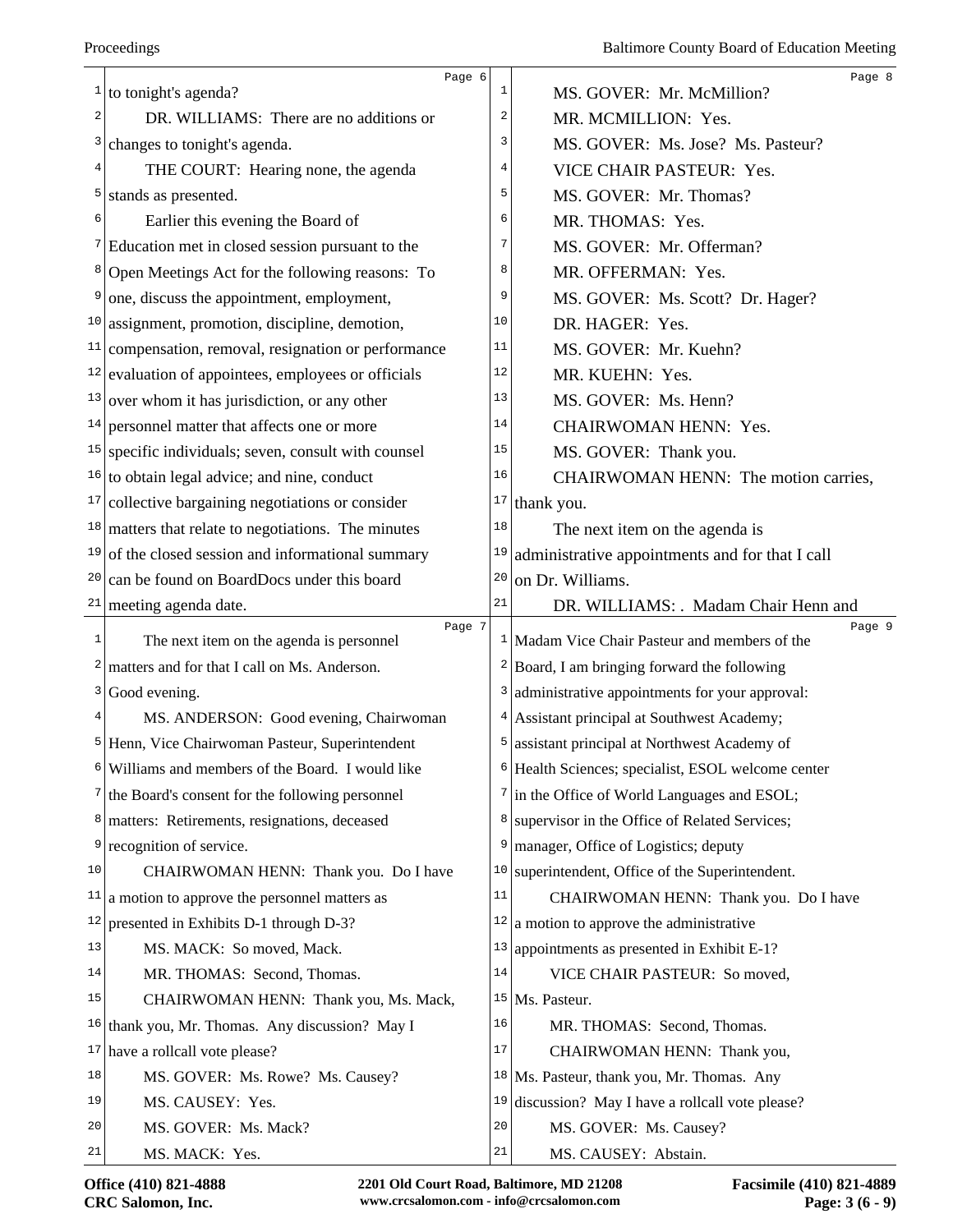to tonight's agenda?

DR. WILLIAMS: There are no additions or changes to tonight's agenda.

THE COURT: Hearing none, the agenda stands as presented.

Earlier this evening the Board of Education met in closed session pursuant to the Open Meetings Act for the following reasons: To one, discuss the appointment, employment, assignment, promotion, discipline, demotion, compensation, removal, resignation or performance evaluation of appointees, employees or officials over whom it has jurisdiction, or any other personnel matter that affects one or more specific individuals; seven, consult with counsel to obtain legal advice; and nine, conduct collective bargaining negotiations or consider matters that relate to negotiations. The minutes of the closed session and informational summary can be found on BoardDocs under this board meeting agenda date.

The next item on the agenda is personnel matters and for that I call on Ms. Anderson. Good evening.

MS. ANDERSON: Good evening, Chairwoman Henn, Vice Chairwoman Pasteur, Superintendent Williams and members of the Board. I would like the Board's consent for the following personnel matters: Retirements, resignations, deceased recognition of service.

CHAIRWOMAN HENN: Thank you. Do I have a motion to approve the personnel matters as presented in Exhibits D-1 through D-3?

MS. MACK: So moved, Mack.

MR. THOMAS: Second, Thomas.

CHAIRWOMAN HENN: Thank you, Ms. Mack, thank you, Mr. Thomas. Any discussion? May I have a rollcall vote please?

MS. GOVER: Ms. Rowe? Ms. Causey?

MS. CAUSEY: Yes.

MS. GOVER: Ms. Mack?

MS. MACK: Yes.

MS. GOVER: Mr. McMillion?

MR. MCMILLION: Yes.

MS. GOVER: Ms. Jose? Ms. Pasteur?

VICE CHAIR PASTEUR: Yes.

MS. GOVER: Mr. Thomas?

MR. THOMAS: Yes.

MS. GOVER: Mr. Offerman?

MR. OFFERMAN: Yes.

MS. GOVER: Ms. Scott? Dr. Hager?

DR. HAGER: Yes.

MS. GOVER: Mr. Kuehn?

MR. KUEHN: Yes.

MS. GOVER: Ms. Henn?

CHAIRWOMAN HENN: Yes.

MS. GOVER: Thank you.

CHAIRWOMAN HENN: The motion carries, thank you.

The next item on the agenda is administrative appointments and for that I call on Dr. Williams.

DR. WILLIAMS: . Madam Chair Henn and Madam Vice Chair Pasteur and members of the Board, I am bringing forward the following administrative appointments for your approval: Assistant principal at Southwest Academy; assistant principal at Northwest Academy of Health Sciences; specialist, ESOL welcome center in the Office of World Languages and ESOL; supervisor in the Office of Related Services; manager, Office of Logistics; deputy superintendent, Office of the Superintendent.

CHAIRWOMAN HENN: Thank you. Do I have a motion to approve the administrative appointments as presented in Exhibit E-1?

VICE CHAIR PASTEUR: So moved, Ms. Pasteur.

MR. THOMAS: Second, Thomas.

CHAIRWOMAN HENN: Thank you, Ms. Pasteur, thank you, Mr. Thomas. Any discussion? May I have a rollcall vote please?

MS. GOVER: Ms. Causey?

MS. CAUSEY: Abstain.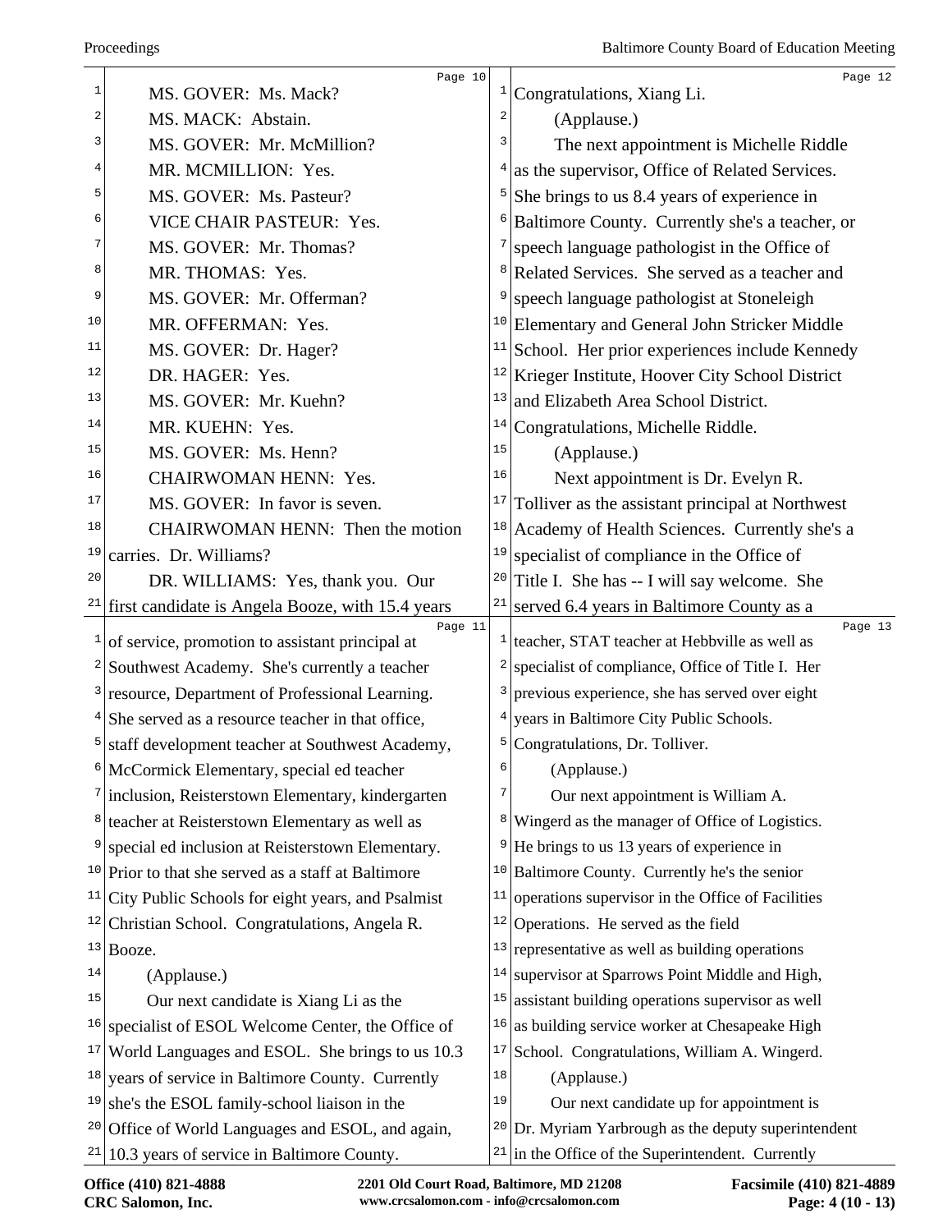MS. GOVER: Ms. Mack?

MS. MACK: Abstain.

MS. GOVER: Mr. McMillion?

MR. MCMILLION: Yes.

MS. GOVER: Ms. Pasteur?

VICE CHAIR PASTEUR: Yes.

MS. GOVER: Mr. Thomas?

MR. THOMAS: Yes.

MS. GOVER: Mr. Offerman?

MR. OFFERMAN: Yes.

MS. GOVER: Dr. Hager?

DR. HAGER: Yes.

MS. GOVER: Mr. Kuehn?

MR. KUEHN: Yes.

MS. GOVER: Ms. Henn?

CHAIRWOMAN HENN: Yes.

MS. GOVER: In favor is seven.

CHAIRWOMAN HENN: Then the motion carries. Dr. Williams?

DR. WILLIAMS: Yes, thank you. Our first candidate is Angela Booze, with 15.4 years of service, promotion to assistant principal at Southwest Academy. She's currently a teacher resource, Department of Professional Learning. She served as a resource teacher in that office, staff development teacher at Southwest Academy, McCormick Elementary, special ed teacher inclusion, Reisterstown Elementary, kindergarten teacher at Reisterstown Elementary as well as special ed inclusion at Reisterstown Elementary. Prior to that she served as a staff at Baltimore City Public Schools for eight years, and Psalmist Christian School. Congratulations, Angela R. Booze.

(Applause.)

Our next candidate is Xiang Li as the specialist of ESOL Welcome Center, the Office of World Languages and ESOL. She brings to us 10.3 years of service in Baltimore County. Currently she's the ESOL family-school liaison in the Office of World Languages and ESOL, and again, 10.3 years of service in Baltimore County. Congratulations, Xiang Li.

(Applause.)

The next appointment is Michelle Riddle as the supervisor, Office of Related Services. She brings to us 8.4 years of experience in Baltimore County. Currently she's a teacher, or speech language pathologist in the Office of Related Services. She served as a teacher and speech language pathologist at Stoneleigh Elementary and General John Stricker Middle School. Her prior experiences include Kennedy Krieger Institute, Hoover City School District and Elizabeth Area School District. Congratulations, Michelle Riddle.

(Applause.)

Next appointment is Dr. Evelyn R. Tolliver as the assistant principal at Northwest Academy of Health Sciences. Currently she's a specialist of compliance in the Office of Title I. She has -- I will say welcome. She served 6.4 years in Baltimore County as a teacher, STAT teacher at Hebbville as well as specialist of compliance, Office of Title I. Her previous experience, she has served over eight years in Baltimore City Public Schools. Congratulations, Dr. Tolliver.

(Applause.)

Our next appointment is William A. Wingerd as the manager of Office of Logistics. He brings to us 13 years of experience in Baltimore County. Currently he's the senior operations supervisor in the Office of Facilities Operations. He served as the field representative as well as building operations supervisor at Sparrows Point Middle and High, assistant building operations supervisor as well as building service worker at Chesapeake High School. Congratulations, William A. Wingerd.

(Applause.)

Our next candidate up for appointment is Dr. Myriam Yarbrough as the deputy superintendent in the Office of the Superintendent. Currently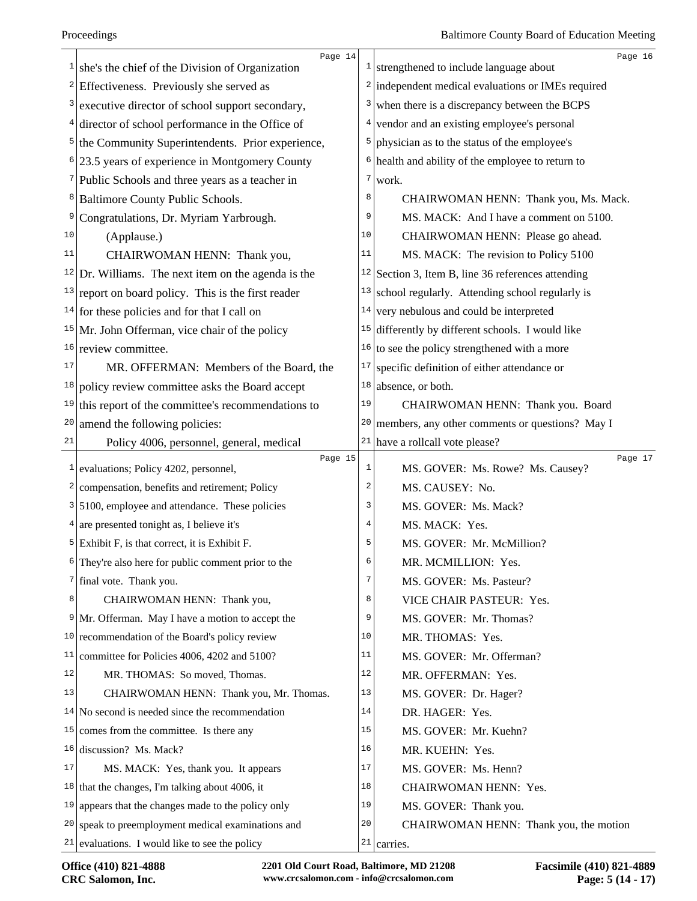she's the chief of the Division of Organization Effectiveness. Previously she served as executive director of school support secondary, director of school performance in the Office of the Community Superintendents. Prior experience, 23.5 years of experience in Montgomery County Public Schools and three years as a teacher in Baltimore County Public Schools. Congratulations, Dr. Myriam Yarbrough.

(Applause.)

CHAIRWOMAN HENN: Thank you, Dr. Williams. The next item on the agenda is the report on board policy. This is the first reader for these policies and for that I call on Mr. John Offerman, vice chair of the policy review committee.

MR. OFFERMAN: Members of the Board, the policy review committee asks the Board accept this report of the committee's recommendations to amend the following policies:

Policy 4006, personnel, general, medical evaluations; Policy 4202, personnel, compensation, benefits and retirement; Policy 5100, employee and attendance. These policies are presented tonight as, I believe it's Exhibit F, is that correct, it is Exhibit F. They're also here for public comment prior to the final vote. Thank you.

CHAIRWOMAN HENN: Thank you, Mr. Offerman. May I have a motion to accept the recommendation of the Board's policy review committee for Policies 4006, 4202 and 5100?

MR. THOMAS: So moved, Thomas.

CHAIRWOMAN HENN: Thank you, Mr. Thomas. No second is needed since the recommendation comes from the committee. Is there any discussion? Ms. Mack?

MS. MACK: Yes, thank you. It appears that the changes, I'm talking about 4006, it appears that the changes made to the policy only speak to preemployment medical examinations and evaluations. I would like to see the policy strengthened to include language about independent medical evaluations or IMEs required when there is a discrepancy between the BCPS vendor and an existing employee's personal physician as to the status of the employee's health and ability of the employee to return to work.

CHAIRWOMAN HENN: Thank you, Ms. Mack.

MS. MACK: And I have a comment on 5100.

CHAIRWOMAN HENN: Please go ahead.

MS. MACK: The revision to Policy 5100 Section 3, Item B, line 36 references attending school regularly. Attending school regularly is very nebulous and could be interpreted differently by different schools. I would like to see the policy strengthened with a more specific definition of either attendance or absence, or both.

CHAIRWOMAN HENN: Thank you. Board members, any other comments or questions? May I have a rollcall vote please?

MS. GOVER: Ms. Rowe? Ms. Causey?

MS. CAUSEY: No.

MS. GOVER: Ms. Mack?

MS. MACK: Yes.

MS. GOVER: Mr. McMillion?

MR. MCMILLION: Yes.

MS. GOVER: Ms. Pasteur?

VICE CHAIR PASTEUR: Yes.

MS. GOVER: Mr. Thomas?

MR. THOMAS: Yes.

MS. GOVER: Mr. Offerman?

MR. OFFERMAN: Yes.

MS. GOVER: Dr. Hager?

DR. HAGER: Yes.

MS. GOVER: Mr. Kuehn?

MR. KUEHN: Yes.

MS. GOVER: Ms. Henn?

CHAIRWOMAN HENN: Yes.

MS. GOVER: Thank you.

CHAIRWOMAN HENN: Thank you, the motion carries.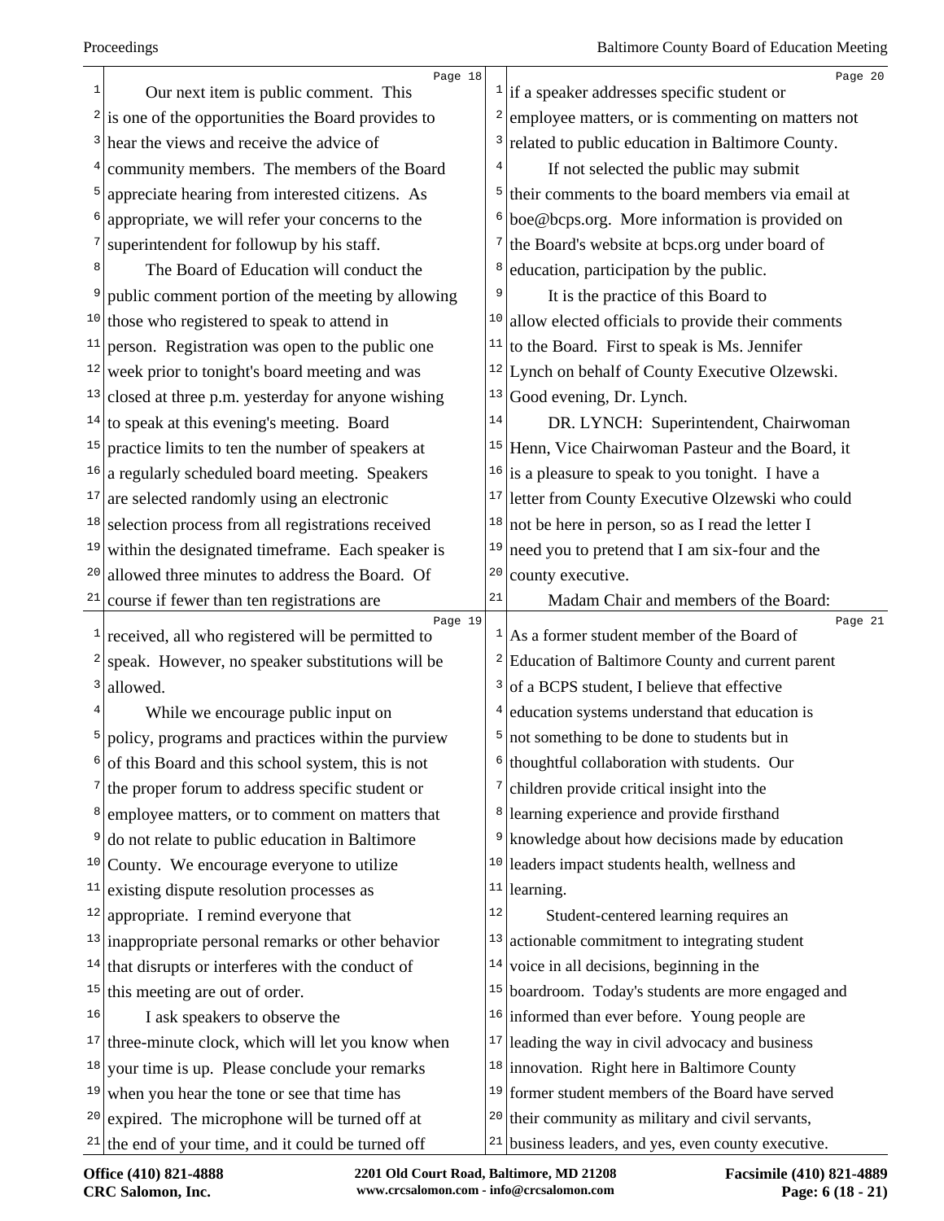Our next item is public comment. This is one of the opportunities the Board provides to hear the views and receive the advice of community members. The members of the Board appreciate hearing from interested citizens. As appropriate, we will refer your concerns to the superintendent for followup by his staff.

The Board of Education will conduct the public comment portion of the meeting by allowing those who registered to speak to attend in person. Registration was open to the public one week prior to tonight's board meeting and was closed at three p.m. yesterday for anyone wishing to speak at this evening's meeting. Board practice limits to ten the number of speakers at a regularly scheduled board meeting. Speakers are selected randomly using an electronic selection process from all registrations received within the designated timeframe. Each speaker is allowed three minutes to address the Board. Of course if fewer than ten registrations are received, all who registered will be permitted to speak. However, no speaker substitutions will be allowed.

While we encourage public input on policy, programs and practices within the purview of this Board and this school system, this is not the proper forum to address specific student or employee matters, or to comment on matters that do not relate to public education in Baltimore County. We encourage everyone to utilize existing dispute resolution processes as appropriate. I remind everyone that inappropriate personal remarks or other behavior that disrupts or interferes with the conduct of this meeting are out of order.

I ask speakers to observe the three-minute clock, which will let you know when your time is up. Please conclude your remarks when you hear the tone or see that time has expired. The microphone will be turned off at the end of your time, and it could be turned off if a speaker addresses specific student or employee matters, or is commenting on matters not related to public education in Baltimore County.

If not selected the public may submit their comments to the board members via email at boe@bcps.org. More information is provided on the Board's website at bcps.org under board of education, participation by the public.

It is the practice of this Board to allow elected officials to provide their comments to the Board. First to speak is Ms. Jennifer Lynch on behalf of County Executive Olzewski. Good evening, Dr. Lynch.

DR. LYNCH: Superintendent, Chairwoman Henn, Vice Chairwoman Pasteour and the Board, it is a pleasure to speak to you tonight. I have a letter from County Executive Olzewski who could not be here in person, so as I read the letter I need you to pretend that I am six-four and the county executive.

Madam Chair and members of the Board:

As a former student member of the Board of Education of Baltimore County and current parent of a BCPS student, I believe that effective education systems understand that education is not something to be done to students but in thoughtful collaboration with students. Our children provide critical insight into the learning experience and provide firsthand knowledge about how decisions made by education leaders impact students health, wellness and learning.

Student-centered learning requires an actionable commitment to integrating student voice in all decisions, beginning in the boardroom. Today's students are more engaged and informed than ever before. Young people are leading the way in civil advocacy and business innovation. Right here in Baltimore County former student members of the Board have served their community as military and civil servants, business leaders, and yes, even county executive.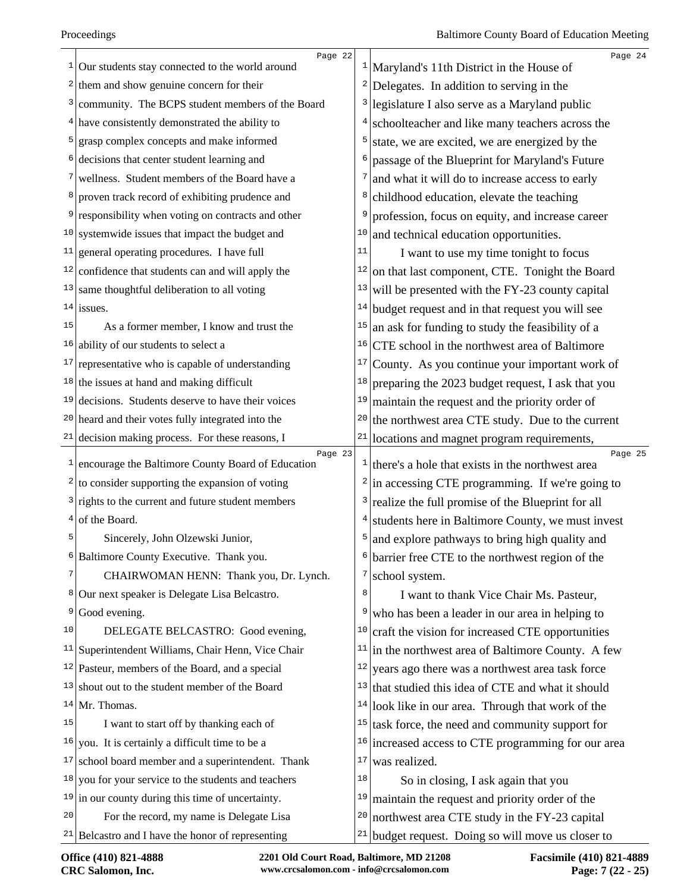Our students stay connected to the world around them and show genuine concern for their community. The BCPS student members of the Board have consistently demonstrated the ability to grasp complex concepts and make informed decisions that center student learning and wellness. Student members of the Board have a proven track record of exhibiting prudence and responsibility when voting on contracts and other systemwide issues that impact the budget and general operating procedures. I have full confidence that students can and will apply the same thoughtful deliberation to all voting issues.

As a former member, I know and trust the ability of our students to select a representative who is capable of understanding the issues at hand and making difficult decisions. Students deserve to have their voices heard and their votes fully integrated into the decision making process. For these reasons, I encourage the Baltimore County Board of Education to consider supporting the expansion of voting rights to the current and future student members of the Board.

Sincerely, John Olzewski Junior, Baltimore County Executive. Thank you.

CHAIRWOMAN HENN: Thank you, Dr. Lynch. Our next speaker is Delegate Lisa Belcastro. Good evening.

DELEGATE BELCASTRO: Good evening, Superintendent Williams, Chair Henn, Vice Chair Pasteur, members of the Board, and a special shout out to the student member of the Board Mr. Thomas.

I want to start off by thanking each of you. It is certainly a difficult time to be a school board member and a superintendent. Thank you for your service to the students and teachers in our county during this time of uncertainty.

For the record, my name is Delegate Lisa Belcastro and I have the honor of representing Maryland's 11th District in the House of Delegates. In addition to serving in the legislature I also serve as a Maryland public schoolteacher and like many teachers across the state, we are excited, we are energized by the passage of the Blueprint for Maryland's Future and what it will do to increase access to early childhood education, elevate the teaching profession, focus on equity, and increase career and technical education opportunities.

I want to use my time tonight to focus on that last component, CTE. Tonight the Board will be presented with the FY-23 county capital budget request and in that request you will see an ask for funding to study the feasibility of a CTE school in the northwest area of Baltimore County. As you continue your important work of preparing the 2023 budget request, I ask that you maintain the request and the priority order of the northwest area CTE study. Due to the current locations and magnet program requirements, there's a hole that exists in the northwest area in accessing CTE programming. If we're going to realize the full promise of the Blueprint for all students here in Baltimore County, we must invest and explore pathways to bring high quality and barrier free CTE to the northwest region of the school system.

I want to thank Vice Chair Ms. Pasteur, who has been a leader in our area in helping to craft the vision for increased CTE opportunities in the northwest area of Baltimore County. A few years ago there was a northwest area task force that studied this idea of CTE and what it should look like in our area. Through that work of the task force, the need and community support for increased access to CTE programming for our area was realized.

So in closing, I ask again that you maintain the request and priority order of the northwest area CTE study in the FY-23 capital budget request. Doing so will move us closer to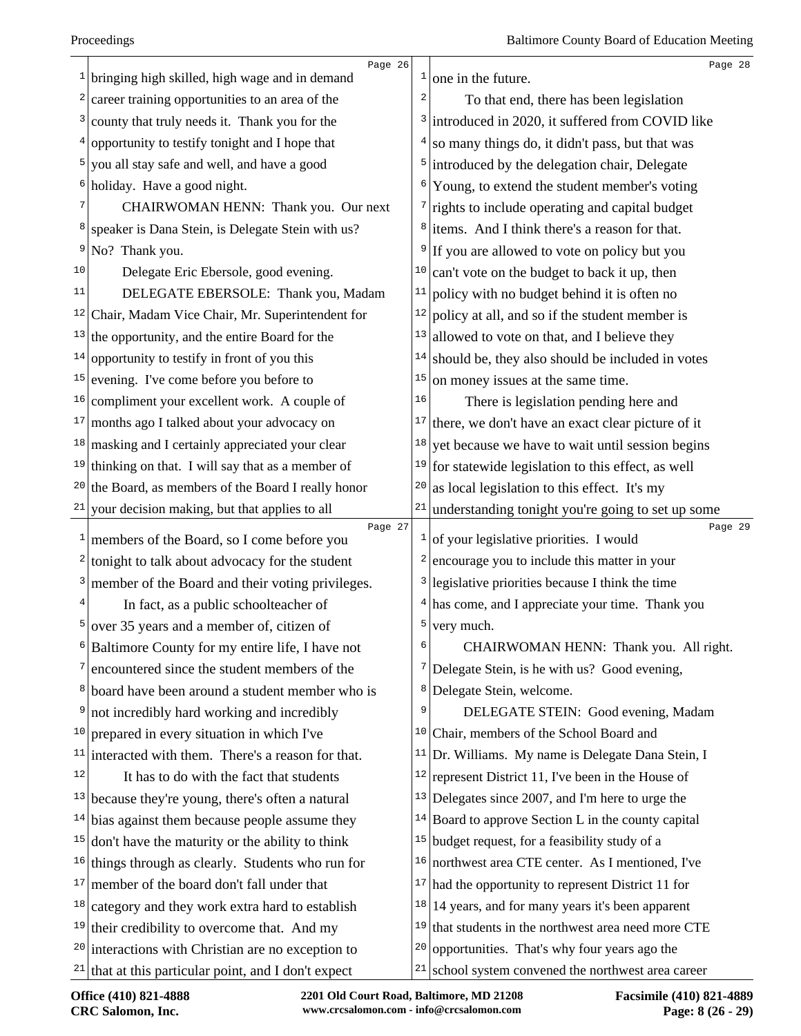bringing high skilled, high wage and in demand career training opportunities to an area of the county that truly needs it. Thank you for the opportunity to testify tonight and I hope that you all stay safe and well, and have a good holiday. Have a good night.

CHAIRWOMAN HENN: Thank you. Our next speaker is Dana Stein, is Delegate Stein with us? No? Thank you.

Delegate Eric Ebersole, good evening.

DELEGATE EBERSOLE: Thank you, Madam Chair, Madam Vice Chair, Mr. Superintendent for the opportunity, and the entire Board for the opportunity to testify in front of you this evening. I've come before you before to compliment your excellent work. A couple of months ago I talked about your advocacy on masking and I certainly appreciated your clear thinking on that. I will say that as a member of the Board, as members of the Board I really honor your decision making, but that applies to all members of the Board, so I come before you tonight to talk about advocacy for the student member of the Board and their voting privileges.

In fact, as a public schoolteacher of over 35 years and a member of, citizen of Baltimore County for my entire life, I have not encountered since the student members of the board have been around a student member who is not incredibly hard working and incredibly prepared in every situation in which I've interacted with them. There's a reason for that.

It has to do with the fact that students because they're young, there's often a natural bias against them because people assume they don't have the maturity or the ability to think things through as clearly. Students who run for member of the board don't fall under that category and they work extra hard to establish their credibility to overcome that. And my interactions with Christian are no exception to that at this particular point, and I don't expect one in the future.

To that end, there has been legislation introduced in 2020, it suffered from COVID like so many things do, it didn't pass, but that was introduced by the delegation chair, Delegate Young, to extend the student member's voting rights to include operating and capital budget items. And I think there's a reason for that. If you are allowed to vote on policy but you can't vote on the budget to back it up, then policy with no budget behind it is often no policy at all, and so if the student member is allowed to vote on that, and I believe they should be, they also should be included in votes on money issues at the same time.

There is legislation pending here and there, we don't have an exact clear picture of it yet because we have to wait until session begins for statewide legislation to this effect, as well as local legislation to this effect. It's my understanding tonight you're going to set up some of your legislative priorities. I would encourage you to include this matter in your legislative priorities because I think the time has come, and I appreciate your time. Thank you very much.

CHAIRWOMAN HENN: Thank you. All right. Delegate Stein, is he with us? Good evening, Delegate Stein, welcome.

DELEGATE STEIN: Good evening, Madam Chair, members of the School Board and Dr. Williams. My name is Delegate Dana Stein, I represent District 11, I've been in the House of Delegates since 2007, and I'm here to urge the Board to approve Section L in the county capital budget request, for a feasibility study of a northwest area CTE center. As I mentioned, I've had the opportunity to represent District 11 for 14 years, and for many years it's been apparent that students in the northwest area need more CTE opportunities. That's why four years ago the school system convened the northwest area career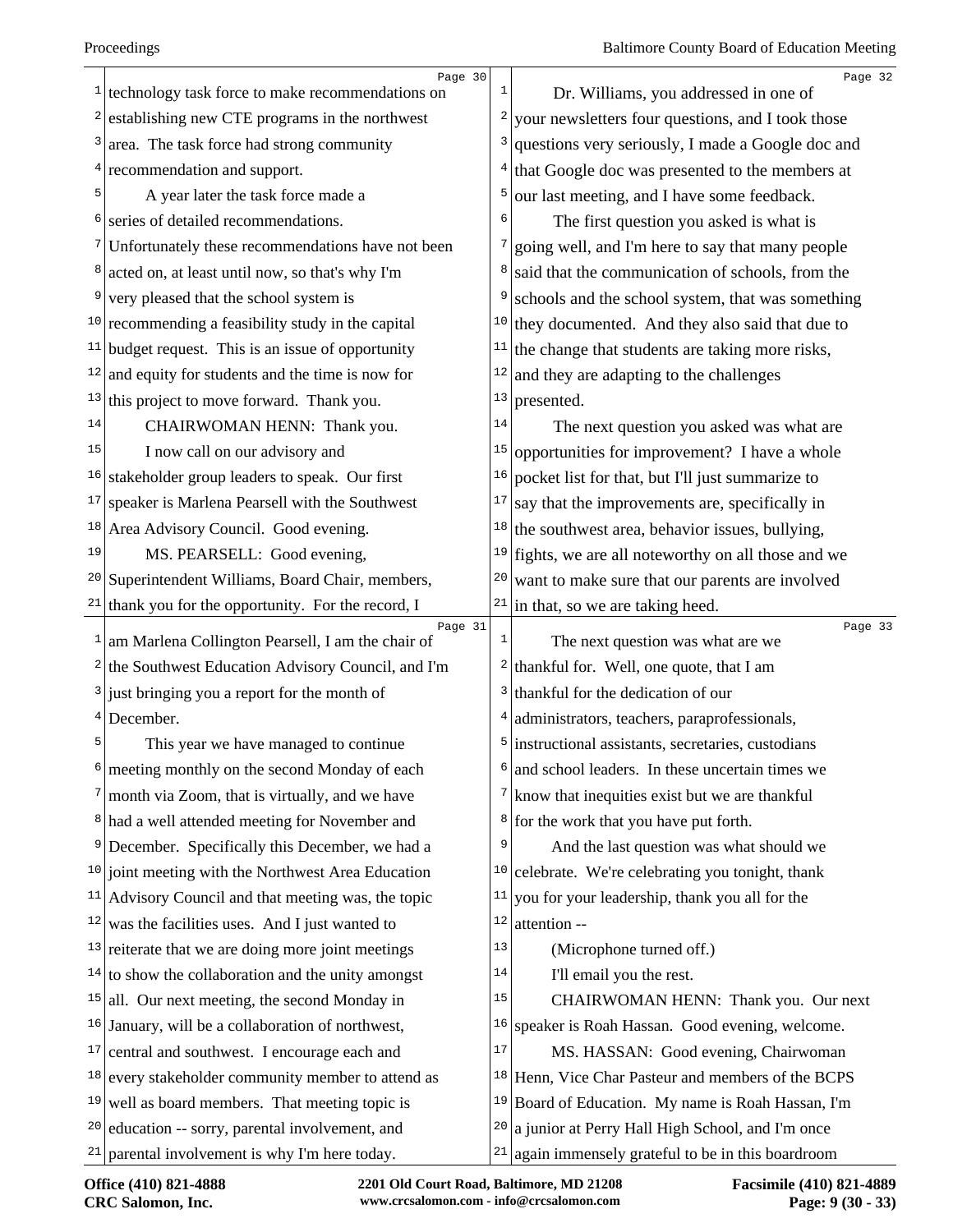technology task force to make recommendations on establishing new CTE programs in the northwest area. The task force had strong community recommendation and support.

A year later the task force made a series of detailed recommendations. Unfortunately these recommendations have not been acted on, at least until now, so that's why I'm very pleased that the school system is recommending a feasibility study in the capital budget request. This is an issue of opportunity and equity for students and the time is now for this project to move forward. Thank you.

CHAIRWOMAN HENN: Thank you.

I now call on our advisory and stakeholder group leaders to speak. Our first speaker is Marlena Pearsell with the Southwest Area Advisory Council. Good evening.

MS. PEARSELL: Good evening, Superintendent Williams, Board Chair, members, thank you for the opportunity. For the record, I am Marlena Collington Pearsell, I am the chair of the Southwest Education Advisory Council, and I'm just bringing you a report for the month of December.

This year we have managed to continue meeting monthly on the second Monday of each month via Zoom, that is virtually, and we have had a well attended meeting for November and December. Specifically this December, we had a joint meeting with the Northwest Area Education Advisory Council and that meeting was, the topic was the facilities uses. And I just wanted to reiterate that we are doing more joint meetings to show the collaboration and the unity amongst all. Our next meeting, the second Monday in January, will be a collaboration of northwest, central and southwest. I encourage each and every stakeholder community member to attend as well as board members. That meeting topic is education -- sorry, parental involvement, and parental involvement is why I'm here today.

Dr. Williams, you addressed in one of your newsletters four questions, and I took those questions very seriously, I made a Google doc and that Google doc was presented to the members at our last meeting, and I have some feedback.

The first question you asked is what is going well, and I'm here to say that many people said that the communication of schools, from the schools and the school system, that was something they documented. And they also said that due to the change that students are taking more risks, and they are adapting to the challenges presented.

The next question you asked was what are opportunities for improvement? I have a whole pocket list for that, but I'll just summarize to say that the improvements are, specifically in the southwest area, behavior issues, bullying, fights, we are all noteworthy on all those and we want to make sure that our parents are involved in that, so we are taking heed.

The next question was what are we thankful for. Well, one quote, that I am thankful for the dedication of our administrators, teachers, paraprofessionals, instructional assistants, secretaries, custodians and school leaders. In these uncertain times we know that inequities exist but we are thankful for the work that you have put forth.

And the last question was what should we celebrate. We're celebrating you tonight, thank you for your leadership, thank you all for the attention --

(Microphone turned off.)

I'll email you the rest.

CHAIRWOMAN HENN: Thank you. Our next speaker is Roah Hassan. Good evening, welcome.

MS. HASSAN: Good evening, Chairwoman Henn, Vice Char Pasteur and members of the BCPS Board of Education. My name is Roah Hassan, I'm a junior at Perry Hall High School, and I'm once again immensely grateful to be in this boardroom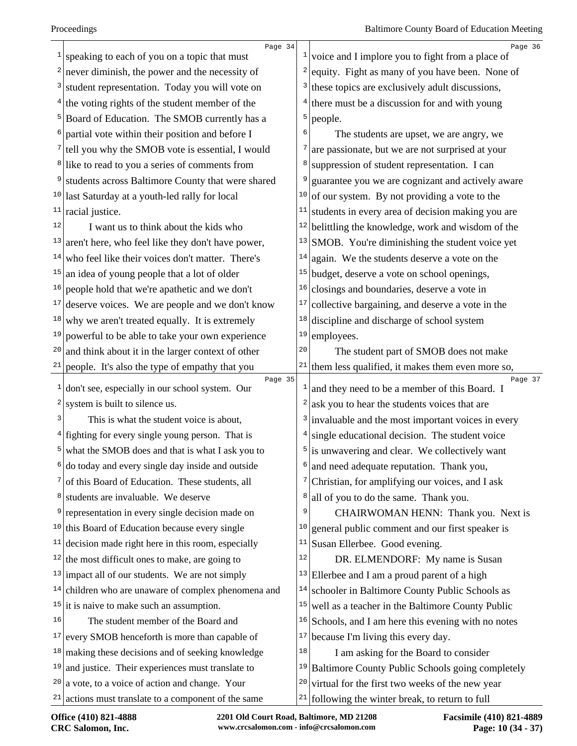speaking to each of you on a topic that must never diminish, the power and the necessity of student representation. Today you will vote on the voting rights of the student member of the Board of Education. The SMOB currently has a partial vote within their position and before I tell you why the SMOB vote is essential, I would like to read to you a series of comments from students across Baltimore County that were shared last Saturday at a youth-led rally for local racial justice.

I want us to think about the kids who aren't here, who feel like they don't have power, who feel like their voices don't matter. There's an idea of young people that a lot of older people hold that we're apathetic and we don't deserve voices. We are people and we don't know why we aren't treated equally. It is extremely powerful to be able to take your own experience and think about it in the larger context of other people. It's also the type of empathy that you don't see, especially in our school system. Our system is built to silence us.

This is what the student voice is about, fighting for every single young person. That is what the SMOB does and that is what I ask you to do today and every single day inside and outside of this Board of Education. These students, all students are invaluable. We deserve representation in every single decision made on this Board of Education because every single decision made right here in this room, especially the most difficult ones to make, are going to impact all of our students. We are not simply children who are unaware of complex phenomena and it is naive to make such an assumption.

The student member of the Board and every SMOB henceforth is more than capable of making these decisions and of seeking knowledge and justice. Their experiences must translate to a vote, to a voice of action and change. Your actions must translate to a component of the same voice and I implore you to fight from a place of equity. Fight as many of you have been. None of these topics are exclusively adult discussions, there must be a discussion for and with young people.

The students are upset, we are angry, we are passionate, but we are not surprised at your suppression of student representation. I can guarantee you we are cognizant and actively aware of our system. By not providing a vote to the students in every area of decision making you are belittling the knowledge, work and wisdom of the SMOB. You're diminishing the student voice yet again. We the students deserve a vote on the budget, deserve a vote on school openings, closings and boundaries, deserve a vote in collective bargaining, and deserve a vote in the discipline and discharge of school system employees.

The student part of SMOB does not make them less qualified, it makes them even more so, and they need to be a member of this Board. I ask you to hear the students voices that are invaluable and the most important voices in every single educational decision. The student voice is unwavering and clear. We collectively want and need adequate reputation. Thank you, Christian, for amplifying our voices, and I ask all of you to do the same. Thank you.

CHAIRWOMAN HENN: Thank you. Next is general public comment and our first speaker is Susan Ellerbee. Good evening.

DR. ELMENDORF: My name is Susan Ellerbee and I am a proud parent of a high schooler in Baltimore County Public Schools as well as a teacher in the Baltimore County Public Schools, and I am here this evening with no notes because I'm living this every day.

I am asking for the Board to consider Baltimore County Public Schools going completely virtual for the first two weeks of the new year following the winter break, to return to full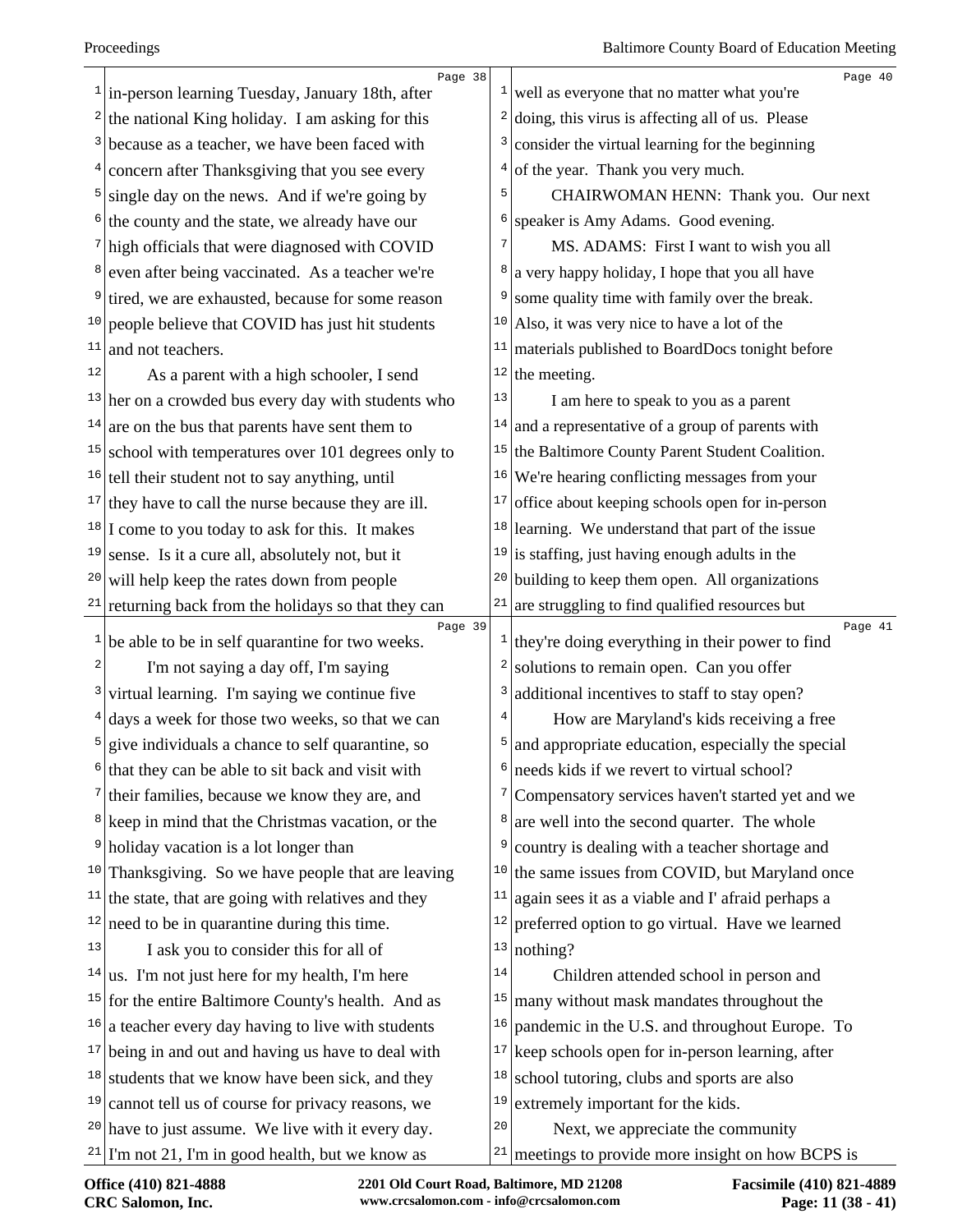in-person learning Tuesday, January 18th, after the national King holiday. I am asking for this because as a teacher, we have been faced with concern after Thanksgiving that you see every single day on the news. And if we're going by the county and the state, we already have our high officials that were diagnosed with COVID even after being vaccinated. As a teacher we're tired, we are exhausted, because for some reason people believe that COVID has just hit students and not teachers.

As a parent with a high schooler, I send her on a crowded bus every day with students who are on the bus that parents have sent them to school with temperatures over 101 degrees only to tell their student not to say anything, until they have to call the nurse because they are ill. I come to you today to ask for this. It makes sense. Is it a cure all, absolutely not, but it will help keep the rates down from people returning back from the holidays so that they can be able to be in self quarantine for two weeks.

I'm not saying a day off, I'm saying virtual learning. I'm saying we continue five days a week for those two weeks, so that we can give individuals a chance to self quarantine, so that they can be able to sit back and visit with their families, because we know they are, and keep in mind that the Christmas vacation, or the holiday vacation is a lot longer than Thanksgiving. So we have people that are leaving the state, that are going with relatives and they need to be in quarantine during this time.

I ask you to consider this for all of us. I'm not just here for my health, I'm here for the entire Baltimore County's health. And as a teacher every day having to live with students being in and out and having us have to deal with students that we know have been sick, and they cannot tell us of course for privacy reasons, we have to just assume. We live with it every day. I'm not 21, I'm in good health, but we know as well as everyone that no matter what you're doing, this virus is affecting all of us. Please consider the virtual learning for the beginning of the year. Thank you very much.

CHAIRWOMAN HENN: Thank you. Our next speaker is Amy Adams. Good evening.

MS. ADAMS: First I want to wish you all a very happy holiday, I hope that you all have some quality time with family over the break. Also, it was very nice to have a lot of the materials published to BoardDocs tonight before the meeting.

I am here to speak to you as a parent and a representative of a group of parents with the Baltimore County Parent Student Coalition. We're hearing conflicting messages from your office about keeping schools open for in-person learning. We understand that part of the issue is staffing, just having enough adults in the building to keep them open. All organizations are struggling to find qualified resources but they're doing everything in their power to find solutions to remain open. Can you offer additional incentives to staff to stay open?

How are Maryland's kids receiving a free and appropriate education, especially the special needs kids if we revert to virtual school? Compensatory services haven't started yet and we are well into the second quarter. The whole country is dealing with a teacher shortage and the same issues from COVID, but Maryland once again sees it as a viable and I' afraid perhaps a preferred option to go virtual. Have we learned nothing?

Children attended school in person and many without mask mandates throughout the pandemic in the U.S. and throughout Europe. To keep schools open for in-person learning, after school tutoring, clubs and sports are also extremely important for the kids.

Next, we appreciate the community meetings to provide more insight on how BCPS is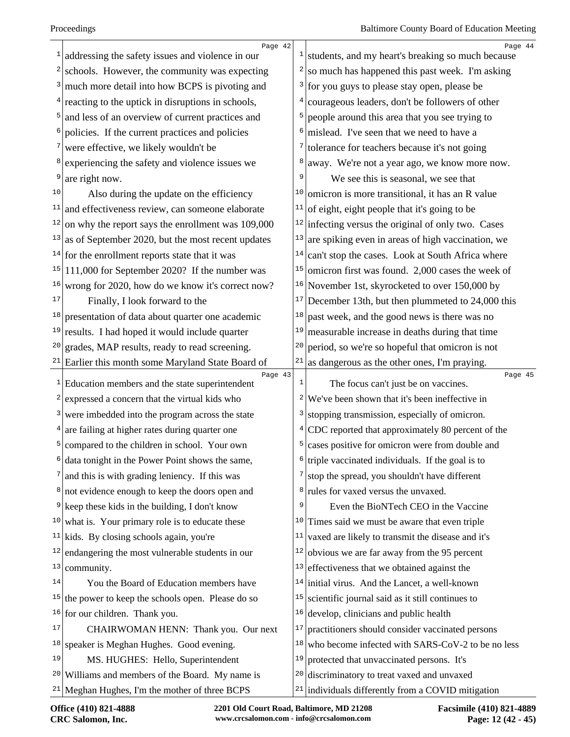addressing the safety issues and violence in our schools. However, the community was expecting much more detail into how BCPS is pivoting and reacting to the uptick in disruptions in schools, and less of an overview of current practices and policies. If the current practices and policies were effective, we likely wouldn't be experiencing the safety and violence issues we are right now.

Also during the update on the efficiency and effectiveness review, can someone elaborate on why the report says the enrollment was 109,000 as of September 2020, but the most recent updates for the enrollment reports state that it was 111,000 for September 2020? If the number was wrong for 2020, how do we know it's correct now?

Finally, I look forward to the presentation of data about quarter one academic results. I had hoped it would include quarter grades, MAP results, ready to read screening. Earlier this month some Maryland State Board of Education members and the state superintendent expressed a concern that the virtual kids who were imbedded into the program across the state are failing at higher rates during quarter one compared to the children in school. Your own data tonight in the Power Point shows the same, and this is with grading leniency. If this was not evidence enough to keep the doors open and keep these kids in the building, I don't know what is. Your primary role is to educate these kids. By closing schools again, you're endangering the most vulnerable students in our community.

You the Board of Education members have the power to keep the schools open. Please do so for our children. Thank you.

CHAIRWOMAN HENN: Thank you. Our next speaker is Meghan Hughes. Good evening.

MS. HUGHES: Hello, Superintendent Williams and members of the Board. My name is Meghan Hughes, I'm the mother of three BCPS students, and my heart's breaking so much because so much has happened this past week. I'm asking for you guys to please stay open, please be courageous leaders, don't be followers of other people around this area that you see trying to mislead. I've seen that we need to have a tolerance for teachers because it's not going away. We're not a year ago, we know more now.

We see this is seasonal, we see that omicron is more transitional, it has an R value of eight, eight people that it's going to be infecting versus the original of only two. Cases are spiking even in areas of high vaccination, we can't stop the cases. Look at South Africa where omicron first was found. 2,000 cases the week of November 1st, skyrocketed to over 150,000 by December 13th, but then plummeted to 24,000 this past week, and the good news is there was no measurable increase in deaths during that time period, so we're so hopeful that omicron is not as dangerous as the other ones, I'm praying.

The focus can't just be on vaccines. We've been shown that it's been ineffective in stopping transmission, especially of omicron. CDC reported that approximately 80 percent of the cases positive for omicron were from double and triple vaccinated individuals. If the goal is to stop the spread, you shouldn't have different rules for vaxed versus the unvaxed.

Even the BioNTech CEO in the Vaccine Times said we must be aware that even triple vaxed are likely to transmit the disease and it's obvious we are far away from the 95 percent effectiveness that we obtained against the initial virus. And the Lancet, a well-known scientific journal said as it still continues to develop, clinicians and public health practitioners should consider vaccinated persons who become infected with SARS-CoV-2 to be no less protected that unvaccinated persons. It's discriminatory to treat vaxed and unvaxed individuals differently from a COVID mitigation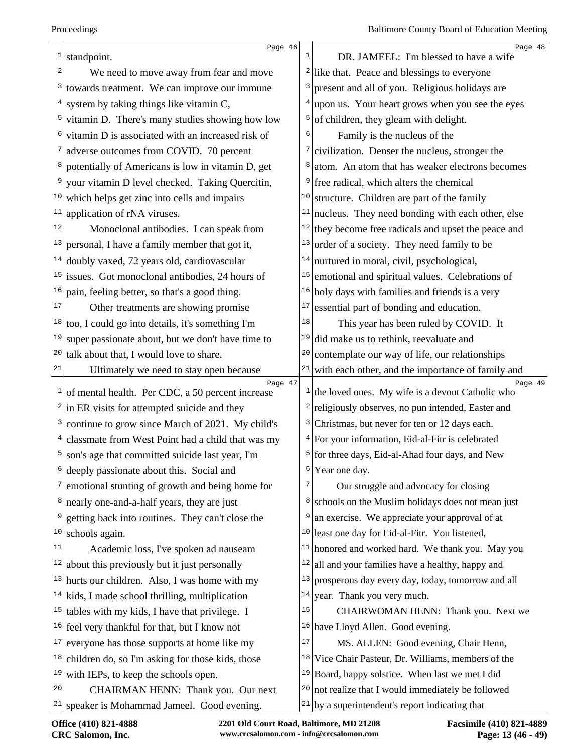standpoint.

We need to move away from fear and move towards treatment. We can improve our immune system by taking things like vitamin C, vitamin D. There's many studies showing how low vitamin D is associated with an increased risk of adverse outcomes from COVID. 70 percent potentially of Americans is low in vitamin D, get your vitamin D level checked. Taking Quercitin, which helps get zinc into cells and impairs application of rNA viruses.

Monoclonal antibodies. I can speak from personal, I have a family member that got it, doubly vaxed, 72 years old, cardiovascular issues. Got monoclonal antibodies, 24 hours of pain, feeling better, so that's a good thing.

Other treatments are showing promise too, I could go into details, it's something I'm super passionate about, but we don't have time to talk about that, I would love to share.

Ultimately we need to stay open because of mental health. Per CDC, a 50 percent increase in ER visits for attempted suicide and they continue to grow since March of 2021. My child's classmate from West Point had a child that was my son's age that committed suicide last year, I'm deeply passionate about this. Social and emotional stunting of growth and being home for nearly one-and-a-half years, they are just getting back into routines. They can't close the schools again.

Academic loss, I've spoken ad nauseam about this previously but it just personally hurts our children. Also, I was home with my kids, I made school thrilling, multiplication tables with my kids, I have that privilege. I feel very thankful for that, but I know not everyone has those supports at home like my children do, so I'm asking for those kids, those with IEPs, to keep the schools open.

CHAIRMAN HENN: Thank you. Our next speaker is Mohammad Jameel. Good evening.

DR. JAMEEL: I'm blessed to have a wife like that. Peace and blessings to everyone present and all of you. Religious holidays are upon us. Your heart grows when you see the eyes of children, they gleam with delight.

Family is the nucleus of the civilization. Denser the nucleus, stronger the atom. An atom that has weaker electrons becomes free radical, which alters the chemical structure. Children are part of the family nucleus. They need bonding with each other, else they become free radicals and upset the peace and order of a society. They need family to be nurtured in moral, civil, psychological, emotional and spiritual values. Celebrations of holy days with families and friends is a very essential part of bonding and education.

This year has been ruled by COVID. It did make us to rethink, reevaluate and contemplate our way of life, our relationships with each other, and the importance of family and the loved ones. My wife is a devout Catholic who religiously observes, no pun intended, Easter and Christmas, but never for ten or 12 days each. For your information, Eid-al-Fitr is celebrated for three days, Eid-al-Ahad four days, and New Year one day.

Our struggle and advocacy for closing schools on the Muslim holidays does not mean just an exercise. We appreciate your approval of at least one day for Eid-al-Fitr. You listened, honored and worked hard. We thank you. May you all and your families have a healthy, happy and prosperous day every day, today, tomorrow and all year. Thank you very much.

CHAIRWOMAN HENN: Thank you. Next we have Lloyd Allen. Good evening.

MS. ALLEN: Good evening, Chair Henn, Vice Chair Pasteur, Dr. Williams, members of the Board, happy solstice. When last we met I did not realize that I would immediately be followed by a superintendent's report indicating that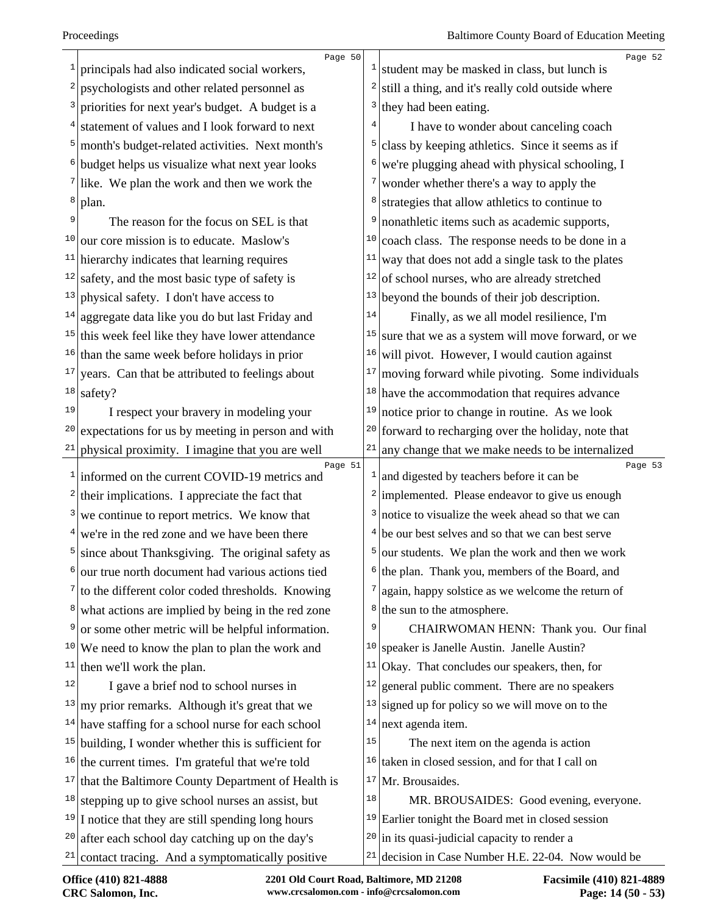principals had also indicated social workers, psychologists and other related personnel as priorities for next year's budget. A budget is a statement of values and I look forward to next month's budget-related activities. Next month's budget helps us visualize what next year looks like. We plan the work and then we work the plan.

The reason for the focus on SEL is that our core mission is to educate. Maslow's hierarchy indicates that learning requires safety, and the most basic type of safety is physical safety. I don't have access to aggregate data like you do but last Friday and this week feel like they have lower attendance than the same week before holidays in prior years. Can that be attributed to feelings about safety?

I respect your bravery in modeling your expectations for us by meeting in person and with physical proximity. I imagine that you are well informed on the current COVID-19 metrics and their implications. I appreciate the fact that we continue to report metrics. We know that we're in the red zone and we have been there since about Thanksgiving. The original safety as our true north document had various actions tied to the different color coded thresholds. Knowing what actions are implied by being in the red zone or some other metric will be helpful information. We need to know the plan to plan the work and then we'll work the plan.

I gave a brief nod to school nurses in my prior remarks. Although it's great that we have staffing for a school nurse for each school building, I wonder whether this is sufficient for the current times. I'm grateful that we're told that the Baltimore County Department of Health is stepping up to give school nurses an assist, but I notice that they are still spending long hours after each school day catching up on the day's contact tracing. And a symptomatically positive student may be masked in class, but lunch is still a thing, and it's really cold outside where they had been eating.

I have to wonder about canceling coach class by keeping athletics. Since it seems as if we're plugging ahead with physical schooling, I wonder whether there's a way to apply the strategies that allow athletics to continue to nonathletic items such as academic supports, coach class. The response needs to be done in a way that does not add a single task to the plates of school nurses, who are already stretched beyond the bounds of their job description.

Finally, as we all model resilience, I'm sure that we as a system will move forward, or we will pivot. However, I would caution against moving forward while pivoting. Some individuals have the accommodation that requires advance notice prior to change in routine. As we look forward to recharging over the holiday, note that any change that we make needs to be internalized and digested by teachers before it can be implemented. Please endeavor to give us enough notice to visualize the week ahead so that we can be our best selves and so that we can best serve our students. We plan the work and then we work the plan. Thank you, members of the Board, and again, happy solstice as we welcome the return of the sun to the atmosphere.

CHAIRWOMAN HENN: Thank you. Our final speaker is Janelle Austin. Janelle Austin? Okay. That concludes our speakers, then, for general public comment. There are no speakers signed up for policy so we will move on to the next agenda item.

The next item on the agenda is action taken in closed session, and for that I call on Mr. Brousaides.

MR. BROUSAIDES: Good evening, everyone. Earlier tonight the Board met in closed session in its quasi-judicial capacity to render a decision in Case Number H.E. 22-04. Now would be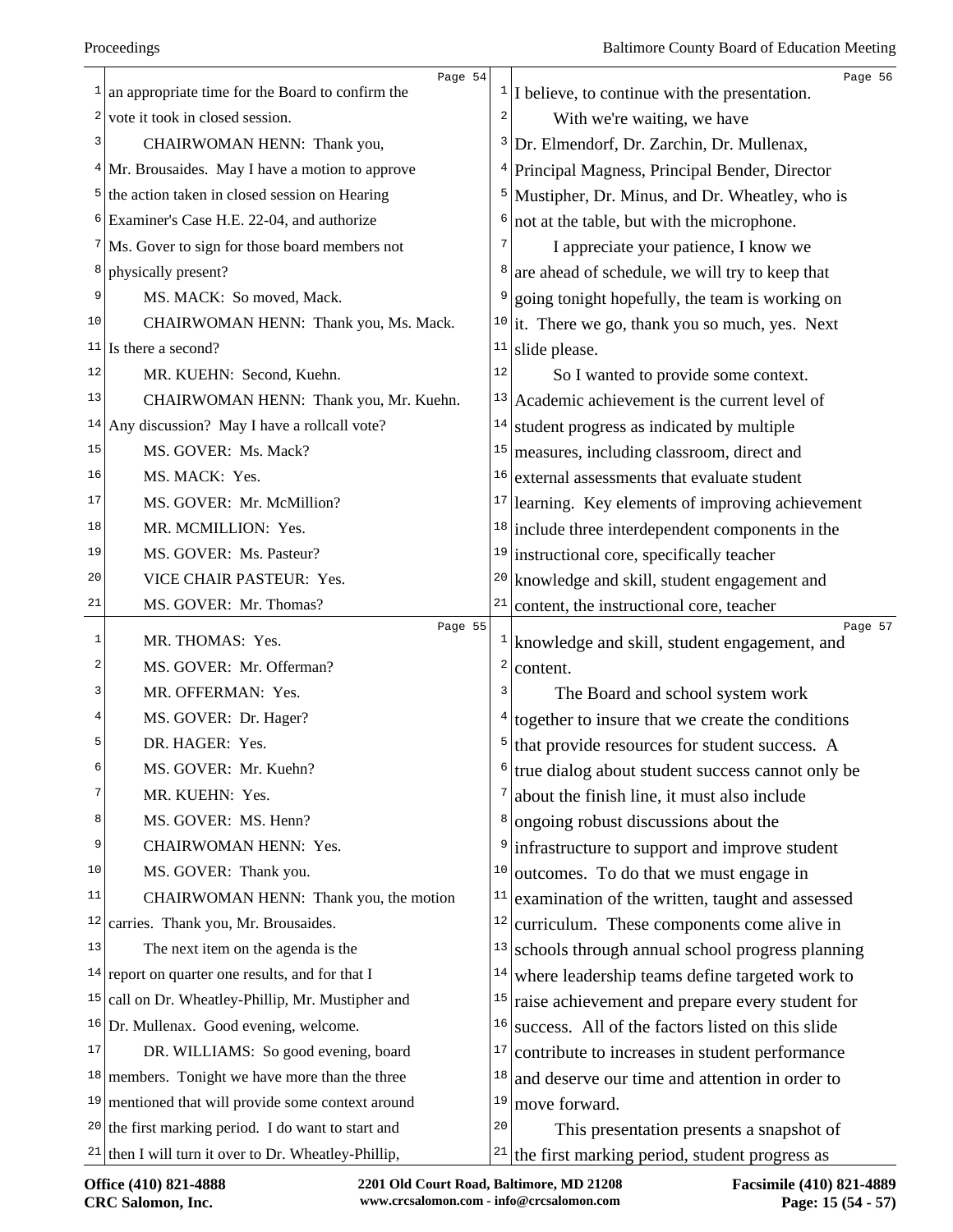an appropriate time for the Board to confirm the vote it took in closed session.

CHAIRWOMAN HENN: Thank you, Mr. Brousaides. May I have a motion to approve the action taken in closed session on Hearing Examiner's Case H.E. 22-04, and authorize Ms. Gover to sign for those board members not physically present?

MS. MACK: So moved, Mack.

CHAIRWOMAN HENN: Thank you, Ms. Mack. Is there a second?

MR. KUEHN: Second, Kuehn.

CHAIRWOMAN HENN: Thank you, Mr. Kuehn. Any discussion? May I have a rollcall vote?

MS. GOVER: Ms. Mack?

MS. MACK: Yes.

MS. GOVER: Mr. McMillion?

MR. MCMILLION: Yes.

MS. GOVER: Ms. Pasteur?

VICE CHAIR PASTEUR: Yes.

MS. GOVER: Mr. Thomas?

MR. THOMAS: Yes.

MS. GOVER: Mr. Offerman?

MR. OFFERMAN: Yes.

MS. GOVER: Dr. Hager?

DR. HAGER: Yes.

MS. GOVER: Mr. Kuehn?

MR. KUEHN: Yes.

MS. GOVER: MS. Henn?

CHAIRWOMAN HENN: Yes.

MS. GOVER: Thank you.

CHAIRWOMAN HENN: Thank you, the motion carries. Thank you, Mr. Brousaides.

The next item on the agenda is the report on quarter one results, and for that I call on Dr. Wheatley-Phillip, Mr. Mustipher and Dr. Mullenax. Good evening, welcome.

DR. WILLIAMS: So good evening, board members. Tonight we have more than the three mentioned that will provide some context around the first marking period. I do want to start and then I will turn it over to Dr. Wheatley-Phillip, I believe, to continue with the presentation.

With we're waiting, we have Dr. Elmendorf, Dr. Zarchin, Dr. Mullenax, Principal Magness, Principal Bender, Director Mustipher, Dr. Minus, and Dr. Wheatley, who is not at the table, but with the microphone.

I appreciate your patience, I know we are ahead of schedule, we will try to keep that going tonight hopefully, the team is working on it. There we go, thank you so much, yes. Next slide please.

So I wanted to provide some context. Academic achievement is the current level of student progress as indicated by multiple measures, including classroom, direct and external assessments that evaluate student learning. Key elements of improving achievement include three interdependent components in the instructional core, specifically teacher knowledge and skill, student engagement and content, the instructional core, teacher knowledge and skill, student engagement, and content.

The Board and school system work together to insure that we create the conditions that provide resources for student success. A true dialog about student success cannot only be about the finish line, it must also include ongoing robust discussions about the infrastructure to support and improve student outcomes. To do that we must engage in examination of the written, taught and assessed curriculum. These components come alive in schools through annual school progress planning where leadership teams define targeted work to raise achievement and prepare every student for success. All of the factors listed on this slide contribute to increases in student performance and deserve our time and attention in order to move forward.

This presentation presents a snapshot of the first marking period, student progress as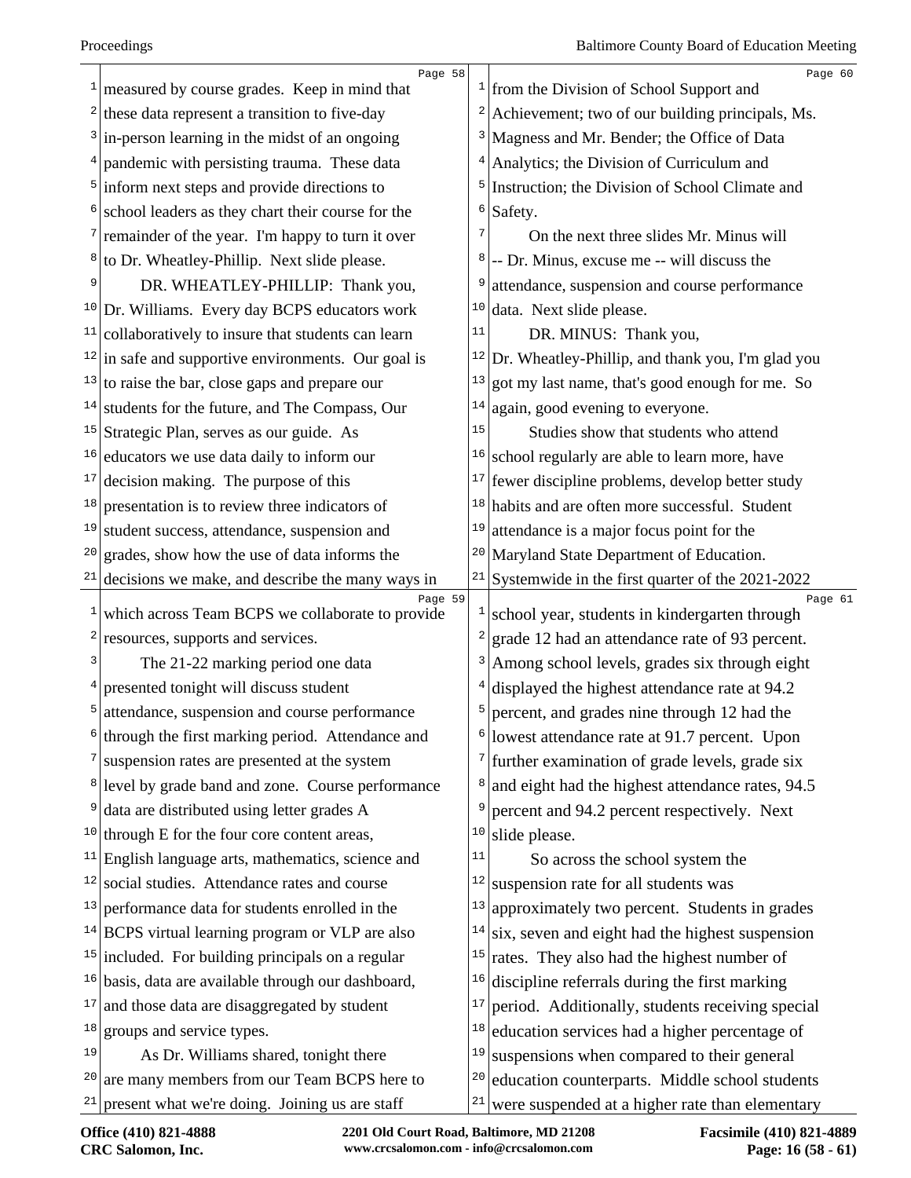measured by course grades. Keep in mind that these data represent a transition to five-day in-person learning in the midst of an ongoing pandemic with persisting trauma. These data inform next steps and provide directions to school leaders as they chart their course for the remainder of the year. I'm happy to turn it over to Dr. Wheatley-Phillip. Next slide please.

DR. WHEATLEY-PHILLIP: Thank you, Dr. Williams. Every day BCPS educators work collaboratively to insure that students can learn in safe and supportive environments. Our goal is to raise the bar, close gaps and prepare our students for the future, and The Compass, Our Strategic Plan, serves as our guide. As educators we use data daily to inform our decision making. The purpose of this presentation is to review three indicators of student success, attendance, suspension and grades, show how the use of data informs the decisions we make, and describe the many ways in which across Team BCPS we collaborate to provide resources, supports and services.

The 21-22 marking period one data presented tonight will discuss student attendance, suspension and course performance through the first marking period. Attendance and suspension rates are presented at the system level by grade band and zone. Course performance data are distributed using letter grades A through E for the four core content areas, English language arts, mathematics, science and social studies. Attendance rates and course performance data for students enrolled in the BCPS virtual learning program or VLP are also included. For building principals on a regular basis, data are available through our dashboard, and those data are disaggregated by student groups and service types.

As Dr. Williams shared, tonight there are many members from our Team BCPS here to present what we're doing. Joining us are staff from the Division of School Support and Achievement; two of our building principals, Ms. Magness and Mr. Bender; the Office of Data Analytics; the Division of Curriculum and Instruction; the Division of School Climate and Safety.

On the next three slides Mr. Minus will -- Dr. Minus, excuse me -- will discuss the attendance, suspension and course performance data. Next slide please.

DR. MINUS: Thank you, Dr. Wheatley-Phillip, and thank you, I'm glad you got my last name, that's good enough for me. So again, good evening to everyone.

Studies show that students who attend school regularly are able to learn more, have fewer discipline problems, develop better study habits and are often more successful. Student attendance is a major focus point for the Maryland State Department of Education. Systemwide in the first quarter of the 2021-2022 school year, students in kindergarten through grade 12 had an attendance rate of 93 percent. Among school levels, grades six through eight displayed the highest attendance rate at 94.2 percent, and grades nine through 12 had the lowest attendance rate at 91.7 percent. Upon further examination of grade levels, grade six and eight had the highest attendance rates, 94.5 percent and 94.2 percent respectively. Next slide please.

So across the school system the suspension rate for all students was approximately two percent. Students in grades six, seven and eight had the highest suspension rates. They also had the highest number of discipline referrals during the first marking period. Additionally, students receiving special education services had a higher percentage of suspensions when compared to their general education counterparts. Middle school students were suspended at a higher rate than elementary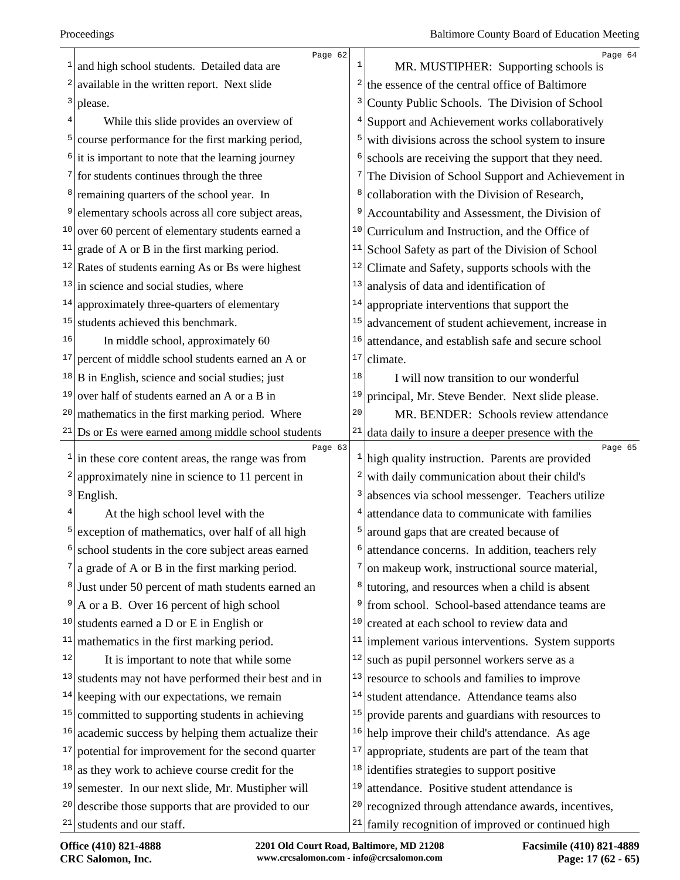and high school students. Detailed data are available in the written report. Next slide please.

While this slide provides an overview of course performance for the first marking period, it is important to note that the learning journey for students continues through the three remaining quarters of the school year. In elementary schools across all core subject areas, over 60 percent of elementary students earned a grade of A or B in the first marking period. Rates of students earning As or Bs were highest in science and social studies, where approximately three-quarters of elementary students achieved this benchmark.

In middle school, approximately 60 percent of middle school students earned an A or B in English, science and social studies; just over half of students earned an A or a B in mathematics in the first marking period. Where Ds or Es were earned among middle school students in these core content areas, the range was from approximately nine in science to 11 percent in English.

At the high school level with the exception of mathematics, over half of all high school students in the core subject areas earned a grade of A or B in the first marking period. Just under 50 percent of math students earned an A or a B. Over 16 percent of high school students earned a D or E in English or mathematics in the first marking period.

It is important to note that while some students may not have performed their best and in keeping with our expectations, we remain committed to supporting students in achieving academic success by helping them actualize their potential for improvement for the second quarter as they work to achieve course credit for the semester. In our next slide, Mr. Mustipher will describe those supports that are provided to our students and our staff.

MR. MUSTIPHER: Supporting schools is the essence of the central office of Baltimore County Public Schools. The Division of School Support and Achievement works collaboratively with divisions across the school system to insure schools are receiving the support that they need. The Division of School Support and Achievement in collaboration with the Division of Research, Accountability and Assessment, the Division of Curriculum and Instruction, and the Office of School Safety as part of the Division of School Climate and Safety, supports schools with the analysis of data and identification of appropriate interventions that support the advancement of student achievement, increase in attendance, and establish safe and secure school climate.

I will now transition to our wonderful principal, Mr. Steve Bender. Next slide please.

MR. BENDER: Schools review attendance data daily to insure a deeper presence with the high quality instruction. Parents are provided with daily communication about their child's absences via school messenger. Teachers utilize attendance data to communicate with families around gaps that are created because of attendance concerns. In addition, teachers rely on makeup work, instructional source material, tutoring, and resources when a child is absent from school. School-based attendance teams are created at each school to review data and implement various interventions. System supports such as pupil personnel workers serve as a resource to schools and families to improve student attendance. Attendance teams also provide parents and guardians with resources to help improve their child's attendance. As age appropriate, students are part of the team that identifies strategies to support positive attendance. Positive student attendance is recognized through attendance awards, incentives, family recognition of improved or continued high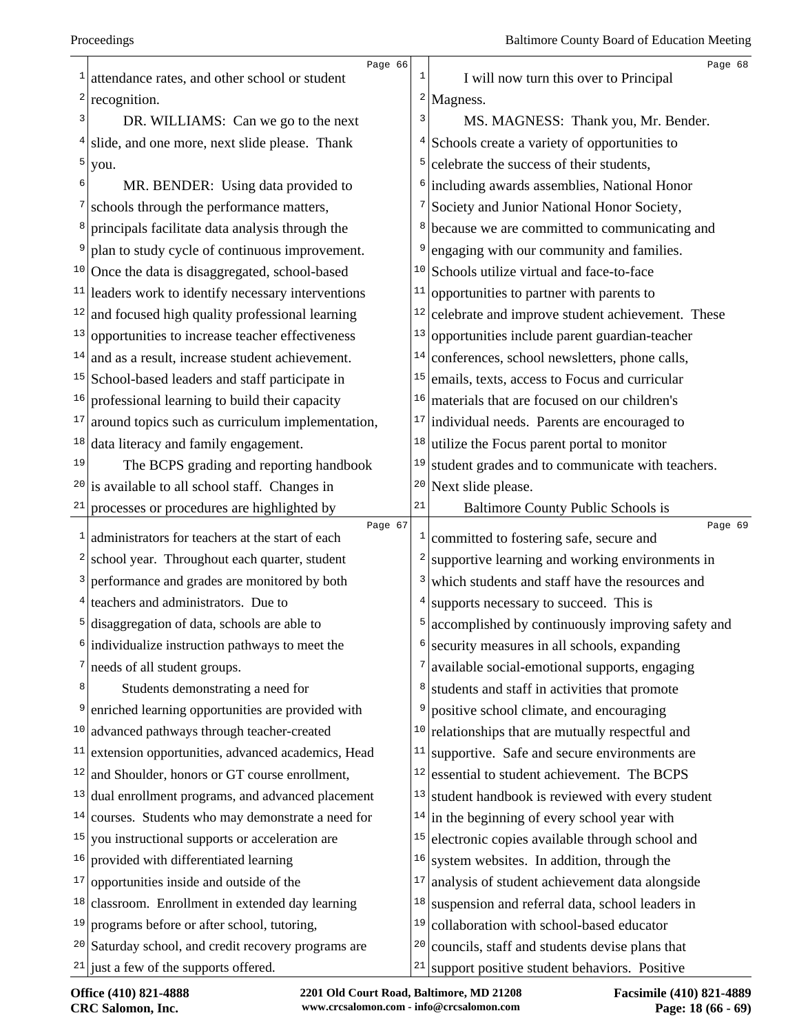attendance rates, and other school or student recognition.

DR. WILLIAMS: Can we go to the next slide, and one more, next slide please. Thank you.

MR. BENDER: Using data provided to schools through the performance matters, principals facilitate data analysis through the plan to study cycle of continuous improvement. Once the data is disaggregated, school-based leaders work to identify necessary interventions and focused high quality professional learning opportunities to increase teacher effectiveness and as a result, increase student achievement. School-based leaders and staff participate in professional learning to build their capacity around topics such as curriculum implementation, data literacy and family engagement.

The BCPS grading and reporting handbook is available to all school staff. Changes in processes or procedures are highlighted by administrators for teachers at the start of each school year. Throughout each quarter, student performance and grades are monitored by both teachers and administrators. Due to disaggregation of data, schools are able to individualize instruction pathways to meet the needs of all student groups.

Students demonstrating a need for enriched learning opportunities are provided with advanced pathways through teacher-created extension opportunities, advanced academics, Head and Shoulder, honors or GT course enrollment, dual enrollment programs, and advanced placement courses. Students who may demonstrate a need for you instructional supports or acceleration are provided with differentiated learning opportunities inside and outside of the classroom. Enrollment in extended day learning programs before or after school, tutoring, Saturday school, and credit recovery programs are just a few of the supports offered.

I will now turn this over to Principal Magness.

MS. MAGNESS: Thank you, Mr. Bender. Schools create a variety of opportunities to celebrate the success of their students, including awards assemblies, National Honor Society and Junior National Honor Society, because we are committed to communicating and engaging with our community and families. Schools utilize virtual and face-to-face opportunities to partner with parents to celebrate and improve student achievement. These opportunities include parent guardian-teacher conferences, school newsletters, phone calls, emails, texts, access to Focus and curricular materials that are focused on our children's individual needs. Parents are encouraged to utilize the Focus parent portal to monitor student grades and to communicate with teachers. Next slide please.

Baltimore County Public Schools is committed to fostering safe, secure and supportive learning and working environments in which students and staff have the resources and supports necessary to succeed. This is accomplished by continuously improving safety and security measures in all schools, expanding available social-emotional supports, engaging students and staff in activities that promote positive school climate, and encouraging relationships that are mutually respectful and supportive. Safe and secure environments are essential to student achievement. The BCPS student handbook is reviewed with every student in the beginning of every school year with electronic copies available through school and system websites. In addition, through the analysis of student achievement data alongside suspension and referral data, school leaders in collaboration with school-based educator councils, staff and students devise plans that support positive student behaviors. Positive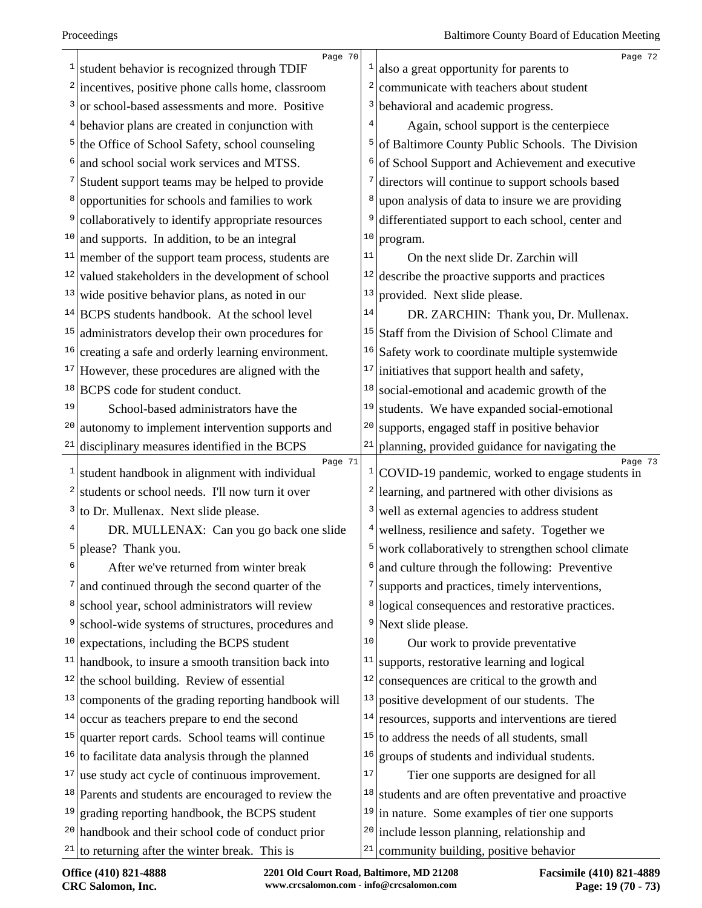student behavior is recognized through TDIF incentives, positive phone calls home, classroom or school-based assessments and more. Positive behavior plans are created in conjunction with the Office of School Safety, school counseling and school social work services and MTSS. Student support teams may be helped to provide opportunities for schools and families to work collaboratively to identify appropriate resources and supports. In addition, to be an integral member of the support team process, students are valued stakeholders in the development of school wide positive behavior plans, as noted in our BCPS students handbook. At the school level administrators develop their own procedures for creating a safe and orderly learning environment. However, these procedures are aligned with the BCPS code for student conduct.

School-based administrators have the autonomy to implement intervention supports and disciplinary measures identified in the BCPS student handbook in alignment with individual students or school needs. I'll now turn it over to Dr. Mullenax. Next slide please.

DR. MULLENAX: Can you go back one slide please? Thank you.

After we've returned from winter break and continued through the second quarter of the school year, school administrators will review school-wide systems of structures, procedures and expectations, including the BCPS student handbook, to insure a smooth transition back into the school building. Review of essential components of the grading reporting handbook will occur as teachers prepare to end the second quarter report cards. School teams will continue to facilitate data analysis through the planned use study act cycle of continuous improvement. Parents and students are encouraged to review the grading reporting handbook, the BCPS student handbook and their school code of conduct prior to returning after the winter break. This is also a great opportunity for parents to communicate with teachers about student behavioral and academic progress.

Again, school support is the centerpiece of Baltimore County Public Schools. The Division of School Support and Achievement and executive directors will continue to support schools based upon analysis of data to insure we are providing differentiated support to each school, center and program.

On the next slide Dr. Zarchin will describe the proactive supports and practices provided. Next slide please.

DR. ZARCHIN: Thank you, Dr. Mullenax. Staff from the Division of School Climate and Safety work to coordinate multiple systemwide initiatives that support health and safety, social-emotional and academic growth of the students. We have expanded social-emotional supports, engaged staff in positive behavior planning, provided guidance for navigating the COVID-19 pandemic, worked to engage students in learning, and partnered with other divisions as well as external agencies to address student wellness, resilience and safety. Together we work collaboratively to strengthen school climate and culture through the following: Preventive supports and practices, timely interventions, logical consequences and restorative practices. Next slide please.

Our work to provide preventative supports, restorative learning and logical consequences are critical to the growth and positive development of our students. The resources, supports and interventions are tiered to address the needs of all students, small groups of students and individual students.

Tier one supports are designed for all students and are often preventative and proactive in nature. Some examples of tier one supports include lesson planning, relationship and community building, positive behavior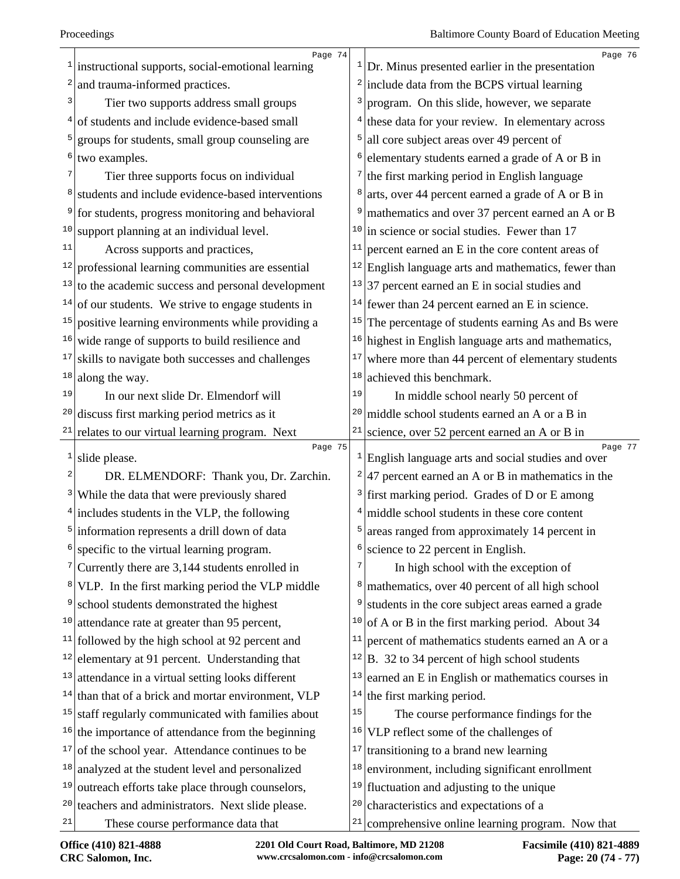instructional supports, social-emotional learning and trauma-informed practices.

Tier two supports address small groups of students and include evidence-based small groups for students, small group counseling are two examples.

Tier three supports focus on individual students and include evidence-based interventions for students, progress monitoring and behavioral support planning at an individual level.

Across supports and practices, professional learning communities are essential to the academic success and personal development of our students. We strive to engage students in positive learning environments while providing a wide range of supports to build resilience and skills to navigate both successes and challenges along the way.

In our next slide Dr. Elmendorf will discuss first marking period metrics as it relates to our virtual learning program. Next slide please.

DR. ELMENDORF: Thank you, Dr. Zarchin. While the data that were previously shared includes students in the VLP, the following information represents a drill down of data specific to the virtual learning program. Currently there are 3,144 students enrolled in VLP. In the first marking period the VLP middle school students demonstrated the highest attendance rate at greater than 95 percent, followed by the high school at 92 percent and elementary at 91 percent. Understanding that attendance in a virtual setting looks different than that of a brick and mortar environment, VLP staff regularly communicated with families about the importance of attendance from the beginning of the school year. Attendance continues to be analyzed at the student level and personalized outreach efforts take place through counselors, teachers and administrators. Next slide please.

These course performance data that Dr. Minus presented earlier in the presentation include data from the BCPS virtual learning program. On this slide, however, we separate these data for your review. In elementary across all core subject areas over 49 percent of elementary students earned a grade of A or B in the first marking period in English language arts, over 44 percent earned a grade of A or B in mathematics and over 37 percent earned an A or B in science or social studies. Fewer than 17 percent earned an E in the core content areas of English language arts and mathematics, fewer than 37 percent earned an E in social studies and fewer than 24 percent earned an E in science. The percentage of students earning As and Bs were highest in English language arts and mathematics, where more than 44 percent of elementary students achieved this benchmark.

In middle school nearly 50 percent of middle school students earned an A or a B in science, over 52 percent earned an A or B in English language arts and social studies and over 47 percent earned an A or B in mathematics in the first marking period. Grades of D or E among middle school students in these core content areas ranged from approximately 14 percent in science to 22 percent in English.

In high school with the exception of mathematics, over 40 percent of all high school students in the core subject areas earned a grade of A or B in the first marking period. About 34 percent of mathematics students earned an A or a B. 32 to 34 percent of high school students earned an E in English or mathematics courses in the first marking period.

The course performance findings for the VLP reflect some of the challenges of transitioning to a brand new learning environment, including significant enrollment fluctuation and adjusting to the unique characteristics and expectations of a comprehensive online learning program. Now that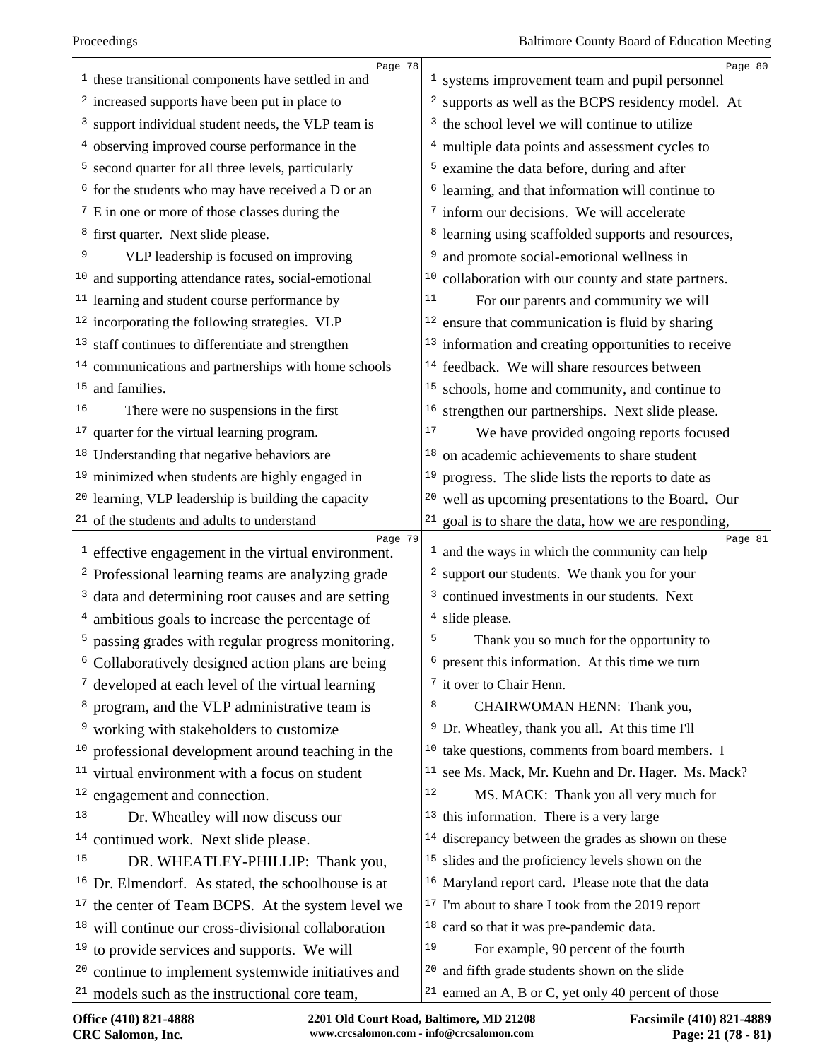these transitional components have settled in and increased supports have been put in place to support individual student needs, the VLP team is observing improved course performance in the second quarter for all three levels, particularly for the students who may have received a D or an E in one or more of those classes during the first quarter. Next slide please.

VLP leadership is focused on improving and supporting attendance rates, social-emotional learning and student course performance by incorporating the following strategies. VLP staff continues to differentiate and strengthen communications and partnerships with home schools and families.

There were no suspensions in the first quarter for the virtual learning program. Understanding that negative behaviors are minimized when students are highly engaged in learning, VLP leadership is building the capacity of the students and adults to understand effective engagement in the virtual environment. Professional learning teams are analyzing grade data and determining root causes and are setting ambitious goals to increase the percentage of passing grades with regular progress monitoring. Collaboratively designed action plans are being developed at each level of the virtual learning program, and the VLP administrative team is working with stakeholders to customize professional development around teaching in the virtual environment with a focus on student engagement and connection.

Dr. Wheatley will now discuss our continued work. Next slide please.

DR. WHEATLEY-PHILLIP: Thank you, Dr. Elmendorf. As stated, the schoolhouse is at the center of Team BCPS. At the system level we will continue our cross-divisional collaboration to provide services and supports. We will continue to implement systemwide initiatives and models such as the instructional core team, systems improvement team and pupil personnel supports as well as the BCPS residency model. At the school level we will continue to utilize multiple data points and assessment cycles to examine the data before, during and after learning, and that information will continue to inform our decisions. We will accelerate learning using scaffolded supports and resources, and promote social-emotional wellness in collaboration with our county and state partners.

For our parents and community we will ensure that communication is fluid by sharing information and creating opportunities to receive feedback. We will share resources between schools, home and community, and continue to strengthen our partnerships. Next slide please.

We have provided ongoing reports focused on academic achievements to share student progress. The slide lists the reports to date as well as upcoming presentations to the Board. Our goal is to share the data, how we are responding, and the ways in which the community can help support our students. We thank you for your continued investments in our students. Next slide please.

Thank you so much for the opportunity to present this information. At this time we turn it over to Chair Henn.

CHAIRWOMAN HENN: Thank you, Dr. Wheatley, thank you all. At this time I'll take questions, comments from board members. I see Ms. Mack, Mr. Kuehn and Dr. Hager. Ms. Mack?

MS. MACK: Thank you all very much for this information. There is a very large discrepancy between the grades as shown on these slides and the proficiency levels shown on the Maryland report card. Please note that the data I'm about to share I took from the 2019 report card so that it was pre-pandemic data.

For example, 90 percent of the fourth and fifth grade students shown on the slide earned an A, B or C, yet only 40 percent of those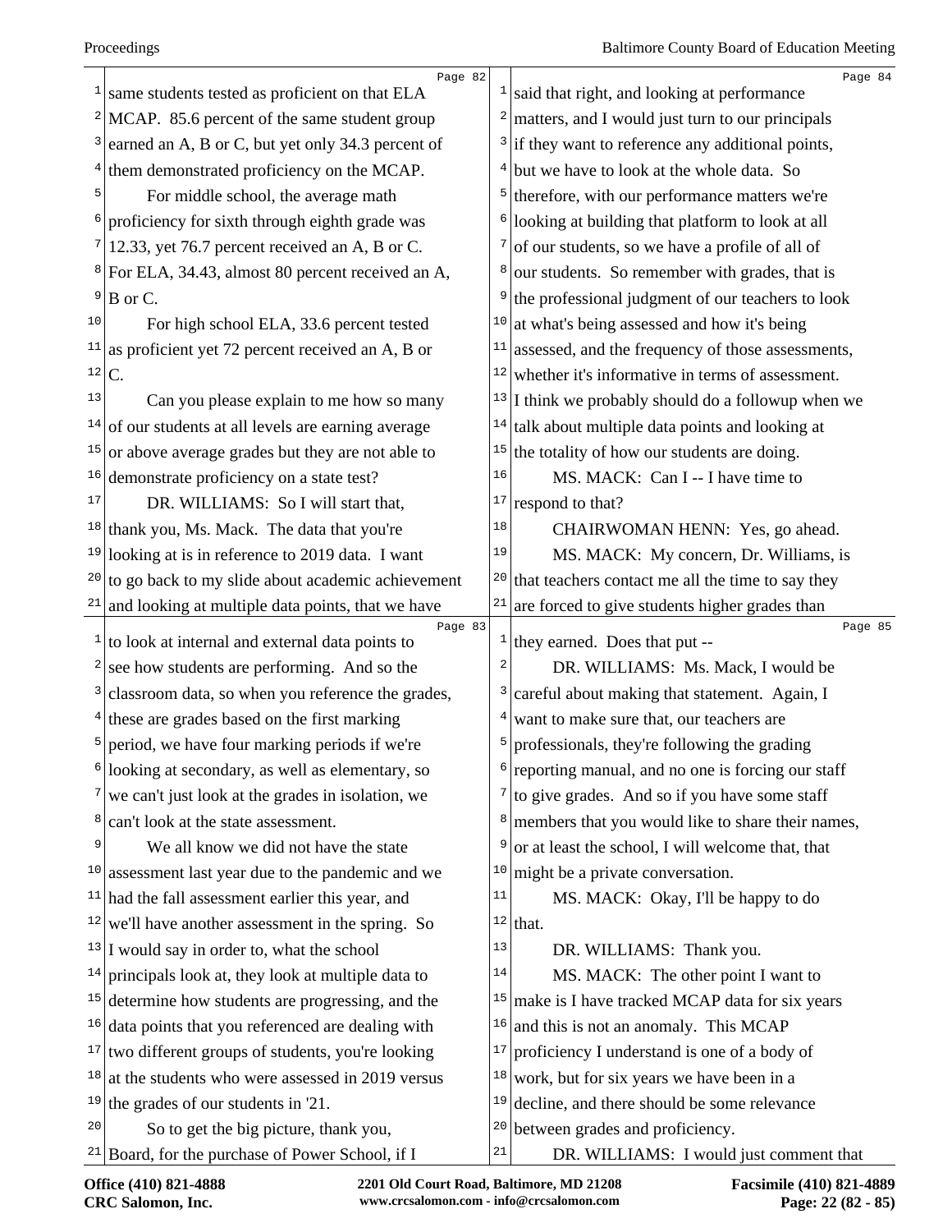same students tested as proficient on that ELA MCAP. 85.6 percent of the same student group earned an A, B or C, but yet only 34.3 percent of them demonstrated proficiency on the MCAP.

For middle school, the average math proficiency for sixth through eighth grade was 12.33, yet 76.7 percent received an A, B or C. For ELA, 34.43, almost 80 percent received an A, B or C.

For high school ELA, 33.6 percent tested as proficient yet 72 percent received an A, B or C.

Can you please explain to me how so many of our students at all levels are earning average or above average grades but they are not able to demonstrate proficiency on a state test?

DR. WILLIAMS: So I will start that, thank you, Ms. Mack. The data that you're looking at is in reference to 2019 data. I want to go back to my slide about academic achievement and looking at multiple data points, that we have to look at internal and external data points to see how students are performing. And so the classroom data, so when you reference the grades, these are grades based on the first marking period, we have four marking periods if we're looking at secondary, as well as elementary, so we can't just look at the grades in isolation, we can't look at the state assessment.

We all know we did not have the state assessment last year due to the pandemic and we had the fall assessment earlier this year, and we'll have another assessment in the spring. So I would say in order to, what the school principals look at, they look at multiple data to determine how students are progressing, and the data points that you referenced are dealing with two different groups of students, you're looking at the students who were assessed in 2019 versus the grades of our students in '21.

So to get the big picture, thank you, Board, for the purchase of Power School, if I said that right, and looking at performance matters, and I would just turn to our principals if they want to reference any additional points, but we have to look at the whole data. So therefore, with our performance matters we're looking at building that platform to look at all of our students, so we have a profile of all of our students. So remember with grades, that is the professional judgment of our teachers to look at what's being assessed and how it's being assessed, and the frequency of those assessments, whether it's informative in terms of assessment. I think we probably should do a followup when we talk about multiple data points and looking at the totality of how our students are doing.

MS. MACK: Can I -- I have time to respond to that?

CHAIRWOMAN HENN: Yes, go ahead.

MS. MACK: My concern, Dr. Williams, is that teachers contact me all the time to say they are forced to give students higher grades than they earned. Does that put --

DR. WILLIAMS: Ms. Mack, I would be careful about making that statement. Again, I want to make sure that, our teachers are professionals, they're following the grading reporting manual, and no one is forcing our staff to give grades. And so if you have some staff members that you would like to share their names, or at least the school, I will welcome that, that might be a private conversation.

MS. MACK: Okay, I'll be happy to do that.

DR. WILLIAMS: Thank you.

MS. MACK: The other point I want to make is I have tracked MCAP data for six years and this is not an anomaly. This MCAP proficiency I understand is one of a body of work, but for six years we have been in a decline, and there should be some relevance between grades and proficiency.

DR. WILLIAMS: I would just comment that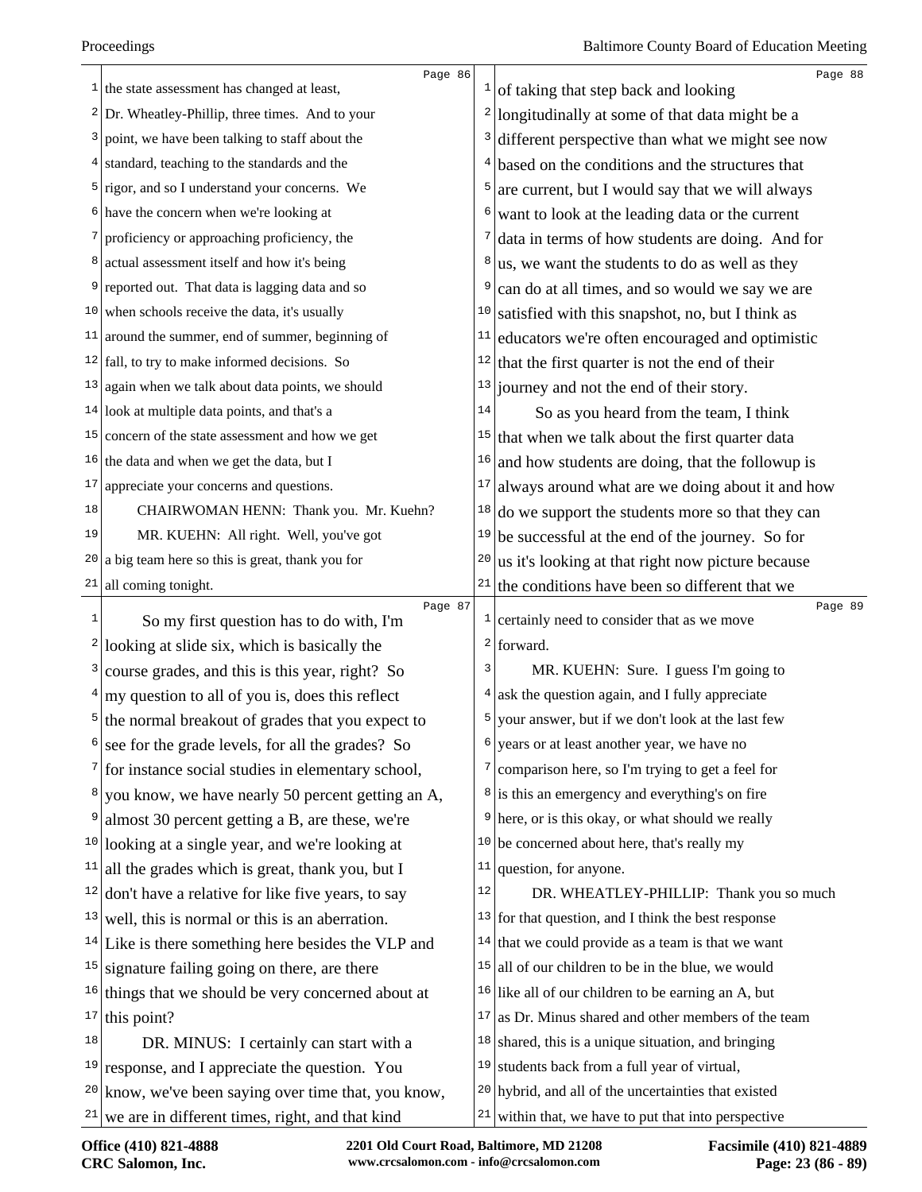the state assessment has changed at least, Dr. Wheatley-Phillip, three times. And to your point, we have been talking to staff about the standard, teaching to the standards and the rigor, and so I understand your concerns. We have the concern when we're looking at proficiency or approaching proficiency, the actual assessment itself and how it's being reported out. That data is lagging data and so when schools receive the data, it's usually around the summer, end of summer, beginning of fall, to try to make informed decisions. So again when we talk about data points, we should look at multiple data points, and that's a concern of the state assessment and how we get the data and when we get the data, but I appreciate your concerns and questions.

CHAIRWOMAN HENN: Thank you. Mr. Kuehn?

MR. KUEHN: All right. Well, you've got a big team here so this is great, thank you for all coming tonight.

So my first question has to do with, I'm looking at slide six, which is basically the course grades, and this is this year, right? So my question to all of you is, does this reflect the normal breakout of grades that you expect to see for the grade levels, for all the grades? So for instance social studies in elementary school, you know, we have nearly 50 percent getting an A, almost 30 percent getting a B, are these, we're looking at a single year, and we're looking at all the grades which is great, thank you, but I don't have a relative for like five years, to say well, this is normal or this is an aberration. Like is there something here besides the VLP and signature failing going on there, are there things that we should be very concerned about at this point?

DR. MINUS: I certainly can start with a response, and I appreciate the question. You know, we've been saying over time that, you know, we are in different times, right, and that kind of taking that step back and looking longitudinally at some of that data might be a different perspective than what we might see now based on the conditions and the structures that are current, but I would say that we will always want to look at the leading data or the current data in terms of how students are doing. And for us, we want the students to do as well as they can do at all times, and so would we say we are satisfied with this snapshot, no, but I think as educators we're often encouraged and optimistic that the first quarter is not the end of their journey and not the end of their story.

So as you heard from the team, I think that when we talk about the first quarter data and how students are doing, that the followup is always around what are we doing about it and how do we support the students more so that they can be successful at the end of the journey. So for us it's looking at that right now picture because the conditions have been so different that we certainly need to consider that as we move forward.

MR. KUEHN: Sure. I guess I'm going to ask the question again, and I fully appreciate your answer, but if we don't look at the last few years or at least another year, we have no comparison here, so I'm trying to get a feel for is this an emergency and everything's on fire here, or is this okay, or what should we really be concerned about here, that's really my question, for anyone.

DR. WHEATLEY-PHILLIP: Thank you so much for that question, and I think the best response that we could provide as a team is that we want all of our children to be in the blue, we would like all of our children to be earning an A, but as Dr. Minus shared and other members of the team shared, this is a unique situation, and bringing students back from a full year of virtual, hybrid, and all of the uncertainties that existed within that, we have to put that into perspective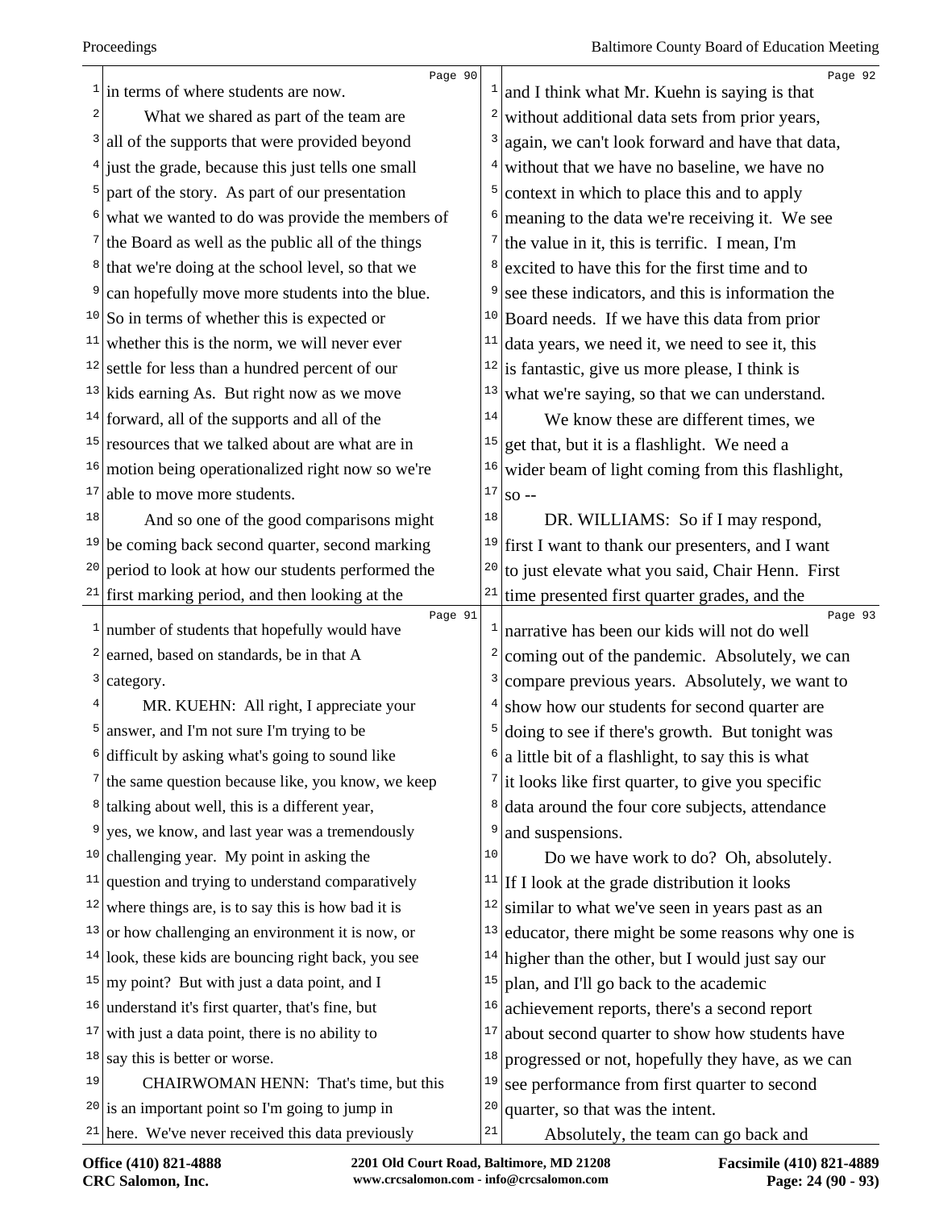in terms of where students are now.

What we shared as part of the team are all of the supports that were provided beyond just the grade, because this just tells one small part of the story. As part of our presentation what we wanted to do was provide the members of the Board as well as the public all of the things that we're doing at the school level, so that we can hopefully move more students into the blue. So in terms of whether this is expected or whether this is the norm, we will never ever settle for less than a hundred percent of our kids earning As. But right now as we move forward, all of the supports and all of the resources that we talked about are what are in motion being operationalized right now so we're able to move more students.

And so one of the good comparisons might be coming back second quarter, second marking period to look at how our students performed the first marking period, and then looking at the number of students that hopefully would have earned, based on standards, be in that A category.

MR. KUEHN: All right, I appreciate your answer, and I'm not sure I'm trying to be difficult by asking what's going to sound like the same question because like, you know, we keep talking about well, this is a different year, yes, we know, and last year was a tremendously challenging year. My point in asking the question and trying to understand comparatively where things are, is to say this is how bad it is or how challenging an environment it is now, or look, these kids are bouncing right back, you see my point? But with just a data point, and I understand it's first quarter, that's fine, but with just a data point, there is no ability to say this is better or worse.

CHAIRWOMAN HENN: That's time, but this is an important point so I'm going to jump in here. We've never received this data previously and I think what Mr. Kuehn is saying is that without additional data sets from prior years, again, we can't look forward and have that data, without that we have no baseline, we have no context in which to place this and to apply meaning to the data we're receiving it. We see the value in it, this is terrific. I mean, I'm excited to have this for the first time and to see these indicators, and this is information the Board needs. If we have this data from prior data years, we need it, we need to see it, this is fantastic, give us more please, I think is what we're saying, so that we can understand.

We know these are different times, we get that, but it is a flashlight. We need a wider beam of light coming from this flashlight, so --

DR. WILLIAMS: So if I may respond, first I want to thank our presenters, and I want to just elevate what you said, Chair Henn. First time presented first quarter grades, and the narrative has been our kids will not do well coming out of the pandemic. Absolutely, we can compare previous years. Absolutely, we want to show how our students for second quarter are doing to see if there's growth. But tonight was a little bit of a flashlight, to say this is what it looks like first quarter, to give you specific data around the four core subjects, attendance and suspensions.

Do we have work to do? Oh, absolutely. If I look at the grade distribution it looks similar to what we've seen in years past as an educator, there might be some reasons why one is higher than the other, but I would just say our plan, and I'll go back to the academic achievement reports, there's a second report about second quarter to show how students have progressed or not, hopefully they have, as we can see performance from first quarter to second quarter, so that was the intent.

Absolutely, the team can go back and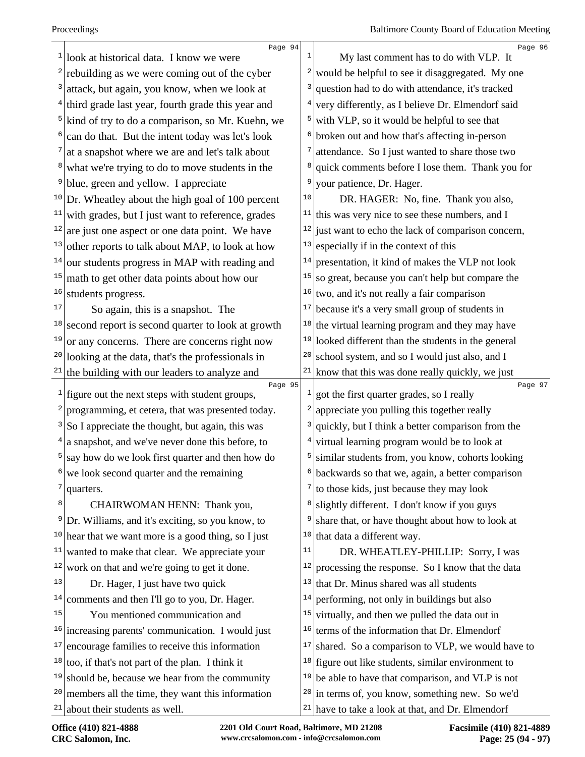look at historical data. I know we were rebuilding as we were coming out of the cyber attack, but again, you know, when we look at third grade last year, fourth grade this year and kind of try to do a comparison, so Mr. Kuehn, we can do that. But the intent today was let's look at a snapshot where we are and let's talk about what we're trying to do to move students in the blue, green and yellow. I appreciate Dr. Wheatley about the high goal of 100 percent with grades, but I just want to reference, grades are just one aspect or one data point. We have other reports to talk about MAP, to look at how our students progress in MAP with reading and math to get other data points about how our students progress.

So again, this is a snapshot. The second report is second quarter to look at growth or any concerns. There are concerns right now looking at the data, that's the professionals in the building with our leaders to analyze and figure out the next steps with student groups, programming, et cetera, that was presented today. So I appreciate the thought, but again, this was a snapshot, and we've never done this before, to say how do we look first quarter and then how do we look second quarter and the remaining quarters.

CHAIRWOMAN HENN: Thank you, Dr. Williams, and it's exciting, so you know, to hear that we want more is a good thing, so I just wanted to make that clear. We appreciate your work on that and we're going to get it done.

Dr. Hager, I just have two quick comments and then I'll go to you, Dr. Hager.

You mentioned communication and increasing parents' communication. I would just encourage families to receive this information too, if that's not part of the plan. I think it should be, because we hear from the community members all the time, they want this information about their students as well.

My last comment has to do with VLP. It would be helpful to see it disaggregated. My one question had to do with attendance, it's tracked very differently, as I believe Dr. Elmendorf said with VLP, so it would be helpful to see that broken out and how that's affecting in-person attendance. So I just wanted to share those two quick comments before I lose them. Thank you for your patience, Dr. Hager.

DR. HAGER: No, fine. Thank you also, this was very nice to see these numbers, and I just want to echo the lack of comparison concern, especially if in the context of this presentation, it kind of makes the VLP not look so great, because you can't help but compare the two, and it's not really a fair comparison because it's a very small group of students in the virtual learning program and they may have looked different than the students in the general school system, and so I would just also, and I know that this was done really quickly, we just got the first quarter grades, so I really appreciate you pulling this together really quickly, but I think a better comparison from the virtual learning program would be to look at similar students from, you know, cohorts looking backwards so that we, again, a better comparison to those kids, just because they may look slightly different. I don't know if you guys share that, or have thought about how to look at that data a different way.

DR. WHEATLEY-PHILLIP: Sorry, I was processing the response. So I know that the data that Dr. Minus shared was all students performing, not only in buildings but also virtually, and then we pulled the data out in terms of the information that Dr. Elmendorf shared. So a comparison to VLP, we would have to figure out like students, similar environment to be able to have that comparison, and VLP is not in terms of, you know, something new. So we'd have to take a look at that, and Dr. Elmendorf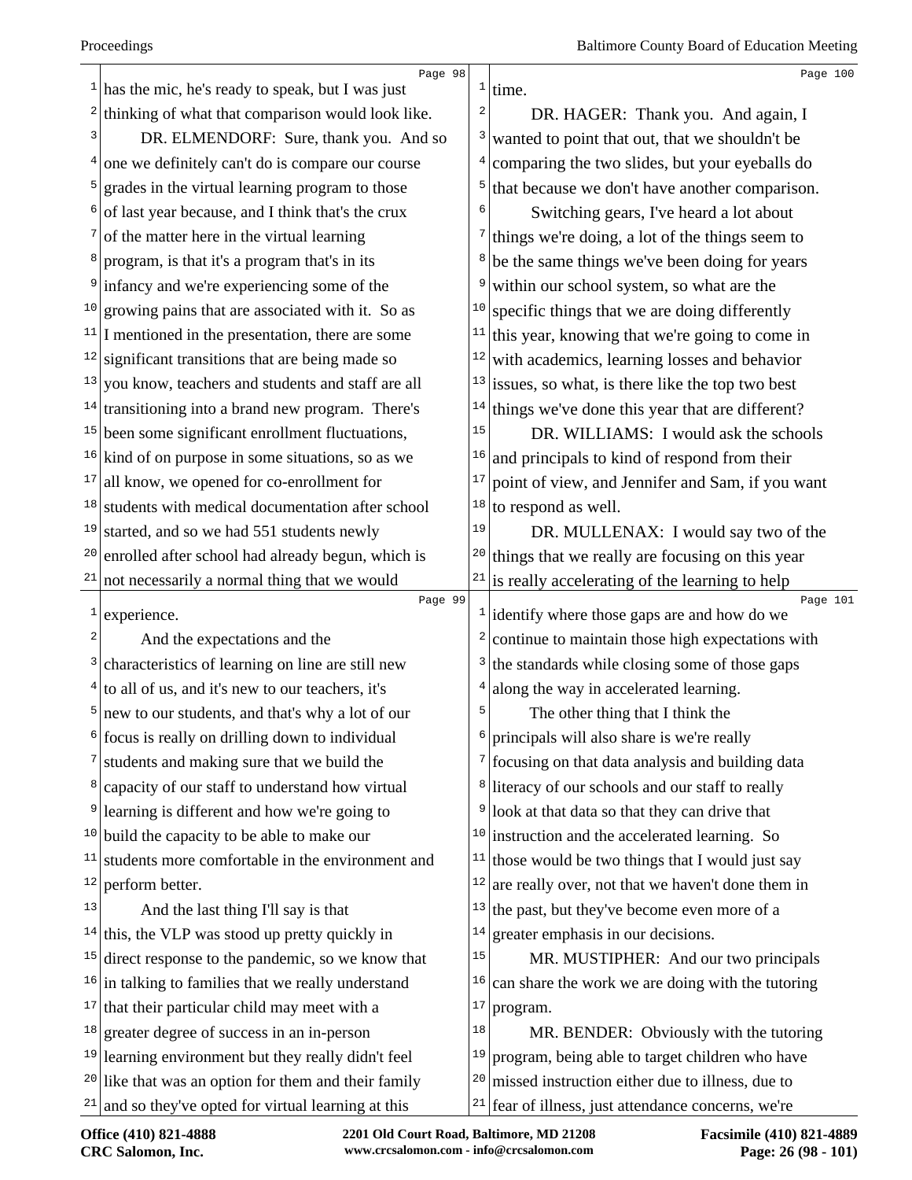has the mic, he's ready to speak, but I was just thinking of what that comparison would look like.

DR. ELMENDORF: Sure, thank you. And so one we definitely can't do is compare our course grades in the virtual learning program to those of last year because, and I think that's the crux of the matter here in the virtual learning program, is that it's a program that's in its infancy and we're experiencing some of the growing pains that are associated with it. So as I mentioned in the presentation, there are some significant transitions that are being made so you know, teachers and students and staff are all transitioning into a brand new program. There's been some significant enrollment fluctuations, kind of on purpose in some situations, so as we all know, we opened for co-enrollment for students with medical documentation after school started, and so we had 551 students newly enrolled after school had already begun, which is not necessarily a normal thing that we would experience.

And the expectations and the characteristics of learning on line are still new to all of us, and it's new to our teachers, it's new to our students, and that's why a lot of our focus is really on drilling down to individual students and making sure that we build the capacity of our staff to understand how virtual learning is different and how we're going to build the capacity to be able to make our students more comfortable in the environment and perform better.

And the last thing I'll say is that this, the VLP was stood up pretty quickly in direct response to the pandemic, so we know that in talking to families that we really understand that their particular child may meet with a greater degree of success in an in-person learning environment but they really didn't feel like that was an option for them and their family and so they've opted for virtual learning at this time.

DR. HAGER: Thank you. And again, I wanted to point that out, that we shouldn't be comparing the two slides, but your eyeballs do that because we don't have another comparison.

Switching gears, I've heard a lot about things we're doing, a lot of the things seem to be the same things we've been doing for years within our school system, so what are the specific things that we are doing differently this year, knowing that we're going to come in with academics, learning losses and behavior issues, so what, is there like the top two best things we've done this year that are different?

DR. WILLIAMS: I would ask the schools and principals to kind of respond from their point of view, and Jennifer and Sam, if you want to respond as well.

DR. MULLENAX: I would say two of the things that we really are focusing on this year is really accelerating of the learning to help identify where those gaps are and how do we continue to maintain those high expectations with the standards while closing some of those gaps along the way in accelerated learning.

The other thing that I think the principals will also share is we're really focusing on that data analysis and building data literacy of our schools and our staff to really look at that data so that they can drive that instruction and the accelerated learning. So those would be two things that I would just say are really over, not that we haven't done them in the past, but they've become even more of a greater emphasis in our decisions.

MR. MUSTIPHER: And our two principals can share the work we are doing with the tutoring program.

MR. BENDER: Obviously with the tutoring program, being able to target children who have missed instruction either due to illness, due to fear of illness, just attendance concerns, we're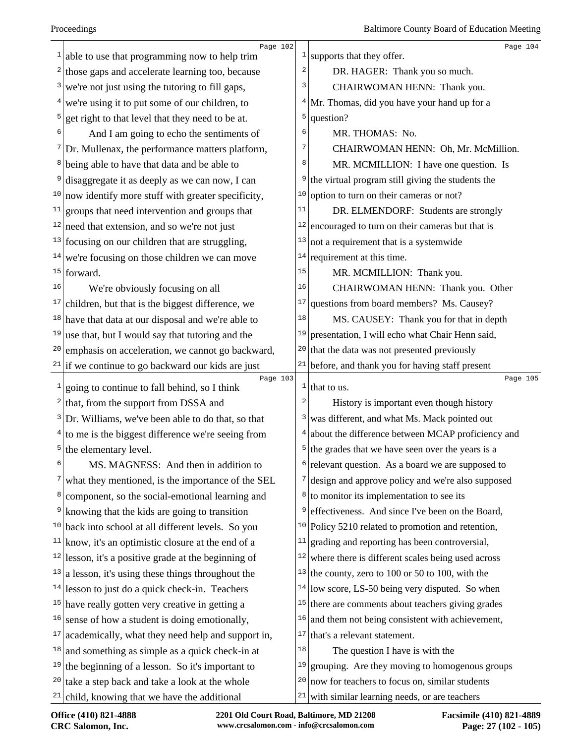able to use that programming now to help trim those gaps and accelerate learning too, because we're not just using the tutoring to fill gaps, we're using it to put some of our children, to get right to that level that they need to be at.

And I am going to echo the sentiments of Dr. Mullenax, the performance matters platform, being able to have that data and be able to disaggregate it as deeply as we can now, I can now identify more stuff with greater specificity, groups that need intervention and groups that need that extension, and so we're not just focusing on our children that are struggling, we're focusing on those children we can move forward.

We're obviously focusing on all children, but that is the biggest difference, we have that data at our disposal and we're able to use that, but I would say that tutoring and the emphasis on acceleration, we cannot go backward, if we continue to go backward our kids are just going to continue to fall behind, so I think that, from the support from DSSA and Dr. Williams, we've been able to do that, so that to me is the biggest difference we're seeing from the elementary level.

MS. MAGNESS: And then in addition to what they mentioned, is the importance of the SEL component, so the social-emotional learning and knowing that the kids are going to transition back into school at all different levels. So you know, it's an optimistic closure at the end of a lesson, it's a positive grade at the beginning of a lesson, it's using these things throughout the lesson to just do a quick check-in. Teachers have really gotten very creative in getting a sense of how a student is doing emotionally, academically, what they need help and support in, and something as simple as a quick check-in at the beginning of a lesson. So it's important to take a step back and take a look at the whole child, knowing that we have the additional supports that they offer.

DR. HAGER: Thank you so much.

CHAIRWOMAN HENN: Thank you. Mr. Thomas, did you have your hand up for a question?

MR. THOMAS: No.

CHAIRWOMAN HENN: Oh, Mr. McMillion.

MR. MCMILLION: I have one question. Is the virtual program still giving the students the option to turn on their cameras or not?

DR. ELMENDORF: Students are strongly encouraged to turn on their cameras but that is not a requirement that is a systemwide requirement at this time.

MR. MCMILLION: Thank you.

CHAIRWOMAN HENN: Thank you. Other questions from board members? Ms. Causey?

MS. CAUSEY: Thank you for that in depth presentation, I will echo what Chair Henn said, that the data was not presented previously before, and thank you for having staff present that to us.

History is important even though history was different, and what Ms. Mack pointed out about the difference between MCAP proficiency and the grades that we have seen over the years is a relevant question. As a board we are supposed to design and approve policy and we're also supposed to monitor its implementation to see its effectiveness. And since I've been on the Board, Policy 5210 related to promotion and retention, grading and reporting has been controversial, where there is different scales being used across the county, zero to 100 or 50 to 100, with the low score, LS-50 being very disputed. So when there are comments about teachers giving grades and them not being consistent with achievement, that's a relevant statement.

The question I have is with the grouping. Are they moving to homogenous groups now for teachers to focus on, similar students with similar learning needs, or are teachers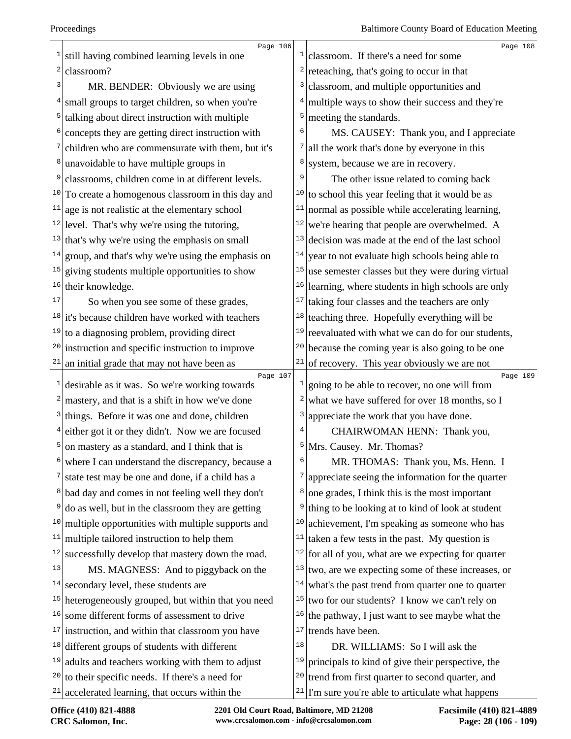still having combined learning levels in one classroom?

MR. BENDER: Obviously we are using small groups to target children, so when you're talking about direct instruction with multiple concepts they are getting direct instruction with children who are commensurate with them, but it's unavoidable to have multiple groups in classrooms, children come in at different levels. To create a homogenous classroom in this day and age is not realistic at the elementary school level. That's why we're using the tutoring, that's why we're using the emphasis on small group, and that's why we're using the emphasis on giving students multiple opportunities to show their knowledge.

So when you see some of these grades, it's because children have worked with teachers to a diagnosing problem, providing direct instruction and specific instruction to improve an initial grade that may not have been as desirable as it was. So we're working towards mastery, and that is a shift in how we've done things. Before it was one and done, children either got it or they didn't. Now we are focused on mastery as a standard, and I think that is where I can understand the discrepancy, because a state test may be one and done, if a child has a bad day and comes in not feeling well they don't do as well, but in the classroom they are getting multiple opportunities with multiple supports and multiple tailored instruction to help them successfully develop that mastery down the road.

MS. MAGNESS: And to piggyback on the secondary level, these students are heterogeneously grouped, but within that you need some different forms of assessment to drive instruction, and within that classroom you have different groups of students with different adults and teachers working with them to adjust to their specific needs. If there's a need for accelerated learning, that occurs within the classroom. If there's a need for some reteaching, that's going to occur in that classroom, and multiple opportunities and multiple ways to show their success and they're meeting the standards.

MS. CAUSEY: Thank you, and I appreciate all the work that's done by everyone in this system, because we are in recovery.

The other issue related to coming back to school this year feeling that it would be as normal as possible while accelerating learning, we're hearing that people are overwhelmed. A decision was made at the end of the last school year to not evaluate high schools being able to use semester classes but they were during virtual learning, where students in high schools are only taking four classes and the teachers are only teaching three. Hopefully everything will be reevaluated with what we can do for our students, because the coming year is also going to be one of recovery. This year obviously we are not going to be able to recover, no one will from what we have suffered for over 18 months, so I appreciate the work that you have done.

CHAIRWOMAN HENN: Thank you, Mrs. Causey. Mr. Thomas?

MR. THOMAS: Thank you, Ms. Henn. I appreciate seeing the information for the quarter one grades, I think this is the most important thing to be looking at to kind of look at student achievement, I'm speaking as someone who has taken a few tests in the past. My question is for all of you, what are we expecting for quarter two, are we expecting some of these increases, or what's the past trend from quarter one to quarter two for our students? I know we can't rely on the pathway, I just want to see maybe what the trends have been.

DR. WILLIAMS: So I will ask the principals to kind of give their perspective, the trend from first quarter to second quarter, and I'm sure you're able to articulate what happens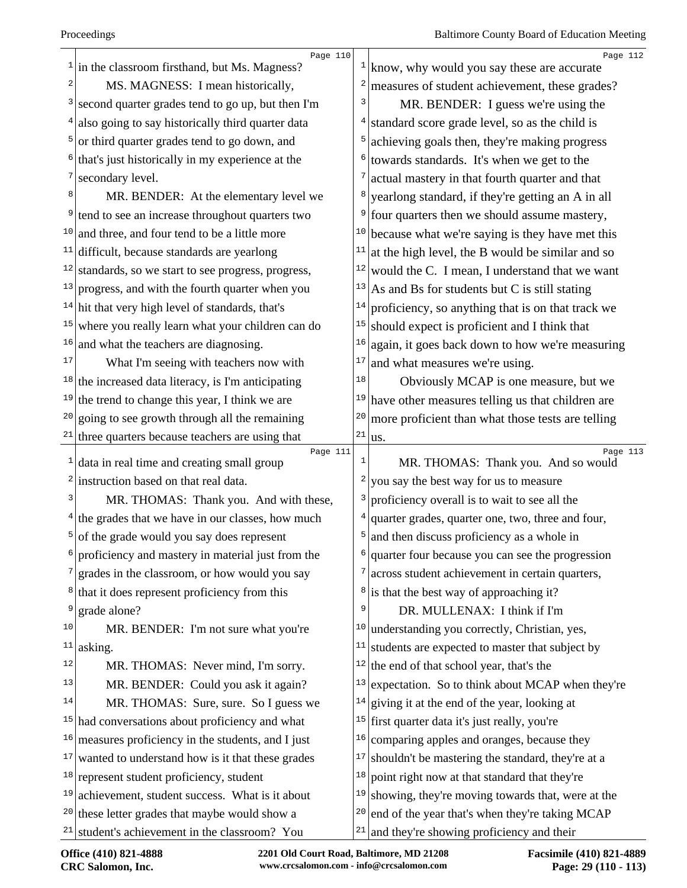in the classroom firsthand, but Ms. Magness?

MS. MAGNESS: I mean historically, second quarter grades tend to go up, but then I'm also going to say historically third quarter data or third quarter grades tend to go down, and that's just historically in my experience at the secondary level.

MR. BENDER: At the elementary level we tend to see an increase throughout quarters two and three, and four tend to be a little more difficult, because standards are yearlong standards, so we start to see progress, progress, progress, and with the fourth quarter when you hit that very high level of standards, that's where you really learn what your children can do and what the teachers are diagnosing.

What I'm seeing with teachers now with the increased data literacy, is I'm anticipating the trend to change this year, I think we are going to see growth through all the remaining three quarters because teachers are using that data in real time and creating small group instruction based on that real data.

MR. THOMAS: Thank you. And with these, the grades that we have in our classes, how much of the grade would you say does represent proficiency and mastery in material just from the grades in the classroom, or how would you say that it does represent proficiency from this grade alone?

MR. BENDER: I'm not sure what you're asking.

MR. THOMAS: Never mind, I'm sorry.

MR. BENDER: Could you ask it again?

MR. THOMAS: Sure, sure. So I guess we had conversations about proficiency and what measures proficiency in the students, and I just wanted to understand how is it that these grades represent student proficiency, student achievement, student success. What is it about these letter grades that maybe would show a student's achievement in the classroom? You know, why would you say these are accurate measures of student achievement, these grades?

MR. BENDER: I guess we're using the standard score grade level, so as the child is achieving goals then, they're making progress towards standards. It's when we get to the actual mastery in that fourth quarter and that yearlong standard, if they're getting an A in all four quarters then we should assume mastery, because what we're saying is they have met this at the high level, the B would be similar and so would the C. I mean, I understand that we want As and Bs for students but C is still stating proficiency, so anything that is on that track we should expect is proficient and I think that again, it goes back down to how we're measuring and what measures we're using.

Obviously MCAP is one measure, but we have other measures telling us that children are more proficient than what those tests are telling us.

MR. THOMAS: Thank you. And so would you say the best way for us to measure proficiency overall is to wait to see all the quarter grades, quarter one, two, three and four, and then discuss proficiency as a whole in quarter four because you can see the progression across student achievement in certain quarters, is that the best way of approaching it?

DR. MULLENAX: I think if I'm understanding you correctly, Christian, yes, students are expected to master that subject by the end of that school year, that's the expectation. So to think about MCAP when they're giving it at the end of the year, looking at first quarter data it's just really, you're comparing apples and oranges, because they shouldn't be mastering the standard, they're at a point right now at that standard that they're showing, they're moving towards that, were at the end of the year that's when they're taking MCAP and they're showing proficiency and their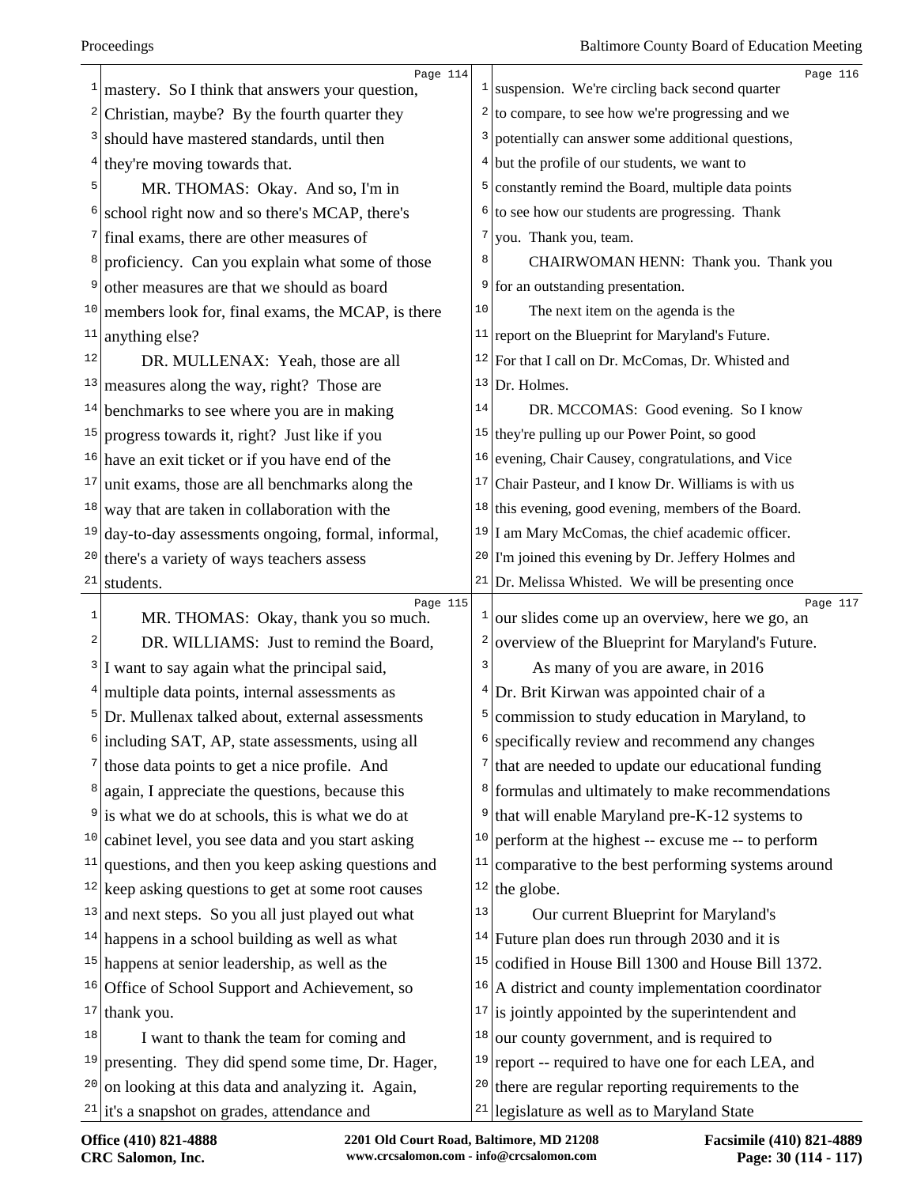mastery. So I think that answers your question, Christian, maybe? By the fourth quarter they should have mastered standards, until then they're moving towards that.

MR. THOMAS: Okay. And so, I'm in school right now and so there's MCAP, there's final exams, there are other measures of proficiency. Can you explain what some of those other measures are that we should as board members look for, final exams, the MCAP, is there anything else?

DR. MULLENAX: Yeah, those are all measures along the way, right? Those are benchmarks to see where you are in making progress towards it, right? Just like if you have an exit ticket or if you have end of the unit exams, those are all benchmarks along the way that are taken in collaboration with the day-to-day assessments ongoing, formal, informal, there's a variety of ways teachers assess students.

MR. THOMAS: Okay, thank you so much.

DR. WILLIAMS: Just to remind the Board, I want to say again what the principal said, multiple data points, internal assessments as Dr. Mullenax talked about, external assessments including SAT, AP, state assessments, using all those data points to get a nice profile. And again, I appreciate the questions, because this is what we do at schools, this is what we do at cabinet level, you see data and you start asking questions, and then you keep asking questions and keep asking questions to get at some root causes and next steps. So you all just played out what happens in a school building as well as what happens at senior leadership, as well as the Office of School Support and Achievement, so thank you.

I want to thank the team for coming and presenting. They did spend some time, Dr. Hager, on looking at this data and analyzing it. Again, it's a snapshot on grades, attendance and suspension. We're circling back second quarter to compare, to see how we're progressing and we potentially can answer some additional questions, but the profile of our students, we want to constantly remind the Board, multiple data points to see how our students are progressing. Thank you. Thank you, team.

CHAIRWOMAN HENN: Thank you. Thank you for an outstanding presentation.

The next item on the agenda is the report on the Blueprint for Maryland's Future. For that I call on Dr. McComas, Dr. Whisted and Dr. Holmes.

DR. MCCOMAS: Good evening. So I know they're pulling up our Power Point, so good evening, Chair Causey, congratulations, and Vice Chair Pasteur, and I know Dr. Williams is with us this evening, good evening, members of the Board. I am Mary McComas, the chief academic officer. I'm joined this evening by Dr. Jeffery Holmes and Dr. Melissa Whisted. We will be presenting once our slides come up an overview, here we go, an overview of the Blueprint for Maryland's Future.

As many of you are aware, in 2016 Dr. Brit Kirwan was appointed chair of a commission to study education in Maryland, to specifically review and recommend any changes that are needed to update our educational funding formulas and ultimately to make recommendations that will enable Maryland pre-K-12 systems to perform at the highest -- excuse me -- to perform comparative to the best performing systems around the globe.

Our current Blueprint for Maryland's Future plan does run through 2030 and it is codified in House Bill 1300 and House Bill 1372. A district and county implementation coordinator is jointly appointed by the superintendent and our county government, and is required to report -- required to have one for each LEA, and there are regular reporting requirements to the legislature as well as to Maryland State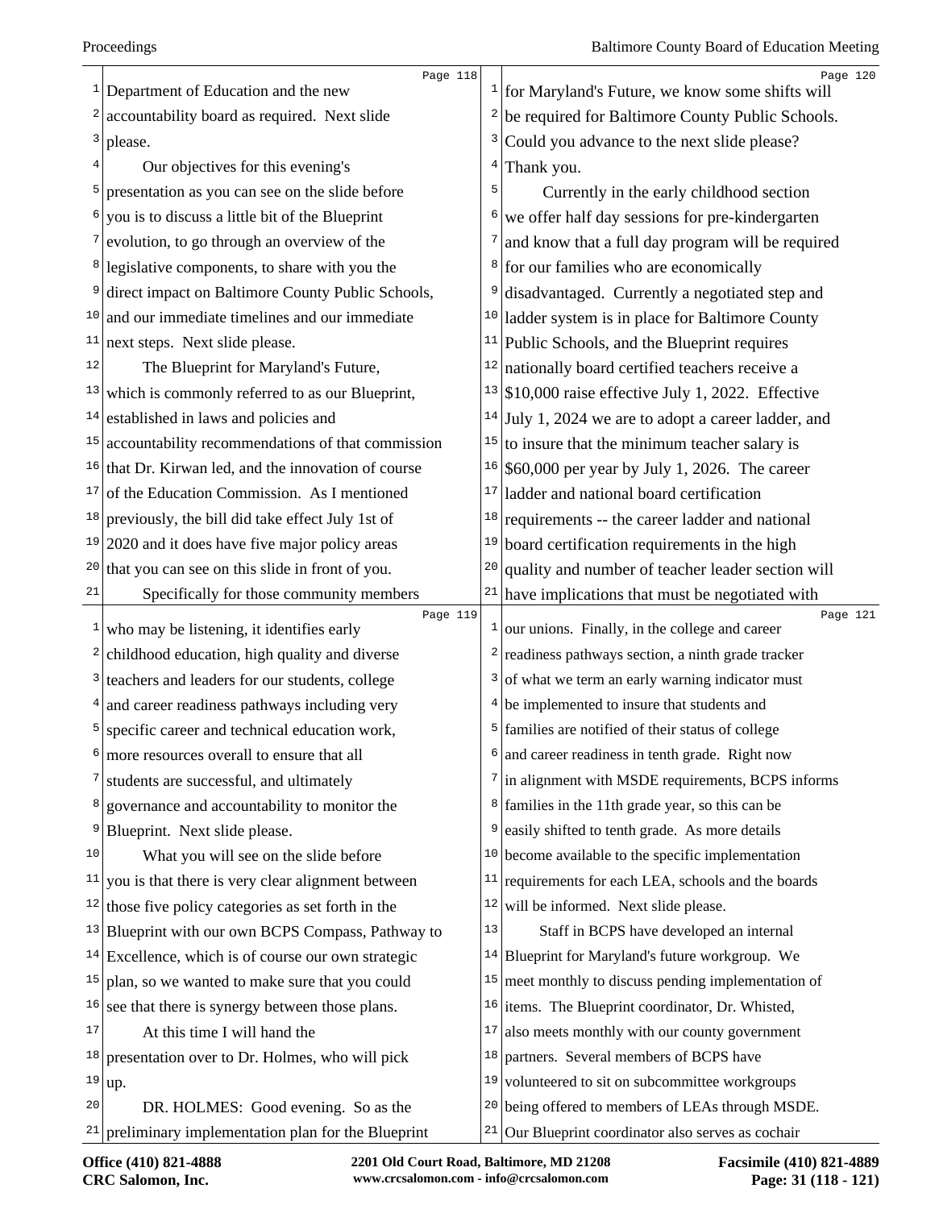Department of Education and the new accountability board as required. Next slide please.

Our objectives for this evening's presentation as you can see on the slide before you is to discuss a little bit of the Blueprint evolution, to go through an overview of the legislative components, to share with you the direct impact on Baltimore County Public Schools, and our immediate timelines and our immediate next steps. Next slide please.

The Blueprint for Maryland's Future, which is commonly referred to as our Blueprint, established in laws and policies and accountability recommendations of that commission that Dr. Kirwan led, and the innovation of course of the Education Commission. As I mentioned previously, the bill did take effect July 1st of 2020 and it does have five major policy areas that you can see on this slide in front of you.

Specifically for those community members who may be listening, it identifies early childhood education, high quality and diverse teachers and leaders for our students, college and career readiness pathways including very specific career and technical education work, more resources overall to ensure that all students are successful, and ultimately governance and accountability to monitor the Blueprint. Next slide please.

What you will see on the slide before you is that there is very clear alignment between those five policy categories as set forth in the Blueprint with our own BCPS Compass, Pathway to Excellence, which is of course our own strategic plan, so we wanted to make sure that you could see that there is synergy between those plans.

At this time I will hand the presentation over to Dr. Holmes, who will pick up.

DR. HOLMES: Good evening. So as the preliminary implementation plan for the Blueprint for Maryland's Future, we know some shifts will be required for Baltimore County Public Schools. Could you advance to the next slide please? Thank you.

Currently in the early childhood section we offer half day sessions for pre-kindergarten and know that a full day program will be required for our families who are economically disadvantaged. Currently a negotiated step and ladder system is in place for Baltimore County Public Schools, and the Blueprint requires nationally board certified teachers receive a $10,000 raise effective July 1, 2022. Effective July 1, 2024 we are to adopt a career ladder, and to insure that the minimum teacher salary is $60,000 per year by July 1, 2026. The career ladder and national board certification requirements -- the career ladder and national board certification requirements in the high quality and number of teacher leader section will have implications that must be negotiated with our unions. Finally, in the college and career readiness pathways section, a ninth grade tracker of what we term an early warning indicator must be implemented to insure that students and families are notified of their status of college and career readiness in tenth grade. Right now in alignment with MSDE requirements, BCPS informs families in the 11th grade year, so this can be easily shifted to tenth grade. As more details become available to the specific implementation requirements for each LEA, schools and the boards will be informed. Next slide please.

Staff in BCPS have developed an internal Blueprint for Maryland's future workgroup. We meet monthly to discuss pending implementation of items. The Blueprint coordinator, Dr. Whisted, also meets monthly with our county government partners. Several members of BCPS have volunteered to sit on subcommittee workgroups being offered to members of LEAs through MSDE. Our Blueprint coordinator also serves as cochair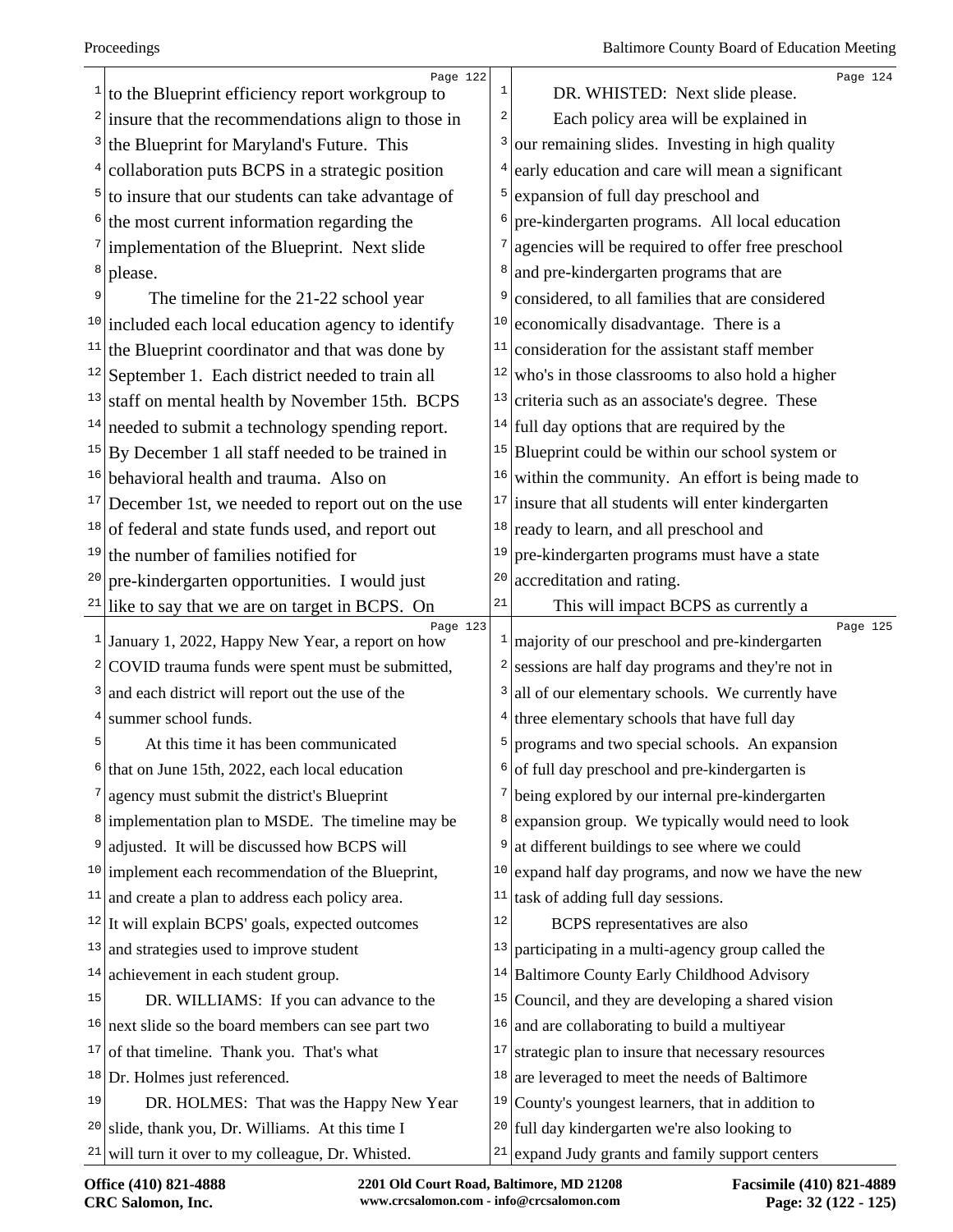to the Blueprint efficiency report workgroup to insure that the recommendations align to those in the Blueprint for Maryland's Future. This collaboration puts BCPS in a strategic position to insure that our students can take advantage of the most current information regarding the implementation of the Blueprint. Next slide please.

The timeline for the 21-22 school year included each local education agency to identify the Blueprint coordinator and that was done by September 1. Each district needed to train all staff on mental health by November 15th. BCPS needed to submit a technology spending report. By December 1 all staff needed to be trained in behavioral health and trauma. Also on December 1st, we needed to report out on the use of federal and state funds used, and report out the number of families notified for pre-kindergarten opportunities. I would just like to say that we are on target in BCPS. On January 1, 2022, Happy New Year, a report on how COVID trauma funds were spent must be submitted, and each district will report out the use of the summer school funds.

At this time it has been communicated that on June 15th, 2022, each local education agency must submit the district's Blueprint implementation plan to MSDE. The timeline may be adjusted. It will be discussed how BCPS will implement each recommendation of the Blueprint, and create a plan to address each policy area. It will explain BCPS' goals, expected outcomes and strategies used to improve student achievement in each student group.

DR. WILLIAMS: If you can advance to the next slide so the board members can see part two of that timeline. Thank you. That's what Dr. Holmes just referenced.

DR. HOLMES: That was the Happy New Year slide, thank you, Dr. Williams. At this time I will turn it over to my colleague, Dr. Whisted.

DR. WHISTED: Next slide please.

Each policy area will be explained in our remaining slides. Investing in high quality early education and care will mean a significant expansion of full day preschool and pre-kindergarten programs. All local education agencies will be required to offer free preschool and pre-kindergarten programs that are considered, to all families that are considered economically disadvantage. There is a consideration for the assistant staff member who's in those classrooms to also hold a higher criteria such as an associate's degree. These full day options that are required by the Blueprint could be within our school system or within the community. An effort is being made to insure that all students will enter kindergarten ready to learn, and all preschool and pre-kindergarten programs must have a state accreditation and rating.

This will impact BCPS as currently a majority of our preschool and pre-kindergarten sessions are half day programs and they're not in all of our elementary schools. We currently have three elementary schools that have full day programs and two special schools. An expansion of full day preschool and pre-kindergarten is being explored by our internal pre-kindergarten expansion group. We typically would need to look at different buildings to see where we could expand half day programs, and now we have the new task of adding full day sessions.

BCPS representatives are also participating in a multi-agency group called the Baltimore County Early Childhood Advisory Council, and they are developing a shared vision and are collaborating to build a multiyear strategic plan to insure that necessary resources are leveraged to meet the needs of Baltimore County's youngest learners, that in addition to full day kindergarten we're also looking to expand Judy grants and family support centers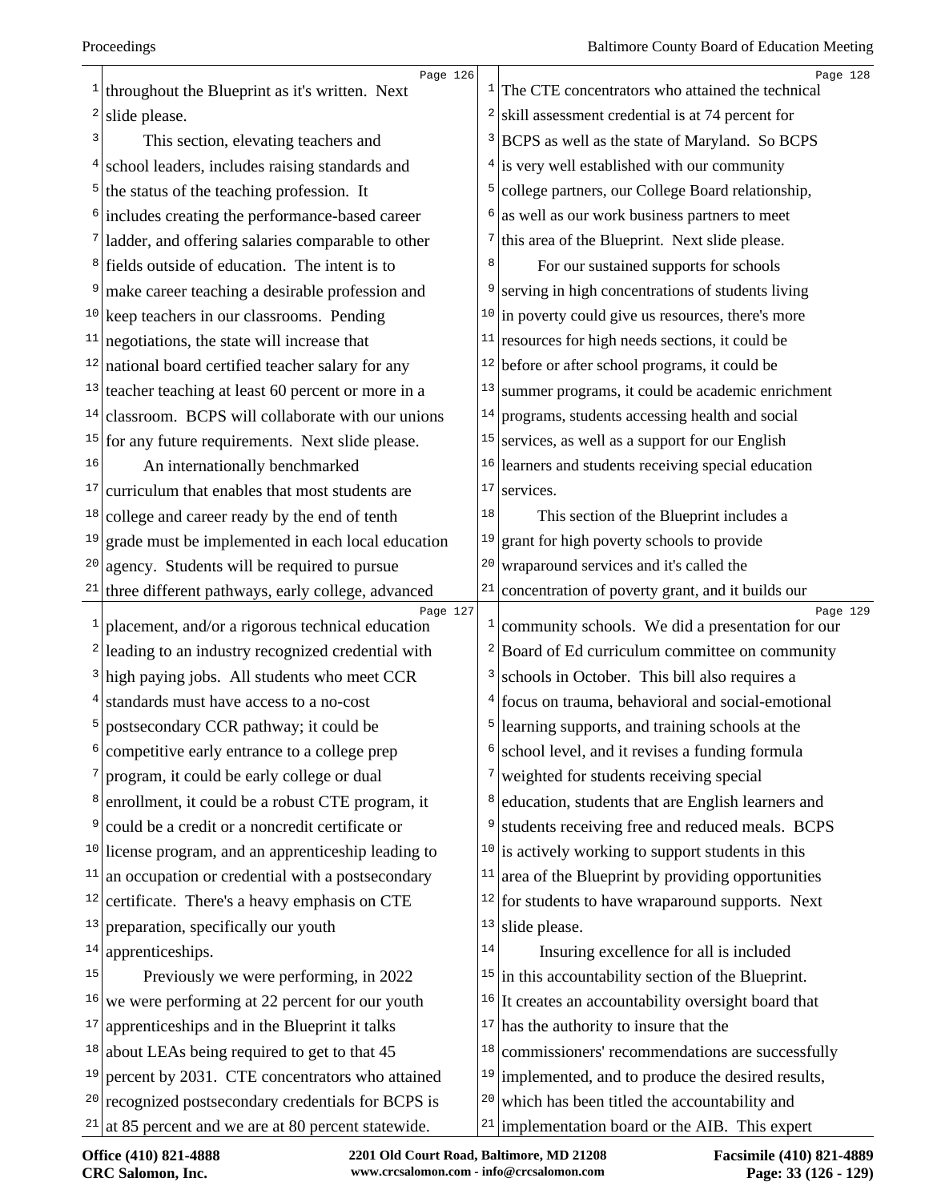throughout the Blueprint as it's written. Next slide please.

This section, elevating teachers and school leaders, includes raising standards and the status of the teaching profession. It includes creating the performance-based career ladder, and offering salaries comparable to other fields outside of education. The intent is to make career teaching a desirable profession and keep teachers in our classrooms. Pending negotiations, the state will increase that national board certified teacher salary for any teacher teaching at least 60 percent or more in a classroom. BCPS will collaborate with our unions for any future requirements. Next slide please.

An internationally benchmarked curriculum that enables that most students are college and career ready by the end of tenth grade must be implemented in each local education agency. Students will be required to pursue three different pathways, early college, advanced placement, and/or a rigorous technical education leading to an industry recognized credential with high paying jobs. All students who meet CCR standards must have access to a no-cost postsecondary CCR pathway; it could be competitive early entrance to a college prep program, it could be early college or dual enrollment, it could be a robust CTE program, it could be a credit or a noncredit certificate or license program, and an apprenticeship leading to an occupation or credential with a postsecondary certificate. There's a heavy emphasis on CTE preparation, specifically our youth apprenticeships.

Previously we were performing, in 2022 we were performing at 22 percent for our youth apprenticeships and in the Blueprint it talks about LEAs being required to get to that 45 percent by 2031. CTE concentrators who attained recognized postsecondary credentials for BCPS is at 85 percent and we are at 80 percent statewide. The CTE concentrators who attained the technical skill assessment credential is at 74 percent for BCPS as well as the state of Maryland. So BCPS is very well established with our community college partners, our College Board relationship, as well as our work business partners to meet this area of the Blueprint. Next slide please.

For our sustained supports for schools serving in high concentrations of students living in poverty could give us resources, there's more resources for high needs sections, it could be before or after school programs, it could be summer programs, it could be academic enrichment programs, students accessing health and social services, as well as a support for our English learners and students receiving special education services.

This section of the Blueprint includes a grant for high poverty schools to provide wraparound services and it's called the concentration of poverty grant, and it builds our community schools. We did a presentation for our Board of Ed curriculum committee on community schools in October. This bill also requires a focus on trauma, behavioral and social-emotional learning supports, and training schools at the school level, and it revises a funding formula weighted for students receiving special education, students that are English learners and students receiving free and reduced meals. BCPS is actively working to support students in this area of the Blueprint by providing opportunities for students to have wraparound supports. Next slide please.

Insuring excellence for all is included in this accountability section of the Blueprint. It creates an accountability oversight board that has the authority to insure that the commissioners' recommendations are successfully implemented, and to produce the desired results, which has been titled the accountability and implementation board or the AIB. This expert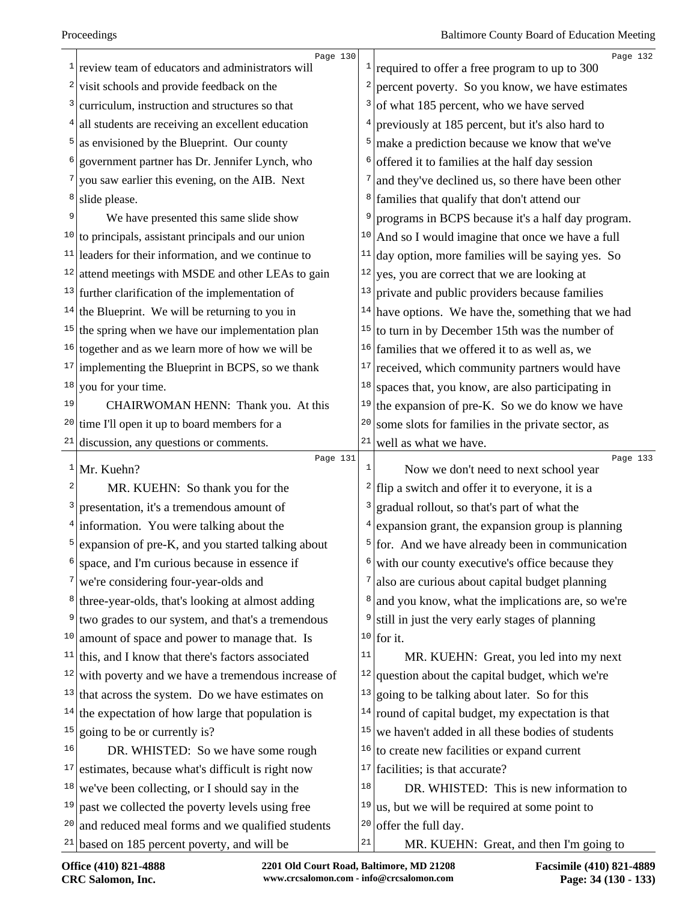review team of educators and administrators will visit schools and provide feedback on the curriculum, instruction and structures so that all students are receiving an excellent education as envisioned by the Blueprint. Our county government partner has Dr. Jennifer Lynch, who you saw earlier this evening, on the AIB. Next slide please.

We have presented this same slide show to principals, assistant principals and our union leaders for their information, and we continue to attend meetings with MSDE and other LEAs to gain further clarification of the implementation of the Blueprint. We will be returning to you in the spring when we have our implementation plan together and as we learn more of how we will be implementing the Blueprint in BCPS, so we thank you for your time.

CHAIRWOMAN HENN: Thank you. At this time I'll open it up to board members for a discussion, any questions or comments. Mr. Kuehn?

MR. KUEHN: So thank you for the presentation, it's a tremendous amount of information. You were talking about the expansion of pre-K, and you started talking about space, and I'm curious because in essence if we're considering four-year-olds and three-year-olds, that's looking at almost adding two grades to our system, and that's a tremendous amount of space and power to manage that. Is this, and I know that there's factors associated with poverty and we have a tremendous increase of that across the system. Do we have estimates on the expectation of how large that population is going to be or currently is?

DR. WHISTED: So we have some rough estimates, because what's difficult is right now we've been collecting, or I should say in the past we collected the poverty levels using free and reduced meal forms and we qualified students based on 185 percent poverty, and will be required to offer a free program to up to 300 percent poverty. So you know, we have estimates of what 185 percent, who we have served previously at 185 percent, but it's also hard to make a prediction because we know that we've offered it to families at the half day session and they've declined us, so there have been other families that qualify that don't attend our programs in BCPS because it's a half day program. And so I would imagine that once we have a full day option, more families will be saying yes. So yes, you are correct that we are looking at private and public providers because families have options. We have the, something that we had to turn in by December 15th was the number of families that we offered it to as well as, we received, which community partners would have spaces that, you know, are also participating in the expansion of pre-K. So we do know we have some slots for families in the private sector, as well as what we have.

Now we don't need to next school year flip a switch and offer it to everyone, it is a gradual rollout, so that's part of what the expansion grant, the expansion group is planning for. And we have already been in communication with our county executive's office because they also are curious about capital budget planning and you know, what the implications are, so we're still in just the very early stages of planning for it.

MR. KUEHN: Great, you led into my next question about the capital budget, which we're going to be talking about later. So for this round of capital budget, my expectation is that we haven't added in all these bodies of students to create new facilities or expand current facilities; is that accurate?

DR. WHISTED: This is new information to us, but we will be required at some point to offer the full day.

MR. KUEHN: Great, and then I'm going to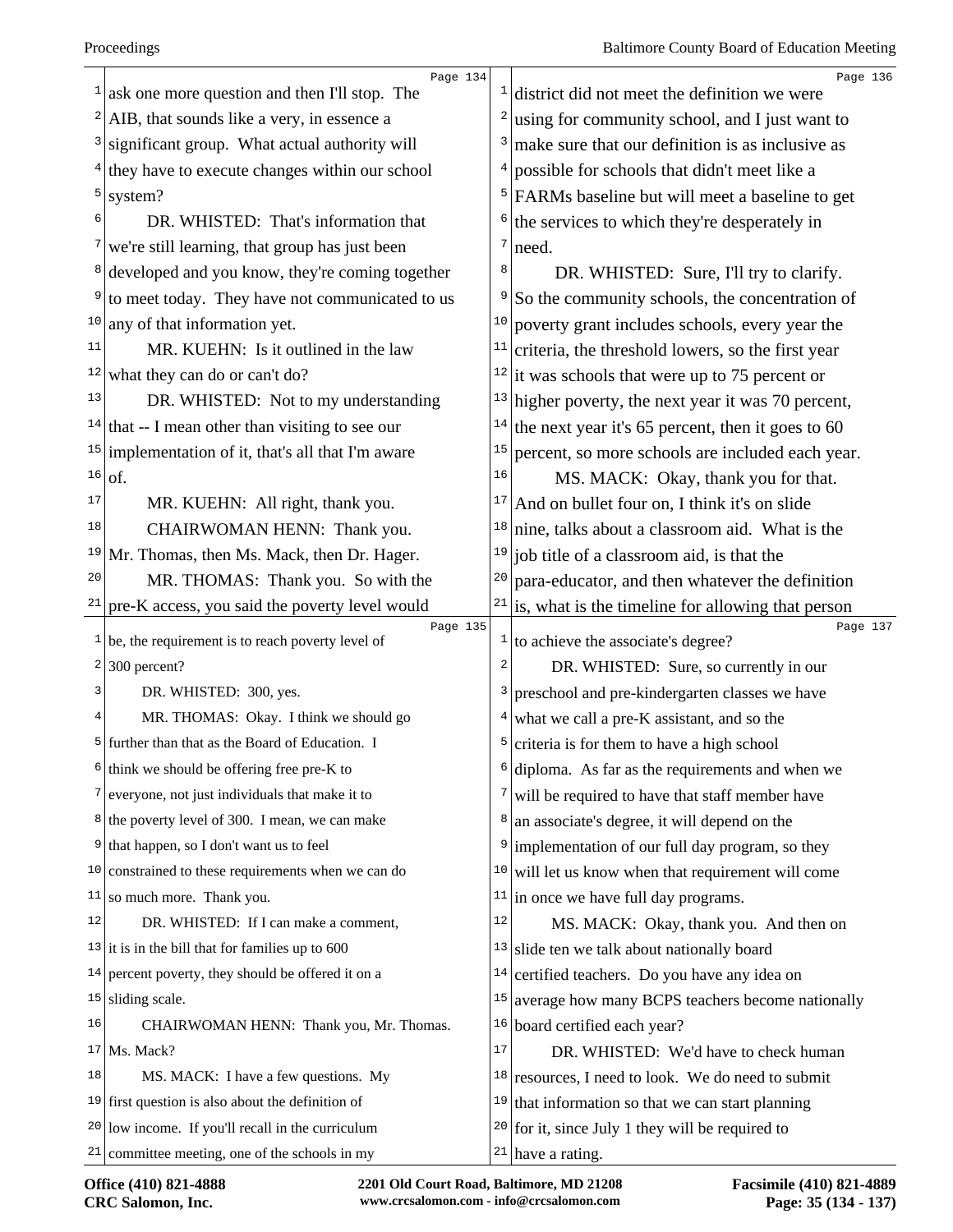Page 134

ask one more question and then I'll stop. The AIB, that sounds like a very, in essence a significant group. What actual authority will they have to execute changes within our school system?

DR. WHISTED: That's information that we're still learning, that group has just been developed and you know, they're coming together to meet today. They have not communicated to us any of that information yet.

MR. KUEHN: Is it outlined in the law what they can do or can't do?

DR. WHISTED: Not to my understanding that -- I mean other than visiting to see our implementation of it, that's all that I'm aware of.

MR. KUEHN: All right, thank you.

CHAIRWOMAN HENN: Thank you. Mr. Thomas, then Ms. Mack, then Dr. Hager.

MR. THOMAS: Thank you. So with the pre-K access, you said the poverty level would

Page 135

be, the requirement is to reach poverty level of 300 percent?

DR. WHISTED: 300, yes.

MR. THOMAS: Okay. I think we should go further than that as the Board of Education. I think we should be offering free pre-K to everyone, not just individuals that make it to the poverty level of 300. I mean, we can make that happen, so I don't want us to feel constrained to these requirements when we can do so much more. Thank you.

DR. WHISTED: If I can make a comment, it is in the bill that for families up to 600 percent poverty, they should be offered it on a sliding scale.

CHAIRWOMAN HENN: Thank you, Mr. Thomas. Ms. Mack?

MS. MACK: I have a few questions. My first question is also about the definition of low income. If you'll recall in the curriculum committee meeting, one of the schools in my

Page 136

district did not meet the definition we were using for community school, and I just want to make sure that our definition is as inclusive as possible for schools that didn't meet like a FARMs baseline but will meet a baseline to get the services to which they're desperately in need.

DR. WHISTED: Sure, I'll try to clarify. So the community schools, the concentration of poverty grant includes schools, every year the criteria, the threshold lowers, so the first year it was schools that were up to 75 percent or higher poverty, the next year it was 70 percent, the next year it's 65 percent, then it goes to 60 percent, so more schools are included each year.

MS. MACK: Okay, thank you for that. And on bullet four on, I think it's on slide nine, talks about a classroom aid. What is the job title of a classroom aid, is that the para-educator, and then whatever the definition is, what is the timeline for allowing that person

Page 137

to achieve the associate's degree?

DR. WHISTED: Sure, so currently in our preschool and pre-kindergarten classes we have what we call a pre-K assistant, and so the criteria is for them to have a high school diploma. As far as the requirements and when we will be required to have that staff member have an associate's degree, it will depend on the implementation of our full day program, so they will let us know when that requirement will come in once we have full day programs.

MS. MACK: Okay, thank you. And then on slide ten we talk about nationally board certified teachers. Do you have any idea on average how many BCPS teachers become nationally board certified each year?

DR. WHISTED: We'd have to check human resources, I need to look. We do need to submit that information so that we can start planning for it, since July 1 they will be required to have a rating.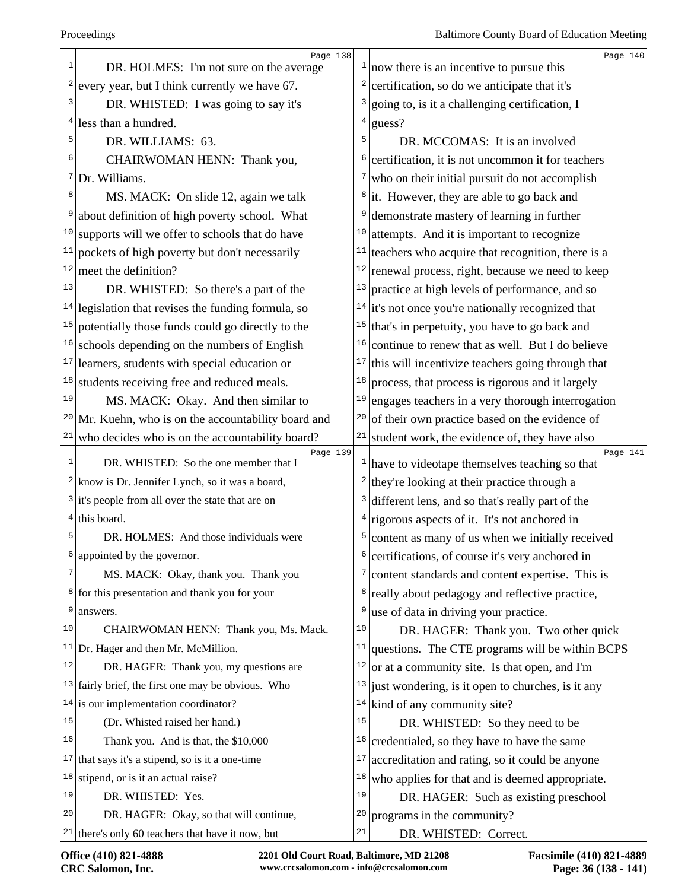DR. HOLMES: I'm not sure on the average every year, but I think currently we have 67.

DR. WHISTED: I was going to say it's less than a hundred.

DR. WILLIAMS: 63.

CHAIRWOMAN HENN: Thank you, Dr. Williams.

MS. MACK: On slide 12, again we talk about definition of high poverty school. What supports will we offer to schools that do have pockets of high poverty but don't necessarily meet the definition?

DR. WHISTED: So there's a part of the legislation that revises the funding formula, so potentially those funds could go directly to the schools depending on the numbers of English learners, students with special education or students receiving free and reduced meals.

MS. MACK: Okay. And then similar to Mr. Kuehn, who is on the accountability board and who decides who is on the accountability board?

DR. WHISTED: So the one member that I know is Dr. Jennifer Lynch, so it was a board, it's people from all over the state that are on this board.

DR. HOLMES: And those individuals were appointed by the governor.

MS. MACK: Okay, thank you. Thank you for this presentation and thank you for your answers.

CHAIRWOMAN HENN: Thank you, Ms. Mack. Dr. Hager and then Mr. McMillion.

DR. HAGER: Thank you, my questions are fairly brief, the first one may be obvious. Who is our implementation coordinator?

(Dr. Whisted raised her hand.)

Thank you. And is that, the $10,000 that says it's a stipend, so is it a one-time stipend, or is it an actual raise?

DR. WHISTED: Yes.

DR. HAGER: Okay, so that will continue, there's only 60 teachers that have it now, but now there is an incentive to pursue this certification, so do we anticipate that it's going to, is it a challenging certification, I guess?

DR. MCCOMAS: It is an involved certification, it is not uncommon it for teachers who on their initial pursuit do not accomplish it. However, they are able to go back and demonstrate mastery of learning in further attempts. And it is important to recognize teachers who acquire that recognition, there is a renewal process, right, because we need to keep practice at high levels of performance, and so it's not once you're nationally recognized that that's in perpetuity, you have to go back and continue to renew that as well. But I do believe this will incentivize teachers going through that process, that process is rigorous and it largely engages teachers in a very thorough interrogation of their own practice based on the evidence of student work, the evidence of, they have also have to videotape themselves teaching so that they're looking at their practice through a different lens, and so that's really part of the rigorous aspects of it. It's not anchored in content as many of us when we initially received certifications, of course it's very anchored in content standards and content expertise. This is really about pedagogy and reflective practice, use of data in driving your practice.

DR. HAGER: Thank you. Two other quick questions. The CTE programs will be within BCPS or at a community site. Is that open, and I'm just wondering, is it open to churches, is it any kind of any community site?

DR. WHISTED: So they need to be credentialed, so they have to have the same accreditation and rating, so it could be anyone who applies for that and is deemed appropriate.

DR. HAGER: Such as existing preschool programs in the community?

DR. WHISTED: Correct.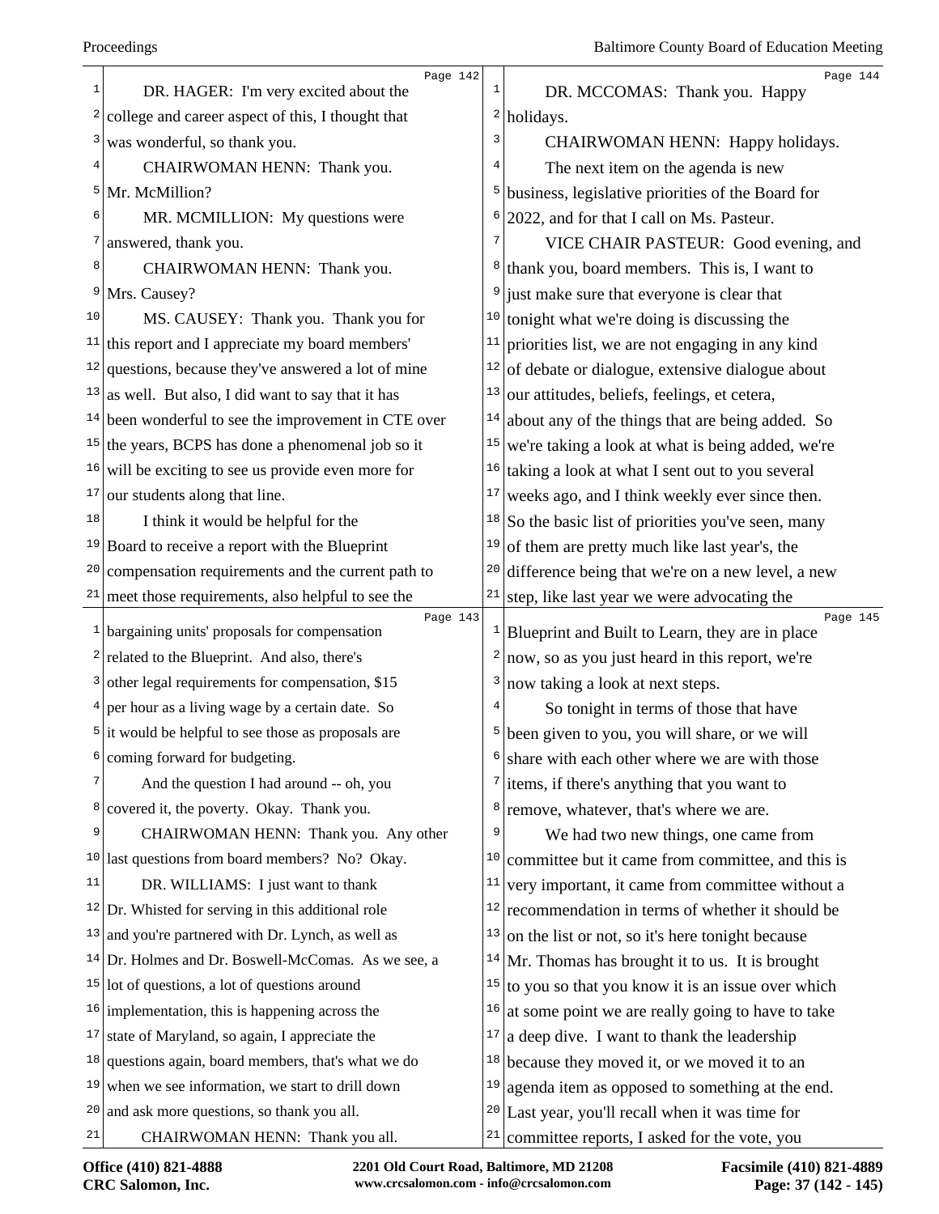DR. HAGER: I'm very excited about the college and career aspect of this, I thought that was wonderful, so thank you.

CHAIRWOMAN HENN: Thank you. Mr. McMillion?

MR. MCMILLION: My questions were answered, thank you.

CHAIRWOMAN HENN: Thank you. Mrs. Causey?

MS. CAUSEY: Thank you. Thank you for this report and I appreciate my board members' questions, because they've answered a lot of mine as well. But also, I did want to say that it has been wonderful to see the improvement in CTE over the years, BCPS has done a phenomenal job so it will be exciting to see us provide even more for our students along that line.

I think it would be helpful for the Board to receive a report with the Blueprint compensation requirements and the current path to meet those requirements, also helpful to see the bargaining units' proposals for compensation related to the Blueprint. And also, there's other legal requirements for compensation, $15 per hour as a living wage by a certain date. So it would be helpful to see those as proposals are coming forward for budgeting.

And the question I had around -- oh, you covered it, the poverty. Okay. Thank you.

CHAIRWOMAN HENN: Thank you. Any other last questions from board members? No? Okay.

DR. WILLIAMS: I just want to thank Dr. Whisted for serving in this additional role and you're partnered with Dr. Lynch, as well as Dr. Holmes and Dr. Boswell-McComas. As we see, a lot of questions, a lot of questions around implementation, this is happening across the state of Maryland, so again, I appreciate the questions again, board members, that's what we do when we see information, we start to drill down and ask more questions, so thank you all.

CHAIRWOMAN HENN: Thank you all.

DR. MCCOMAS: Thank you. Happy holidays.

CHAIRWOMAN HENN: Happy holidays.

The next item on the agenda is new business, legislative priorities of the Board for 2022, and for that I call on Ms. Pasteur.

VICE CHAIR PASTEUR: Good evening, and thank you, board members. This is, I want to just make sure that everyone is clear that tonight what we're doing is discussing the priorities list, we are not engaging in any kind of debate or dialogue, extensive dialogue about our attitudes, beliefs, feelings, et cetera, about any of the things that are being added. So we're taking a look at what is being added, we're taking a look at what I sent out to you several weeks ago, and I think weekly ever since then. So the basic list of priorities you've seen, many of them are pretty much like last year's, the difference being that we're on a new level, a new step, like last year we were advocating the Blueprint and Built to Learn, they are in place now, so as you just heard in this report, we're now taking a look at next steps.

So tonight in terms of those that have been given to you, you will share, or we will share with each other where we are with those items, if there's anything that you want to remove, whatever, that's where we are.

We had two new things, one came from committee but it came from committee, and this is very important, it came from committee without a recommendation in terms of whether it should be on the list or not, so it's here tonight because Mr. Thomas has brought it to us. It is brought to you so that you know it is an issue over which at some point we are really going to have to take a deep dive. I want to thank the leadership because they moved it, or we moved it to an agenda item as opposed to something at the end. Last year, you'll recall when it was time for committee reports, I asked for the vote, you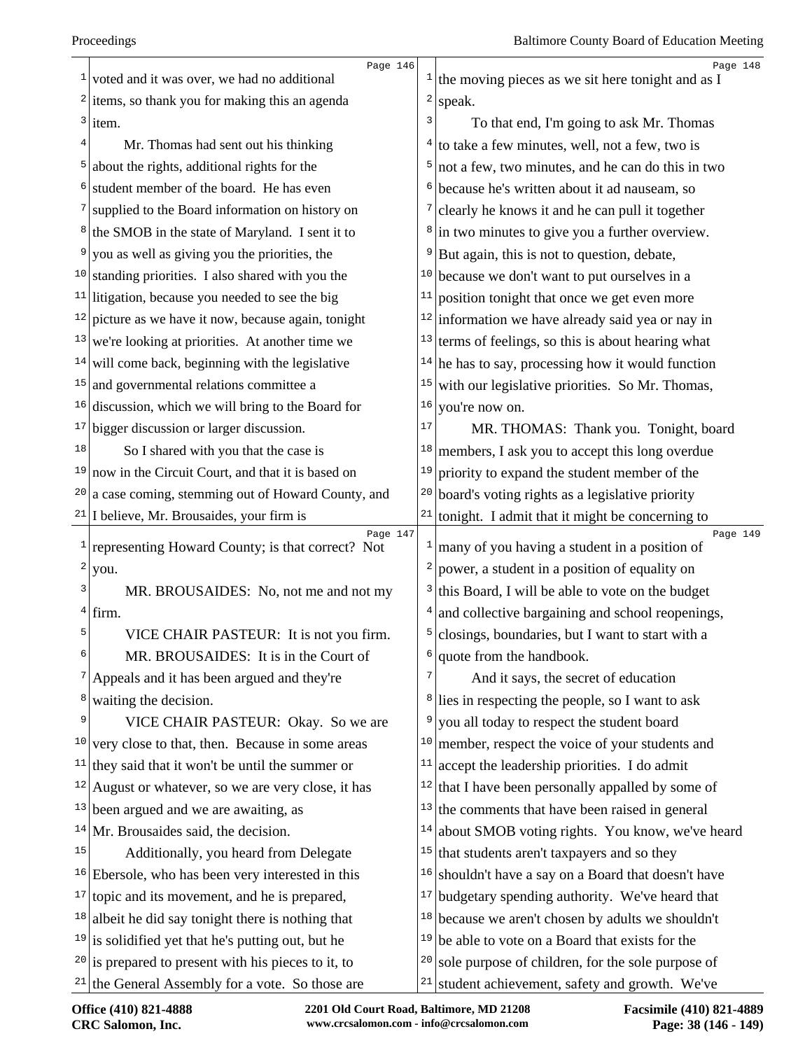voted and it was over, we had no additional items, so thank you for making this an agenda item.

Mr. Thomas had sent out his thinking about the rights, additional rights for the student member of the board. He has even supplied to the Board information on history on the SMOB in the state of Maryland. I sent it to you as well as giving you the priorities, the standing priorities. I also shared with you the litigation, because you needed to see the big picture as we have it now, because again, tonight we're looking at priorities. At another time we will come back, beginning with the legislative and governmental relations committee a discussion, which we will bring to the Board for bigger discussion or larger discussion.

So I shared with you that the case is now in the Circuit Court, and that it is based on a case coming, stemming out of Howard County, and I believe, Mr. Brousaides, your firm is representing Howard County; is that correct? Not you.

MR. BROUSAIDES: No, not me and not my firm.

VICE CHAIR PASTEUR: It is not you firm.

MR. BROUSAIDES: It is in the Court of Appeals and it has been argued and they're waiting the decision.

VICE CHAIR PASTEUR: Okay. So we are very close to that, then. Because in some areas they said that it won't be until the summer or August or whatever, so we are very close, it has been argued and we are awaiting, as Mr. Brousaides said, the decision.

Additionally, you heard from Delegate Ebersole, who has been very interested in this topic and its movement, and he is prepared, albeit he did say tonight there is nothing that is solidified yet that he's putting out, but he is prepared to present with his pieces to it, to the General Assembly for a vote. So those are the moving pieces as we sit here tonight and as I speak.

To that end, I'm going to ask Mr. Thomas to take a few minutes, well, not a few, two is not a few, two minutes, and he can do this in two because he's written about it ad nauseam, so clearly he knows it and he can pull it together in two minutes to give you a further overview. But again, this is not to question, debate, because we don't want to put ourselves in a position tonight that once we get even more information we have already said yea or nay in terms of feelings, so this is about hearing what he has to say, processing how it would function with our legislative priorities. So Mr. Thomas, you're now on.

MR. THOMAS: Thank you. Tonight, board members, I ask you to accept this long overdue priority to expand the student member of the board's voting rights as a legislative priority tonight. I admit that it might be concerning to many of you having a student in a position of power, a student in a position of equality on this Board, I will be able to vote on the budget and collective bargaining and school reopenings, closings, boundaries, but I want to start with a quote from the handbook.

And it says, the secret of education lies in respecting the people, so I want to ask you all today to respect the student board member, respect the voice of your students and accept the leadership priorities. I do admit that I have been personally appalled by some of the comments that have been raised in general about SMOB voting rights. You know, we've heard that students aren't taxpayers and so they shouldn't have a say on a Board that doesn't have budgetary spending authority. We've heard that because we aren't chosen by adults we shouldn't be able to vote on a Board that exists for the sole purpose of children, for the sole purpose of student achievement, safety and growth. We've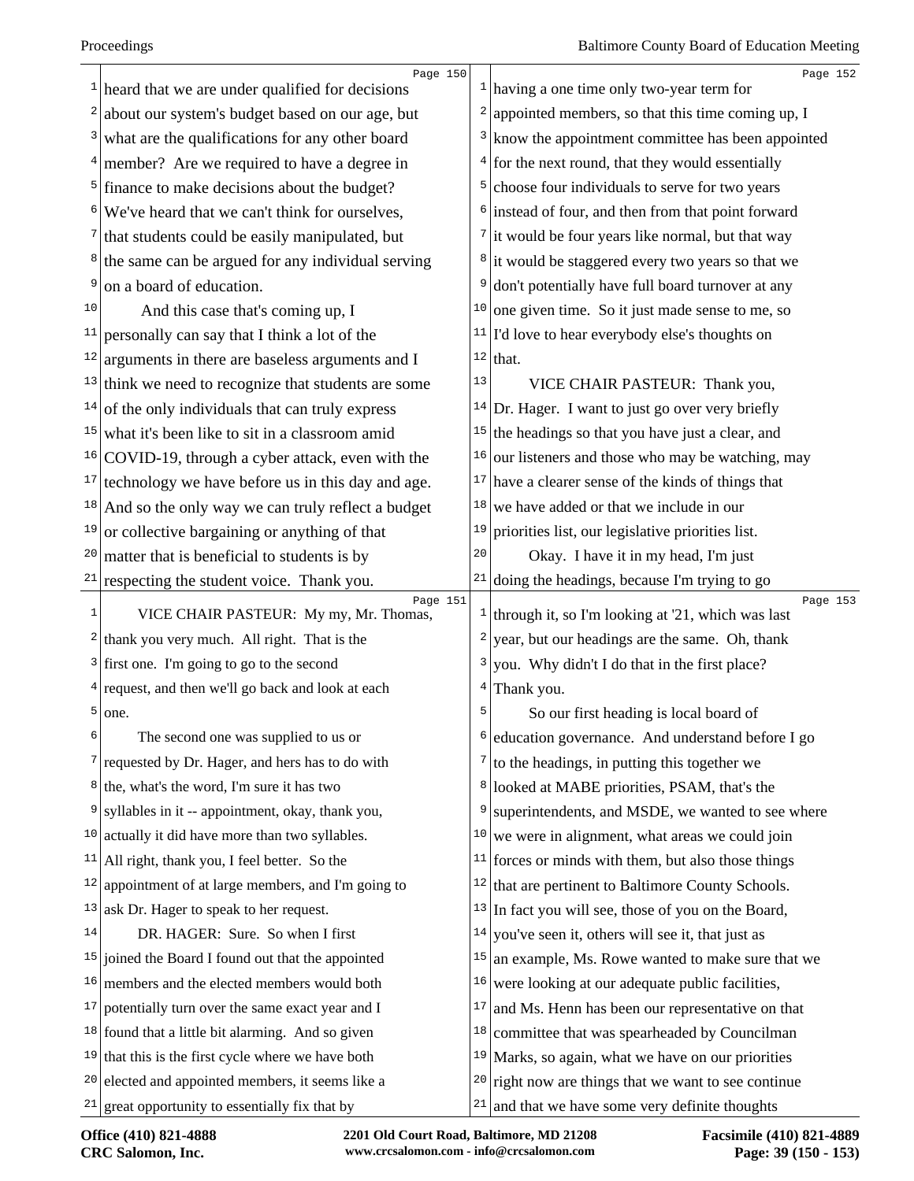heard that we are under qualified for decisions about our system's budget based on our age, but what are the qualifications for any other board member? Are we required to have a degree in finance to make decisions about the budget? We've heard that we can't think for ourselves, that students could be easily manipulated, but the same can be argued for any individual serving on a board of education.

And this case that's coming up, I personally can say that I think a lot of the arguments in there are baseless arguments and I think we need to recognize that students are some of the only individuals that can truly express what it's been like to sit in a classroom amid COVID-19, through a cyber attack, even with the technology we have before us in this day and age. And so the only way we can truly reflect a budget or collective bargaining or anything of that matter that is beneficial to students is by respecting the student voice. Thank you.

VICE CHAIR PASTEUR: My my, Mr. Thomas, thank you very much. All right. That is the first one. I'm going to go to the second request, and then we'll go back and look at each one.

The second one was supplied to us or requested by Dr. Hager, and hers has to do with the, what's the word, I'm sure it has two syllables in it -- appointment, okay, thank you, actually it did have more than two syllables. All right, thank you, I feel better. So the appointment of at large members, and I'm going to ask Dr. Hager to speak to her request.

DR. HAGER: Sure. So when I first joined the Board I found out that the appointed members and the elected members would both potentially turn over the same exact year and I found that a little bit alarming. And so given that this is the first cycle where we have both elected and appointed members, it seems like a great opportunity to essentially fix that by having a one time only two-year term for appointed members, so that this time coming up, I know the appointment committee has been appointed for the next round, that they would essentially choose four individuals to serve for two years instead of four, and then from that point forward it would be four years like normal, but that way it would be staggered every two years so that we don't potentially have full board turnover at any one given time. So it just made sense to me, so I'd love to hear everybody else's thoughts on that.

VICE CHAIR PASTEUR: Thank you, Dr. Hager. I want to just go over very briefly the headings so that you have just a clear, and our listeners and those who may be watching, may have a clearer sense of the kinds of things that we have added or that we include in our priorities list, our legislative priorities list.

Okay. I have it in my head, I'm just doing the headings, because I'm trying to go through it, so I'm looking at '21, which was last year, but our headings are the same. Oh, thank you. Why didn't I do that in the first place? Thank you.

So our first heading is local board of education governance. And understand before I go to the headings, in putting this together we looked at MABE priorities, PSAM, that's the superintendents, and MSDE, we wanted to see where we were in alignment, what areas we could join forces or minds with them, but also those things that are pertinent to Baltimore County Schools. In fact you will see, those of you on the Board, you've seen it, others will see it, that just as an example, Ms. Rowe wanted to make sure that we were looking at our adequate public facilities, and Ms. Henn has been our representative on that committee that was spearheaded by Councilman Marks, so again, what we have on our priorities right now are things that we want to see continue and that we have some very definite thoughts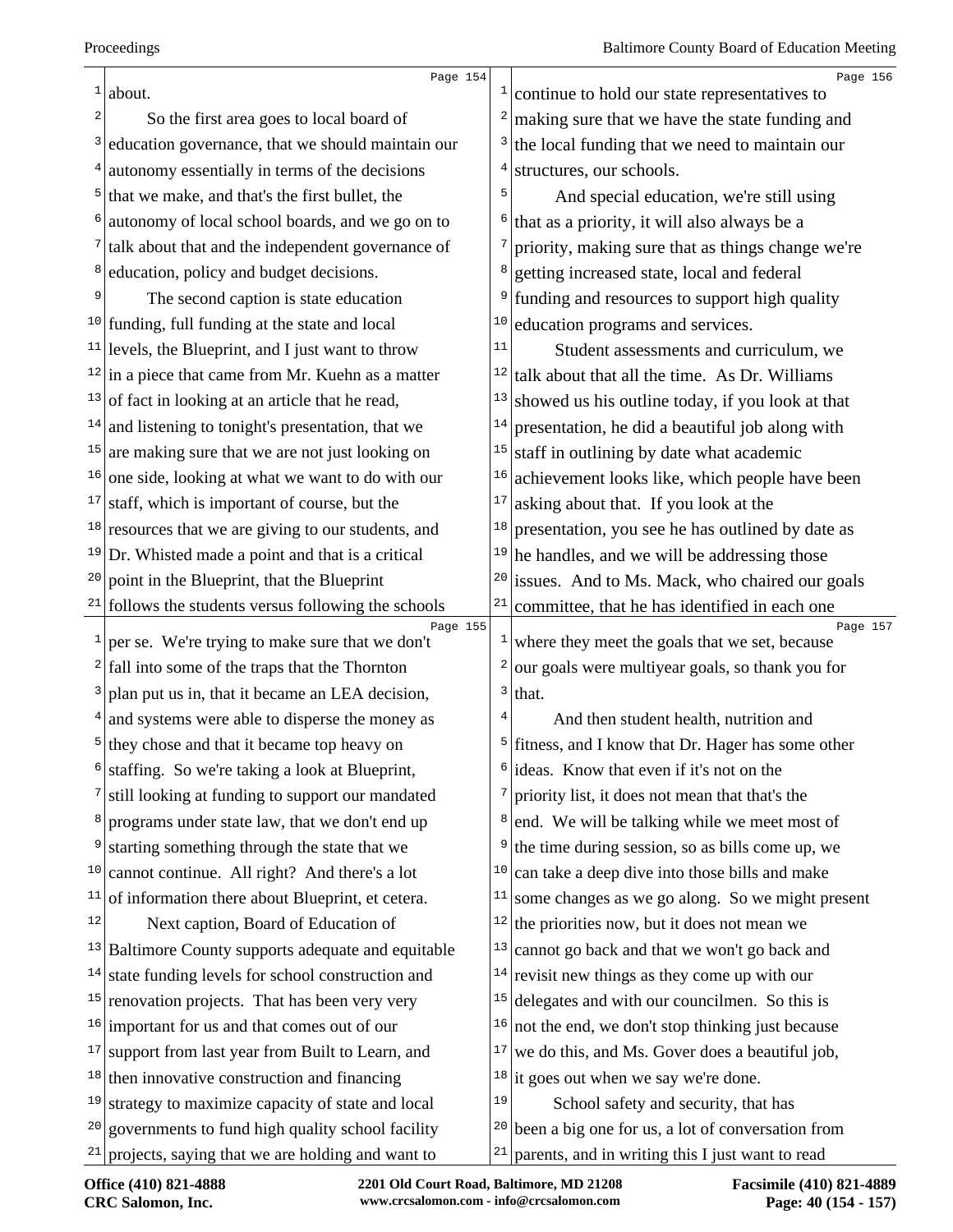about.

So the first area goes to local board of education governance, that we should maintain our autonomy essentially in terms of the decisions that we make, and that's the first bullet, the autonomy of local school boards, and we go on to talk about that and the independent governance of education, policy and budget decisions.

The second caption is state education funding, full funding at the state and local levels, the Blueprint, and I just want to throw in a piece that came from Mr. Kuehn as a matter of fact in looking at an article that he read, and listening to tonight's presentation, that we are making sure that we are not just looking on one side, looking at what we want to do with our staff, which is important of course, but the resources that we are giving to our students, and Dr. Whisted made a point and that is a critical point in the Blueprint, that the Blueprint follows the students versus following the schools per se. We're trying to make sure that we don't fall into some of the traps that the Thornton plan put us in, that it became an LEA decision, and systems were able to disperse the money as they chose and that it became top heavy on staffing. So we're taking a look at Blueprint, still looking at funding to support our mandated programs under state law, that we don't end up starting something through the state that we cannot continue. All right? And there's a lot of information there about Blueprint, et cetera.

Next caption, Board of Education of Baltimore County supports adequate and equitable state funding levels for school construction and renovation projects. That has been very very important for us and that comes out of our support from last year from Built to Learn, and then innovative construction and financing strategy to maximize capacity of state and local governments to fund high quality school facility projects, saying that we are holding and want to continue to hold our state representatives to making sure that we have the state funding and the local funding that we need to maintain our structures, our schools.

And special education, we're still using that as a priority, it will also always be a priority, making sure that as things change we're getting increased state, local and federal funding and resources to support high quality education programs and services.

Student assessments and curriculum, we talk about that all the time. As Dr. Williams showed us his outline today, if you look at that presentation, he did a beautiful job along with staff in outlining by date what academic achievement looks like, which people have been asking about that. If you look at the presentation, you see he has outlined by date as he handles, and we will be addressing those issues. And to Ms. Mack, who chaired our goals committee, that he has identified in each one where they meet the goals that we set, because our goals were multiyear goals, so thank you for that.

And then student health, nutrition and fitness, and I know that Dr. Hager has some other ideas. Know that even if it's not on the priority list, it does not mean that that's the end. We will be talking while we meet most of the time during session, so as bills come up, we can take a deep dive into those bills and make some changes as we go along. So we might present the priorities now, but it does not mean we cannot go back and that we won't go back and revisit new things as they come up with our delegates and with our councilmen. So this is not the end, we don't stop thinking just because we do this, and Ms. Gover does a beautiful job, it goes out when we say we're done.

School safety and security, that has been a big one for us, a lot of conversation from parents, and in writing this I just want to read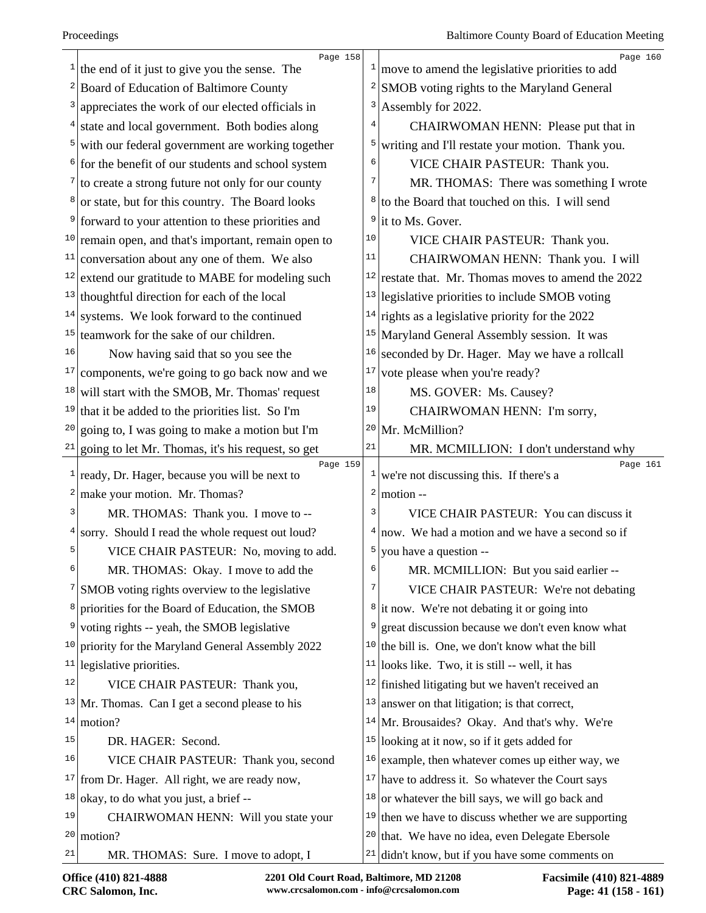Page 158

1 the end of it just to give you the sense. The
2 Board of Education of Baltimore County
3 appreciates the work of our elected officials in
4 state and local government. Both bodies along
5 with our federal government are working together
6 for the benefit of our students and school system
7 to create a strong future not only for our county
8 or state, but for this country. The Board looks
9 forward to your attention to these priorities and
10 remain open, and that's important, remain open to
11 conversation about any one of them. We also
12 extend our gratitude to MABE for modeling such
13 thoughtful direction for each of the local
14 systems. We look forward to the continued
15 teamwork for the sake of our children.
16 Now having said that so you see the
17 components, we're going to go back now and we
18 will start with the SMOB, Mr. Thomas' request
19 that it be added to the priorities list. So I'm
20 going to, I was going to make a motion but I'm
21 going to let Mr. Thomas, it's his request, so get

Page 159

1 ready, Dr. Hager, because you will be next to
2 make your motion. Mr. Thomas?
3 MR. THOMAS: Thank you. I move to --
4 sorry. Should I read the whole request out loud?
5 VICE CHAIR PASTEUR: No, moving to add.
6 MR. THOMAS: Okay. I move to add the
7 SMOB voting rights overview to the legislative
8 priorities for the Board of Education, the SMOB
9 voting rights -- yeah, the SMOB legislative
10 priority for the Maryland General Assembly 2022
11 legislative priorities.
12 VICE CHAIR PASTEUR: Thank you,
13 Mr. Thomas. Can I get a second please to his
14 motion?
15 DR. HAGER: Second.
16 VICE CHAIR PASTEUR: Thank you, second
17 from Dr. Hager. All right, we are ready now,
18 okay, to do what you just, a brief --
19 CHAIRWOMAN HENN: Will you state your
20 motion?
21 MR. THOMAS: Sure. I move to adopt, I

Page 160

1 move to amend the legislative priorities to add
2 SMOB voting rights to the Maryland General
3 Assembly for 2022.
4 CHAIRWOMAN HENN: Please put that in
5 writing and I'll restate your motion. Thank you.
6 VICE CHAIR PASTEUR: Thank you.
7 MR. THOMAS: There was something I wrote
8 to the Board that touched on this. I will send
9 it to Ms. Gover.
10 VICE CHAIR PASTEUR: Thank you.
11 CHAIRWOMAN HENN: Thank you. I will
12 restate that. Mr. Thomas moves to amend the 2022
13 legislative priorities to include SMOB voting
14 rights as a legislative priority for the 2022
15 Maryland General Assembly session. It was
16 seconded by Dr. Hager. May we have a rollcall
17 vote please when you're ready?
18 MS. GOVER: Ms. Causey?
19 CHAIRWOMAN HENN: I'm sorry,
20 Mr. McMillion?
21 MR. MCMILLION: I don't understand why

Page 161

1 we're not discussing this. If there's a
2 motion --
3 VICE CHAIR PASTEUR: You can discuss it
4 now. We had a motion and we have a second so if
5 you have a question --
6 MR. MCMILLION: But you said earlier --
7 VICE CHAIR PASTEUR: We're not debating
8 it now. We're not debating it or going into
9 great discussion because we don't even know what
10 the bill is. One, we don't know what the bill
11 looks like. Two, it is still -- well, it has
12 finished litigating but we haven't received an
13 answer on that litigation; is that correct,
14 Mr. Brousaides? Okay. And that's why. We're
15 looking at it now, so if it gets added for
16 example, then whatever comes up either way, we
17 have to address it. So whatever the Court says
18 or whatever the bill says, we will go back and
19 then we have to discuss whether we are supporting
20 that. We have no idea, even Delegate Ebersole
21 didn't know, but if you have some comments on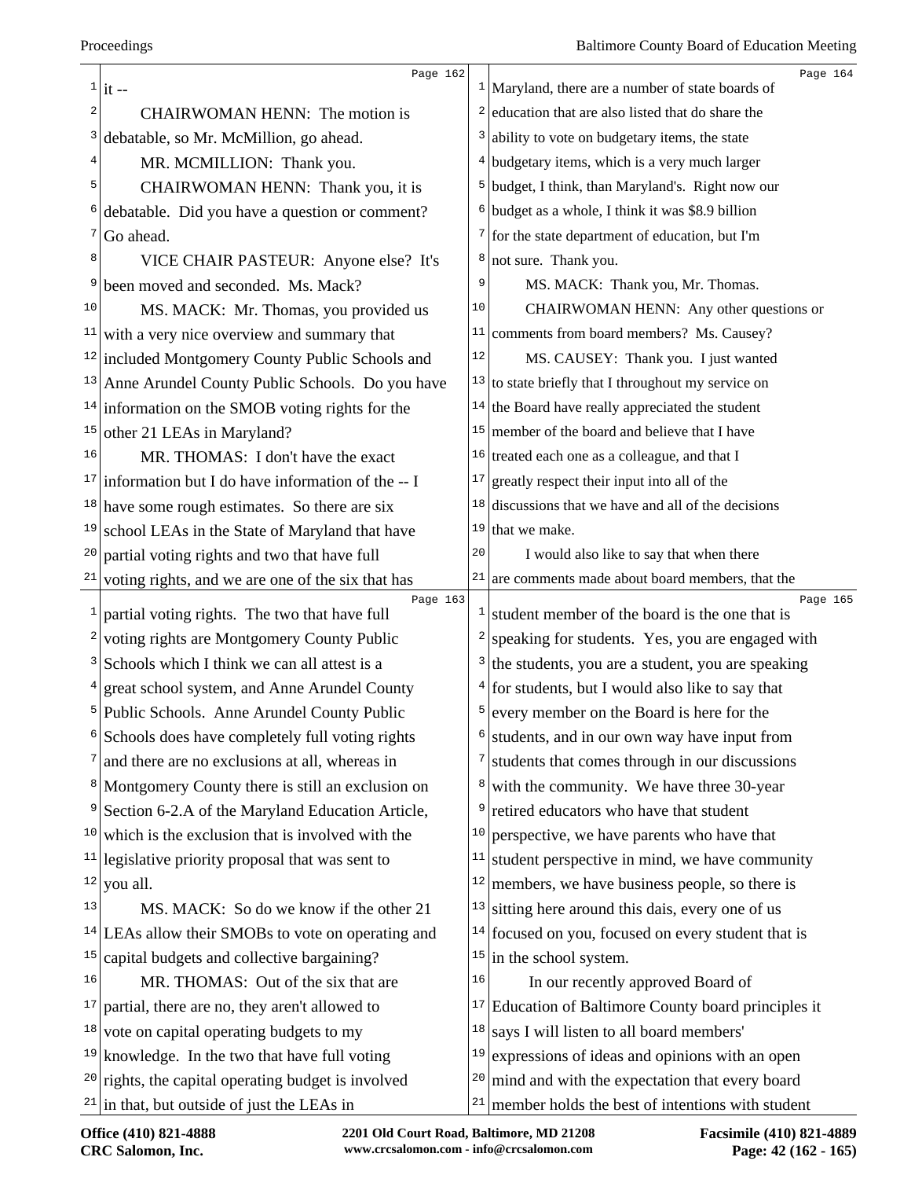it --

CHAIRWOMAN HENN: The motion is debatable, so Mr. McMillion, go ahead.

MR. MCMILLION: Thank you.

CHAIRWOMAN HENN: Thank you, it is debatable. Did you have a question or comment? Go ahead.

VICE CHAIR PASTEUR: Anyone else? It's been moved and seconded. Ms. Mack?

MS. MACK: Mr. Thomas, you provided us with a very nice overview and summary that included Montgomery County Public Schools and Anne Arundel County Public Schools. Do you have information on the SMOB voting rights for the other 21 LEAs in Maryland?

MR. THOMAS: I don't have the exact information but I do have information of the -- I have some rough estimates. So there are six school LEAs in the State of Maryland that have partial voting rights and two that have full voting rights, and we are one of the six that has partial voting rights. The two that have full voting rights are Montgomery County Public Schools which I think we can all attest is a great school system, and Anne Arundel County Public Schools. Anne Arundel County Public Schools does have completely full voting rights and there are no exclusions at all, whereas in Montgomery County there is still an exclusion on Section 6-2.A of the Maryland Education Article, which is the exclusion that is involved with the legislative priority proposal that was sent to you all.

MS. MACK: So do we know if the other 21 LEAs allow their SMOBs to vote on operating and capital budgets and collective bargaining?

MR. THOMAS: Out of the six that are partial, there are no, they aren't allowed to vote on capital operating budgets to my knowledge. In the two that have full voting rights, the capital operating budget is involved in that, but outside of just the LEAs in Maryland, there are a number of state boards of education that are also listed that do share the ability to vote on budgetary items, the state budgetary items, which is a very much larger budget, I think, than Maryland's. Right now our budget as a whole, I think it was $8.9 billion for the state department of education, but I'm not sure. Thank you.

MS. MACK: Thank you, Mr. Thomas.

CHAIRWOMAN HENN: Any other questions or comments from board members? Ms. Causey?

MS. CAUSEY: Thank you. I just wanted to state briefly that I throughout my service on the Board have really appreciated the student member of the board and believe that I have treated each one as a colleague, and that I greatly respect their input into all of the discussions that we have and all of the decisions that we make.

I would also like to say that when there are comments made about board members, that the student member of the board is the one that is speaking for students. Yes, you are engaged with the students, you are a student, you are speaking for students, but I would also like to say that every member on the Board is here for the students, and in our own way have input from students that comes through in our discussions with the community. We have three 30-year retired educators who have that student perspective, we have parents who have that student perspective in mind, we have community members, we have business people, so there is sitting here around this dais, every one of us focused on you, focused on every student that is in the school system.

In our recently approved Board of Education of Baltimore County board principles it says I will listen to all board members' expressions of ideas and opinions with an open mind and with the expectation that every board member holds the best of intentions with student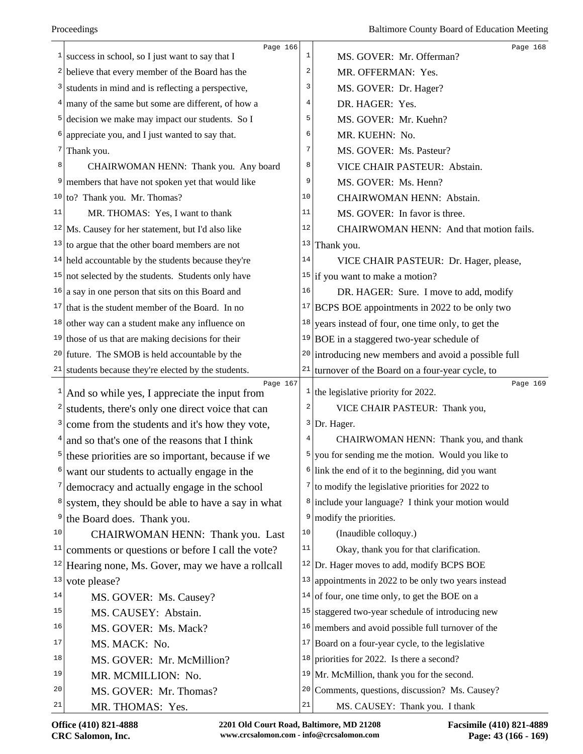success in school, so I just want to say that I believe that every member of the Board has the students in mind and is reflecting a perspective, many of the same but some are different, of how a decision we make may impact our students. So I appreciate you, and I just wanted to say that. Thank you.

CHAIRWOMAN HENN: Thank you. Any board members that have not spoken yet that would like to? Thank you. Mr. Thomas?

MR. THOMAS: Yes, I want to thank Ms. Causey for her statement, but I'd also like to argue that the other board members are not held accountable by the students because they're not selected by the students. Students only have a say in one person that sits on this Board and that is the student member of the Board. In no other way can a student make any influence on those of us that are making decisions for their future. The SMOB is held accountable by the students because they're elected by the students. And so while yes, I appreciate the input from students, there's only one direct voice that can come from the students and it's how they vote, and so that's one of the reasons that I think these priorities are so important, because if we want our students to actually engage in the democracy and actually engage in the school system, they should be able to have a say in what the Board does. Thank you.

CHAIRWOMAN HENN: Thank you. Last comments or questions or before I call the vote? Hearing none, Ms. Gover, may we have a rollcall vote please?

MS. GOVER: Ms. Causey?

MS. CAUSEY: Abstain.

MS. GOVER: Ms. Mack?

MS. MACK: No.

MS. GOVER: Mr. McMillion?

MR. MCMILLION: No.

MS. GOVER: Mr. Thomas?

MR. THOMAS: Yes.

MS. GOVER: Mr. Offerman?

MR. OFFERMAN: Yes.

MS. GOVER: Dr. Hager?

DR. HAGER: Yes.

MS. GOVER: Mr. Kuehn?

MR. KUEHN: No.

MS. GOVER: Ms. Pasteur?

VICE CHAIR PASTEUR: Abstain.

MS. GOVER: Ms. Henn?

CHAIRWOMAN HENN: Abstain.

MS. GOVER: In favor is three.

CHAIRWOMAN HENN: And that motion fails. Thank you.

VICE CHAIR PASTEUR: Dr. Hager, please, if you want to make a motion?

DR. HAGER: Sure. I move to add, modify BCPS BOE appointments in 2022 to be only two years instead of four, one time only, to get the BOE in a staggered two-year schedule of introducing new members and avoid a possible full turnover of the Board on a four-year cycle, to the legislative priority for 2022.

VICE CHAIR PASTEUR: Thank you, Dr. Hager.

CHAIRWOMAN HENN: Thank you, and thank you for sending me the motion. Would you like to link the end of it to the beginning, did you want to modify the legislative priorities for 2022 to include your language? I think your motion would modify the priorities.

(Inaudible colloquy.)

Okay, thank you for that clarification. Dr. Hager moves to add, modify BCPS BOE appointments in 2022 to be only two years instead of four, one time only, to get the BOE on a staggered two-year schedule of introducing new members and avoid possible full turnover of the Board on a four-year cycle, to the legislative priorities for 2022. Is there a second? Mr. McMillion, thank you for the second. Comments, questions, discussion? Ms. Causey?

MS. CAUSEY: Thank you. I thank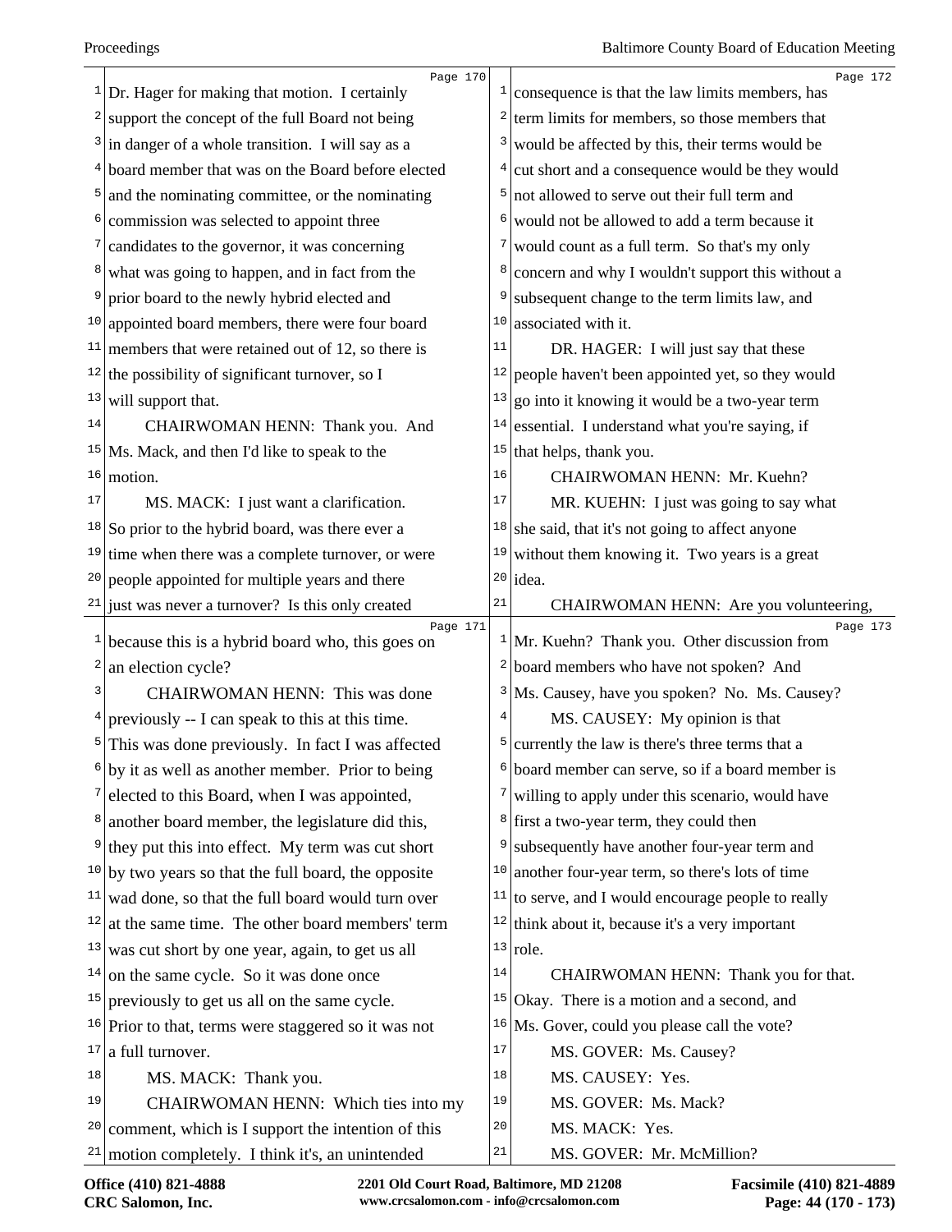Page 170

Dr. Hager for making that motion. I certainly support the concept of the full Board not being in danger of a whole transition. I will say as a board member that was on the Board before elected and the nominating committee, or the nominating commission was selected to appoint three candidates to the governor, it was concerning what was going to happen, and in fact from the prior board to the newly hybrid elected and appointed board members, there were four board members that were retained out of 12, so there is the possibility of significant turnover, so I will support that.

CHAIRWOMAN HENN: Thank you. And Ms. Mack, and then I'd like to speak to the motion.

MS. MACK: I just want a clarification. So prior to the hybrid board, was there ever a time when there was a complete turnover, or were people appointed for multiple years and there just was never a turnover? Is this only created

Page 171

because this is a hybrid board who, this goes on an election cycle?

CHAIRWOMAN HENN: This was done previously -- I can speak to this at this time. This was done previously. In fact I was affected by it as well as another member. Prior to being elected to this Board, when I was appointed, another board member, the legislature did this, they put this into effect. My term was cut short by two years so that the full board, the opposite wad done, so that the full board would turn over at the same time. The other board members' term was cut short by one year, again, to get us all on the same cycle. So it was done once previously to get us all on the same cycle. Prior to that, terms were staggered so it was not a full turnover.

MS. MACK: Thank you.

CHAIRWOMAN HENN: Which ties into my comment, which is I support the intention of this motion completely. I think it's, an unintended

Page 172

consequence is that the law limits members, has term limits for members, so those members that would be affected by this, their terms would be cut short and a consequence would be they would not allowed to serve out their full term and would not be allowed to add a term because it would count as a full term. So that's my only concern and why I wouldn't support this without a subsequent change to the term limits law, and associated with it.

DR. HAGER: I will just say that these people haven't been appointed yet, so they would go into it knowing it would be a two-year term essential. I understand what you're saying, if that helps, thank you.

CHAIRWOMAN HENN: Mr. Kuehn?

MR. KUEHN: I just was going to say what she said, that it's not going to affect anyone without them knowing it. Two years is a great idea.

CHAIRWOMAN HENN: Are you volunteering,

Page 173

Mr. Kuehn? Thank you. Other discussion from board members who have not spoken? And Ms. Causey, have you spoken? No. Ms. Causey?

MS. CAUSEY: My opinion is that currently the law is there's three terms that a board member can serve, so if a board member is willing to apply under this scenario, would have first a two-year term, they could then subsequently have another four-year term and another four-year term, so there's lots of time to serve, and I would encourage people to really think about it, because it's a very important role.

CHAIRWOMAN HENN: Thank you for that. Okay. There is a motion and a second, and Ms. Gover, could you please call the vote?

MS. GOVER: Ms. Causey?

MS. CAUSEY: Yes.

MS. GOVER: Ms. Mack?

MS. MACK: Yes.

MS. GOVER: Mr. McMillion?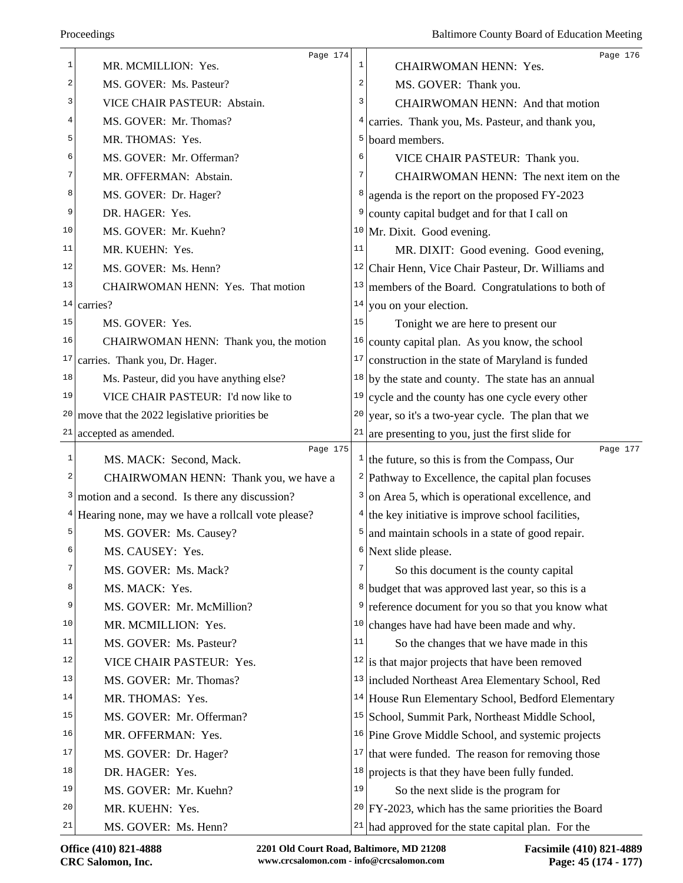MR. MCMILLION: Yes.

MS. GOVER: Ms. Pasteur?

VICE CHAIR PASTEUR: Abstain.

MS. GOVER: Mr. Thomas?

MR. THOMAS: Yes.

MS. GOVER: Mr. Offerman?

MR. OFFERMAN: Abstain.

MS. GOVER: Dr. Hager?

DR. HAGER: Yes.

MS. GOVER: Mr. Kuehn?

MR. KUEHN: Yes.

MS. GOVER: Ms. Henn?

CHAIRWOMAN HENN: Yes. That motion carries?

MS. GOVER: Yes.

CHAIRWOMAN HENN: Thank you, the motion carries. Thank you, Dr. Hager.

Ms. Pasteur, did you have anything else?

VICE CHAIR PASTEUR: I'd now like to move that the 2022 legislative priorities be accepted as amended.

MS. MACK: Second, Mack.

CHAIRWOMAN HENN: Thank you, we have a motion and a second. Is there any discussion? Hearing none, may we have a rollcall vote please?

MS. GOVER: Ms. Causey?

MS. CAUSEY: Yes.

MS. GOVER: Ms. Mack?

MS. MACK: Yes.

MS. GOVER: Mr. McMillion?

MR. MCMILLION: Yes.

MS. GOVER: Ms. Pasteur?

VICE CHAIR PASTEUR: Yes.

MS. GOVER: Mr. Thomas?

MR. THOMAS: Yes.

MS. GOVER: Mr. Offerman?

MR. OFFERMAN: Yes.

MS. GOVER: Dr. Hager?

DR. HAGER: Yes.

MS. GOVER: Mr. Kuehn?

MR. KUEHN: Yes.

MS. GOVER: Ms. Henn?

CHAIRWOMAN HENN: Yes.

MS. GOVER: Thank you.

CHAIRWOMAN HENN: And that motion carries. Thank you, Ms. Pasteur, and thank you, board members.

VICE CHAIR PASTEUR: Thank you.

CHAIRWOMAN HENN: The next item on the agenda is the report on the proposed FY-2023 county capital budget and for that I call on Mr. Dixit. Good evening.

MR. DIXIT: Good evening. Good evening, Chair Henn, Vice Chair Pasteur, Dr. Williams and members of the Board. Congratulations to both of you on your election.

Tonight we are here to present our county capital plan. As you know, the school construction in the state of Maryland is funded by the state and county. The state has an annual cycle and the county has one cycle every other year, so it's a two-year cycle. The plan that we are presenting to you, just the first slide for the future, so this is from the Compass, Our Pathway to Excellence, the capital plan focuses on Area 5, which is operational excellence, and the key initiative is improve school facilities, and maintain schools in a state of good repair. Next slide please.

So this document is the county capital budget that was approved last year, so this is a reference document for you so that you know what changes have had have been made and why.

So the changes that we have made in this is that major projects that have been removed included Northeast Area Elementary School, Red House Run Elementary School, Bedford Elementary School, Summit Park, Northeast Middle School, Pine Grove Middle School, and systemic projects that were funded. The reason for removing those projects is that they have been fully funded.

So the next slide is the program for FY-2023, which has the same priorities the Board had approved for the state capital plan. For the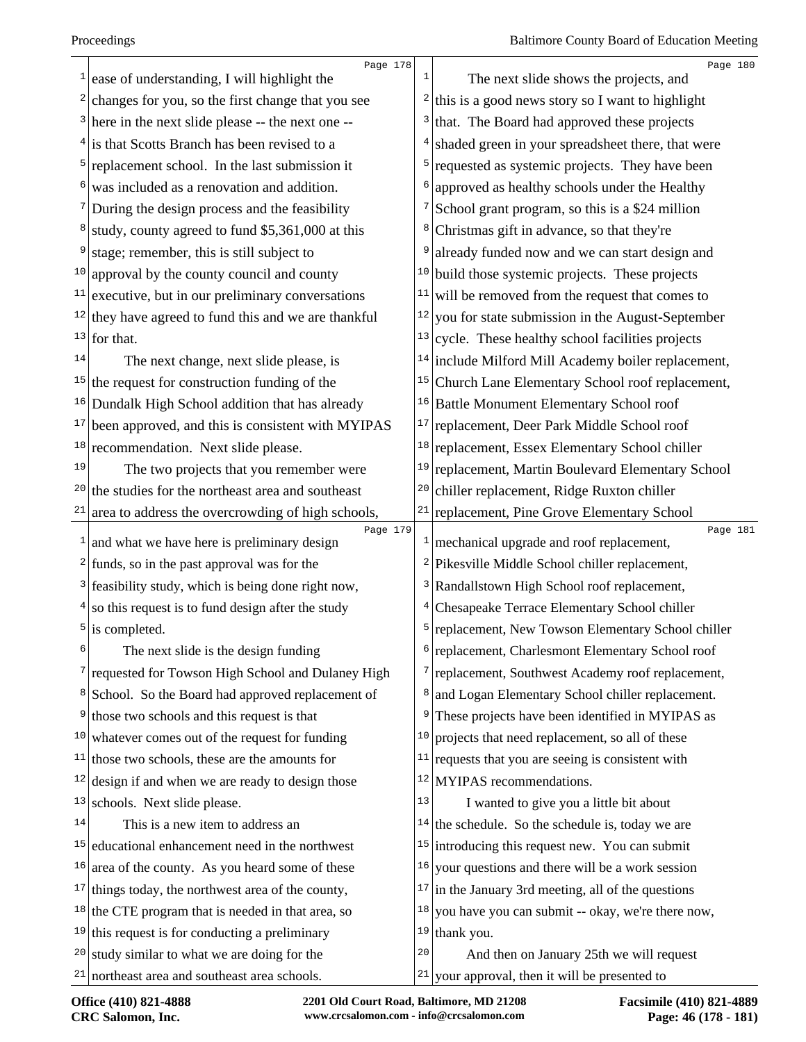Page 178

ease of understanding, I will highlight the changes for you, so the first change that you see here in the next slide please -- the next one -- is that Scotts Branch has been revised to a replacement school. In the last submission it was included as a renovation and addition. During the design process and the feasibility study, county agreed to fund $5,361,000 at this stage; remember, this is still subject to approval by the county council and county executive, but in our preliminary conversations they have agreed to fund this and we are thankful for that.

The next change, next slide please, is the request for construction funding of the Dundalk High School addition that has already been approved, and this is consistent with MYIPAS recommendation. Next slide please.

The two projects that you remember were the studies for the northeast area and southeast area to address the overcrowding of high schools,

Page 179

and what we have here is preliminary design funds, so in the past approval was for the feasibility study, which is being done right now, so this request is to fund design after the study is completed.

The next slide is the design funding requested for Towson High School and Dulaney High School. So the Board had approved replacement of those two schools and this request is that whatever comes out of the request for funding those two schools, these are the amounts for design if and when we are ready to design those schools. Next slide please.

This is a new item to address an educational enhancement need in the northwest area of the county. As you heard some of these things today, the northwest area of the county, the CTE program that is needed in that area, so this request is for conducting a preliminary study similar to what we are doing for the northeast area and southeast area schools.

Page 180

The next slide shows the projects, and this is a good news story so I want to highlight that. The Board had approved these projects shaded green in your spreadsheet there, that were requested as systemic projects. They have been approved as healthy schools under the Healthy School grant program, so this is a $24 million Christmas gift in advance, so that they're already funded now and we can start design and build those systemic projects. These projects will be removed from the request that comes to you for state submission in the August-September cycle. These healthy school facilities projects include Milford Mill Academy boiler replacement, Church Lane Elementary School roof replacement, Battle Monument Elementary School roof replacement, Deer Park Middle School roof replacement, Essex Elementary School chiller replacement, Martin Boulevard Elementary School chiller replacement, Ridge Ruxton chiller replacement, Pine Grove Elementary School

Page 181

mechanical upgrade and roof replacement, Pikesville Middle School chiller replacement, Randallstown High School roof replacement, Chesapeake Terrace Elementary School chiller replacement, New Towson Elementary School chiller replacement, Charlesmont Elementary School roof replacement, Southwest Academy roof replacement, and Logan Elementary School chiller replacement. These projects have been identified in MYIPAS as projects that need replacement, so all of these requests that you are seeing is consistent with MYIPAS recommendations.

I wanted to give you a little bit about the schedule. So the schedule is, today we are introducing this request new. You can submit your questions and there will be a work session in the January 3rd meeting, all of the questions you have you can submit -- okay, we're there now, thank you.

And then on January 25th we will request your approval, then it will be presented to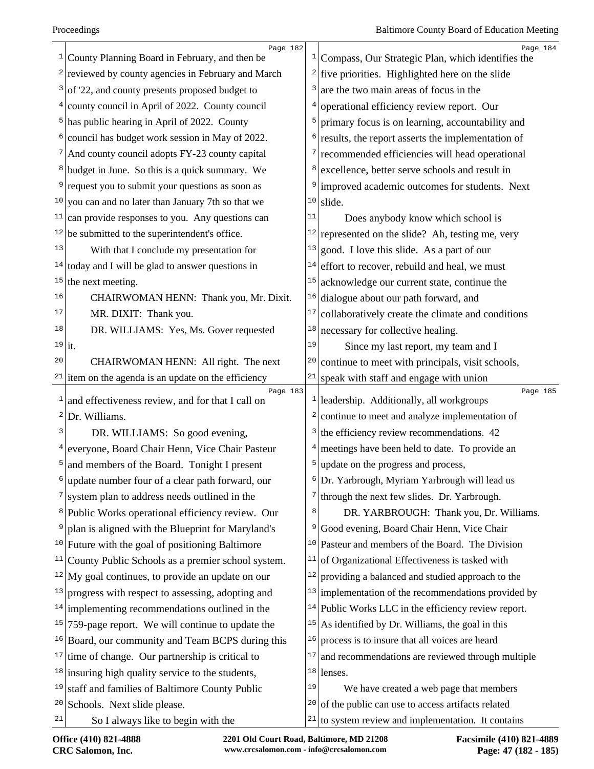County Planning Board in February, and then be reviewed by county agencies in February and March of '22, and county presents proposed budget to county council in April of 2022. County council has public hearing in April of 2022. County council has budget work session in May of 2022. And county council adopts FY-23 county capital budget in June. So this is a quick summary. We request you to submit your questions as soon as you can and no later than January 7th so that we can provide responses to you. Any questions can be submitted to the superintendent's office.

With that I conclude my presentation for today and I will be glad to answer questions in the next meeting.

CHAIRWOMAN HENN: Thank you, Mr. Dixit.

MR. DIXIT: Thank you.

DR. WILLIAMS: Yes, Ms. Gover requested it.

CHAIRWOMAN HENN: All right. The next item on the agenda is an update on the efficiency and effectiveness review, and for that I call on Dr. Williams.

DR. WILLIAMS: So good evening, everyone, Board Chair Henn, Vice Chair Pasteur and members of the Board. Tonight I present update number four of a clear path forward, our system plan to address needs outlined in the Public Works operational efficiency review. Our plan is aligned with the Blueprint for Maryland's Future with the goal of positioning Baltimore County Public Schools as a premier school system. My goal continues, to provide an update on our progress with respect to assessing, adopting and implementing recommendations outlined in the 759-page report. We will continue to update the Board, our community and Team BCPS during this time of change. Our partnership is critical to insuring high quality service to the students, staff and families of Baltimore County Public Schools. Next slide please.

So I always like to begin with the Compass, Our Strategic Plan, which identifies the five priorities. Highlighted here on the slide are the two main areas of focus in the operational efficiency review report. Our primary focus is on learning, accountability and results, the report asserts the implementation of recommended efficiencies will head operational excellence, better serve schools and result in improved academic outcomes for students. Next slide.

Does anybody know which school is represented on the slide? Ah, testing me, very good. I love this slide. As a part of our effort to recover, rebuild and heal, we must acknowledge our current state, continue the dialogue about our path forward, and collaboratively create the climate and conditions necessary for collective healing.

Since my last report, my team and I continue to meet with principals, visit schools, speak with staff and engage with union leadership. Additionally, all workgroups continue to meet and analyze implementation of the efficiency review recommendations. 42 meetings have been held to date. To provide an update on the progress and process, Dr. Yarbrough, Myriam Yarbrough will lead us through the next few slides. Dr. Yarbrough.

DR. YARBROUGH: Thank you, Dr. Williams. Good evening, Board Chair Henn, Vice Chair Pasteur and members of the Board. The Division of Organizational Effectiveness is tasked with providing a balanced and studied approach to the implementation of the recommendations provided by Public Works LLC in the efficiency review report. As identified by Dr. Williams, the goal in this process is to insure that all voices are heard and recommendations are reviewed through multiple lenses.

We have created a web page that members of the public can use to access artifacts related to system review and implementation. It contains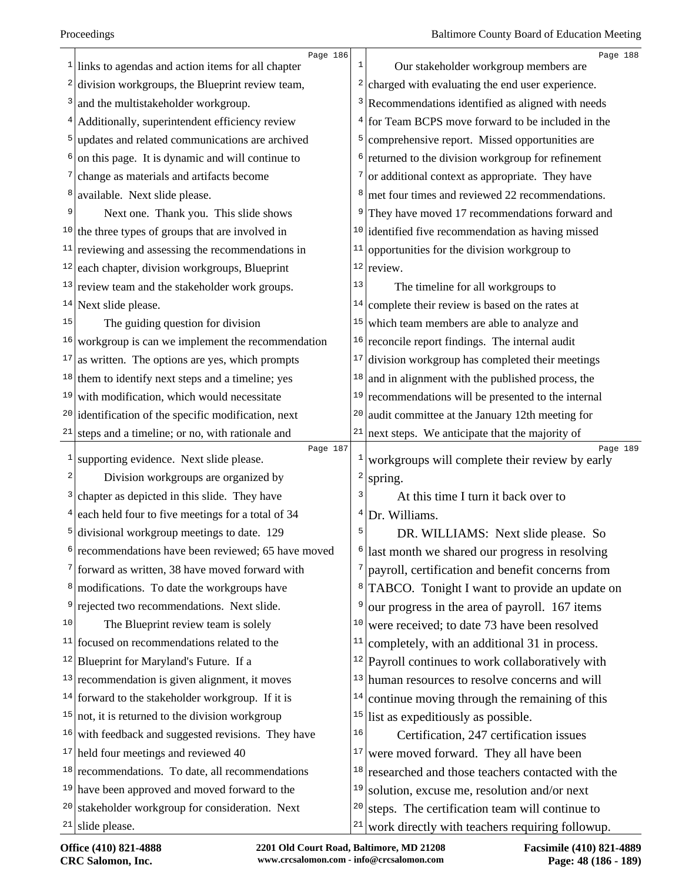links to agendas and action items for all chapter division workgroups, the Blueprint review team, and the multistakeholder workgroup. Additionally, superintendent efficiency review updates and related communications are archived on this page. It is dynamic and will continue to change as materials and artifacts become available. Next slide please.

Next one. Thank you. This slide shows the three types of groups that are involved in reviewing and assessing the recommendations in each chapter, division workgroups, Blueprint review team and the stakeholder work groups. Next slide please.

The guiding question for division workgroup is can we implement the recommendation as written. The options are yes, which prompts them to identify next steps and a timeline; yes with modification, which would necessitate identification of the specific modification, next steps and a timeline; or no, with rationale and supporting evidence. Next slide please.

Division workgroups are organized by chapter as depicted in this slide. They have each held four to five meetings for a total of 34 divisional workgroup meetings to date. 129 recommendations have been reviewed; 65 have moved forward as written, 38 have moved forward with modifications. To date the workgroups have rejected two recommendations. Next slide.

The Blueprint review team is solely focused on recommendations related to the Blueprint for Maryland's Future. If a recommendation is given alignment, it moves forward to the stakeholder workgroup. If it is not, it is returned to the division workgroup with feedback and suggested revisions. They have held four meetings and reviewed 40 recommendations. To date, all recommendations have been approved and moved forward to the stakeholder workgroup for consideration. Next slide please.

Our stakeholder workgroup members are charged with evaluating the end user experience. Recommendations identified as aligned with needs for Team BCPS move forward to be included in the comprehensive report. Missed opportunities are returned to the division workgroup for refinement or additional context as appropriate. They have met four times and reviewed 22 recommendations. They have moved 17 recommendations forward and identified five recommendation as having missed opportunities for the division workgroup to review.

The timeline for all workgroups to complete their review is based on the rates at which team members are able to analyze and reconcile report findings. The internal audit division workgroup has completed their meetings and in alignment with the published process, the recommendations will be presented to the internal audit committee at the January 12th meeting for next steps. We anticipate that the majority of workgroups will complete their review by early spring.

At this time I turn it back over to Dr. Williams.

DR. WILLIAMS: Next slide please. So last month we shared our progress in resolving payroll, certification and benefit concerns from TABCO. Tonight I want to provide an update on our progress in the area of payroll. 167 items were received; to date 73 have been resolved completely, with an additional 31 in process. Payroll continues to work collaboratively with human resources to resolve concerns and will continue moving through the remaining of this list as expeditiously as possible.

Certification, 247 certification issues were moved forward. They all have been researched and those teachers contacted with the solution, excuse me, resolution and/or next steps. The certification team will continue to work directly with teachers requiring followup.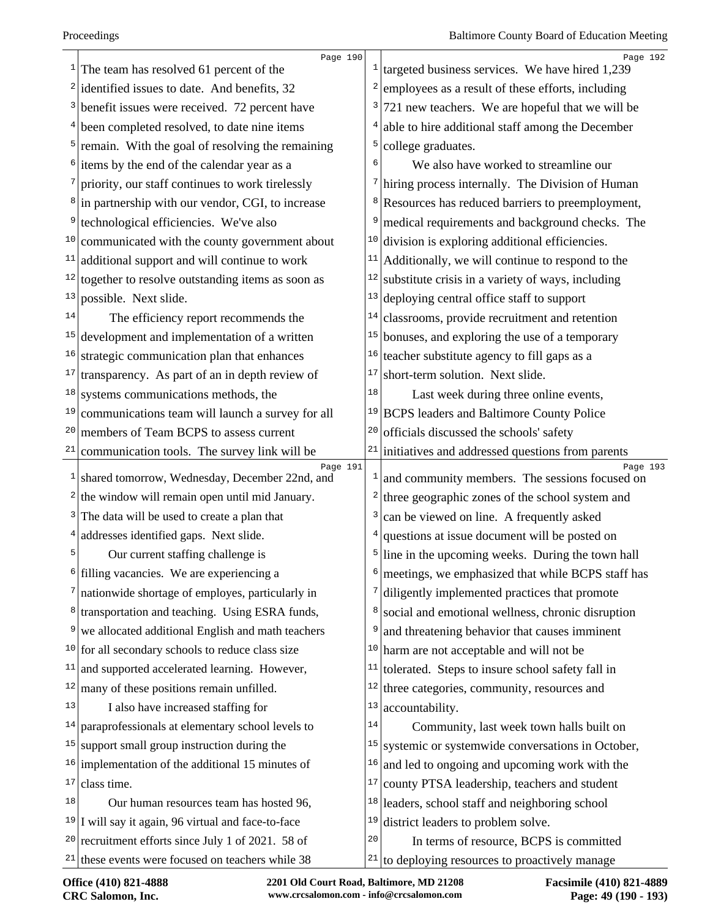The team has resolved 61 percent of the identified issues to date. And benefits, 32 benefit issues were received. 72 percent have been completed resolved, to date nine items remain. With the goal of resolving the remaining items by the end of the calendar year as a priority, our staff continues to work tirelessly in partnership with our vendor, CGI, to increase technological efficiencies. We've also communicated with the county government about additional support and will continue to work together to resolve outstanding items as soon as possible. Next slide.

The efficiency report recommends the development and implementation of a written strategic communication plan that enhances transparency. As part of an in depth review of systems communications methods, the communications team will launch a survey for all members of Team BCPS to assess current communication tools. The survey link will be shared tomorrow, Wednesday, December 22nd, and the window will remain open until mid January. The data will be used to create a plan that addresses identified gaps. Next slide.

Our current staffing challenge is filling vacancies. We are experiencing a nationwide shortage of employes, particularly in transportation and teaching. Using ESRA funds, we allocated additional English and math teachers for all secondary schools to reduce class size and supported accelerated learning. However, many of these positions remain unfilled.

I also have increased staffing for paraprofessionals at elementary school levels to support small group instruction during the implementation of the additional 15 minutes of class time.

Our human resources team has hosted 96, I will say it again, 96 virtual and face-to-face recruitment efforts since July 1 of 2021. 58 of these events were focused on teachers while 38 targeted business services. We have hired 1,239 employees as a result of these efforts, including 721 new teachers. We are hopeful that we will be able to hire additional staff among the December college graduates.

We also have worked to streamline our hiring process internally. The Division of Human Resources has reduced barriers to preemployment, medical requirements and background checks. The division is exploring additional efficiencies. Additionally, we will continue to respond to the substitute crisis in a variety of ways, including deploying central office staff to support classrooms, provide recruitment and retention bonuses, and exploring the use of a temporary teacher substitute agency to fill gaps as a short-term solution. Next slide.

Last week during three online events, BCPS leaders and Baltimore County Police officials discussed the schools' safety initiatives and addressed questions from parents and community members. The sessions focused on three geographic zones of the school system and can be viewed on line. A frequently asked questions at issue document will be posted on line in the upcoming weeks. During the town hall meetings, we emphasized that while BCPS staff has diligently implemented practices that promote social and emotional wellness, chronic disruption and threatening behavior that causes imminent harm are not acceptable and will not be tolerated. Steps to insure school safety fall in three categories, community, resources and accountability.

Community, last week town halls built on systemic or systemwide conversations in October, and led to ongoing and upcoming work with the county PTSA leadership, teachers and student leaders, school staff and neighboring school district leaders to problem solve.

In terms of resource, BCPS is committed to deploying resources to proactively manage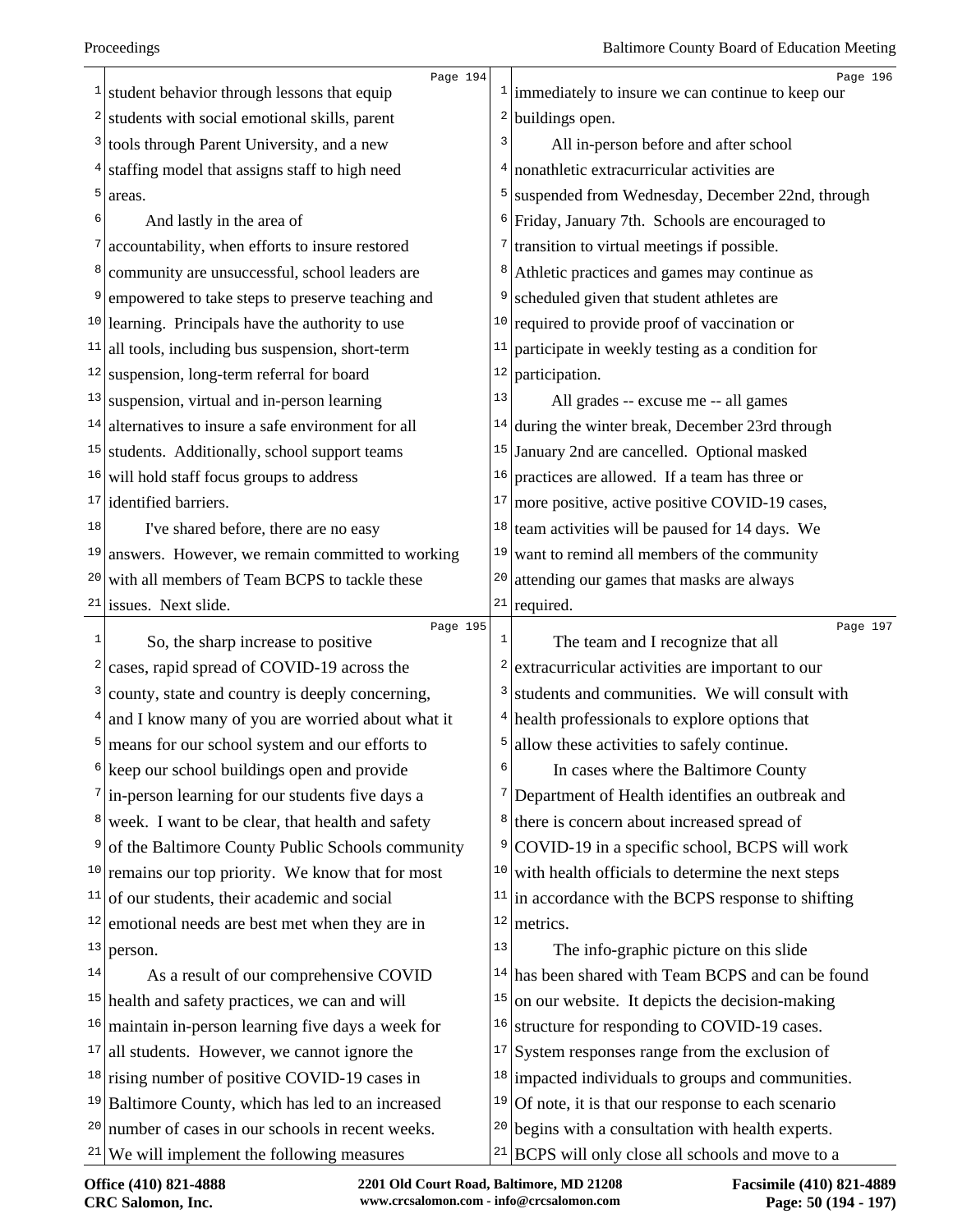Page 194

student behavior through lessons that equip students with social emotional skills, parent tools through Parent University, and a new staffing model that assigns staff to high need areas.

And lastly in the area of accountability, when efforts to insure restored community are unsuccessful, school leaders are empowered to take steps to preserve teaching and learning. Principals have the authority to use all tools, including bus suspension, short-term suspension, long-term referral for board suspension, virtual and in-person learning alternatives to insure a safe environment for all students. Additionally, school support teams will hold staff focus groups to address identified barriers.

I've shared before, there are no easy answers. However, we remain committed to working with all members of Team BCPS to tackle these issues. Next slide.

Page 195

So, the sharp increase to positive cases, rapid spread of COVID-19 across the county, state and country is deeply concerning, and I know many of you are worried about what it means for our school system and our efforts to keep our school buildings open and provide in-person learning for our students five days a week. I want to be clear, that health and safety of the Baltimore County Public Schools community remains our top priority. We know that for most of our students, their academic and social emotional needs are best met when they are in person.

As a result of our comprehensive COVID health and safety practices, we can and will maintain in-person learning five days a week for all students. However, we cannot ignore the rising number of positive COVID-19 cases in Baltimore County, which has led to an increased number of cases in our schools in recent weeks. We will implement the following measures

Page 196

immediately to insure we can continue to keep our buildings open.

All in-person before and after school nonathletic extracurricular activities are suspended from Wednesday, December 22nd, through Friday, January 7th. Schools are encouraged to transition to virtual meetings if possible. Athletic practices and games may continue as scheduled given that student athletes are required to provide proof of vaccination or participate in weekly testing as a condition for participation.

All grades -- excuse me -- all games during the winter break, December 23rd through January 2nd are cancelled. Optional masked practices are allowed. If a team has three or more positive, active positive COVID-19 cases, team activities will be paused for 14 days. We want to remind all members of the community attending our games that masks are always required.

Page 197

The team and I recognize that all extracurricular activities are important to our students and communities. We will consult with health professionals to explore options that allow these activities to safely continue.

In cases where the Baltimore County Department of Health identifies an outbreak and there is concern about increased spread of COVID-19 in a specific school, BCPS will work with health officials to determine the next steps in accordance with the BCPS response to shifting metrics.

The info-graphic picture on this slide has been shared with Team BCPS and can be found on our website. It depicts the decision-making structure for responding to COVID-19 cases. System responses range from the exclusion of impacted individuals to groups and communities. Of note, it is that our response to each scenario begins with a consultation with health experts. BCPS will only close all schools and move to a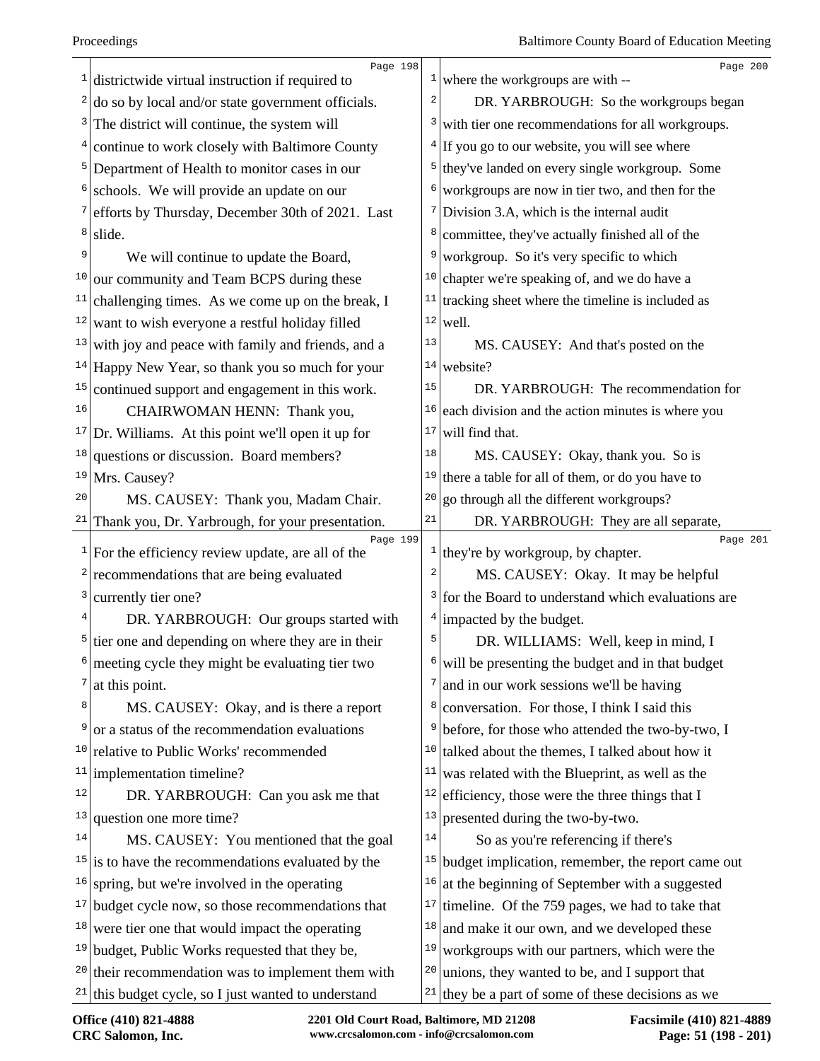districtwide virtual instruction if required to do so by local and/or state government officials. The district will continue, the system will continue to work closely with Baltimore County Department of Health to monitor cases in our schools. We will provide an update on our efforts by Thursday, December 30th of 2021. Last slide.

We will continue to update the Board, our community and Team BCPS during these challenging times. As we come up on the break, I want to wish everyone a restful holiday filled with joy and peace with family and friends, and a Happy New Year, so thank you so much for your continued support and engagement in this work.

CHAIRWOMAN HENN: Thank you, Dr. Williams. At this point we'll open it up for questions or discussion. Board members? Mrs. Causey?

MS. CAUSEY: Thank you, Madam Chair. Thank you, Dr. Yarbrough, for your presentation. For the efficiency review update, are all of the recommendations that are being evaluated currently tier one?

DR. YARBROUGH: Our groups started with tier one and depending on where they are in their meeting cycle they might be evaluating tier two at this point.

MS. CAUSEY: Okay, and is there a report or a status of the recommendation evaluations relative to Public Works' recommended implementation timeline?

DR. YARBROUGH: Can you ask me that question one more time?

MS. CAUSEY: You mentioned that the goal is to have the recommendations evaluated by the spring, but we're involved in the operating budget cycle now, so those recommendations that were tier one that would impact the operating budget, Public Works requested that they be, their recommendation was to implement them with this budget cycle, so I just wanted to understand where the workgroups are with --

DR. YARBROUGH: So the workgroups began with tier one recommendations for all workgroups. If you go to our website, you will see where they've landed on every single workgroup. Some workgroups are now in tier two, and then for the Division 3.A, which is the internal audit committee, they've actually finished all of the workgroup. So it's very specific to which chapter we're speaking of, and we do have a tracking sheet where the timeline is included as well.

MS. CAUSEY: And that's posted on the website?

DR. YARBROUGH: The recommendation for each division and the action minutes is where you will find that.

MS. CAUSEY: Okay, thank you. So is there a table for all of them, or do you have to go through all the different workgroups?

DR. YARBROUGH: They are all separate, they're by workgroup, by chapter.

MS. CAUSEY: Okay. It may be helpful for the Board to understand which evaluations are impacted by the budget.

DR. WILLIAMS: Well, keep in mind, I will be presenting the budget and in that budget and in our work sessions we'll be having conversation. For those, I think I said this before, for those who attended the two-by-two, I talked about the themes, I talked about how it was related with the Blueprint, as well as the efficiency, those were the three things that I presented during the two-by-two.

So as you're referencing if there's budget implication, remember, the report came out at the beginning of September with a suggested timeline. Of the 759 pages, we had to take that and make it our own, and we developed these workgroups with our partners, which were the unions, they wanted to be, and I support that they be a part of some of these decisions as we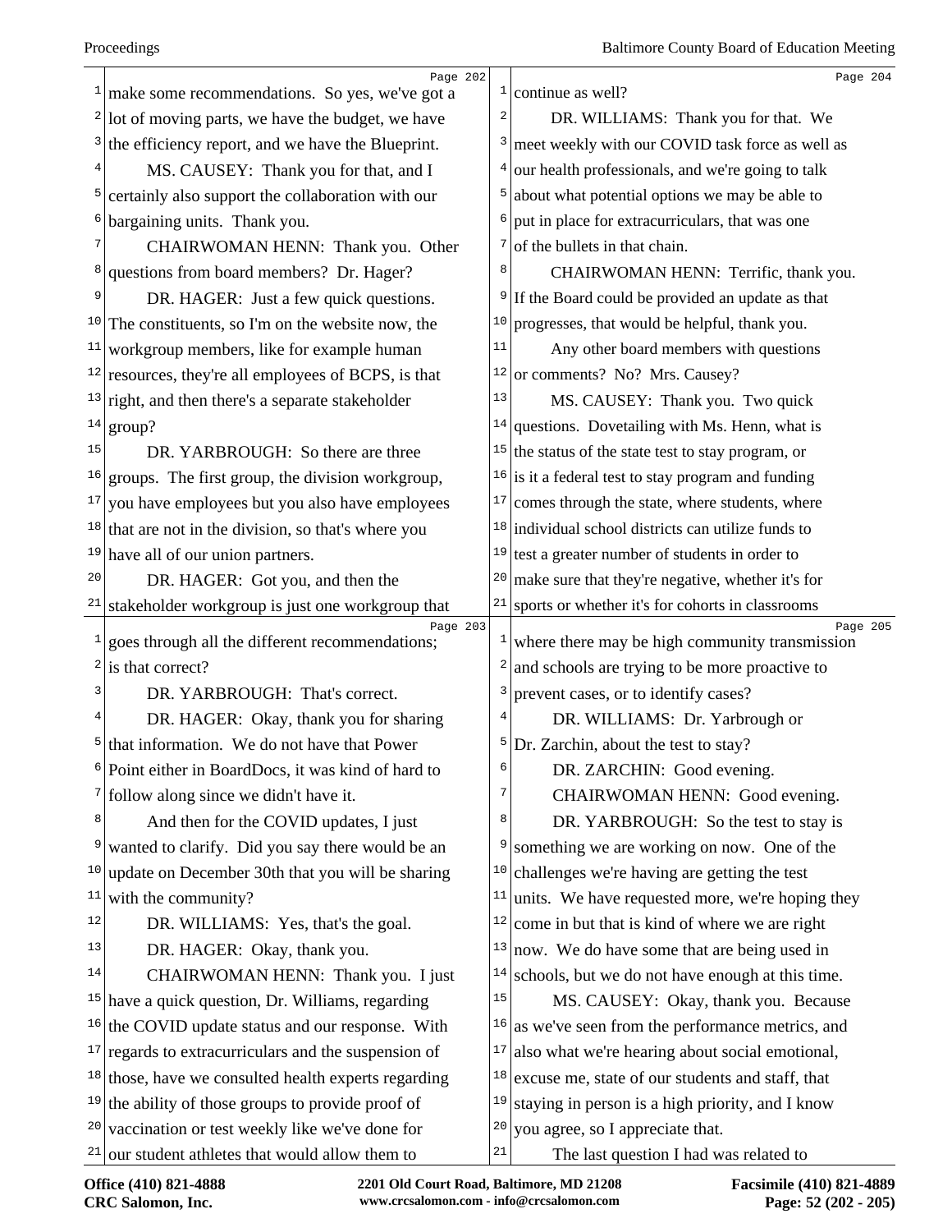make some recommendations. So yes, we've got a lot of moving parts, we have the budget, we have the efficiency report, and we have the Blueprint.

MS. CAUSEY: Thank you for that, and I certainly also support the collaboration with our bargaining units. Thank you.

CHAIRWOMAN HENN: Thank you. Other questions from board members? Dr. Hager?

DR. HAGER: Just a few quick questions. The constituents, so I'm on the website now, the workgroup members, like for example human resources, they're all employees of BCPS, is that right, and then there's a separate stakeholder group?

DR. YARBROUGH: So there are three groups. The first group, the division workgroup, you have employees but you also have employees that are not in the division, so that's where you have all of our union partners.

DR. HAGER: Got you, and then the stakeholder workgroup is just one workgroup that goes through all the different recommendations; is that correct?

DR. YARBROUGH: That's correct.

DR. HAGER: Okay, thank you for sharing that information. We do not have that Power Point either in BoardDocs, it was kind of hard to follow along since we didn't have it.

And then for the COVID updates, I just wanted to clarify. Did you say there would be an update on December 30th that you will be sharing with the community?

DR. WILLIAMS: Yes, that's the goal.

DR. HAGER: Okay, thank you.

CHAIRWOMAN HENN: Thank you. I just have a quick question, Dr. Williams, regarding the COVID update status and our response. With regards to extracurriculars and the suspension of those, have we consulted health experts regarding the ability of those groups to provide proof of vaccination or test weekly like we've done for our student athletes that would allow them to continue as well?

DR. WILLIAMS: Thank you for that. We meet weekly with our COVID task force as well as our health professionals, and we're going to talk about what potential options we may be able to put in place for extracurriculars, that was one of the bullets in that chain.

CHAIRWOMAN HENN: Terrific, thank you. If the Board could be provided an update as that progresses, that would be helpful, thank you.

Any other board members with questions or comments? No? Mrs. Causey?

MS. CAUSEY: Thank you. Two quick questions. Dovetailing with Ms. Henn, what is the status of the state test to stay program, or is it a federal test to stay program and funding comes through the state, where students, where individual school districts can utilize funds to test a greater number of students in order to make sure that they're negative, whether it's for sports or whether it's for cohorts in classrooms where there may be high community transmission and schools are trying to be more proactive to prevent cases, or to identify cases?

DR. WILLIAMS: Dr. Yarbrough or Dr. Zarchin, about the test to stay?

DR. ZARCHIN: Good evening.

CHAIRWOMAN HENN: Good evening.

DR. YARBROUGH: So the test to stay is something we are working on now. One of the challenges we're having are getting the test units. We have requested more, we're hoping they come in but that is kind of where we are right now. We do have some that are being used in schools, but we do not have enough at this time.

MS. CAUSEY: Okay, thank you. Because as we've seen from the performance metrics, and also what we're hearing about social emotional, excuse me, state of our students and staff, that staying in person is a high priority, and I know you agree, so I appreciate that.

The last question I had was related to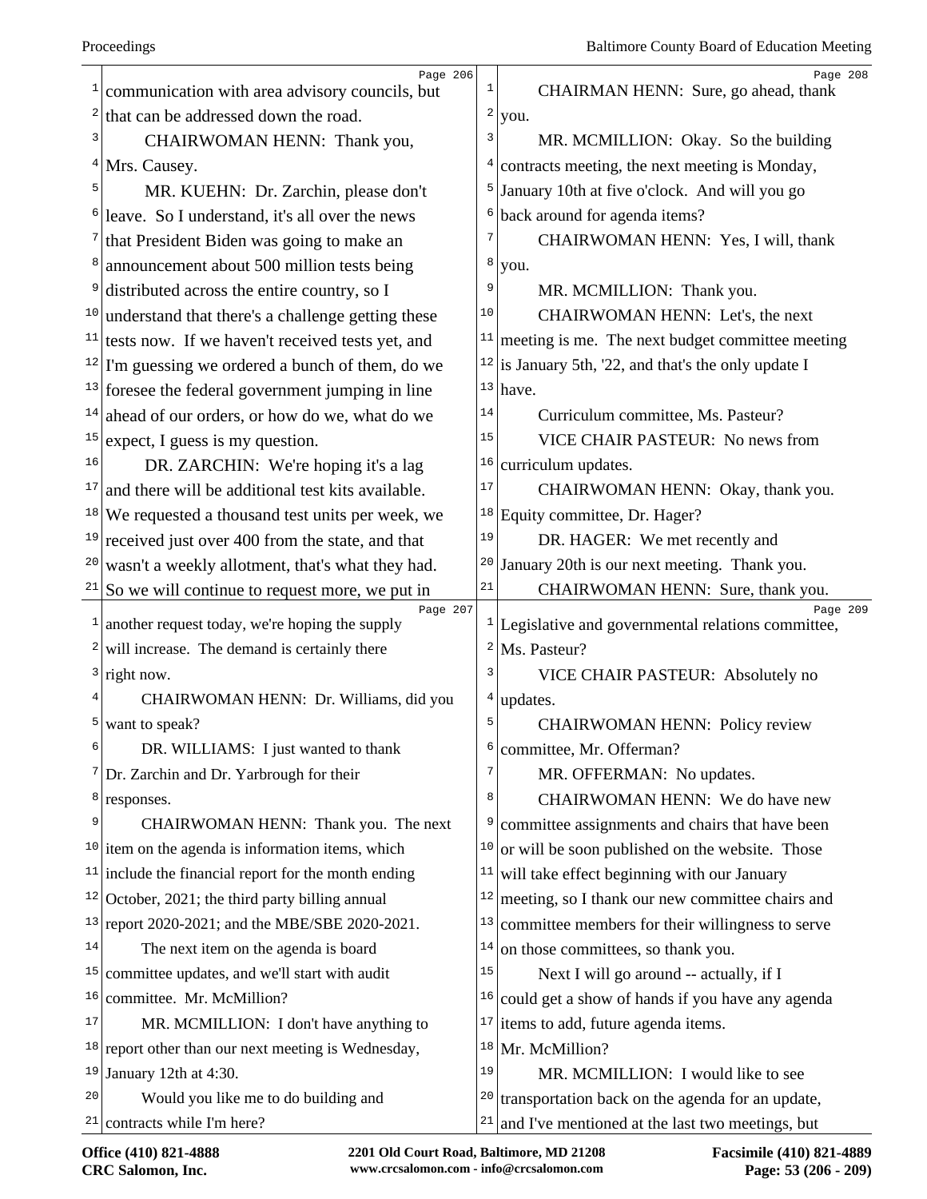communication with area advisory councils, but that can be addressed down the road.

CHAIRWOMAN HENN: Thank you, Mrs. Causey.

MR. KUEHN: Dr. Zarchin, please don't leave. So I understand, it's all over the news that President Biden was going to make an announcement about 500 million tests being distributed across the entire country, so I understand that there's a challenge getting these tests now. If we haven't received tests yet, and I'm guessing we ordered a bunch of them, do we foresee the federal government jumping in line ahead of our orders, or how do we, what do we expect, I guess is my question.

DR. ZARCHIN: We're hoping it's a lag and there will be additional test kits available. We requested a thousand test units per week, we received just over 400 from the state, and that wasn't a weekly allotment, that's what they had. So we will continue to request more, we put in another request today, we're hoping the supply will increase. The demand is certainly there right now.

CHAIRWOMAN HENN: Dr. Williams, did you want to speak?

DR. WILLIAMS: I just wanted to thank Dr. Zarchin and Dr. Yarbrough for their responses.

CHAIRWOMAN HENN: Thank you. The next item on the agenda is information items, which include the financial report for the month ending October, 2021; the third party billing annual report 2020-2021; and the MBE/SBE 2020-2021.

The next item on the agenda is board committee updates, and we'll start with audit committee. Mr. McMillion?

MR. MCMILLION: I don't have anything to report other than our next meeting is Wednesday, January 12th at 4:30.

Would you like me to do building and contracts while I'm here?

CHAIRMAN HENN: Sure, go ahead, thank you.

MR. MCMILLION: Okay. So the building contracts meeting, the next meeting is Monday, January 10th at five o'clock. And will you go back around for agenda items?

CHAIRWOMAN HENN: Yes, I will, thank you.

MR. MCMILLION: Thank you.

CHAIRWOMAN HENN: Let's, the next meeting is me. The next budget committee meeting is January 5th, '22, and that's the only update I have.

Curriculum committee, Ms. Pasteur?

VICE CHAIR PASTEUR: No news from curriculum updates.

CHAIRWOMAN HENN: Okay, thank you. Equity committee, Dr. Hager?

DR. HAGER: We met recently and January 20th is our next meeting. Thank you.

CHAIRWOMAN HENN: Sure, thank you. Legislative and governmental relations committee, Ms. Pasteur?

VICE CHAIR PASTEUR: Absolutely no updates.

CHAIRWOMAN HENN: Policy review committee, Mr. Offerman?

MR. OFFERMAN: No updates.

CHAIRWOMAN HENN: We do have new committee assignments and chairs that have been or will be soon published on the website. Those will take effect beginning with our January meeting, so I thank our new committee chairs and committee members for their willingness to serve on those committees, so thank you.

Next I will go around -- actually, if I could get a show of hands if you have any agenda items to add, future agenda items. Mr. McMillion?

MR. MCMILLION: I would like to see transportation back on the agenda for an update, and I've mentioned at the last two meetings, but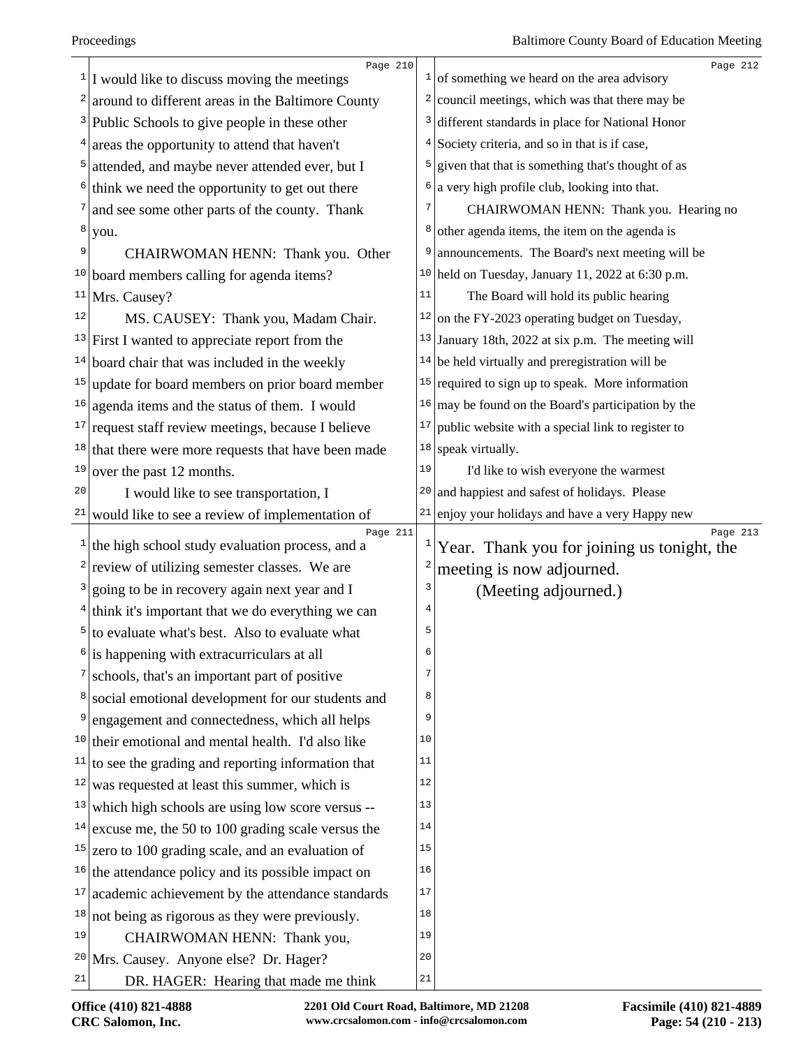I would like to discuss moving the meetings around to different areas in the Baltimore County Public Schools to give people in these other areas the opportunity to attend that haven't attended, and maybe never attended ever, but I think we need the opportunity to get out there and see some other parts of the county. Thank you.

CHAIRWOMAN HENN: Thank you. Other board members calling for agenda items? Mrs. Causey?

MS. CAUSEY: Thank you, Madam Chair. First I wanted to appreciate report from the board chair that was included in the weekly update for board members on prior board member agenda items and the status of them. I would request staff review meetings, because I believe that there were more requests that have been made over the past 12 months.

I would like to see transportation, I would like to see a review of implementation of the high school study evaluation process, and a review of utilizing semester classes. We are going to be in recovery again next year and I think it's important that we do everything we can to evaluate what's best. Also to evaluate what is happening with extracurriculars at all schools, that's an important part of positive social emotional development for our students and engagement and connectedness, which all helps their emotional and mental health. I'd also like to see the grading and reporting information that was requested at least this summer, which is which high schools are using low score versus -- excuse me, the 50 to 100 grading scale versus the zero to 100 grading scale, and an evaluation of the attendance policy and its possible impact on academic achievement by the attendance standards not being as rigorous as they were previously.

CHAIRWOMAN HENN: Thank you, Mrs. Causey. Anyone else? Dr. Hager?

DR. HAGER: Hearing that made me think of something we heard on the area advisory council meetings, which was that there may be different standards in place for National Honor Society criteria, and so in that is if case, given that that is something that's thought of as a very high profile club, looking into that.

CHAIRWOMAN HENN: Thank you. Hearing no other agenda items, the item on the agenda is announcements. The Board's next meeting will be held on Tuesday, January 11, 2022 at 6:30 p.m.

The Board will hold its public hearing on the FY-2023 operating budget on Tuesday, January 18th, 2022 at six p.m. The meeting will be held virtually and preregistration will be required to sign up to speak. More information may be found on the Board's participation by the public website with a special link to register to speak virtually.

I'd like to wish everyone the warmest and happiest and safest of holidays. Please enjoy your holidays and have a very Happy new Year. Thank you for joining us tonight, the meeting is now adjourned.

(Meeting adjourned.)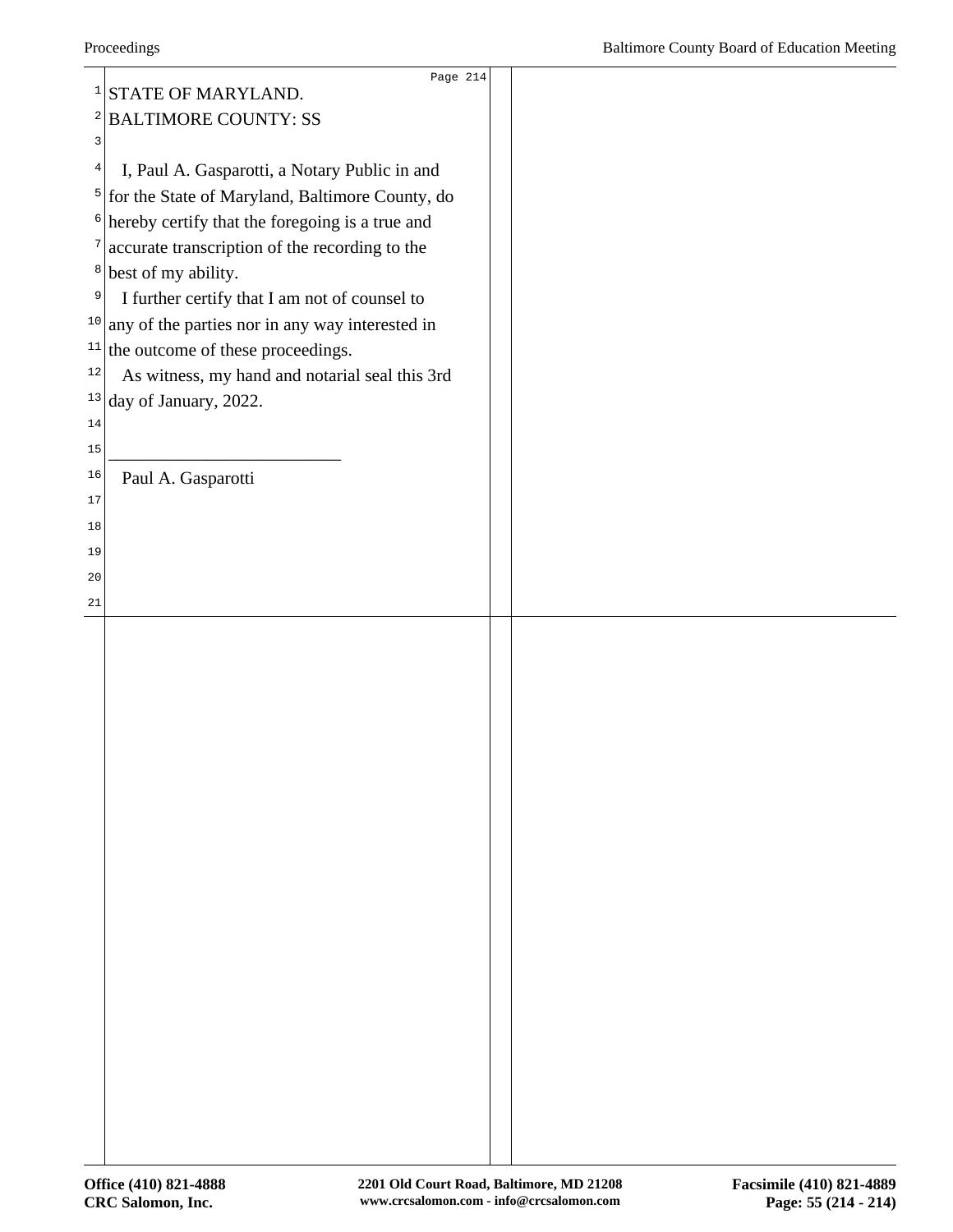STATE OF MARYLAND.
BALTIMORE COUNTY: SS

I, Paul A. Gasparotti, a Notary Public in and for the State of Maryland, Baltimore County, do hereby certify that the foregoing is a true and accurate transcription of the recording to the best of my ability.

I further certify that I am not of counsel to any of the parties nor in any way interested in the outcome of these proceedings.

As witness, my hand and notarial seal this 3rd day of January, 2022.

\_\_\_\_\_\_\_\_\_\_\_\_\_\_\_\_\_\_\_\_\_\_\_\_\_\_

Paul A. Gasparotti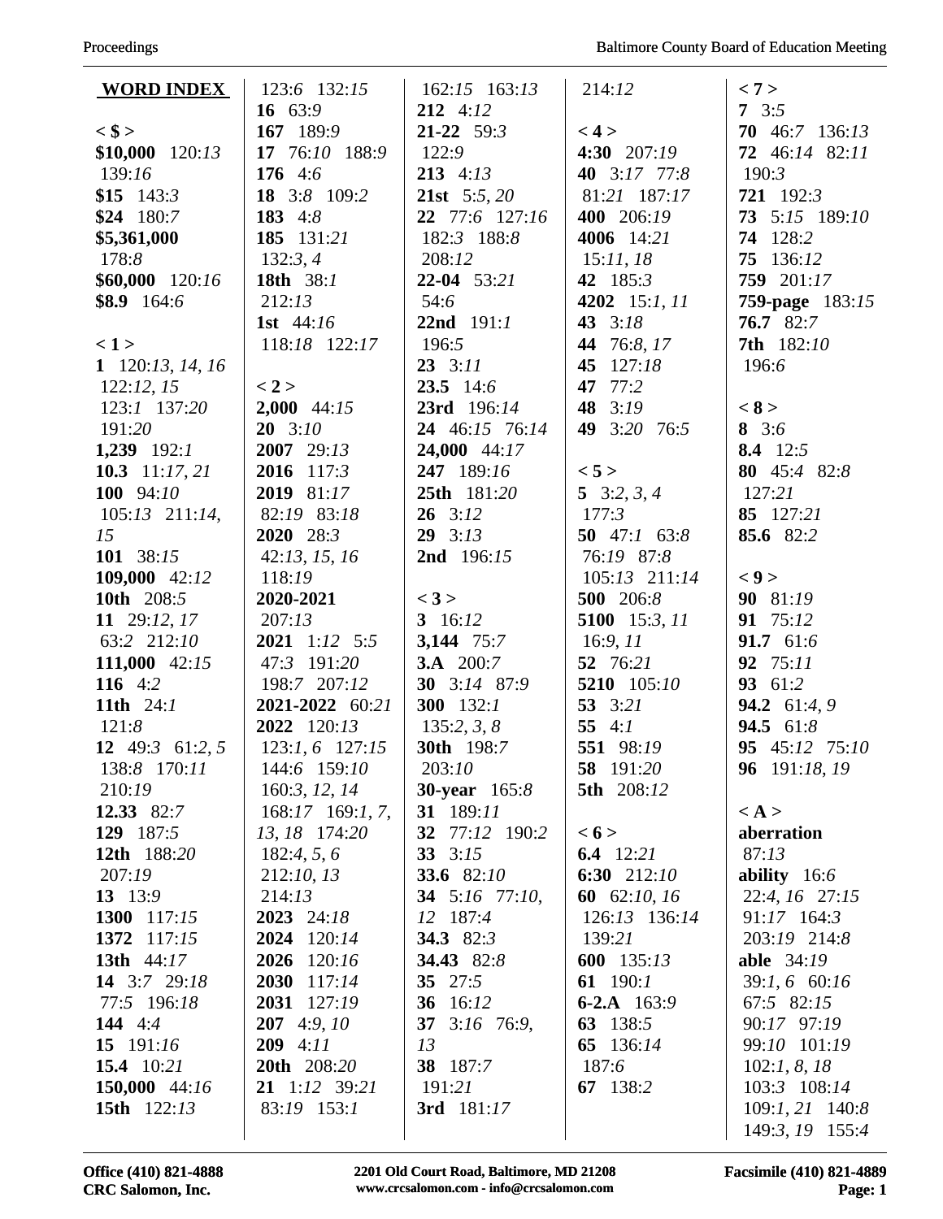**WORD INDEX**

**< $ >**
**$10,000** 120:13 139:16
**$15** 143:3
**$24** 180:7
**$5,361,000** 178:8
**$60,000** 120:16
**$8.9** 164:6

**< 1 >**
**1** 120:13, 14, 16 122:12, 15 123:1 137:20 191:20
**1,239** 192:1
**10.3** 11:17, 21
**100** 94:10 105:13 211:14, 15
**101** 38:15
**109,000** 42:12
**10th** 208:5
**11** 29:12, 17 63:2 212:10
**111,000** 42:15
**116** 4:2
**11th** 24:1 121:8
**12** 49:3 61:2, 5 138:8 170:11 210:19
**12.33** 82:7
**129** 187:5
**12th** 188:20 207:19
**13** 13:9
**1300** 117:15
**1372** 117:15
**13th** 44:17
**14** 3:7 29:18 77:5 196:18
**144** 4:4
**15** 191:16
**15.4** 10:21
**150,000** 44:16
**15th** 122:13 123:6 132:15
**16** 63:9
**167** 189:9
**17** 76:10 188:9
**176** 4:6
**18** 3:8 109:2
**183** 4:8
**185** 131:21 132:3, 4
**18th** 38:1 212:13
**1st** 44:16 118:18 122:17

**< 2 >**
**2,000** 44:15
**20** 3:10
**2007** 29:13
**2016** 117:3
**2019** 81:17 82:19 83:18
**2020** 28:3 42:13, 15, 16 118:19
**2020-2021** 207:13
**2021** 1:12 5:5 47:3 191:20 198:7 207:12
**2021-2022** 60:21
**2022** 120:13 123:1, 6 127:15 144:6 159:10 160:3, 12, 14 168:17 169:1, 7, 13, 18 174:20 182:4, 5, 6 212:10, 13 214:13
**2023** 24:18
**2024** 120:14
**2026** 120:16
**2030** 117:14
**2031** 127:19
**207** 4:9, 10
**209** 4:11
**20th** 208:20
**21** 1:12 39:21 83:19 153:1 162:15 163:13
**212** 4:12
**21-22** 59:3 122:9
**213** 4:13
**21st** 5:5, 20
**22** 77:6 127:16 182:3 188:8 208:12
**22-04** 53:21 54:6
**22nd** 191:1 196:5
**23** 3:11
**23.5** 14:6
**23rd** 196:14
**24** 46:15 76:14
**24,000** 44:17
**247** 189:16
**25th** 181:20
**26** 3:12
**29** 3:13
**2nd** 196:15

**< 3 >**
**3** 16:12
**3,144** 75:7
**3.A** 200:7
**30** 3:14 87:9
**300** 132:1 135:2, 3, 8
**30th** 198:7 203:10
**30-year** 165:8
**31** 189:11
**32** 77:12 190:2
**33** 3:15
**33.6** 82:10
**34** 5:16 77:10, 12 187:4
**34.3** 82:3
**34.43** 82:8
**35** 27:5
**36** 16:12
**37** 3:16 76:9, 13
**38** 187:7 191:21
**3rd** 181:17 214:12

**< 4 >**
**4:30** 207:19
**40** 3:17 77:8 81:21 187:17
**400** 206:19
**4006** 14:21 15:11, 18
**42** 185:3
**4202** 15:1, 11
**43** 3:18
**44** 76:8, 17
**45** 127:18
**47** 77:2
**48** 3:19
**49** 3:20 76:5

**< 5 >**
**5** 3:2, 3, 4 177:3
**50** 47:1 63:8 76:19 87:8 105:13 211:14
**500** 206:8
**5100** 15:3, 11 16:9, 11
**52** 76:21
**5210** 105:10
**53** 3:21
**55** 4:1
**551** 98:19
**58** 191:20
**5th** 208:12

**< 6 >**
**6.4** 12:21
**6:30** 212:10
**60** 62:10, 16 126:13 136:14 139:21
**600** 135:13
**61** 190:1
**6-2.A** 163:9
**63** 138:5
**65** 136:14 187:6
**67** 138:2

**< 7 >**
**7** 3:5
**70** 46:7 136:13
**72** 46:14 82:11 190:3
**721** 192:3
**73** 5:15 189:10
**74** 128:2
**75** 136:12
**759** 201:17
**759-page** 183:15
**76.7** 82:7
**7th** 182:10 196:6

**< 8 >**
**8** 3:6
**8.4** 12:5
**80** 45:4 82:8 127:21
**85** 127:21
**85.6** 82:2

**< 9 >**
**90** 81:19
**91** 75:12
**91.7** 61:6
**92** 75:11
**93** 61:2
**94.2** 61:4, 9
**94.5** 61:8
**95** 45:12 75:10
**96** 191:18, 19

**< A >**
**aberration** 87:13
**ability** 16:6 22:4, 16 27:15 91:17 164:3 203:19 214:8
**able** 34:19 39:1, 6 60:16 67:5 82:15 90:17 97:19 99:10 101:19 102:1, 8, 18 103:3 108:14 109:1, 21 140:8 149:3, 19 155:4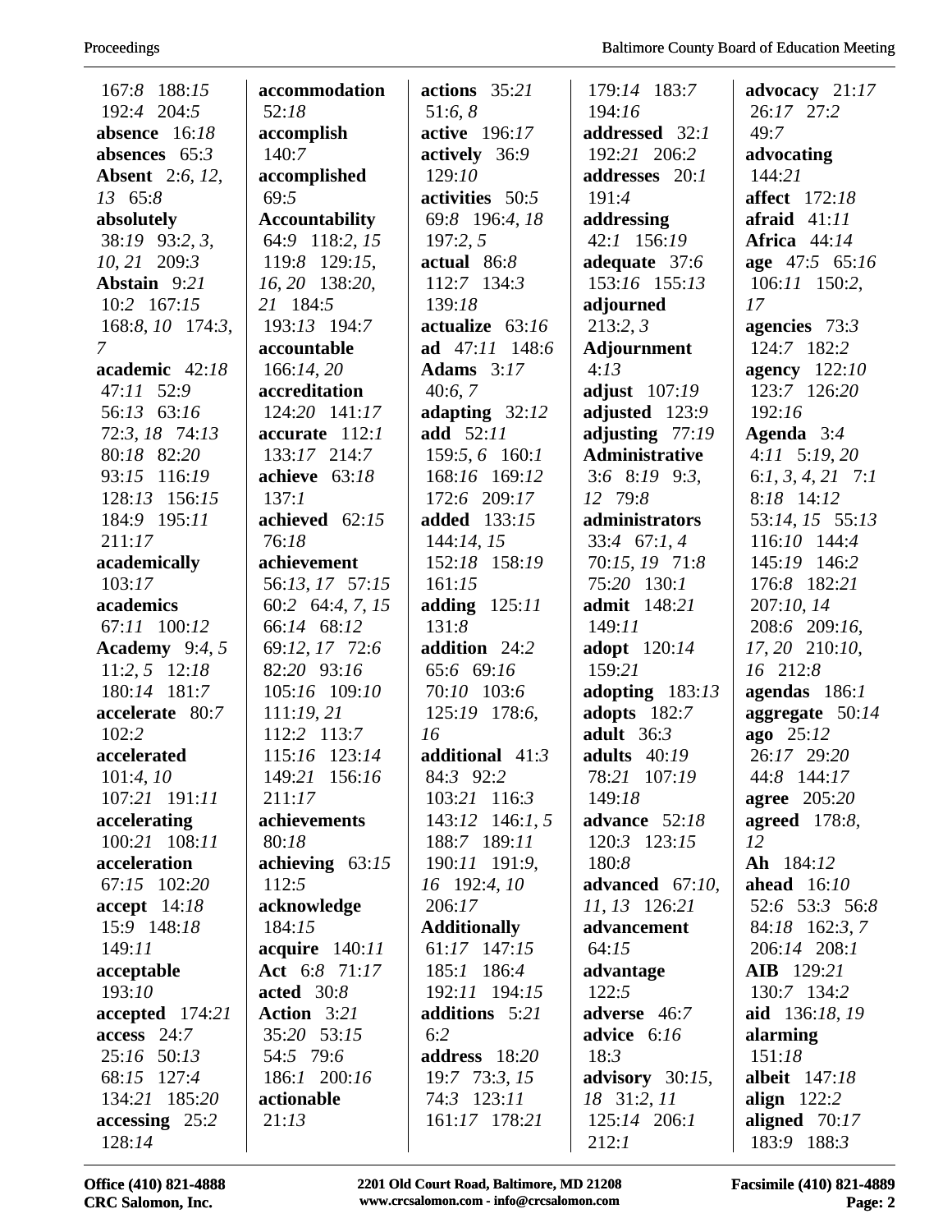167:*8* 188:*15* 192:*4* 204:*5*
**absence** 16:*18*
**absences** 65:*3*
**Absent** 2:*6*, *12*, *13* 65:*8*
**absolutely** 38:*19* 93:*2*, *3*, *10*, *21* 209:*3*
**Abstain** 9:*21* 10:*2* 167:*15* 168:*8*, *10* 174:*3*, *7*
**academic** 42:*18* 47:*11* 52:*9* 56:*13* 63:*16* 72:*3*, *18* 74:*13* 80:*18* 82:*20* 93:*15* 116:*19* 128:*13* 156:*15* 184:*9* 195:*11* 211:*17*
**academically** 103:*17*
**academics** 67:*11* 100:*12*
**Academy** 9:*4*, *5* 11:*2*, *5* 12:*18* 180:*14* 181:*7*
**accelerate** 80:*7* 102:*2*
**accelerated** 101:*4*, *10* 107:*21* 191:*11*
**accelerating** 100:*21* 108:*11*
**acceleration** 67:*15* 102:*20*
**accept** 14:*18* 15:*9* 148:*18* 149:*11*
**acceptable** 193:*10*
**accepted** 174:*21*
**access** 24:*7* 25:*16* 50:*13* 68:*15* 127:*4* 134:*21* 185:*20*
**accessing** 25:*2* 128:*14*

**accommodation** 52:*18*
**accomplish** 140:*7*
**accomplished** 69:*5*
**Accountability** 64:*9* 118:*2*, *15* 119:*8* 129:*15*, *16*, *20* 138:*20*, *21* 184:*5* 193:*13* 194:*7*
**accountable** 166:*14*, *20*
**accreditation** 124:*20* 141:*17*
**accurate** 112:*1* 133:*17* 214:*7*
**achieve** 63:*18* 137:*1*
**achieved** 62:*15* 76:*18*
**achievement** 56:*13*, *17* 57:*15* 60:*2* 64:*4*, *7*, *15* 66:*14* 68:*12* 69:*12*, *17* 72:*6* 82:*20* 93:*16* 105:*16* 109:*10* 111:*19*, *21* 112:*2* 113:*7* 115:*16* 123:*14* 149:*21* 156:*16* 211:*17*
**achievements** 80:*18*
**achieving** 63:*15* 112:*5*
**acknowledge** 184:*15*
**acquire** 140:*11*
**Act** 6:*8* 71:*17*
**acted** 30:*8*
**Action** 3:*21* 35:*20* 53:*15* 54:*5* 79:*6* 186:*1* 200:*16*
**actionable** 21:*13*

**actions** 35:*21* 51:*6*, *8*
**active** 196:*17*
**actively** 36:*9* 129:*10*
**activities** 50:*5* 69:*8* 196:*4*, *18* 197:*2*, *5*
**actual** 86:*8* 112:*7* 134:*3* 139:*18*
**actualize** 63:*16*
**ad** 47:*11* 148:*6*
**Adams** 3:*17* 40:*6*, *7*
**adapting** 32:*12*
**add** 52:*11* 159:*5*, *6* 160:*1* 168:*16* 169:*12* 172:*6* 209:*17*
**added** 133:*15* 144:*14*, *15* 152:*18* 158:*19* 161:*15*
**adding** 125:*11* 131:*8*
**addition** 24:*2* 65:*6* 69:*16* 70:*10* 103:*6* 125:*19* 178:*6*, *16*
**additional** 41:*3* 84:*3* 92:*2* 103:*21* 116:*3* 143:*12* 146:*1*, *5* 188:*7* 189:*11* 190:*11* 191:*9*, *16* 192:*4*, *10* 206:*17*
**Additionally** 61:*17* 147:*15* 185:*1* 186:*4* 192:*11* 194:*15*
**additions** 5:*21* 6:*2*
**address** 18:*20* 19:*7* 73:*3*, *15* 74:*3* 123:*11* 161:*17* 178:*21*

179:*14* 183:*7* 194:*16*
**addressed** 32:*1* 192:*21* 206:*2*
**addresses** 20:*1* 191:*4*
**addressing** 42:*1* 156:*19*
**adequate** 37:*6* 153:*16* 155:*13*
**adjourned** 213:*2*, *3*
**Adjournment** 4:*13*
**adjust** 107:*19*
**adjusted** 123:*9*
**adjusting** 77:*19*
**Administrative** 3:*6* 8:*19* 9:*3*, *12* 79:*8*
**administrators** 33:*4* 67:*1*, *4* 70:*15*, *19* 71:*8* 75:*20* 130:*1*
**admit** 148:*21* 149:*11*
**adopt** 120:*14* 159:*21*
**adopting** 183:*13*
**adopts** 182:*7*
**adult** 36:*3*
**adults** 40:*19* 78:*21* 107:*19* 149:*18*
**advance** 52:*18* 120:*3* 123:*15* 180:*8*
**advanced** 67:*10*, *11*, *13* 126:*21*
**advancement** 64:*15*
**advantage** 122:*5*
**adverse** 46:*7*
**advice** 6:*16* 18:*3*
**advisory** 30:*15*, *18* 31:*2*, *11* 125:*14* 206:*1* 212:*1*

**advocacy** 21:*17* 26:*17* 27:*2* 49:*7*
**advocating** 144:*21*
**affect** 172:*18*
**afraid** 41:*11*
**Africa** 44:*14*
**age** 47:*5* 65:*16* 106:*11* 150:*2*, *17*
**agencies** 73:*3* 124:*7* 182:*2*
**agency** 122:*10* 123:*7* 126:*20* 192:*16*
**Agenda** 3:*4* 4:*11* 5:*19*, *20* 6:*1*, *3*, *4*, *21* 7:*1* 8:*18* 14:*12* 53:*14*, *15* 55:*13* 116:*10* 144:*4* 145:*19* 146:*2* 176:*8* 182:*21* 207:*10*, *14* 208:*6* 209:*16*, *17*, *20* 210:*10*, *16* 212:*8*
**agendas** 186:*1*
**aggregate** 50:*14*
**ago** 25:*12* 26:*17* 29:*20* 44:*8* 144:*17*
**agree** 205:*20*
**agreed** 178:*8*, *12*
**Ah** 184:*12*
**ahead** 16:*10* 52:*6* 53:*3* 56:*8* 84:*18* 162:*3*, *7* 206:*14* 208:*1*
**AIB** 129:*21* 130:*7* 134:*2*
**aid** 136:*18*, *19*
**alarming** 151:*18*
**albeit** 147:*18*
**align** 122:*2*
**aligned** 70:*17* 183:*9* 188:*3*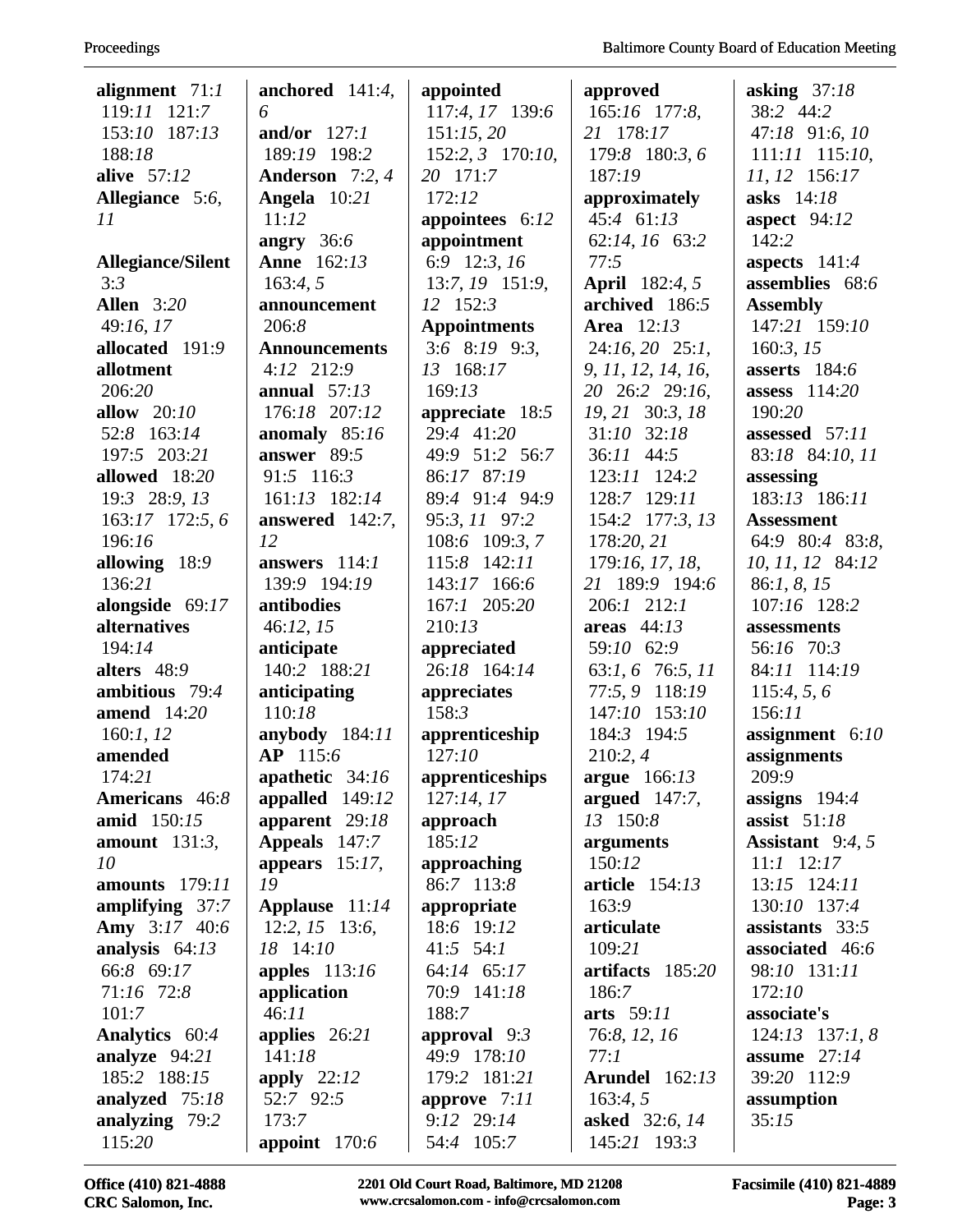**alignment** 71:*1* 119:*11* 121:*7* 153:*10* 187:*13* 188:*18*
**alive** 57:*12*
**Allegiance** 5:*6*, *11*
**Allegiance/Silent** 3:*3*
**Allen** 3:*20* 49:*16*, *17*
**allocated** 191:*9*
**allotment** 206:*20*
**allow** 20:*10* 52:*8* 163:*14* 197:*5* 203:*21*
**allowed** 18:*20* 19:*3* 28:*9*, *13* 163:*17* 172:*5*, *6* 196:*16*
**allowing** 18:*9* 136:*21*
**alongside** 69:*17*
**alternatives** 194:*14*
**alters** 48:*9*
**ambitious** 79:*4*
**amend** 14:*20* 160:*1*, *12*
**amended** 174:*21*
**Americans** 46:*8*
**amid** 150:*15*
**amount** 131:*3*, *10*
**amounts** 179:*11*
**amplifying** 37:*7*
**Amy** 3:*17* 40:*6*
**analysis** 64:*13* 66:*8* 69:*17* 71:*16* 72:*8* 101:*7*
**Analytics** 60:*4*
**analyze** 94:*21* 185:*2* 188:*15*
**analyzed** 75:*18*
**analyzing** 79:*2* 115:*20*

**anchored** 141:*4*, *6*
**and/or** 127:*1* 189:*19* 198:*2*
**Anderson** 7:*2*, *4*
**Angela** 10:*21* 11:*12*
**angry** 36:*6*
**Anne** 162:*13* 163:*4*, *5*
**announcement** 206:*8*
**Announcements** 4:*12* 212:*9*
**annual** 57:*13* 176:*18* 207:*12*
**anomaly** 85:*16*
**answer** 89:*5* 91:*5* 116:*3* 161:*13* 182:*14*
**answered** 142:*7*, *12*
**answers** 114:*1* 139:*9* 194:*19*
**antibodies** 46:*12*, *15*
**anticipate** 140:*2* 188:*21*
**anticipating** 110:*18*
**anybody** 184:*11*
**AP** 115:*6*
**apathetic** 34:*16*
**appalled** 149:*12*
**apparent** 29:*18*
**Appeals** 147:*7*
**appears** 15:*17*, *19*
**Applause** 11:*14* 12:*2*, *15* 13:*6*, *18* 14:*10*
**apples** 113:*16*
**application** 46:*11*
**applies** 26:*21* 141:*18*
**apply** 22:*12* 52:*7* 92:*5* 173:*7*
**appoint** 170:*6*

**appointed** 117:*4*, *17* 139:*6* 151:*15*, *20* 152:*2*, *3* 170:*10*, *20* 171:*7* 172:*12*
**appointees** 6:*12*
**appointment** 6:*9* 12:*3*, *16* 13:*7*, *19* 151:*9*, *12* 152:*3*
**Appointments** 3:*6* 8:*19* 9:*3*, *13* 168:*17* 169:*13*
**appreciate** 18:*5* 29:*4* 41:*20* 49:*9* 51:*2* 56:*7* 86:*17* 87:*19* 89:*4* 91:*4* 94:*9* 95:*3*, *11* 97:*2* 108:*6* 109:*3*, *7* 115:*8* 142:*11* 143:*17* 166:*6* 167:*1* 205:*20* 210:*13*
**appreciated** 26:*18* 164:*14*
**appreciates** 158:*3*
**apprenticeship** 127:*10*
**apprenticeships** 127:*14*, *17*
**approach** 185:*12*
**approaching** 86:*7* 113:*8*
**appropriate** 18:*6* 19:*12* 41:*5* 54:*1* 64:*14* 65:*17* 70:*9* 141:*18* 188:*7*
**approval** 9:*3* 49:*9* 178:*10* 179:*2* 181:*21*
**approve** 7:*11* 9:*12* 29:*14* 54:*4* 105:*7*

**approved** 165:*16* 177:*8*, *21* 178:*17* 179:*8* 180:*3*, *6* 187:*19*
**approximately** 45:*4* 61:*13* 62:*14*, *16* 63:*2* 77:*5*
**April** 182:*4*, *5*
**archived** 186:*5*
**Area** 12:*13* 24:*16*, *20* 25:*1*, *9*, *11*, *12*, *14*, *16*, *20* 26:*2* 29:*16*, *19*, *21* 30:*3*, *18* 31:*10* 32:*18* 36:*11* 44:*5* 123:*11* 124:*2* 128:*7* 129:*11* 154:*2* 177:*3*, *13* 178:*20*, *21* 179:*16*, *17*, *18*, *21* 189:*9* 194:*6* 206:*1* 212:*1*
**areas** 44:*13* 59:*10* 62:*9* 63:*1*, *6* 76:*5*, *11* 77:*5*, *9* 118:*19* 147:*10* 153:*10* 184:*3* 194:*5* 210:*2*, *4*
**argue** 166:*13*
**argued** 147:*7*, *13* 150:*8*
**arguments** 150:*12*
**article** 154:*13* 163:*9*
**articulate** 109:*21*
**artifacts** 185:*20* 186:*7*
**arts** 59:*11* 76:*8*, *12*, *16* 77:*1*
**Arundel** 162:*13* 163:*4*, *5*
**asked** 32:*6*, *14* 145:*21* 193:*3*

**asking** 37:*18* 38:*2* 44:*2* 47:*18* 91:*6*, *10* 111:*11* 115:*10*, *11*, *12* 156:*17*
**asks** 14:*18*
**aspect** 94:*12* 142:*2*
**aspects** 141:*4*
**assemblies** 68:*6*
**Assembly** 147:*21* 159:*10* 160:*3*, *15*
**asserts** 184:*6*
**assess** 114:*20* 190:*20*
**assessed** 57:*11* 83:*18* 84:*10*, *11*
**assessing** 183:*13* 186:*11*
**Assessment** 64:*9* 80:*4* 83:*8*, *10*, *11*, *12* 84:*12* 86:*1*, *8*, *15* 107:*16* 128:*2*
**assessments** 56:*16* 70:*3* 84:*11* 114:*19* 115:*4*, *5*, *6* 156:*11*
**assignment** 6:*10*
**assignments** 209:*9*
**assigns** 194:*4*
**assist** 51:*18*
**Assistant** 9:*4*, *5* 11:*1* 12:*17* 13:*15* 124:*11* 130:*10* 137:*4*
**assistants** 33:*5*
**associated** 46:*6* 98:*10* 131:*11* 172:*10*
**associate's** 124:*13* 137:*1*, *8*
**assume** 27:*14* 39:*20* 112:*9*
**assumption** 35:*15*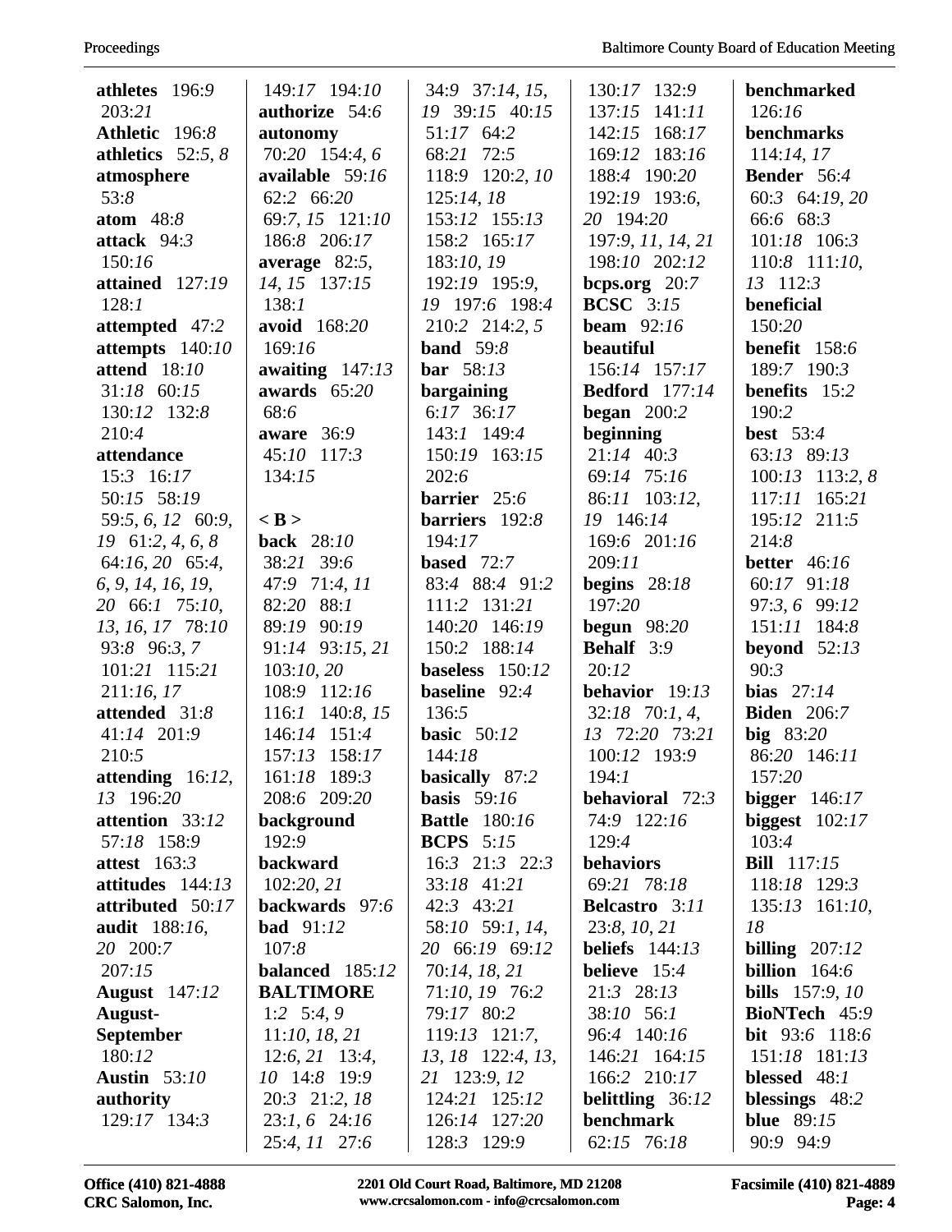**athletes** 196:9 203:21
**Athletic** 196:8
**athletics** 52:5, 8
**atmosphere** 53:8
**atom** 48:8
**attack** 94:3 150:16
**attained** 127:19 128:1
**attempted** 47:2
**attempts** 140:10
**attend** 18:10 31:18 60:15 130:12 132:8 210:4
**attendance** 15:3 16:17 50:15 58:19 59:5, 6, 12 60:9, 19 61:2, 4, 6, 8 64:16, 20 65:4, 6, 9, 14, 16, 19, 20 66:1 75:10, 13, 16, 17 78:10 93:8 96:3, 7 101:21 115:21 211:16, 17
**attended** 31:8 41:14 201:9 210:5
**attending** 16:12, 13 196:20
**attention** 33:12 57:18 158:9
**attest** 163:3
**attitudes** 144:13
**attributed** 50:17
**audit** 188:16, 20 200:7 207:15
**August** 147:12
**August-September** 180:12
**Austin** 53:10
**authority** 129:17 134:3 149:17 194:10
**authorize** 54:6
**autonomy** 70:20 154:4, 6
**available** 59:16 62:2 66:20 69:7, 15 121:10 186:8 206:17
**average** 82:5, 14, 15 137:15 138:1
**avoid** 168:20 169:16
**awaiting** 147:13
**awards** 65:20 68:6
**aware** 36:9 45:10 117:3 134:15

**< B >**
**back** 28:10 38:21 39:6 47:9 71:4, 11 82:20 88:1 89:19 90:19 91:14 93:15, 21 103:10, 20 108:9 112:16 116:1 140:8, 15 146:14 151:4 157:13 158:17 161:18 189:3 208:6 209:20
**background** 192:9
**backward** 102:20, 21
**backwards** 97:6
**bad** 91:12 107:8
**balanced** 185:12
**BALTIMORE** 1:2 5:4, 9 11:10, 18, 21 12:6, 21 13:4, 10 14:8 19:9 20:3 21:2, 18 23:1, 6 24:16 25:4, 11 27:6 34:9 37:14, 15, 19 39:15 40:15 51:17 64:2 68:21 72:5 118:9 120:2, 10 125:14, 18 153:12 155:13 158:2 165:17 183:10, 19 192:19 195:9, 19 197:6 198:4 210:2 214:2, 5
**band** 59:8
**bar** 58:13
**bargaining** 6:17 36:17 143:1 149:4 150:19 163:15 202:6
**barrier** 25:6
**barriers** 192:8 194:17
**based** 72:7 83:4 88:4 91:2 111:2 131:21 140:20 146:19 150:2 188:14
**baseless** 150:12
**baseline** 92:4 136:5
**basic** 50:12 144:18
**basically** 87:2
**basis** 59:16
**Battle** 180:16
**BCPS** 5:15 16:3 21:3 22:3 33:18 41:21 42:3 43:21 58:10 59:1, 14, 20 66:19 69:12 70:14, 18, 21 71:10, 19 76:2 79:17 80:2 119:13 121:7, 13, 18 122:4, 13, 21 123:9, 12 124:21 125:12 126:14 127:20 128:3 129:9 130:17 132:9 137:15 141:11 142:15 168:17 169:12 183:16 188:4 190:20 192:19 193:6, 20 194:20 197:9, 11, 14, 21 198:10 202:12
**bcps.org** 20:7
**BCSC** 3:15
**beam** 92:16
**beautiful** 156:14 157:17
**Bedford** 177:14
**began** 200:2
**beginning** 21:14 40:3 69:14 75:16 86:11 103:12, 19 146:14 169:6 201:16 209:11
**begins** 28:18 197:20
**begun** 98:20
**Behalf** 3:9 20:12
**behavior** 19:13 32:18 70:1, 4, 13 72:20 73:21 100:12 193:9 194:1
**behavioral** 72:3 74:9 122:16 129:4
**behaviors** 69:21 78:18
**Belcastro** 3:11 23:8, 10, 21
**beliefs** 144:13
**believe** 15:4 21:3 28:13 38:10 56:1 96:4 140:16 146:21 164:15 166:2 210:17
**belittling** 36:12
**benchmark** 62:15 76:18
**benchmarked** 126:16
**benchmarks** 114:14, 17
**Bender** 56:4 60:3 64:19, 20 66:6 68:3 101:18 106:3 110:8 111:10, 13 112:3
**beneficial** 150:20
**benefit** 158:6 189:7 190:3
**benefits** 15:2 190:2
**best** 53:4 63:13 89:13 100:13 113:2, 8 117:11 165:21 195:12 211:5 214:8
**better** 46:16 60:17 91:18 97:3, 6 99:12 151:11 184:8
**beyond** 52:13 90:3
**bias** 27:14
**Biden** 206:7
**big** 83:20 86:20 146:11 157:20
**bigger** 146:17
**biggest** 102:17 103:4
**Bill** 117:15 118:18 129:3 135:13 161:10, 18
**billing** 207:12
**billion** 164:6
**bills** 157:9, 10
**BioNTech** 45:9
**bit** 93:6 118:6 151:18 181:13
**blessed** 48:1
**blessings** 48:2
**blue** 89:15 90:9 94:9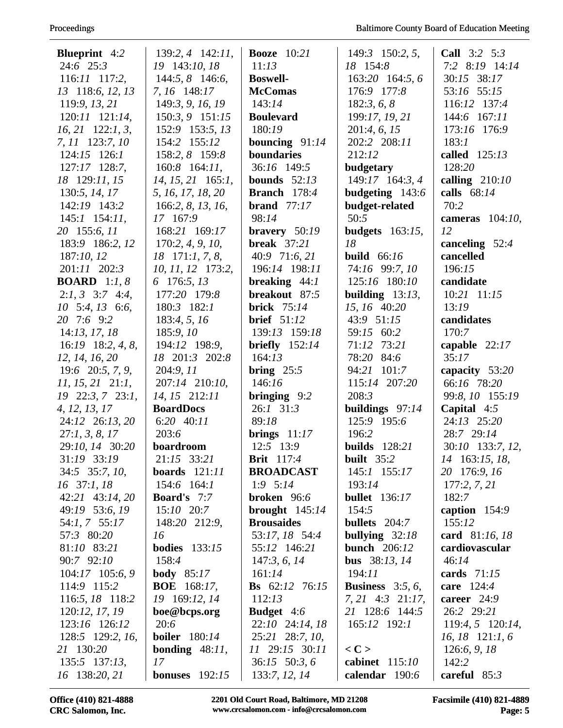**Blueprint** 4:2 24:6 25:3 116:11 117:2, 13 118:6, 12, 13 119:9, 13, 21 120:11 121:14, 16, 21 122:1, 3, 7, 11 123:7, 10 124:15 126:1 127:17 128:7, 18 129:11, 15 130:5, 14, 17 142:19 143:2 145:1 154:11, 20 155:6, 11 183:9 186:2, 12 187:10, 12 201:11 202:3

**BOARD** 1:1, 8 2:1, 3 3:7 4:4, 10 5:4, 13 6:6, 20 7:6 9:2 14:13, 17, 18 16:19 18:2, 4, 8, 12, 14, 16, 20 19:6 20:5, 7, 9, 11, 15, 21 21:1, 19 22:3, 7 23:1, 4, 12, 13, 17 24:12 26:13, 20 27:1, 3, 8, 17 29:10, 14 30:20 31:19 33:19 34:5 35:7, 10, 16 37:1, 18 42:21 43:14, 20 49:19 53:6, 19 54:1, 7 55:17 57:3 80:20 81:10 83:21 90:7 92:10 104:17 105:6, 9 114:9 115:2 116:5, 18 118:2 120:12, 17, 19 123:16 126:12 128:5 129:2, 16, 21 130:20 135:5 137:13, 16 138:20, 21 139:2, 4 142:11, 19 143:10, 18 144:5, 8 146:6, 7, 16 148:17 149:3, 9, 16, 19 150:3, 9 151:15 152:9 153:5, 13 154:2 155:12 158:2, 8 159:8 160:8 164:11, 14, 15, 21 165:1, 5, 16, 17, 18, 20 166:2, 8, 13, 16, 17 167:9 168:21 169:17 170:2, 4, 9, 10, 18 171:1, 7, 8, 10, 11, 12 173:2, 6 176:5, 13 177:20 179:8 180:3 182:1 183:4, 5, 16 185:9, 10 194:12 198:9, 18 201:3 202:8 204:9, 11 207:14 210:10, 14, 15 212:11

**BoardDocs** 6:20 40:11 203:6

**boardroom** 21:15 33:21

**boards** 121:11 154:6 164:1

**Board's** 7:7 15:10 20:7 148:20 212:9, 16

**bodies** 133:15 158:4

**body** 85:17

**BOE** 168:17, 19 169:12, 14

**boe@bcps.org** 20:6

**boiler** 180:14

**bonding** 48:11, 17

**bonuses** 192:15

**Booze** 10:21 11:13

**Boswell-McComas** 143:14

**Boulevard** 180:19

**bouncing** 91:14

**boundaries** 36:16 149:5

**bounds** 52:13

**Branch** 178:4

**brand** 77:17 98:14

**bravery** 50:19

**break** 37:21 40:9 71:6, 21 196:14 198:11

**breaking** 44:1

**breakout** 87:5

**brick** 75:14

**brief** 51:12 139:13 159:18

**briefly** 152:14 164:13

**bring** 25:5 146:16

**bringing** 9:2 26:1 31:3 89:18

**brings** 11:17 12:5 13:9

**Brit** 117:4

**BROADCAST** 1:9 5:14

**broken** 96:6

**brought** 145:14

**Brousaides** 53:17, 18 54:4 55:12 146:21 147:3, 6, 14 161:14

**Bs** 62:12 76:15 112:13

**Budget** 4:6 22:10 24:14, 18 25:21 28:7, 10, 11 29:15 30:11 36:15 50:3, 6 133:7, 12, 14 149:3 150:2, 5, 18 154:8 163:20 164:5, 6 176:9 177:8 182:3, 6, 8 199:17, 19, 21 201:4, 6, 15 202:2 208:11 212:12

**budgetary** 149:17 164:3, 4

**budgeting** 143:6

**budget-related** 50:5

**budgets** 163:15, 18

**build** 66:16 74:16 99:7, 10 125:16 180:10

**building** 13:13, 15, 16 40:20 43:9 51:15 59:15 60:2 71:12 73:21 78:20 84:6 94:21 101:7 115:14 207:20 208:3

**buildings** 97:14 125:9 195:6 196:2

**builds** 128:21

**built** 35:2 145:1 155:17 193:14

**bullet** 136:17 154:5

**bullets** 204:7

**bullying** 32:18

**bunch** 206:12

**bus** 38:13, 14 194:11

**Business** 3:5, 6, 7, 21 4:3 21:17, 21 128:6 144:5 165:12 192:1

**< C >**

**cabinet** 115:10

**calendar** 190:6

**Call** 3:2 5:3 7:2 8:19 14:14 30:15 38:17 53:16 55:15 116:12 137:4 144:6 167:11 173:16 176:9 183:1

**called** 125:13 128:20

**calling** 210:10

**calls** 68:14 70:2

**cameras** 104:10, 12

**canceling** 52:4

**cancelled** 196:15

**candidate** 10:21 11:15 13:19

**candidates** 170:7

**capable** 22:17 35:17

**capacity** 53:20 66:16 78:20 99:8, 10 155:19

**Capital** 4:5 24:13 25:20 28:7 29:14 30:10 133:7, 12, 14 163:15, 18, 20 176:9, 16 177:2, 7, 21 182:7

**caption** 154:9 155:12

**card** 81:16, 18

**cardiovascular** 46:14

**cards** 71:15

**care** 124:4

**career** 24:9 26:2 29:21 119:4, 5 120:14, 16, 18 121:1, 6 126:6, 9, 18 142:2

**careful** 85:3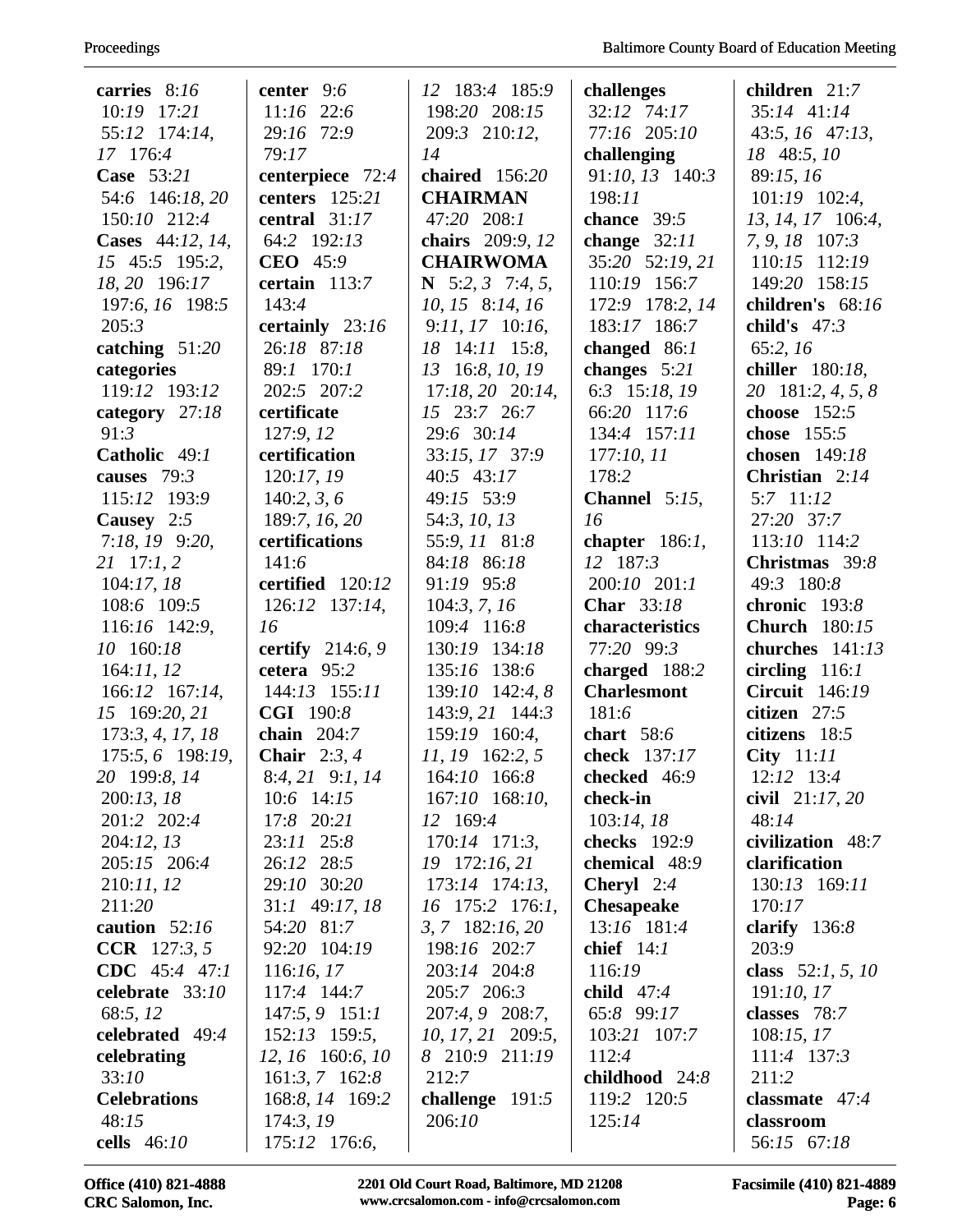**carries** 8:*16* 10:*19* 17:*21* 55:*12* 174:*14*, *17* 176:4
**Case** 53:*21* 54:*6* 146:*18*, *20* 150:*10* 212:4
**Cases** 44:*12*, *14*, *15* 45:5 195:2, *18*, *20* 196:*17* 197:*6*, *16* 198:5 205:3
**catching** 51:*20*
**categories** 119:*12* 193:*12*
**category** 27:*18* 91:3
**Catholic** 49:*1*
**causes** 79:3 115:*12* 193:9
**Causey** 2:5 7:*18*, *19* 9:*20*, *21* 17:*1*, 2 104:*17*, *18* 108:*6* 109:5 116:*16* 142:*9*, *10* 160:*18* 164:*11*, *12* 166:*12* 167:*14*, *15* 169:*20*, *21* 173:*3*, *4*, *17*, *18* 175:*5*, *6* 198:*19*, *20* 199:*8*, *14* 200:*13*, *18* 201:2 202:4 204:*12*, *13* 205:*15* 206:4 210:*11*, *12* 211:*20*
**caution** 52:*16*
**CCR** 127:*3*, *5*
**CDC** 45:4 47:*1*
**celebrate** 33:*10* 68:*5*, *12*
**celebrated** 49:4
**celebrating** 33:*10*
**Celebrations** 48:*15*
**cells** 46:*10*

**center** 9:*6* 11:*16* 22:*6* 29:*16* 72:9 79:*17*
**centerpiece** 72:4
**centers** 125:*21*
**central** 31:*17* 64:*2* 192:*13*
**CEO** 45:9
**certain** 113:*7* 143:4
**certainly** 23:*16* 26:*18* 87:*18* 89:*1* 170:*1* 202:5 207:2
**certificate** 127:*9*, *12*
**certification** 120:*17*, *19* 140:*2*, *3*, *6* 189:*7*, *16*, *20*
**certifications** 141:6
**certified** 120:*12* 126:*12* 137:*14*, *16*
**certify** 214:*6*, *9*
**cetera** 95:2 144:*13* 155:*11*
**CGI** 190:*8*
**chain** 204:*7*
**Chair** 2:*3*, *4* 8:*4*, *21* 9:*1*, *14* 10:*6* 14:*15* 17:*8* 20:*21* 23:*11* 25:*8* 26:*12* 28:5 29:*10* 30:*20* 31:*1* 49:*17*, *18* 54:*20* 81:*7* 92:*20* 104:*19* 116:*16*, *17* 117:4 144:*7* 147:*5*, *9* 151:*1* 152:*13* 159:*5*, *12*, *16* 160:*6*, *10* 161:*3*, *7* 162:*8* 168:*8*, *14* 169:2 174:*3*, *19* 175:*12* 176:*6*, *12* 183:4 185:9 198:*20* 208:*15* 209:3 210:*12*, *14*
**chaired** 156:*20*
**CHAIRMAN** 47:*20* 208:*1*
**chairs** 209:*9*, *12*
**CHAIRWOMAN** 5:*2*, *3* 7:*4*, *5*, *10*, *15* 8:*14*, *16* 9:*11*, *17* 10:*16*, *18* 14:*11* 15:*8*, *13* 16:*8*, *10*, *19* 17:*18*, *20* 20:*14*, *15* 23:7 26:7 29:6 30:*14* 33:*15*, *17* 37:9 40:5 43:*17* 49:*15* 53:9 54:*3*, *10*, *13* 55:*9*, *11* 81:*8* 84:*18* 86:*18* 91:*19* 95:*8* 104:*3*, *7*, *16* 109:4 116:*8* 130:*19* 134:*18* 135:*16* 138:*6* 139:*10* 142:*4*, *8* 143:*9*, *21* 144:3 159:*19* 160:*4*, *11*, *19* 162:*2*, *5* 164:*10* 166:*8* 167:*10* 168:*10*, *12* 169:4 170:*14* 171:*3*, *19* 172:*16*, *21* 173:*14* 174:*13*, *16* 175:2 176:*1*, *3*, *7* 182:*16*, *20* 198:*16* 202:*7* 203:*14* 204:*8* 205:7 206:3 207:*4*, *9* 208:*7*, *10*, *17*, *21* 209:*5*, *8* 210:9 211:*19* 212:7
**challenge** 191:5 206:*10*

**challenges** 32:*12* 74:*17* 77:*16* 205:*10*
**challenging** 91:*10*, *13* 140:3 198:*11*
**chance** 39:5
**change** 32:*11* 35:*20* 52:*19*, *21* 110:*19* 156:*7* 172:9 178:*2*, *14* 183:*17* 186:*7*
**changed** 86:*1*
**changes** 5:*21* 6:*3* 15:*18*, *19* 66:*20* 117:*6* 134:4 157:*11* 177:*10*, *11* 178:2
**Channel** 5:*15*, *16*
**chapter** 186:*1*, *12* 187:3 200:*10* 201:*1*
**Char** 33:*18*
**characteristics** 77:*20* 99:3
**charged** 188:2
**Charlesmont** 181:6
**chart** 58:6
**check** 137:*17*
**checked** 46:9
**check-in** 103:*14*, *18*
**checks** 192:9
**chemical** 48:9
**Cheryl** 2:4
**Chesapeake** 13:*16* 181:4
**chief** 14:*1* 116:*19*
**child** 47:4 65:*8* 99:*17* 103:*21* 107:7 112:4
**childhood** 24:*8* 119:2 120:5 125:*14*

**children** 21:*7* 35:*14* 41:*14* 43:*5*, *16* 47:*13*, *18* 48:*5*, *10* 89:*15*, *16* 101:*19* 102:*4*, *13*, *14*, *17* 106:*4*, *7*, *9*, *18* 107:3 110:*15* 112:*19* 149:*20* 158:*15*
**children's** 68:*16*
**child's** 47:3 65:*2*, *16*
**chiller** 180:*18*, *20* 181:*2*, *4*, *5*, *8*
**choose** 152:5
**chose** 155:5
**chosen** 149:*18*
**Christian** 2:*14* 5:*7* 11:*12* 27:*20* 37:7 113:*10* 114:2
**Christmas** 39:*8* 49:3 180:*8*
**chronic** 193:*8*
**Church** 180:*15*
**churches** 141:*13*
**circling** 116:*1*
**Circuit** 146:*19*
**citizen** 27:5
**citizens** 18:5
**City** 11:*11* 12:*12* 13:4
**civil** 21:*17*, *20* 48:*14*
**civilization** 48:7
**clarification** 130:*13* 169:*11* 170:*17*
**clarify** 136:*8* 203:9
**class** 52:*1*, *5*, *10* 191:*10*, *17*
**classes** 78:7 108:*15*, *17* 111:4 137:3 211:2
**classmate** 47:4
**classroom** 56:*15* 67:*18*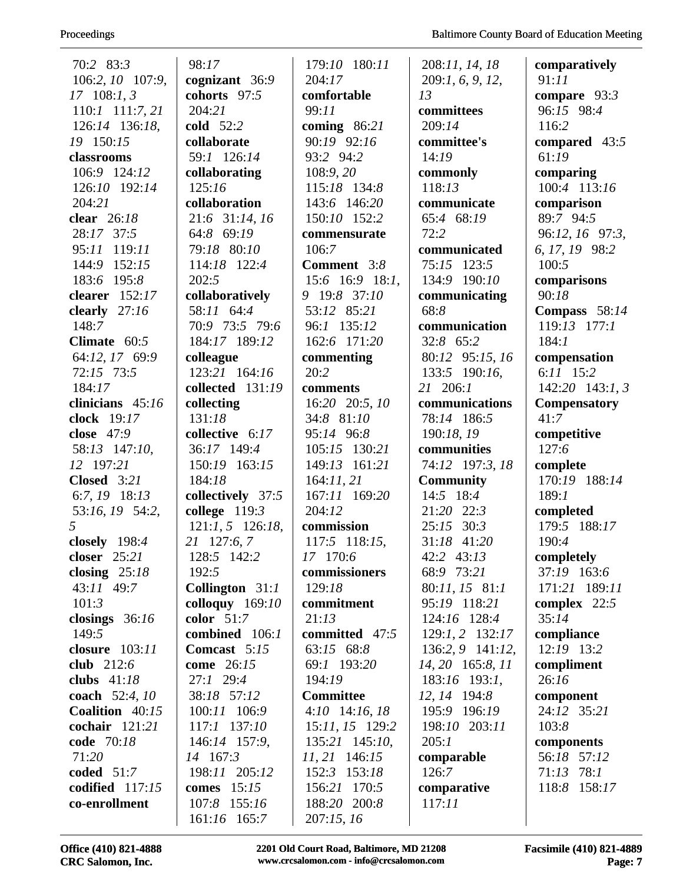70:2 83:3
106:2, 10 107:9, 17 108:1, 3
110:1 111:7, 21
126:14 136:18, 19 150:15

**classrooms** 106:9 124:12
126:10 192:14
204:21

**clear** 26:18
28:17 37:5
95:11 119:11
144:9 152:15
183:6 195:8

**clearer** 152:17

**clearly** 27:16
148:7

**Climate** 60:5
64:12, 17 69:9
72:15 73:5
184:17

**clinicians** 45:16

**clock** 19:17

**close** 47:9
58:13 147:10, 12 197:21

**Closed** 3:21
6:7, 19 18:13
53:16, 19 54:2, 5

**closely** 198:4

**closer** 25:21

**closing** 25:18
43:11 49:7
101:3

**closings** 36:16
149:5

**closure** 103:11

**club** 212:6

**clubs** 41:18

**coach** 52:4, 10

**Coalition** 40:15

**cochair** 121:21

**code** 70:18
71:20

**coded** 51:7

**codified** 117:15

**co-enrollment**
98:17

**cognizant** 36:9

**cohorts** 97:5
204:21

**cold** 52:2

**collaborate**
59:1 126:14

**collaborating**
125:16

**collaboration**
21:6 31:14, 16
64:8 69:19
79:18 80:10
114:18 122:4
202:5

**collaboratively**
58:11 64:4
70:9 73:5 79:6
184:17 189:12

**colleague**
123:21 164:16

**collected** 131:19

**collecting**
131:18

**collective** 6:17
36:17 149:4
150:19 163:15
184:18

**collectively** 37:5

**college** 119:3
121:1, 5 126:18, 21 127:6, 7
128:5 142:2
192:5

**Collington** 31:1

**colloquy** 169:10

**color** 51:7

**combined** 106:1

**Comcast** 5:15

**come** 26:15
27:1 29:4
38:18 57:12
100:11 106:9
117:1 137:10
146:14 157:9, 14 167:3
198:11 205:12

**comes** 15:15
107:8 155:16
161:16 165:7
179:10 180:11
204:17

**comfortable**
99:11

**coming** 86:21
90:19 92:16
93:2 94:2
108:9, 20
115:18 134:8
143:6 146:20
150:10 152:2

**commensurate**
106:7

**Comment** 3:8
15:6 16:9 18:1, 9 19:8 37:10
53:12 85:21
96:1 135:12
162:6 171:20

**commenting**
20:2

**comments**
16:20 20:5, 10
34:8 81:10
95:14 96:8
105:15 130:21
149:13 161:21
164:11, 21
167:11 169:20
204:12

**commission**
117:5 118:15, 17 170:6

**commissioners**
129:18

**commitment**
21:13

**committed** 47:5
63:15 68:8
69:1 193:20
194:19

**Committee**
4:10 14:16, 18
15:11, 15 129:2
135:21 145:10, 11, 21 146:15
152:3 153:18
156:21 170:5
188:20 200:8
207:15, 16
208:11, 14, 18
209:1, 6, 9, 12, 13

**committees**
209:14

**committee's**
14:19

**commonly**
118:13

**communicate**
65:4 68:19
72:2

**communicated**
75:15 123:5
134:9 190:10

**communicating**
68:8

**communication**
32:8 65:2
80:12 95:15, 16
133:5 190:16, 21 206:1

**communications**
78:14 186:5
190:18, 19

**communities**
74:12 197:3, 18

**Community**
14:5 18:4
21:20 22:3
25:15 30:3
31:18 41:20
42:2 43:13
68:9 73:21
80:11, 15 81:1
95:19 118:21
124:16 128:4
129:1, 2 132:17
136:2, 9 141:12, 14, 20 165:8, 11
183:16 193:1, 12, 14 194:8
195:9 196:19
198:10 203:11
205:1

**comparable**
126:7

**comparative**
117:11

**comparatively**
91:11

**compare** 93:3
96:15 98:4
116:2

**compared** 43:5
61:19

**comparing**
100:4 113:16

**comparison**
89:7 94:5
96:12, 16 97:3, 6, 17, 19 98:2
100:5

**comparisons**
90:18

**Compass** 58:14
119:13 177:1
184:1

**compensation**
6:11 15:2
142:20 143:1, 3

**Compensatory**
41:7

**competitive**
127:6

**complete**
170:19 188:14
189:1

**completed**
179:5 188:17
190:4

**completely**
37:19 163:6
171:21 189:11

**complex** 22:5
35:14

**compliance**
12:19 13:2

**compliment**
26:16

**component**
24:12 35:21
103:8

**components**
56:18 57:12
71:13 78:1
118:8 158:17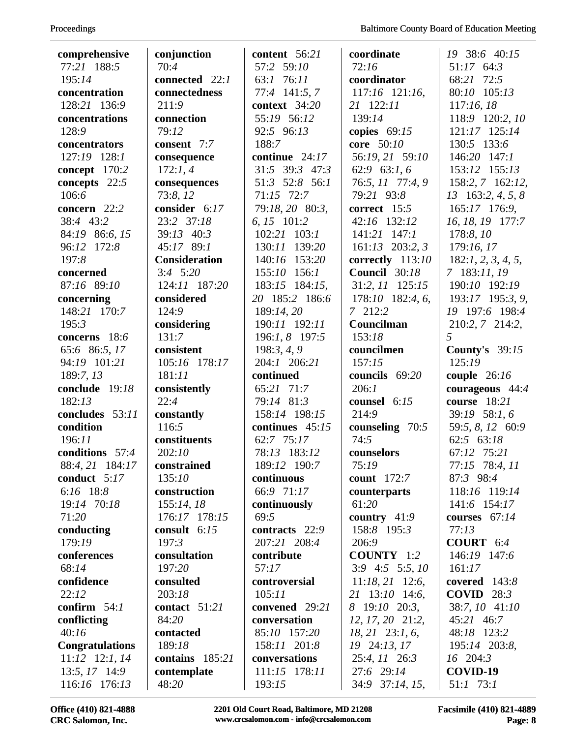**comprehensive** 77:21 188:5 195:14
**concentration** 128:21 136:9
**concentrations** 128:9
**concentrators** 127:19 128:1
**concept** 170:2
**concepts** 22:5 106:6
**concern** 22:2 38:4 43:2 84:19 86:6, 15 96:12 172:8 197:8
**concerned** 87:16 89:10
**concerning** 148:21 170:7 195:3
**concerns** 18:6 65:6 86:5, 17 94:19 101:21 189:7, 13
**conclude** 19:18 182:13
**concludes** 53:11
**condition** 196:11
**conditions** 57:4 88:4, 21 184:17
**conduct** 5:17 6:16 18:8 19:14 70:18 71:20
**conducting** 179:19
**conferences** 68:14
**confidence** 22:12
**confirm** 54:1
**conflicting** 40:16
**Congratulations** 11:12 12:1, 14 13:5, 17 14:9 116:16 176:13

**conjunction** 70:4
**connected** 22:1
**connectedness** 211:9
**connection** 79:12
**consent** 7:7
**consequence** 172:1, 4
**consequences** 73:8, 12
**consider** 6:17 23:2 37:18 39:13 40:3 45:17 89:1
**Consideration** 3:4 5:20 124:11 187:20
**considered** 124:9
**considering** 131:7
**consistent** 105:16 178:17 181:11
**consistently** 22:4
**constantly** 116:5
**constituents** 202:10
**constrained** 135:10
**construction** 155:14, 18 176:17 178:15
**consult** 6:15 197:3
**consultation** 197:20
**consulted** 203:18
**contact** 51:21 84:20
**contacted** 189:18
**contains** 185:21
**contemplate** 48:20

**content** 56:21 57:2 59:10 63:1 76:11 77:4 141:5, 7
**context** 34:20 55:19 56:12 92:5 96:13 188:7
**continue** 24:17 31:5 39:3 47:3 51:3 52:8 56:1 71:15 72:7 79:18, 20 80:3, 6, 15 101:2 102:21 103:1 130:11 139:20 140:16 153:20 155:10 156:1 183:15 184:15, 20 185:2 186:6 189:14, 20 190:11 192:11 196:1, 8 197:5 198:3, 4, 9 204:1 206:21
**continued** 65:21 71:7 79:14 81:3 158:14 198:15
**continues** 45:15 62:7 75:17 78:13 183:12 189:12 190:7
**continuous** 66:9 71:17
**continuously** 69:5
**contracts** 22:9 207:21 208:4
**contribute** 57:17
**controversial** 105:11
**convened** 29:21
**conversation** 85:10 157:20 158:11 201:8
**conversations** 111:15 178:11 193:15

**coordinate** 72:16
**coordinator** 117:16 121:16, 21 122:11 139:14
**copies** 69:15
**core** 50:10 56:19, 21 59:10 62:9 63:1, 6 76:5, 11 77:4, 9 79:21 93:8
**correct** 15:5 42:16 132:12 141:21 147:1 161:13 203:2, 3
**correctly** 113:10
**Council** 30:18 31:2, 11 125:15 178:10 182:4, 6, 7 212:2
**Councilman** 153:18
**councilmen** 157:15
**councils** 69:20 206:1
**counsel** 6:15 214:9
**counseling** 70:5 74:5
**counselors** 75:19
**count** 172:7
**counterparts** 61:20
**country** 41:9 158:8 195:3 206:9
**COUNTY** 1:2 3:9 4:5 5:5, 10 11:18, 21 12:6, 21 13:10 14:6, 8 19:10 20:3, 12, 17, 20 21:2, 18, 21 23:1, 6, 19 24:13, 17 25:4, 11 26:3 27:6 29:14 34:9 37:14, 15, 19 38:6 40:15 51:17 64:3 68:21 72:5 80:10 105:13 117:16, 18 118:9 120:2, 10 121:17 125:14 130:5 133:6 146:20 147:1 153:12 155:13 158:2, 7 162:12, 13 163:2, 4, 5, 8 165:17 176:9, 16, 18, 19 177:7 178:8, 10 179:16, 17 182:1, 2, 3, 4, 5, 7 183:11, 19 190:10 192:19 193:17 195:3, 9, 19 197:6 198:4 210:2, 7 214:2, 5
**County's** 39:15 125:19
**couple** 26:16
**courageous** 44:4
**course** 18:21 39:19 58:1, 6 59:5, 8, 12 60:9 62:5 63:18 67:12 75:21 77:15 78:4, 11 87:3 98:4 118:16 119:14 141:6 154:17
**courses** 67:14 77:13
**COURT** 6:4 146:19 147:6 161:17
**covered** 143:8
**COVID** 28:3 38:7, 10 41:10 45:21 46:7 48:18 123:2 195:14 203:8, 16 204:3
**COVID-19** 51:1 73:1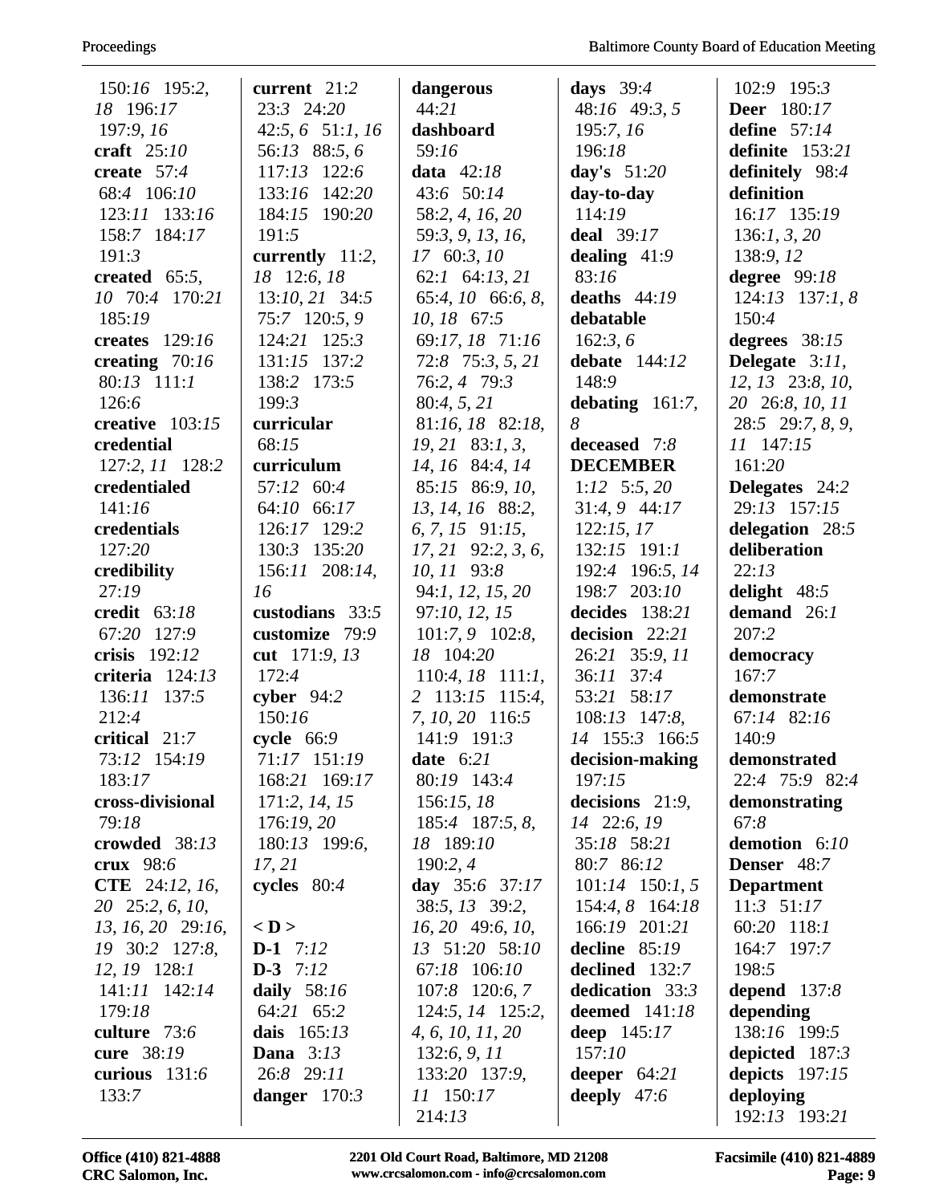150:*16* 195:*2*, *18* 196:*17* 197:*9*, *16*
**craft** 25:*10*
**create** 57:*4* 68:*4* 106:*10* 123:*11* 133:*16* 158:*7* 184:*17* 191:*3*
**created** 65:*5*, *10* 70:*4* 170:*21* 185:*19*
**creates** 129:*16*
**creating** 70:*16* 80:*13* 111:*1* 126:*6*
**creative** 103:*15*
**credential** 127:*2*, *11* 128:*2*
**credentialed** 141:*16*
**credentials** 127:*20*
**credibility** 27:*19*
**credit** 63:*18* 67:*20* 127:*9*
**crisis** 192:*12*
**criteria** 124:*13* 136:*11* 137:*5* 212:*4*
**critical** 21:*7* 73:*12* 154:*19* 183:*17*
**cross-divisional** 79:*18*
**crowded** 38:*13*
**crux** 98:*6*
**CTE** 24:*12*, *16*, *20* 25:*2*, *6*, *10*, *13*, *16*, *20* 29:*16*, *19* 30:*2* 127:*8*, *12*, *19* 128:*1* 141:*11* 142:*14* 179:*18*
**culture** 73:*6*
**cure** 38:*19*
**curious** 131:*6* 133:*7*
**current** 21:*2* 23:*3* 24:*20* 42:*5*, *6* 51:*1*, *16* 56:*13* 88:*5*, *6* 117:*13* 122:*6* 133:*16* 142:*20* 184:*15* 190:*20* 191:*5*
**currently** 11:*2*, *18* 12:*6*, *18* 13:*10*, *21* 34:*5* 75:*7* 120:*5*, *9* 124:*21* 125:*3* 131:*15* 137:*2* 138:*2* 173:*5* 199:*3*
**curricular** 68:*15*
**curriculum** 57:*12* 60:*4* 64:*10* 66:*17* 126:*17* 129:*2* 130:*3* 135:*20* 156:*11* 208:*14*, *16*
**custodians** 33:*5*
**customize** 79:*9*
**cut** 171:*9*, *13* 172:*4*
**cyber** 94:*2* 150:*16*
**cycle** 66:*9* 71:*17* 151:*19* 168:*21* 169:*17* 171:*2*, *14*, *15* 176:*19*, *20* 180:*13* 199:*6*, *17*, *21*
**cycles** 80:*4*

**< D >**
**D-1** 7:*12*
**D-3** 7:*12*
**daily** 58:*16* 64:*21* 65:*2*
**dais** 165:*13*
**Dana** 3:*13* 26:*8* 29:*11*
**danger** 170:*3*
**dangerous** 44:*21*
**dashboard** 59:*16*
**data** 42:*18* 43:*6* 50:*14* 58:*2*, *4*, *16*, *20* 59:*3*, *9*, *13*, *16*, *17* 60:*3*, *10* 62:*1* 64:*13*, *21* 65:*4*, *10* 66:*6*, *8*, *10*, *18* 67:*5* 69:*17*, *18* 71:*16* 72:*8* 75:*3*, *5*, *21* 76:*2*, *4* 79:*3* 80:*4*, *5*, *21* 81:*16*, *18* 82:*18*, *19*, *21* 83:*1*, *3*, *14*, *16* 84:*4*, *14* 85:*15* 86:*9*, *10*, *13*, *14*, *16* 88:*2*, *6*, *7*, *15* 91:*15*, *17*, *21* 92:*2*, *3*, *6*, *10*, *11* 93:*8* 94:*1*, *12*, *15*, *20* 97:*10*, *12*, *15* 101:*7*, *9* 102:*8*, *18* 104:*20* 110:*4*, *18* 111:*1*, *2* 113:*15* 115:*4*, *7*, *10*, *20* 116:*5* 141:*9* 191:*3*
**date** 6:*21* 80:*19* 143:*4* 156:*15*, *18* 185:*4* 187:*5*, *8*, *18* 189:*10* 190:*2*, *4*
**day** 35:*6* 37:*17* 38:*5*, *13* 39:*2*, *16*, *20* 49:*6*, *10*, *13* 51:*20* 58:*10* 67:*18* 106:*10* 107:*8* 120:*6*, *7* 124:*5*, *14* 125:*2*, *4*, *6*, *10*, *11*, *20* 132:*6*, *9*, *11* 133:*20* 137:*9*, *11* 150:*17* 214:*13*
**days** 39:*4* 48:*16* 49:*3*, *5* 195:*7*, *16* 196:*18*
**day's** 51:*20*
**day-to-day** 114:*19*
**deal** 39:*17*
**dealing** 41:*9* 83:*16*
**deaths** 44:*19*
**debatable** 162:*3*, *6*
**debate** 144:*12* 148:*9*
**debating** 161:*7*, *8*
**deceased** 7:*8*
**DECEMBER** 1:*12* 5:*5*, *20* 31:*4*, *9* 44:*17* 122:*15*, *17* 132:*15* 191:*1* 192:*4* 196:*5*, *14* 198:*7* 203:*10*
**decides** 138:*21*
**decision** 22:*21* 26:*21* 35:*9*, *11* 36:*11* 37:*4* 53:*21* 58:*17* 108:*13* 147:*8*, *14* 155:*3* 166:*5*
**decision-making** 197:*15*
**decisions** 21:*9*, *14* 22:*6*, *19* 35:*18* 58:*21* 80:*7* 86:*12* 101:*14* 150:*1*, *5* 154:*4*, *8* 164:*18* 166:*19* 201:*21*
**decline** 85:*19*
**declined** 132:*7*
**dedication** 33:*3*
**deemed** 141:*18*
**deep** 145:*17* 157:*10*
**deeper** 64:*21*
**deeply** 47:*6*
102:*9* 195:*3*
**Deer** 180:*17*
**define** 57:*14*
**definite** 153:*21*
**definitely** 98:*4*
**definition** 16:*17* 135:*19* 136:*1*, *3*, *20* 138:*9*, *12*
**degree** 99:*18* 124:*13* 137:*1*, *8* 150:*4*
**degrees** 38:*15*
**Delegate** 3:*11*, *12*, *13* 23:*8*, *10*, *20* 26:*8*, *10*, *11* 28:*5* 29:*7*, *8*, *9*, *11* 147:*15* 161:*20*
**Delegates** 24:*2* 29:*13* 157:*15*
**delegation** 28:*5*
**deliberation** 22:*13*
**delight** 48:*5*
**demand** 26:*1* 207:*2*
**democracy** 167:*7*
**demonstrate** 67:*14* 82:*16* 140:*9*
**demonstrated** 22:*4* 75:*9* 82:*4*
**demonstrating** 67:*8*
**demotion** 6:*10*
**Denser** 48:*7*
**Department** 11:*3* 51:*17* 60:*20* 118:*1* 164:*7* 197:*7* 198:*5*
**depend** 137:*8*
**depending** 138:*16* 199:*5*
**depicted** 187:*3*
**depicts** 197:*15*
**deploying** 192:*13* 193:*21*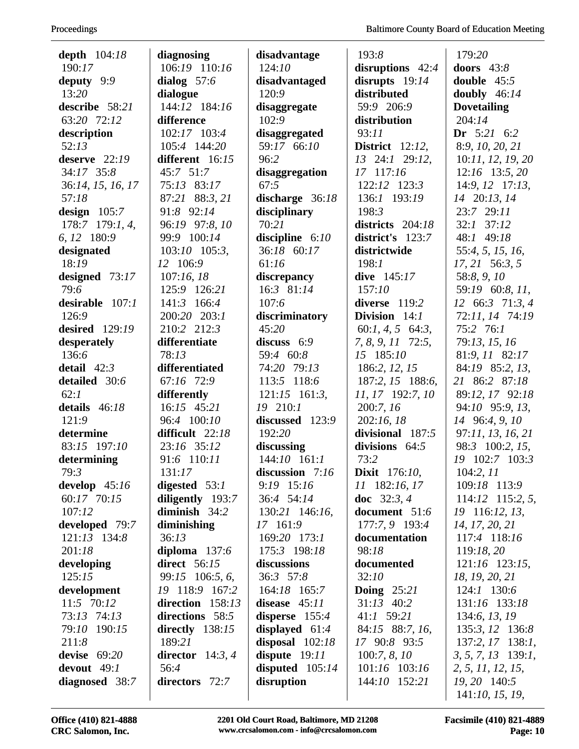**depth** 104:*18* 190:*17*
**deputy** 9:9 13:*20*
**describe** 58:*21* 63:*20* 72:*12*
**description** 52:*13*
**deserve** 22:*19* 34:*17* 35:8 36:*14, 15, 16, 17* 57:*18*
**design** 105:*7* 178:*7* 179:*1, 4, 6, 12* 180:9
**designated** 18:*19*
**designed** 73:*17* 79:*6*
**desirable** 107:*1* 126:9
**desired** 129:*19*
**desperately** 136:*6*
**detail** 42:*3*
**detailed** 30:*6* 62:*1*
**details** 46:*18* 121:9
**determine** 83:*15* 197:*10*
**determining** 79:*3*
**develop** 45:*16* 60:*17* 70:*15* 107:*12*
**developed** 79:*7* 121:*13* 134:8 201:*18*
**developing** 125:*15*
**development** 11:*5* 70:*12* 73:*13* 74:*13* 79:*10* 190:*15* 211:8
**devise** 69:*20*
**devout** 49:*1*
**diagnosed** 38:*7*

**diagnosing** 106:*19* 110:*16*
**dialog** 57:*6*
**dialogue** 144:*12* 184:*16*
**difference** 102:*17* 103:*4* 105:*4* 144:*20*
**different** 16:*15* 45:*7* 51:*7* 75:*13* 83:*17* 87:*21* 88:*3, 21* 91:8 92:*14* 96:*19* 97:*8, 10* 99:9 100:*14* 103:*10* 105:*3, 12* 106:9 107:*16, 18* 125:9 126:*21* 141:*3* 166:*4* 200:*20* 203:*1* 210:*2* 212:*3*
**differentiate** 78:*13*
**differentiated** 67:*16* 72:9
**differently** 16:*15* 45:*21* 96:*4* 100:*10*
**difficult** 22:*18* 23:*16* 35:*12* 91:*6* 110:*11* 131:*17*
**digested** 53:*1*
**diligently** 193:*7*
**diminish** 34:*2*
**diminishing** 36:*13*
**diploma** 137:*6*
**direct** 56:*15* 99:*15* 106:*5, 6, 19* 118:9 167:*2*
**direction** 158:*13*
**directions** 58:*5*
**directly** 138:*15* 189:*21*
**director** 14:*3, 4* 56:*4*
**directors** 72:*7*

**disadvantage** 124:*10*
**disadvantaged** 120:9
**disaggregate** 102:9
**disaggregated** 59:*17* 66:*10* 96:*2*
**disaggregation** 67:*5*
**discharge** 36:*18*
**disciplinary** 70:*21*
**discipline** 6:*10* 36:*18* 60:*17* 61:*16*
**discrepancy** 16:*3* 81:*14* 107:*6*
**discriminatory** 45:*20*
**discuss** 6:9 59:*4* 60:8 74:*20* 79:*13* 113:*5* 118:*6* 121:*15* 161:*3, 19* 210:*1*
**discussed** 123:9 192:*20*
**discussing** 144:*10* 161:*1*
**discussion** 7:*16* 9:*19* 15:*16* 36:*4* 54:*14* 130:*21* 146:*16, 17* 161:9 169:*20* 173:*1* 175:*3* 198:*18*
**discussions** 36:*3* 57:8 164:*18* 165:*7*
**disease** 45:*11*
**disperse** 155:*4*
**displayed** 61:*4*
**disposal** 102:*18*
**dispute** 19:*11*
**disputed** 105:*14*
**disruption**

193:8
**disruptions** 42:*4*
**disrupts** 19:*14*
**distributed** 59:9 206:9
**distribution** 93:*11*
**District** 12:*12, 13* 24:*1* 29:*12, 17* 117:*16* 122:*12* 123:*3* 136:*1* 193:*19* 198:*3*
**districts** 204:*18*
**district's** 123:*7*
**districtwide** 198:*1*
**dive** 145:*17* 157:*10*
**diverse** 119:*2*
**Division** 14:*1* 60:*1, 4, 5* 64:*3, 7, 8, 9, 11* 72:*5, 15* 185:*10* 186:*2, 12, 15* 187:*2, 15* 188:*6, 11, 17* 192:*7, 10* 200:*7, 16* 202:*16, 18*
**divisional** 187:*5*
**divisions** 64:*5* 73:*2*
**Dixit** 176:*10, 11* 182:*16, 17*
**doc** 32:*3, 4*
**document** 51:*6* 177:*7, 9* 193:*4*
**documentation** 98:*18*
**documented** 32:*10*
**Doing** 25:*21* 31:*13* 40:*2* 41:*1* 59:*21* 84:*15* 88:*7, 16, 17* 90:8 93:*5* 100:*7, 8, 10* 101:*16* 103:*16* 144:*10* 152:*21*

179:*20*
**doors** 43:8
**double** 45:*5*
**doubly** 46:*14*
**Dovetailing** 204:*14*
**Dr** 5:*21* 6:*2* 8:*9, 10, 20, 21* 10:*11, 12, 19, 20* 12:*16* 13:*5, 20* 14:*9, 12* 17:*13, 14* 20:*13, 14* 23:*7* 29:*11* 32:*1* 37:*12* 48:*1* 49:*18* 55:*4, 5, 15, 16, 17, 21* 56:*3, 5* 58:*8, 9, 10* 59:*19* 60:*8, 11, 12* 66:*3* 71:*3, 4* 72:*11, 14* 74:*19* 75:*2* 76:*1* 79:*13, 15, 16* 81:*9, 11* 82:*17* 84:*19* 85:*2, 13, 21* 86:*2* 87:*18* 89:*12, 17* 92:*18* 94:*10* 95:*9, 13, 14* 96:*4, 9, 10* 97:*11, 13, 16, 21* 98:*3* 100:*2, 15, 19* 102:*7* 103:*3* 104:*2, 11* 109:*18* 113:9 114:*12* 115:*2, 5, 19* 116:*12, 13, 14, 17, 20, 21* 117:*4* 118:*16* 119:*18, 20* 121:*16* 123:*15, 18, 19, 20, 21* 124:*1* 130:*6* 131:*16* 133:*18* 134:*6, 13, 19* 135:*3, 12* 136:8 137:*2, 17* 138:*1, 3, 5, 7, 13* 139:*1, 2, 5, 11, 12, 15, 19, 20* 140:*5* 141:*10, 15, 19,*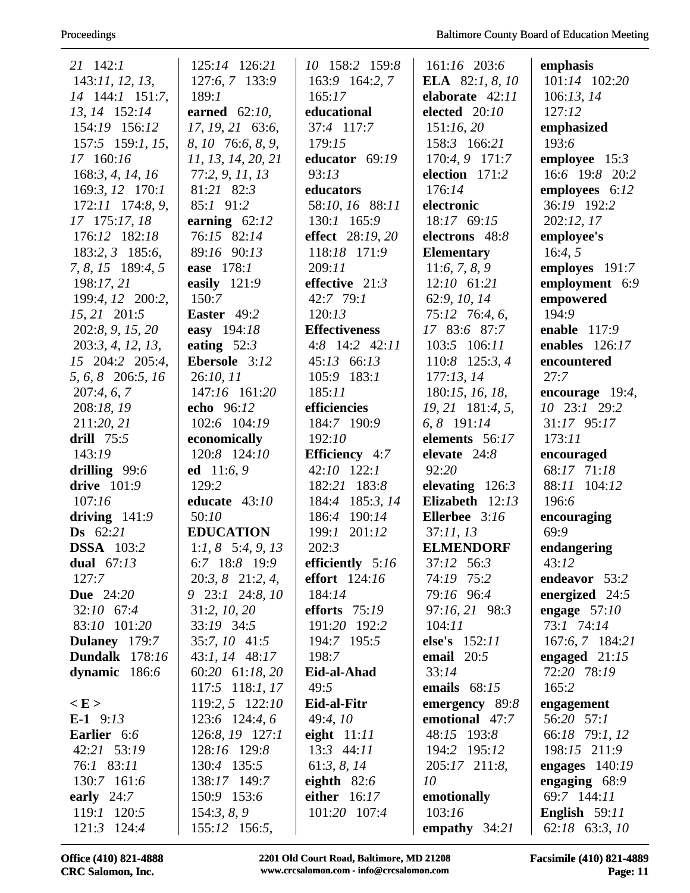21 142:1
143:11, 12, 13, 14 144:1 151:7, 13, 14 152:14
154:19 156:12
157:5 159:1, 15, 17 160:16
168:3, 4, 14, 16
169:3, 12 170:1
172:11 174:8, 9, 17 175:17, 18
176:12 182:18
183:2, 3 185:6, 7, 8, 15 189:4, 5
198:17, 21
199:4, 12 200:2, 15, 21 201:5
202:8, 9, 15, 20
203:3, 4, 12, 13, 15 204:2 205:4, 5, 6, 8 206:5, 16
207:4, 6, 7
208:18, 19
211:20, 21

**drill** 75:5
143:19

**drilling** 99:6

**drive** 101:9
107:16

**driving** 141:9

**Ds** 62:21

**DSSA** 103:2

**dual** 67:13
127:7

**Due** 24:20
32:10 67:4
83:10 101:20

**Dulaney** 179:7

**Dundalk** 178:16

**dynamic** 186:6

**< E >**

**E-1** 9:13

**Earlier** 6:6
42:21 53:19
76:1 83:11
130:7 161:6

**early** 24:7
119:1 120:5
121:3 124:4
125:14 126:21
127:6, 7 133:9
189:1

**earned** 62:10, 17, 19, 21 63:6, 8, 10 76:6, 8, 9, 11, 13, 14, 20, 21
77:2, 9, 11, 13
81:21 82:3
85:1 91:2

**earning** 62:12
76:15 82:14
89:16 90:13

**ease** 178:1

**easily** 121:9
150:7

**Easter** 49:2

**easy** 194:18

**eating** 52:3

**Ebersole** 3:12
26:10, 11
147:16 161:20

**echo** 96:12
102:6 104:19

**economically**
120:8 124:10

**ed** 11:6, 9
129:2

**educate** 43:10
50:10

**EDUCATION**
1:1, 8 5:4, 9, 13
6:7 18:8 19:9
20:3, 8 21:2, 4, 9 23:1 24:8, 10
31:2, 10, 20
33:19 34:5
35:7, 10 41:5
43:1, 14 48:17
60:20 61:18, 20
117:5 118:1, 17
119:2, 5 122:10
123:6 124:4, 6
126:8, 19 127:1
128:16 129:8
130:4 135:5
138:17 149:7
150:9 153:6
154:3, 8, 9
155:12 156:5, 10 158:2 159:8
163:9 164:2, 7
165:17

**educational**
37:4 117:7
179:15

**educator** 69:19
93:13

**educators**
58:10, 16 88:11
130:1 165:9

**effect** 28:19, 20
118:18 171:9
209:11

**effective** 21:3
42:7 79:1
120:13

**Effectiveness**
4:8 14:2 42:11
45:13 66:13
105:9 183:1
185:11

**efficiencies**
184:7 190:9
192:10

**Efficiency** 4:7
42:10 122:1
182:21 183:8
184:4 185:3, 14
186:4 190:14
199:1 201:12
202:3

**efficiently** 5:16

**effort** 124:16
184:14

**efforts** 75:19
191:20 192:2
194:7 195:5
198:7

**Eid-al-Ahad**
49:5

**Eid-al-Fitr**
49:4, 10

**eight** 11:11
13:3 44:11
61:3, 8, 14

**eighth** 82:6

**either** 16:17
101:20 107:4
161:16 203:6

**ELA** 82:1, 8, 10

**elaborate** 42:11

**elected** 20:10
151:16, 20
158:3 166:21
170:4, 9 171:7

**election** 171:2
176:14

**electronic**
18:17 69:15

**electrons** 48:8

**Elementary**
11:6, 7, 8, 9
12:10 61:21
62:9, 10, 14
75:12 76:4, 6, 17 83:6 87:7
103:5 106:11
110:8 125:3, 4
177:13, 14
180:15, 16, 18, 19, 21 181:4, 5, 6, 8 191:14

**elements** 56:17

**elevate** 24:8
92:20

**elevating** 126:3

**Elizabeth** 12:13

**Ellerbee** 3:16
37:11, 13

**ELMENDORF**
37:12 56:3
74:19 75:2
79:16 96:4
97:16, 21 98:3
104:11

**else's** 152:11

**email** 20:5
33:14

**emails** 68:15

**emergency** 89:8

**emotional** 47:7
48:15 193:8
194:2 195:12
205:17 211:8, 10

**emotionally**
103:16

**empathy** 34:21

**emphasis**
101:14 102:20
106:13, 14
127:12

**emphasized**
193:6

**employee** 15:3
16:6 19:8 20:2

**employees** 6:12
36:19 192:2
202:12, 17

**employee's**
16:4, 5

**employes** 191:7

**employment** 6:9

**empowered**
194:9

**enable** 117:9

**enables** 126:17

**encountered**
27:7

**encourage** 19:4, 10 23:1 29:2
31:17 95:17
173:11

**encouraged**
68:17 71:18
88:11 104:12
196:6

**encouraging**
69:9

**endangering**
43:12

**endeavor** 53:2

**energized** 24:5

**engage** 57:10
73:1 74:14
167:6, 7 184:21

**engaged** 21:15
72:20 78:19
165:2

**engagement**
56:20 57:1
66:18 79:1, 12
198:15 211:9

**engages** 140:19

**engaging** 68:9
69:7 144:11

**English** 59:11
62:18 63:3, 10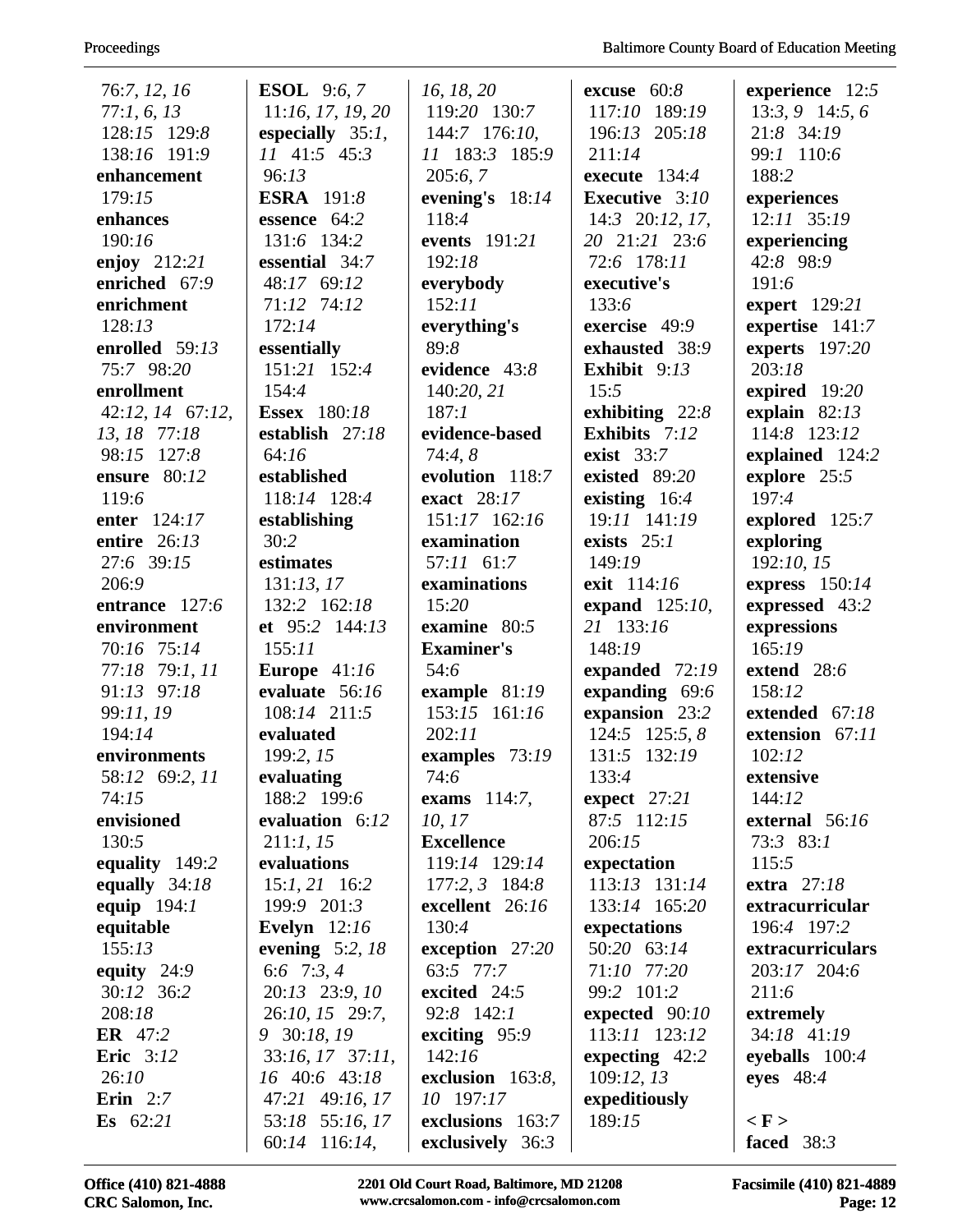76:*7*, *12*, *16*
77:*1*, *6*, *13*
128:*15* 129:*8*
138:*16* 191:*9*
**enhancement** 179:*15*
**enhances** 190:*16*
**enjoy** 212:*21*
**enriched** 67:*9*
**enrichment** 128:*13*
**enrolled** 59:*13* 75:*7* 98:*20*
**enrollment** 42:*12*, *14* 67:*12*, *13*, *18* 77:*18* 98:*15* 127:*8*
**ensure** 80:*12* 119:*6*
**enter** 124:*17*
**entire** 26:*13* 27:*6* 39:*15* 206:*9*
**entrance** 127:*6*
**environment** 70:*16* 75:*14* 77:*18* 79:*1*, *11* 91:*13* 97:*18* 99:*11*, *19* 194:*14*
**environments** 58:*12* 69:*2*, *11* 74:*15*
**envisioned** 130:*5*
**equality** 149:*2*
**equally** 34:*18*
**equip** 194:*1*
**equitable** 155:*13*
**equity** 24:*9* 30:*12* 36:*2* 208:*18*
**ER** 47:*2*
**Eric** 3:*12* 26:*10*
**Erin** 2:*7*
**Es** 62:*21*
**ESOL** 9:*6*, *7* 11:*16*, *17*, *19*, *20*
**especially** 35:*1*, *11* 41:*5* 45:*3* 96:*13*
**ESRA** 191:*8*
**essence** 64:*2* 131:*6* 134:*2*
**essential** 34:*7* 48:*17* 69:*12* 71:*12* 74:*12* 172:*14*
**essentially** 151:*21* 152:*4* 154:*4*
**Essex** 180:*18*
**establish** 27:*18* 64:*16*
**established** 118:*14* 128:*4*
**establishing** 30:*2*
**estimates** 131:*13*, *17* 132:*2* 162:*18*
**et** 95:*2* 144:*13* 155:*11*
**Europe** 41:*16*
**evaluate** 56:*16* 108:*14* 211:*5*
**evaluated** 199:*2*, *15*
**evaluating** 188:*2* 199:*6*
**evaluation** 6:*12* 211:*1*, *15*
**evaluations** 15:*1*, *21* 16:*2* 199:*9* 201:*3*
**Evelyn** 12:*16*
**evening** 5:*2*, *18* 6:*6* 7:*3*, *4* 20:*13* 23:*9*, *10* 26:*10*, *15* 29:*7*, *9* 30:*18*, *19* 33:*16*, *17* 37:*11*, *16* 40:*6* 43:*18* 47:*21* 49:*16*, *17* 53:*18* 55:*16*, *17* 60:*14* 116:*14*, *16*, *18*, *20* 119:*20* 130:*7* 144:*7* 176:*10*, *11* 183:*3* 185:*9* 205:*6*, *7*
**evening's** 18:*14* 118:*4*
**events** 191:*21* 192:*18*
**everybody** 152:*11*
**everything's** 89:*8*
**evidence** 43:*8* 140:*20*, *21* 187:*1*
**evidence-based** 74:*4*, *8*
**evolution** 118:*7*
**exact** 28:*17* 151:*17* 162:*16*
**examination** 57:*11* 61:*7*
**examinations** 15:*20*
**examine** 80:*5*
**Examiner's** 54:*6*
**example** 81:*19* 153:*15* 161:*16* 202:*11*
**examples** 73:*19* 74:*6*
**exams** 114:*7*, *10*, *17*
**Excellence** 119:*14* 129:*14* 177:*2*, *3* 184:*8*
**excellent** 26:*16* 130:*4*
**exception** 27:*20* 63:*5* 77:*7*
**excited** 24:*5* 92:*8* 142:*1*
**exciting** 95:*9* 142:*16*
**exclusion** 163:*8*, *10* 197:*17*
**exclusions** 163:*7*
**exclusively** 36:*3*
**excuse** 60:*8* 117:*10* 189:*19* 196:*13* 205:*18* 211:*14*
**execute** 134:*4*
**Executive** 3:*10* 14:*3* 20:*12*, *17*, *20* 21:*21* 23:*6* 72:*6* 178:*11*
**executive's** 133:*6*
**exercise** 49:*9*
**exhausted** 38:*9*
**Exhibit** 9:*13* 15:*5*
**exhibiting** 22:*8*
**Exhibits** 7:*12*
**exist** 33:*7*
**existed** 89:*20*
**existing** 16:*4* 19:*11* 141:*19*
**exists** 25:*1* 149:*19*
**exit** 114:*16*
**expand** 125:*10*, *21* 133:*16* 148:*19*
**expanded** 72:*19*
**expanding** 69:*6*
**expansion** 23:*2* 124:*5* 125:*5*, *8* 131:*5* 132:*19* 133:*4*
**expect** 27:*21* 87:*5* 112:*15* 206:*15*
**expectation** 113:*13* 131:*14* 133:*14* 165:*20*
**expectations** 50:*20* 63:*14* 71:*10* 77:*20* 99:*2* 101:*2*
**expected** 90:*10* 113:*11* 123:*12*
**expecting** 42:*2* 109:*12*, *13*
**expeditiously** 189:*15*
**experience** 12:*5* 13:*3*, *9* 14:*5*, *6* 21:*8* 34:*19* 99:*1* 110:*6* 188:*2*
**experiences** 12:*11* 35:*19*
**experiencing** 42:*8* 98:*9* 191:*6*
**expert** 129:*21*
**expertise** 141:*7*
**experts** 197:*20* 203:*18*
**expired** 19:*20*
**explain** 82:*13* 114:*8* 123:*12*
**explained** 124:*2*
**explore** 25:*5* 197:*4*
**explored** 125:*7*
**exploring** 192:*10*, *15*
**express** 150:*14*
**expressed** 43:*2*
**expressions** 165:*19*
**extend** 28:*6* 158:*12*
**extended** 67:*18*
**extension** 67:*11* 102:*12*
**extensive** 144:*12*
**external** 56:*16* 73:*3* 83:*1* 115:*5*
**extra** 27:*18*
**extracurricular** 196:*4* 197:*2*
**extracurriculars** 203:*17* 204:*6* 211:*6*
**extremely** 34:*18* 41:*19*
**eyeballs** 100:*4*
**eyes** 48:*4*

**< F >**

**faced** 38:*3*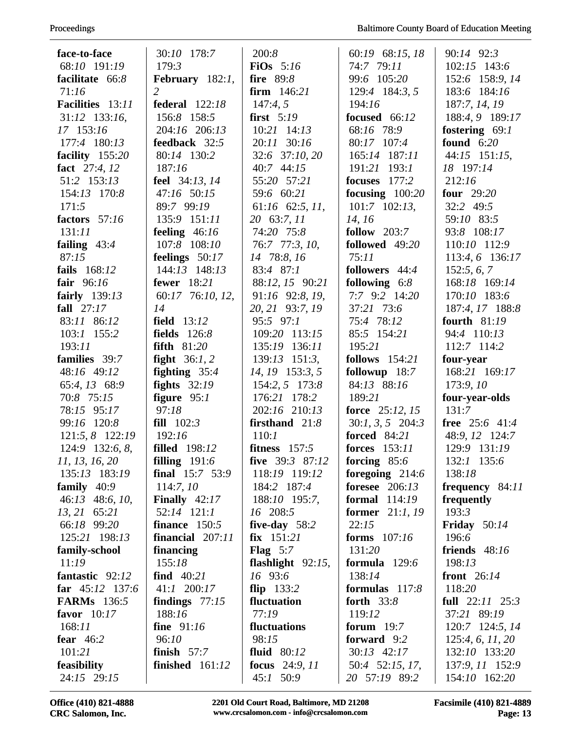**face-to-face** 68:*10* 191:*19*
**facilitate** 66:*8* 71:*16*
**Facilities** 13:*11* 31:*12* 133:*16*, *17* 153:*16* 177:*4* 180:*13*
**facility** 155:*20*
**fact** 27:*4*, *12* 51:*2* 153:*13* 154:*13* 170:*8* 171:*5*
**factors** 57:*16* 131:*11*
**failing** 43:*4* 87:*15*
**fails** 168:*12*
**fair** 96:*16*
**fairly** 139:*13*
**fall** 27:*17* 83:*11* 86:*12* 103:*1* 155:*2* 193:*11*
**families** 39:*7* 48:*16* 49:*12* 65:*4*, *13* 68:*9* 70:*8* 75:*15* 78:*15* 95:*17* 99:*16* 120:*8* 121:*5*, *8* 122:*19* 124:*9* 132:*6*, *8*, *11*, *13*, *16*, *20* 135:*13* 183:*19*
**family** 40:*9* 46:*13* 48:*6*, *10*, *13*, *21* 65:*21* 66:*18* 99:*20* 125:*21* 198:*13*
**family-school** 11:*19*
**fantastic** 92:*12*
**far** 45:*12* 137:*6*
**FARMs** 136:*5*
**favor** 10:*17* 168:*11*
**fear** 46:*2* 101:*21*
**feasibility** 24:*15* 29:*15* 30:*10* 178:*7* 179:*3*
**February** 182:*1*, *2*
**federal** 122:*18* 156:*8* 158:*5* 204:*16* 206:*13*
**feedback** 32:*5* 80:*14* 130:*2* 187:*16*
**feel** 34:*13*, *14* 47:*16* 50:*15* 89:*7* 99:*19* 135:*9* 151:*11*
**feeling** 46:*16* 107:*8* 108:*10*
**feelings** 50:*17* 144:*13* 148:*13*
**fewer** 18:*21* 60:*17* 76:*10*, *12*, *14*
**field** 13:*12*
**fields** 126:*8*
**fifth** 81:*20*
**fight** 36:*1*, *2*
**fighting** 35:*4*
**fights** 32:*19*
**figure** 95:*1* 97:*18*
**fill** 102:*3* 192:*16*
**filled** 198:*12*
**filling** 191:*6*
**final** 15:*7* 53:*9* 114:*7*, *10*
**Finally** 42:*17* 52:*14* 121:*1*
**finance** 150:*5*
**financial** 207:*11*
**financing** 155:*18*
**find** 40:*21* 41:*1* 200:*17*
**findings** 77:*15* 188:*16*
**fine** 91:*16* 96:*10*
**finish** 57:*7*
**finished** 161:*12* 200:*8*
**FiOs** 5:*16*
**fire** 89:*8*
**firm** 146:*21* 147:*4*, *5*
**first** 5:*19* 10:*21* 14:*13* 20:*11* 30:*16* 32:*6* 37:*10*, *20* 40:*7* 44:*15* 55:*20* 57:*21* 59:*6* 60:*21* 61:*16* 62:*5*, *11*, *20* 63:*7*, *11* 74:*20* 75:*8* 76:*7* 77:*3*, *10*, *14* 78:*8*, *16* 83:*4* 87:*1* 88:*12*, *15* 90:*21* 91:*16* 92:*8*, *19*, *20*, *21* 93:*7*, *19* 95:*5* 97:*1* 109:*20* 113:*15* 135:*19* 136:*11* 139:*13* 151:*3*, *14*, *19* 153:*3*, *5* 154:*2*, *5* 173:*8* 176:*21* 178:*2* 202:*16* 210:*13*
**firsthand** 21:*8* 110:*1*
**fitness** 157:*5*
**five** 39:*3* 87:*12* 118:*19* 119:*12* 184:*2* 187:*4* 188:*10* 195:*7*, *16* 208:*5*
**five-day** 58:*2*
**fix** 151:*21*
**Flag** 5:*7*
**flashlight** 92:*15*, *16* 93:*6*
**flip** 133:*2*
**fluctuation** 77:*19*
**fluctuations** 98:*15*
**fluid** 80:*12*
**focus** 24:*9*, *11* 45:*1* 50:*9* 60:*19* 68:*15*, *18* 74:*7* 79:*11* 99:*6* 105:*20* 129:*4* 184:*3*, *5* 194:*16*
**focused** 66:*12* 68:*16* 78:*9* 80:*17* 107:*4* 165:*14* 187:*11* 191:*21* 193:*1*
**focuses** 177:*2*
**focusing** 100:*20* 101:*7* 102:*13*, *14*, *16*
**follow** 203:*7*
**followed** 49:*20* 75:*11*
**followers** 44:*4*
**following** 6:*8* 7:*7* 9:*2* 14:*20* 37:*21* 73:*6* 75:*4* 78:*12* 85:*5* 154:*21* 195:*21*
**follows** 154:*21*
**followup** 18:*7* 84:*13* 88:*16* 189:*21*
**force** 25:*12*, *15* 30:*1*, *3*, *5* 204:*3*
**forced** 84:*21*
**forces** 153:*11*
**forcing** 85:*6*
**foregoing** 214:*6*
**foresee** 206:*13*
**formal** 114:*19*
**former** 21:*1*, *19* 22:*15*
**forms** 107:*16* 131:*20*
**formula** 129:*6* 138:*14*
**formulas** 117:*8*
**forth** 33:*8* 119:*12*
**forum** 19:*7*
**forward** 9:*2* 30:*13* 42:*17* 50:*4* 52:*15*, *17*, *20* 57:*19* 89:*2* 90:*14* 92:*3* 102:*15* 143:*6* 152:*6* 158:*9*, *14* 183:*6* 184:*16* 187:*7*, *14*, *19* 188:*4*, *9* 189:*17*
**fostering** 69:*1*
**found** 6:*20* 44:*15* 151:*15*, *18* 197:*14* 212:*16*
**four** 29:*20* 32:*2* 49:*5* 59:*10* 83:*5* 93:*8* 108:*17* 110:*10* 112:*9* 113:*4*, *6* 136:*17* 152:*5*, *6*, *7* 168:*18* 169:*14* 170:*10* 183:*6* 187:*4*, *17* 188:*8*
**fourth** 81:*19* 94:*4* 110:*13* 112:*7* 114:*2*
**four-year** 168:*21* 169:*17* 173:*9*, *10*
**four-year-olds** 131:*7*
**free** 25:*6* 41:*4* 48:*9*, *12* 124:*7* 129:*9* 131:*19* 132:*1* 135:*6* 138:*18*
**frequency** 84:*11*
**frequently** 193:*3*
**Friday** 50:*14* 196:*6*
**friends** 48:*16* 198:*13*
**front** 26:*14* 118:*20*
**full** 22:*11* 25:*3* 37:*21* 89:*19* 120:*7* 124:*5*, *14* 125:*4*, *6*, *11*, *20* 132:*10* 133:*20* 137:*9*, *11* 152:*9* 154:*10* 162:*20*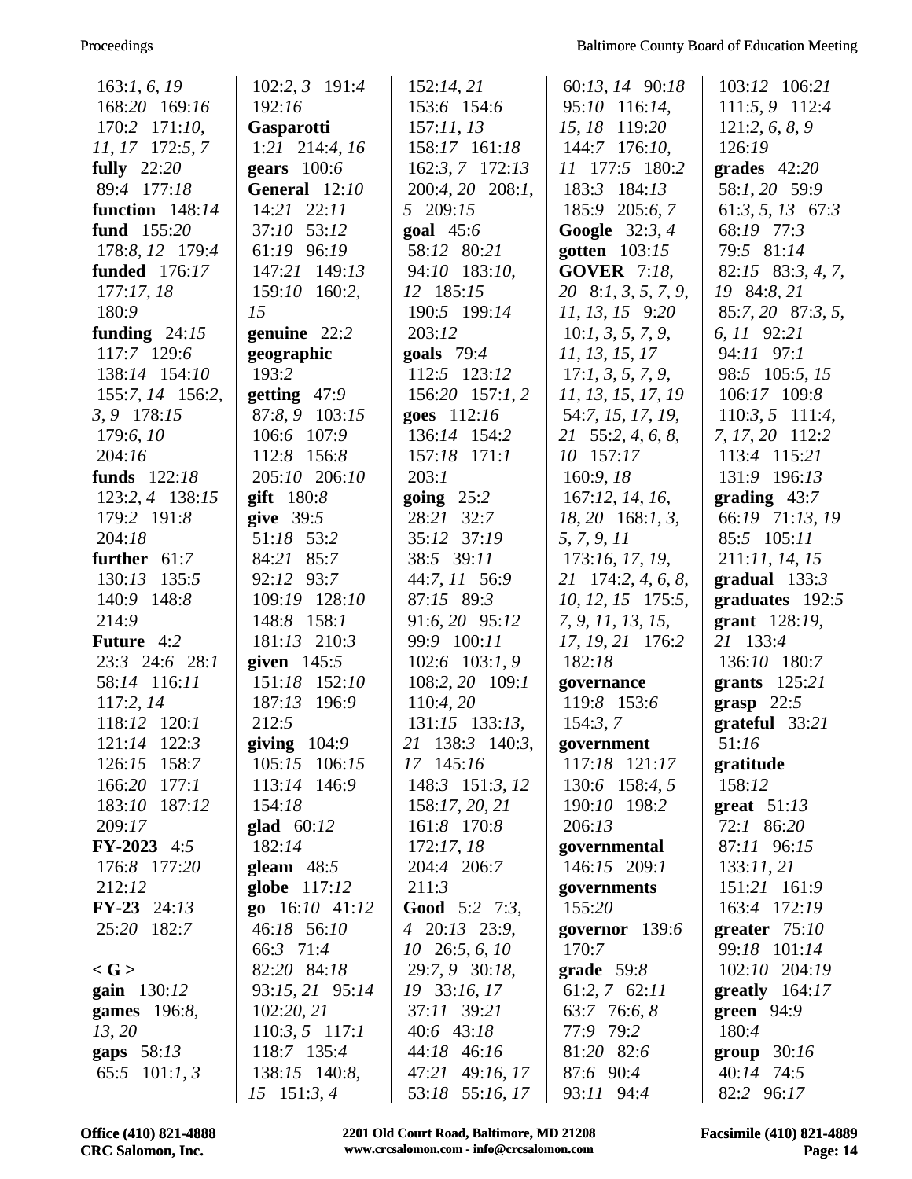163:*1*, *6*, *19*
168:*20* 169:*16*
170:*2* 171:*10*, *11*, *17* 172:*5*, *7*
**fully** 22:*20*
89:*4* 177:*18*
**function** 148:*14*
**fund** 155:*20*
178:*8*, *12* 179:*4*
**funded** 176:*17*
177:*17*, *18*
180:*9*
**funding** 24:*15*
117:*7* 129:*6*
138:*14* 154:*10*
155:*7*, *14* 156:*2*, *3*, *9* 178:*15*
179:*6*, *10*
204:*16*
**funds** 122:*18*
123:*2*, *4* 138:*15*
179:*2* 191:*8*
204:*18*
**further** 61:*7*
130:*13* 135:*5*
140:*9* 148:*8*
214:*9*
**Future** 4:*2*
23:*3* 24:*6* 28:*1*
58:*14* 116:*11*
117:*2*, *14*
118:*12* 120:*1*
121:*14* 122:*3*
126:*15* 158:*7*
166:*20* 177:*1*
183:*10* 187:*12*
209:*17*
**FY-2023** 4:*5*
176:*8* 177:*20*
212:*12*
**FY-23** 24:*13*
25:*20* 182:*7*

**< G >**
**gain** 130:*12*
**games** 196:*8*, *13*, *20*
**gaps** 58:*13*
65:*5* 101:*1*, *3*
102:*2*, *3* 191:*4*
192:*16*
**Gasparotti**
1:*21* 214:*4*, *16*
**gears** 100:*6*
**General** 12:*10*
14:*21* 22:*11*
37:*10* 53:*12*
61:*19* 96:*19*
147:*21* 149:*13*
159:*10* 160:*2*, *15*
**genuine** 22:*2*
**geographic**
193:*2*
**getting** 47:*9*
87:*8*, *9* 103:*15*
106:*6* 107:*9*
112:*8* 156:*8*
205:*10* 206:*10*
**gift** 180:*8*
**give** 39:*5*
51:*18* 53:*2*
84:*21* 85:*7*
92:*12* 93:*7*
109:*19* 128:*10*
148:*8* 158:*1*
181:*13* 210:*3*
**given** 145:*5*
151:*18* 152:*10*
187:*13* 196:*9*
212:*5*
**giving** 104:*9*
105:*15* 106:*15*
113:*14* 146:*9*
154:*18*
**glad** 60:*12*
182:*14*
**gleam** 48:*5*
**globe** 117:*12*
**go** 16:*10* 41:*12*
46:*18* 56:*10*
66:*3* 71:*4*
82:*20* 84:*18*
93:*15*, *21* 95:*14*
102:*20*, *21*
110:*3*, *5* 117:*1*
118:*7* 135:*4*
138:*15* 140:*8*, *15* 151:*3*, *4*
152:*14*, *21*
153:*6* 154:*6*
157:*11*, *13*
158:*17* 161:*18*
162:*3*, *7* 172:*13*
200:*4*, *20* 208:*1*, *5* 209:*15*
**goal** 45:*6*
58:*12* 80:*21*
94:*10* 183:*10*, *12* 185:*15*
190:*5* 199:*14*
203:*12*
**goals** 79:*4*
112:*5* 123:*12*
156:*20* 157:*1*, *2*
**goes** 112:*16*
136:*14* 154:*2*
157:*18* 171:*1*
203:*1*
**going** 25:*2*
28:*21* 32:*7*
35:*12* 37:*19*
38:*5* 39:*11*
44:*7*, *11* 56:*9*
87:*15* 89:*3*
91:*6*, *20* 95:*12*
99:*9* 100:*11*
102:*6* 103:*1*, *9*
108:*2*, *20* 109:*1*
110:*4*, *20*
131:*15* 133:*13*, *21* 138:*3* 140:*3*, *17* 145:*16*
148:*3* 151:*3*, *12*
158:*17*, *20*, *21*
161:*8* 170:*8*
172:*17*, *18*
204:*4* 206:*7*
211:*3*
**Good** 5:*2* 7:*3*, *4* 20:*13* 23:*9*, *10* 26:*5*, *6*, *10*
29:*7*, *9* 30:*18*, *19* 33:*16*, *17*
37:*11* 39:*21*
40:*6* 43:*18*
44:*18* 46:*16*
47:*21* 49:*16*, *17*
53:*18* 55:*16*, *17*
60:*13*, *14* 90:*18*
95:*10* 116:*14*, *15*, *18* 119:*20*
144:*7* 176:*10*, *11* 177:*5* 180:*2*
183:*3* 184:*13*
185:*9* 205:*6*, *7*
**Google** 32:*3*, *4*
**gotten** 103:*15*
**GOVER** 7:*18*, *20* 8:*1*, *3*, *5*, *7*, *9*, *11*, *13*, *15* 9:*20*
10:*1*, *3*, *5*, *7*, *9*, *11*, *13*, *15*, *17*
17:*1*, *3*, *5*, *7*, *9*, *11*, *13*, *15*, *17*, *19*
54:*7*, *15*, *17*, *19*, *21* 55:*2*, *4*, *6*, *8*, *10* 157:*17*
160:*9*, *18*
167:*12*, *14*, *16*, *18*, *20* 168:*1*, *3*, *5*, *7*, *9*, *11*
173:*16*, *17*, *19*, *21* 174:*2*, *4*, *6*, *8*, *10*, *12*, *15* 175:*5*, *7*, *9*, *11*, *13*, *15*, *17*, *19*, *21* 176:*2*
182:*18*
**governance**
119:*8* 153:*6*
154:*3*, *7*
**government**
117:*18* 121:*17*
130:*6* 158:*4*, *5*
190:*10* 198:*2*
206:*13*
**governmental**
146:*15* 209:*1*
**governments**
155:*20*
**governor** 139:*6*
170:*7*
**grade** 59:*8*
61:*2*, *7* 62:*11*
63:*7* 76:*6*, *8*
77:*9* 79:*2*
81:*20* 82:*6*
87:*6* 90:*4*
93:*11* 94:*4*
103:*12* 106:*21*
111:*5*, *9* 112:*4*
121:*2*, *6*, *8*, *9*
126:*19*
**grades** 42:*20*
58:*1*, *20* 59:*9*
61:*3*, *5*, *13* 67:*3*
68:*19* 77:*3*
79:*5* 81:*14*
82:*15* 83:*3*, *4*, *7*, *19* 84:*8*, *21*
85:*7*, *20* 87:*3*, *5*, *6*, *11* 92:*21*
94:*11* 97:*1*
98:*5* 105:*5*, *15*
106:*17* 109:*8*
110:*3*, *5* 111:*4*, *7*, *17*, *20* 112:*2*
113:*4* 115:*21*
131:*9* 196:*13*
**grading** 43:*7*
66:*19* 71:*13*, *19*
85:*5* 105:*11*
211:*11*, *14*, *15*
**gradual** 133:*3*
**graduates** 192:*5*
**grant** 128:*19*, *21* 133:*4*
136:*10* 180:*7*
**grants** 125:*21*
**grasp** 22:*5*
**grateful** 33:*21*
51:*16*
**gratitude**
158:*12*
**great** 51:*13*
72:*1* 86:*20*
87:*11* 96:*15*
133:*11*, *21*
151:*21* 161:*9*
163:*4* 172:*19*
**greater** 75:*10*
99:*18* 101:*14*
102:*10* 204:*19*
**greatly** 164:*17*
**green** 94:*9*
180:*4*
**group** 30:*16*
40:*14* 74:*5*
82:*2* 96:*17*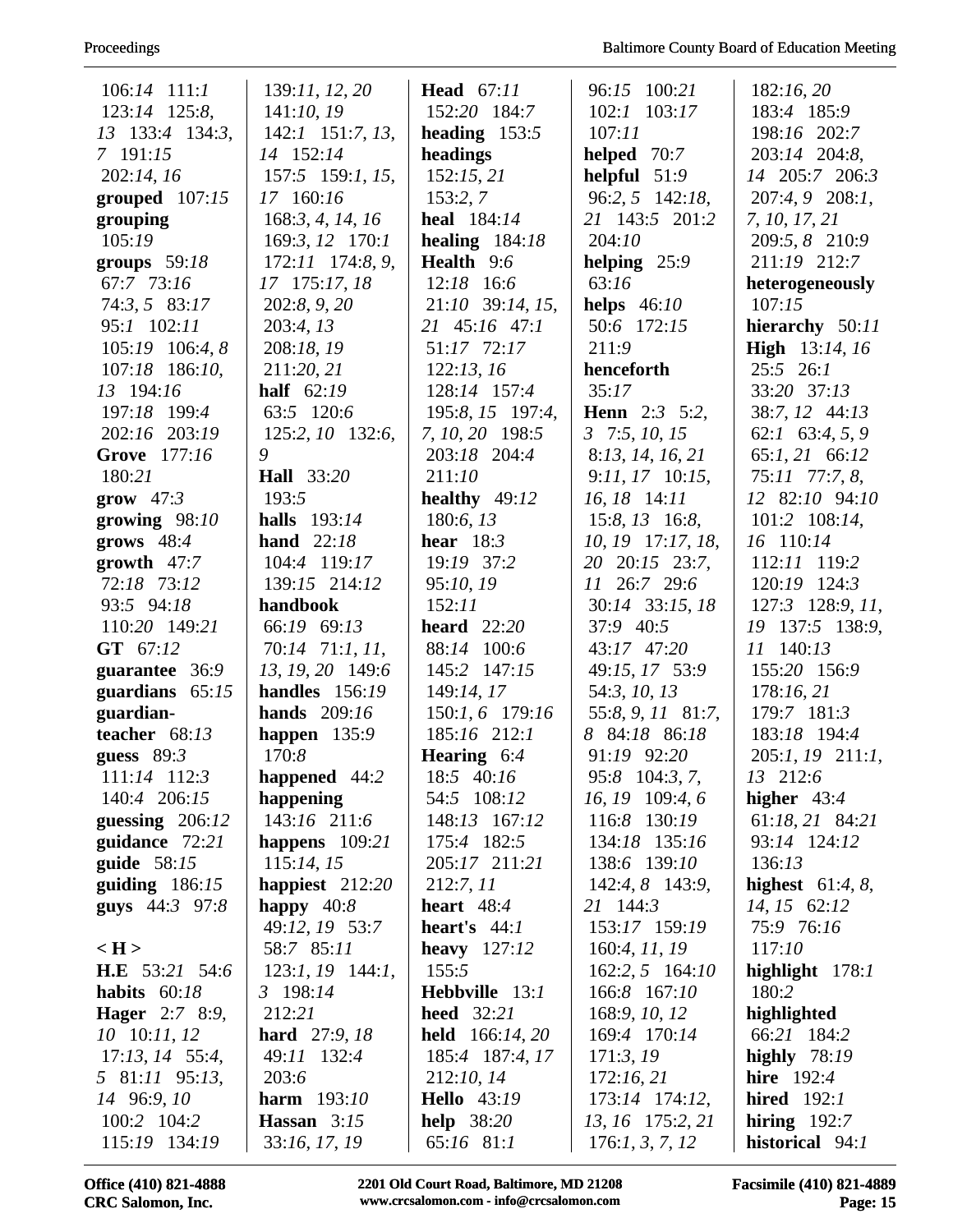106:*14* 111:*1*
123:*14* 125:*8*, *13* 133:*4* 134:*3*, *7* 191:*15*
202:*14*, *16*
**grouped** 107:*15*
**grouping** 105:*19*
**groups** 59:*18*
67:*7* 73:*16*
74:*3*, *5* 83:*17*
95:*1* 102:*11*
105:*19* 106:*4*, *8*
107:*18* 186:*10*, *13* 194:*16*
197:*18* 199:*4*
202:*16* 203:*19*
**Grove** 177:*16*
180:*21*
**grow** 47:*3*
**growing** 98:*10*
**grows** 48:*4*
**growth** 47:*7*
72:*18* 73:*12*
93:*5* 94:*18*
110:*20* 149:*21*
**GT** 67:*12*
**guarantee** 36:*9*
**guardians** 65:*15*
**guardian-teacher** 68:*13*
**guess** 89:*3*
111:*14* 112:*3*
140:*4* 206:*15*
**guessing** 206:*12*
**guidance** 72:*21*
**guide** 58:*15*
**guiding** 186:*15*
**guys** 44:*3* 97:*8*

**< H >**
**H.E** 53:*21* 54:*6*
**habits** 60:*18*
**Hager** 2:*7* 8:*9*, *10* 10:*11*, *12*
17:*13*, *14* 55:*4*, *5* 81:*11* 95:*13*, *14* 96:*9*, *10*
100:*2* 104:*2*
115:*19* 134:*19*
139:*11*, *12*, *20*
141:*10*, *19*
142:*1* 151:*7*, *13*, *14* 152:*14*
157:*5* 159:*1*, *15*, *17* 160:*16*
168:*3*, *4*, *14*, *16*
169:*3*, *12* 170:*1*
172:*11* 174:*8*, *9*, *17* 175:*17*, *18*
202:*8*, *9*, *20*
203:*4*, *13*
208:*18*, *19*
211:*20*, *21*
**half** 62:*19*
63:*5* 120:*6*
125:*2*, *10* 132:*6*, *9*
**Hall** 33:*20*
193:*5*
**halls** 193:*14*
**hand** 22:*18*
104:*4* 119:*17*
139:*15* 214:*12*
**handbook**
66:*19* 69:*13*
70:*14* 71:*1*, *11*, *13*, *19*, *20* 149:*6*
**handles** 156:*19*
**hands** 209:*16*
**happen** 135:*9*
170:*8*
**happened** 44:*2*
**happening**
143:*16* 211:*6*
**happens** 109:*21*
115:*14*, *15*
**happiest** 212:*20*
**happy** 40:*8*
49:*12*, *19* 53:*7*
58:*7* 85:*11*
123:*1*, *19* 144:*1*, *3* 198:*14*
212:*21*
**hard** 27:*9*, *18*
49:*11* 132:*4*
203:*6*
**harm** 193:*10*
**Hassan** 3:*15*
33:*16*, *17*, *19*
**Head** 67:*11*
152:*20* 184:*7*
**heading** 153:*5*
**headings**
152:*15*, *21*
153:*2*, *7*
**heal** 184:*14*
**healing** 184:*18*
**Health** 9:*6*
12:*18* 16:*6*
21:*10* 39:*14*, *15*, *21* 45:*16* 47:*1*
51:*17* 72:*17*
122:*13*, *16*
128:*14* 157:*4*
195:*8*, *15* 197:*4*, *7*, *10*, *20* 198:*5*
203:*18* 204:*4*
211:*10*
**healthy** 49:*12*
180:*6*, *13*
**hear** 18:*3*
19:*19* 37:*2*
95:*10*, *19*
152:*11*
**heard** 22:*20*
88:*14* 100:*6*
145:*2* 147:*15*
149:*14*, *17*
150:*1*, *6* 179:*16*
185:*16* 212:*1*
**Hearing** 6:*4*
18:*5* 40:*16*
54:*5* 108:*12*
148:*13* 167:*12*
175:*4* 182:*5*
205:*17* 211:*21*
212:*7*, *11*
**heart** 48:*4*
**heart's** 44:*1*
**heavy** 127:*12*
155:*5*
**Hebbville** 13:*1*
**heed** 32:*21*
**held** 166:*14*, *20*
185:*4* 187:*4*, *17*
212:*10*, *14*
**Hello** 43:*19*
**help** 38:*20*
65:*16* 81:*1*
96:*15* 100:*21*
102:*1* 103:*17*
107:*11*
**helped** 70:*7*
**helpful** 51:*9*
96:*2*, *5* 142:*18*, *21* 143:*5* 201:*2*
204:*10*
**helping** 25:*9*
63:*16*
**helps** 46:*10*
50:*6* 172:*15*
211:*9*
**henceforth**
35:*17*
**Henn** 2:*3* 5:*2*, *3* 7:*5*, *10*, *15*
8:*13*, *14*, *16*, *21*
9:*11*, *17* 10:*15*, *16*, *18* 14:*11*
15:*8*, *13* 16:*8*, *10*, *19* 17:*17*, *18*, *20* 20:*15* 23:*7*, *11* 26:*7* 29:*6*
30:*14* 33:*15*, *18*
37:*9* 40:*5*
43:*17* 47:*20*
49:*15*, *17* 53:*9*
54:*3*, *10*, *13*
55:*8*, *9*, *11* 81:*7*, *8* 84:*18* 86:*18*
91:*19* 92:*20*
95:*8* 104:*3*, *7*, *16*, *19* 109:*4*, *6*
116:*8* 130:*19*
134:*18* 135:*16*
138:*6* 139:*10*
142:*4*, *8* 143:*9*, *21* 144:*3*
153:*17* 159:*19*
160:*4*, *11*, *19*
162:*2*, *5* 164:*10*
166:*8* 167:*10*
168:*9*, *10*, *12*
169:*4* 170:*14*
171:*3*, *19*
172:*16*, *21*
173:*14* 174:*12*, *13*, *16* 175:*2*, *21*
176:*1*, *3*, *7*, *12*
182:*16*, *20*
183:*4* 185:*9*
198:*16* 202:*7*
203:*14* 204:*8*, *14* 205:*7* 206:*3*
207:*4*, *9* 208:*1*, *7*, *10*, *17*, *21*
209:*5*, *8* 210:*9*
211:*19* 212:*7*
**heterogeneously**
107:*15*
**hierarchy** 50:*11*
**High** 13:*14*, *16*
25:*5* 26:*1*
33:*20* 37:*13*
38:*7*, *12* 44:*13*
62:*1* 63:*4*, *5*, *9*
65:*1*, *21* 66:*12*
75:*11* 77:*7*, *8*, *12* 82:*10* 94:*10*
101:*2* 108:*14*, *16* 110:*14*
112:*11* 119:*2*
120:*19* 124:*3*
127:*3* 128:*9*, *11*, *19* 137:*5* 138:*9*, *11* 140:*13*
155:*20* 156:*9*
178:*16*, *21*
179:*7* 181:*3*
183:*18* 194:*4*
205:*1*, *19* 211:*1*, *13* 212:*6*
**higher** 43:*4*
61:*18*, *21* 84:*21*
93:*14* 124:*12*
136:*13*
**highest** 61:*4*, *8*, *14*, *15* 62:*12*
75:*9* 76:*16*
117:*10*
**highlight** 178:*1*
180:*2*
**highlighted**
66:*21* 184:*2*
**highly** 78:*19*
**hire** 192:*4*
**hired** 192:*1*
**hiring** 192:*7*
**historical** 94:*1*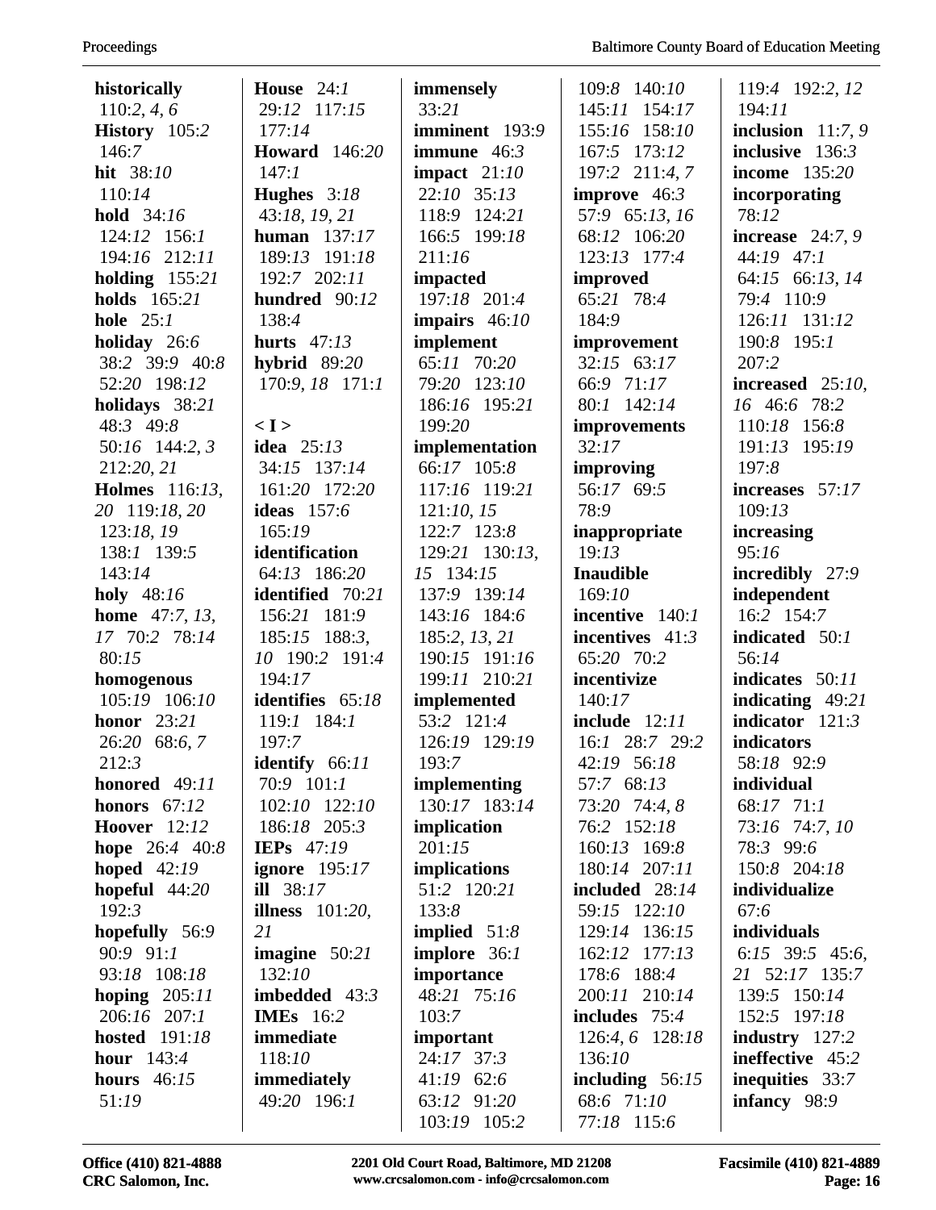**historically** 110:*2*, *4*, *6*
**History** 105:*2* 146:*7*
**hit** 38:*10* 110:*14*
**hold** 34:*16* 124:*12* 156:*1* 194:*16* 212:*11*
**holding** 155:*21*
**holds** 165:*21*
**hole** 25:*1*
**holiday** 26:*6* 38:*2* 39:*9* 40:*8* 52:*20* 198:*12*
**holidays** 38:*21* 48:*3* 49:*8* 50:*16* 144:*2*, *3* 212:*20*, *21*
**Holmes** 116:*13*, *20* 119:*18*, *20* 123:*18*, *19* 138:*1* 139:*5* 143:*14*
**holy** 48:*16*
**home** 47:*7*, *13*, *17* 70:*2* 78:*14* 80:*15*
**homogenous** 105:*19* 106:*10*
**honor** 23:*21* 26:*20* 68:*6*, *7* 212:*3*
**honored** 49:*11*
**honors** 67:*12*
**Hoover** 12:*12*
**hope** 26:*4* 40:*8*
**hoped** 42:*19*
**hopeful** 44:*20* 192:*3*
**hopefully** 56:*9* 90:*9* 91:*1* 93:*18* 108:*18*
**hoping** 205:*11* 206:*16* 207:*1*
**hosted** 191:*18*
**hour** 143:*4*
**hours** 46:*15* 51:*19*
**House** 24:*1* 29:*12* 117:*15* 177:*14*
**Howard** 146:*20* 147:*1*
**Hughes** 3:*18* 43:*18*, *19*, *21*
**human** 137:*17* 189:*13* 191:*18* 192:*7* 202:*11*
**hundred** 90:*12* 138:*4*
**hurts** 47:*13*
**hybrid** 89:*20* 170:*9*, *18* 171:*1*

**< I >**
**idea** 25:*13* 34:*15* 137:*14* 161:*20* 172:*20*
**ideas** 157:*6* 165:*19*
**identification** 64:*13* 186:*20*
**identified** 70:*21* 156:*21* 181:*9* 185:*15* 188:*3*, *10* 190:*2* 191:*4* 194:*17*
**identifies** 65:*18* 119:*1* 184:*1* 197:*7*
**identify** 66:*11* 70:*9* 101:*1* 102:*10* 122:*10* 186:*18* 205:*3*
**IEPs** 47:*19*
**ignore** 195:*17*
**ill** 38:*17*
**illness** 101:*20*, *21*
**imagine** 50:*21* 132:*10*
**imbedded** 43:*3*
**IMEs** 16:*2*
**immediate** 118:*10*
**immediately** 49:*20* 196:*1*
**immensely** 33:*21*
**imminent** 193:*9*
**immune** 46:*3*
**impact** 21:*10* 22:*10* 35:*13* 118:*9* 124:*21* 166:*5* 199:*18* 211:*16*
**impacted** 197:*18* 201:*4*
**impairs** 46:*10*
**implement** 65:*11* 70:*20* 79:*20* 123:*10* 186:*16* 195:*21* 199:*20*
**implementation** 66:*17* 105:*8* 117:*16* 119:*21* 121:*10*, *15* 122:*7* 123:*8* 129:*21* 130:*13*, *15* 134:*15* 137:*9* 139:*14* 143:*16* 184:*6* 185:*2*, *13*, *21* 190:*15* 191:*16* 199:*11* 210:*21*
**implemented** 53:*2* 121:*4* 126:*19* 129:*19* 193:*7*
**implementing** 130:*17* 183:*14*
**implication** 201:*15*
**implications** 51:*2* 120:*21* 133:*8*
**implied** 51:*8*
**implore** 36:*1*
**importance** 48:*21* 75:*16* 103:*7*
**important** 24:*17* 37:*3* 41:*19* 62:*6* 63:*12* 91:*20* 103:*19* 105:*2* 109:*8* 140:*10* 145:*11* 154:*17* 155:*16* 158:*10* 167:*5* 173:*12* 197:*2* 211:*4*, *7*
**improve** 46:*3* 57:*9* 65:*13*, *16* 68:*12* 106:*20* 123:*13* 177:*4*
**improved** 65:*21* 78:*4* 184:*9*
**improvement** 32:*15* 63:*17* 66:*9* 71:*17* 80:*1* 142:*14*
**improvements** 32:*17*
**improving** 56:*17* 69:*5* 78:*9*
**inappropriate** 19:*13*
**Inaudible** 169:*10*
**incentive** 140:*1*
**incentives** 41:*3* 65:*20* 70:*2*
**incentivize** 140:*17*
**include** 12:*11* 16:*1* 28:*7* 29:*2* 42:*19* 56:*18* 57:*7* 68:*13* 73:*20* 74:*4*, *8* 76:*2* 152:*18* 160:*13* 169:*8* 180:*14* 207:*11*
**included** 28:*14* 59:*15* 122:*10* 129:*14* 136:*15* 162:*12* 177:*13* 178:*6* 188:*4* 200:*11* 210:*14*
**includes** 75:*4* 126:*4*, *6* 128:*18* 136:*10*
**including** 56:*15* 68:*6* 71:*10* 77:*18* 115:*6* 119:*4* 192:*2*, *12* 194:*11*
**inclusion** 11:*7*, *9*
**inclusive** 136:*3*
**income** 135:*20*
**incorporating** 78:*12*
**increase** 24:*7*, *9* 44:*19* 47:*1* 64:*15* 66:*13*, *14* 79:*4* 110:*9* 126:*11* 131:*12* 190:*8* 195:*1* 207:*2*
**increased** 25:*10*, *16* 46:*6* 78:*2* 110:*18* 156:*8* 191:*13* 195:*19* 197:*8*
**increases** 57:*17* 109:*13*
**increasing** 95:*16*
**incredibly** 27:*9*
**independent** 16:*2* 154:*7*
**indicated** 50:*1* 56:*14*
**indicates** 50:*11*
**indicating** 49:*21*
**indicator** 121:*3*
**indicators** 58:*18* 92:*9*
**individual** 68:*17* 71:*1* 73:*16* 74:*7*, *10* 78:*3* 99:*6* 150:*8* 204:*18*
**individualize** 67:*6*
**individuals** 6:*15* 39:*5* 45:*6*, *21* 52:*17* 135:*7* 139:*5* 150:*14* 152:*5* 197:*18*
**industry** 127:*2*
**ineffective** 45:*2*
**inequities** 33:*7*
**infancy** 98:*9*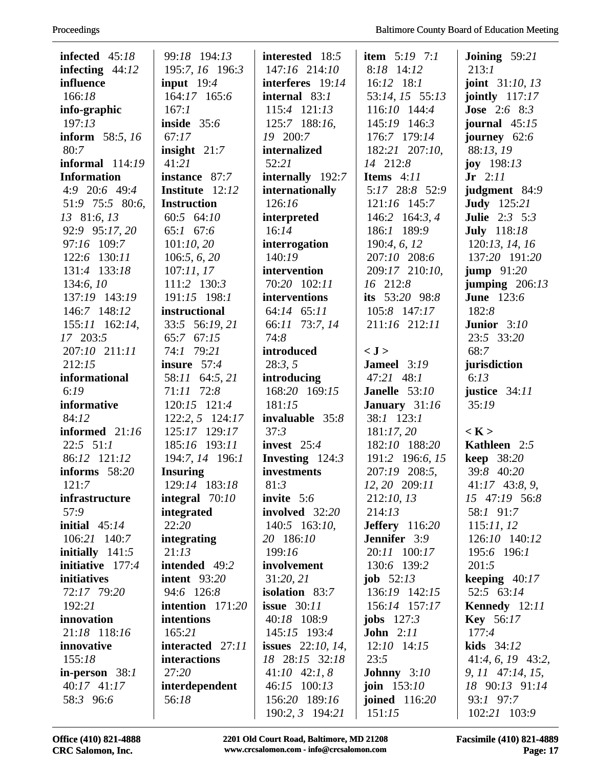**infected** 45:*18*
**infecting** 44:*12*
**influence** 166:*18*
**info-graphic** 197:*13*
**inform** 58:*5*, *16* 80:*7*
**informal** 114:*19*
**Information** 4:*9* 20:*6* 49:*4* 51:*9* 75:*5* 80:*6*, *13* 81:*6*, *13* 92:*9* 95:*17*, *20* 97:*16* 109:*7* 122:*6* 130:*11* 131:*4* 133:*18* 134:*6*, *10* 137:*19* 143:*19* 146:*7* 148:*12* 155:*11* 162:*14*, *17* 203:*5* 207:*10* 211:*11* 212:*15*
**informational** 6:*19*
**informative** 84:*12*
**informed** 21:*16* 22:*5* 51:*1* 86:*12* 121:*12*
**informs** 58:*20* 121:*7*
**infrastructure** 57:*9*
**initial** 45:*14* 106:*21* 140:*7*
**initially** 141:*5*
**initiative** 177:*4*
**initiatives** 72:*17* 79:*20* 192:*21*
**innovation** 21:*18* 118:*16*
**innovative** 155:*18*
**in-person** 38:*1* 40:*17* 41:*17* 58:*3* 96:*6* 99:*18* 194:*13* 195:*7*, *16* 196:*3*
**input** 19:*4* 164:*17* 165:*6* 167:*1*
**inside** 35:*6* 67:*17*
**insight** 21:*7* 41:*21*
**instance** 87:*7*
**Institute** 12:*12*
**Instruction** 60:*5* 64:*10* 65:*1* 67:*6* 101:*10*, *20* 106:*5*, *6*, *20* 107:*11*, *17* 111:*2* 130:*3* 191:*15* 198:*1*
**instructional** 33:*5* 56:*19*, *21* 65:*7* 67:*15* 74:*1* 79:*21*
**insure** 57:*4* 58:*11* 64:*5*, *21* 71:*11* 72:*8* 120:*15* 121:*4* 122:*2*, *5* 124:*17* 125:*17* 129:*17* 185:*16* 193:*11* 194:*7*, *14* 196:*1*
**Insuring** 129:*14* 183:*18*
**integral** 70:*10*
**integrated** 22:*20*
**integrating** 21:*13*
**intended** 49:*2*
**intent** 93:*20* 94:*6* 126:*8*
**intention** 171:*20*
**intentions** 165:*21*
**interacted** 27:*11*
**interactions** 27:*20*
**interdependent** 56:*18*
**interested** 18:*5* 147:*16* 214:*10*
**interferes** 19:*14*
**internal** 83:*1* 115:*4* 121:*13* 125:*7* 188:*16*, *19* 200:*7*
**internalized** 52:*21*
**internally** 192:*7*
**internationally** 126:*16*
**interpreted** 16:*14*
**interrogation** 140:*19*
**intervention** 70:*20* 102:*11*
**interventions** 64:*14* 65:*11* 66:*11* 73:*7*, *14* 74:*8*
**introduced** 28:*3*, *5*
**introducing** 168:*20* 169:*15* 181:*15*
**invaluable** 35:*8* 37:*3*
**invest** 25:*4*
**Investing** 124:*3*
**investments** 81:*3*
**invite** 5:*6*
**involved** 32:*20* 140:*5* 163:*10*, *20* 186:*10* 199:*16*
**involvement** 31:*20*, *21*
**isolation** 83:*7*
**issue** 30:*11* 40:*18* 108:*9* 145:*15* 193:*4*
**issues** 22:*10*, *14*, *18* 28:*15* 32:*18* 41:*10* 42:*1*, *8* 46:*15* 100:*13* 156:*20* 189:*16* 190:*2*, *3* 194:*21*
**item** 5:*19* 7:*1* 8:*18* 14:*12* 16:*12* 18:*1* 53:*14*, *15* 55:*13* 116:*10* 144:*4* 145:*19* 146:*3* 176:*7* 179:*14* 182:*21* 207:*10*, *14* 212:*8*
**Items** 4:*11* 5:*17* 28:*8* 52:*9* 121:*16* 145:*7* 146:*2* 164:*3*, *4* 186:*1* 189:*9* 190:*4*, *6*, *12* 207:*10* 208:*6* 209:*17* 210:*10*, *16* 212:*8*
**its** 53:*20* 98:*8* 105:*8* 147:*17* 211:*16* 212:*11*

**< J >**

**Jameel** 3:*19* 47:*21* 48:*1*
**Janelle** 53:*10*
**January** 31:*16* 38:*1* 123:*1* 181:*17*, *20* 182:*10* 188:*20* 191:*2* 196:*6*, *15* 207:*19* 208:*5*, *12*, *20* 209:*11* 212:*10*, *13* 214:*13*
**Jeffery** 116:*20*
**Jennifer** 3:*9* 20:*11* 100:*17* 130:*6* 139:*2*
**job** 52:*13* 136:*19* 142:*15* 156:*14* 157:*17*
**jobs** 127:*3*
**John** 2:*11* 12:*10* 14:*15* 23:*5*
**Johnny** 3:*10*
**join** 153:*10*
**joined** 116:*20* 151:*15*
**Joining** 59:*21* 213:*1*
**joint** 31:*10*, *13*
**jointly** 117:*17*
**Jose** 2:*6* 8:*3*
**journal** 45:*15*
**journey** 62:*6* 88:*13*, *19*
**joy** 198:*13*
**Jr** 2:*11*
**judgment** 84:*9*
**Judy** 125:*21*
**Julie** 2:*3* 5:*3*
**July** 118:*18* 120:*13*, *14*, *16* 137:*20* 191:*20*
**jump** 91:*20*
**jumping** 206:*13*
**June** 123:*6* 182:*8*
**Junior** 3:*10* 23:*5* 33:*20* 68:*7*
**jurisdiction** 6:*13*
**justice** 34:*11* 35:*19*

**< K >**

**Kathleen** 2:*5*
**keep** 38:*20* 39:*8* 40:*20* 41:*17* 43:*8*, *9*, *15* 47:*19* 56:*8* 58:*1* 91:*7* 115:*11*, *12* 126:*10* 140:*12* 195:*6* 196:*1* 201:*5*
**keeping** 40:*17* 52:*5* 63:*14*
**Kennedy** 12:*11*
**Key** 56:*17* 177:*4*
**kids** 34:*12* 41:*4*, *6*, *19* 43:*2*, *9*, *11* 47:*14*, *15*, *18* 90:*13* 91:*14* 93:*1* 97:*7* 102:*21* 103:*9*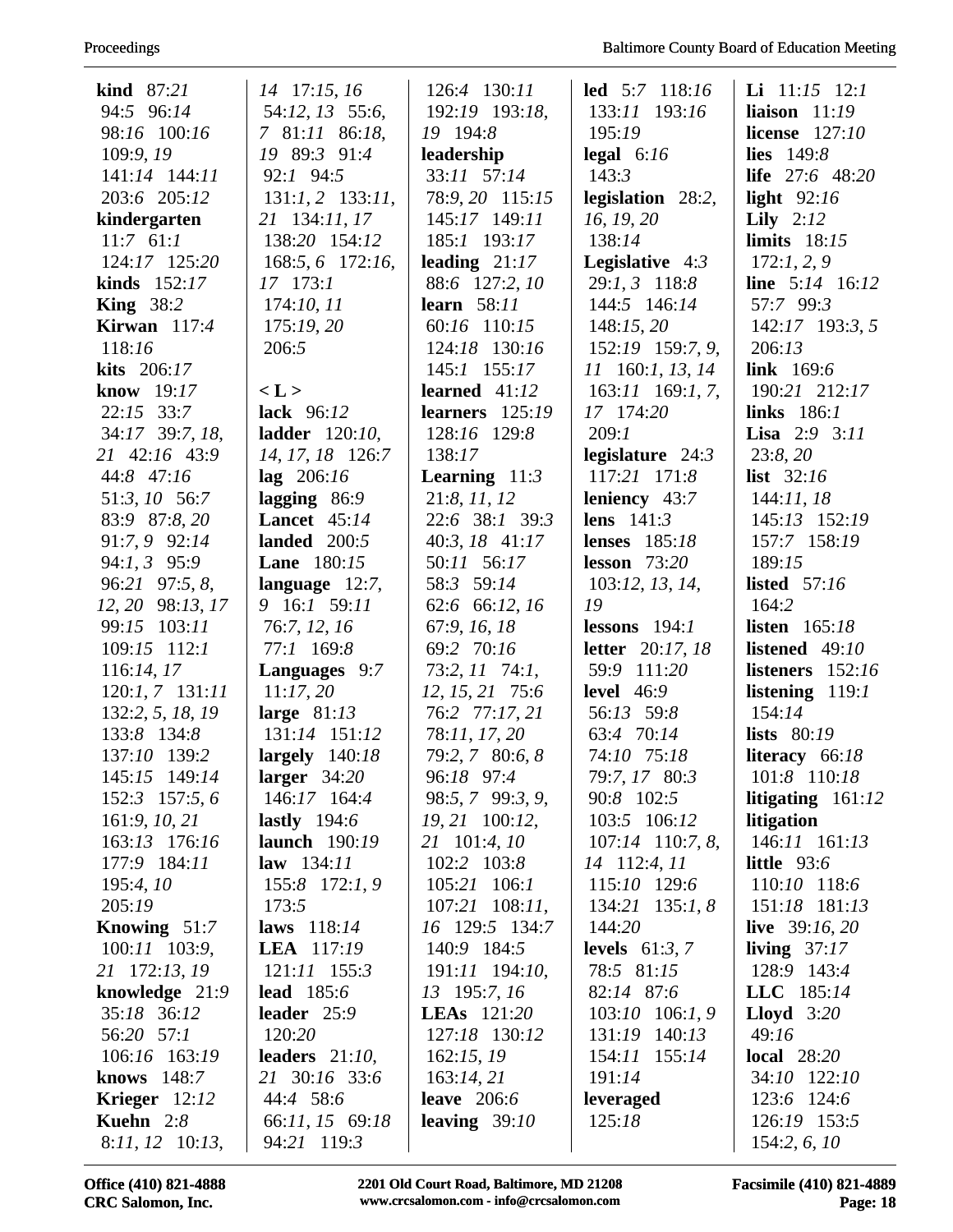**kind** 87:*21* 94:*5* 96:*14* 98:*16* 100:*16* 109:*9*, *19* 141:*14* 144:*11* 203:*6* 205:*12*
**kindergarten** 11:*7* 61:*1* 124:*17* 125:*20*
**kinds** 152:*17*
**King** 38:*2*
**Kirwan** 117:*4* 118:*16*
**kits** 206:*17*
**know** 19:*17* 22:*15* 33:*7* 34:*17* 39:*7*, *18*, *21* 42:*16* 43:*9* 44:*8* 47:*16* 51:*3*, *10* 56:*7* 83:*9* 87:*8*, *20* 91:*7*, *9* 92:*14* 94:*1*, *3* 95:*9* 96:*21* 97:*5*, *8*, *12*, *20* 98:*13*, *17* 99:*15* 103:*11* 109:*15* 112:*1* 116:*14*, *17* 120:*1*, *7* 131:*11* 132:*2*, *5*, *18*, *19* 133:*8* 134:*8* 137:*10* 139:*2* 145:*15* 149:*14* 152:*3* 157:*5*, *6* 161:*9*, *10*, *21* 163:*13* 176:*16* 177:*9* 184:*11* 195:*4*, *10* 205:*19*
**Knowing** 51:*7* 100:*11* 103:*9*, *21* 172:*13*, *19*
**knowledge** 21:*9* 35:*18* 36:*12* 56:*20* 57:*1* 106:*16* 163:*19*
**knows** 148:*7*
**Krieger** 12:*12*
**Kuehn** 2:*8* 8:*11*, *12* 10:*13*, *14* 17:*15*, *16* 54:*12*, *13* 55:*6*, *7* 81:*11* 86:*18*, *19* 89:*3* 91:*4* 92:*1* 94:*5* 131:*1*, *2* 133:*11*, *21* 134:*11*, *17* 138:*20* 154:*12* 168:*5*, *6* 172:*16*, *17* 173:*1* 174:*10*, *11* 175:*19*, *20* 206:*5*

**< L >**

**lack** 96:*12*
**ladder** 120:*10*, *14*, *17*, *18* 126:*7*
**lag** 206:*16*
**lagging** 86:*9*
**Lancet** 45:*14*
**landed** 200:*5*
**Lane** 180:*15*
**language** 12:*7*, *9* 16:*1* 59:*11* 76:*7*, *12*, *16* 77:*1* 169:*8*
**Languages** 9:*7* 11:*17*, *20*
**large** 81:*13* 131:*14* 151:*12*
**largely** 140:*18*
**larger** 34:*20* 146:*17* 164:*4*
**lastly** 194:*6*
**launch** 190:*19*
**law** 134:*11* 155:*8* 172:*1*, *9* 173:*5*
**laws** 118:*14*
**LEA** 117:*19* 121:*11* 155:*3*
**lead** 185:*6*
**leader** 25:*9* 120:*20*
**leaders** 21:*10*, *21* 30:*16* 33:*6* 44:*4* 58:*6* 66:*11*, *15* 69:*18* 94:*21* 119:*3* 126:*4* 130:*11* 192:*19* 193:*18*, *19* 194:*8*
**leadership** 33:*11* 57:*14* 78:*9*, *20* 115:*15* 145:*17* 149:*11* 185:*1* 193:*17*
**leading** 21:*17* 88:*6* 127:*2*, *10*
**learn** 58:*11* 60:*16* 110:*15* 124:*18* 130:*16* 145:*1* 155:*17*
**learned** 41:*12*
**learners** 125:*19* 128:*16* 129:*8* 138:*17*
**Learning** 11:*3* 21:*8*, *11*, *12* 22:*6* 38:*1* 39:*3* 40:*3*, *18* 41:*17* 50:*11* 56:*17* 58:*3* 59:*14* 62:*6* 66:*12*, *16* 67:*9*, *16*, *18* 69:*2* 70:*16* 73:*2*, *11* 74:*1*, *12*, *15*, *21* 75:*6* 76:*2* 77:*17*, *21* 78:*11*, *17*, *20* 79:*2*, *7* 80:*6*, *8* 96:*18* 97:*4* 98:*5*, *7* 99:*3*, *9*, *19*, *21* 100:*12*, *21* 101:*4*, *10* 102:*2* 103:*8* 105:*21* 106:*1* 107:*21* 108:*11*, *16* 129:*5* 134:*7* 140:*9* 184:*5* 191:*11* 194:*10*, *13* 195:*7*, *16*
**LEAs** 121:*20* 127:*18* 130:*12* 162:*15*, *19* 163:*14*, *21*
**leave** 206:*6*
**leaving** 39:*10*
**led** 5:*7* 118:*16* 133:*11* 193:*16* 195:*19*
**legal** 6:*16* 143:*3*
**legislation** 28:*2*, *16*, *19*, *20* 138:*14*
**Legislative** 4:*3* 29:*1*, *3* 118:*8* 144:*5* 146:*14* 148:*15*, *20* 152:*19* 159:*7*, *9*, *11* 160:*1*, *13*, *14* 163:*11* 169:*1*, *7*, *17* 174:*20* 209:*1*
**legislature** 24:*3* 117:*21* 171:*8*
**leniency** 43:*7*
**lens** 141:*3*
**lenses** 185:*18*
**lesson** 73:*20* 103:*12*, *13*, *14*, *19*
**lessons** 194:*1*
**letter** 20:*17*, *18* 59:*9* 111:*20*
**level** 46:*9* 56:*13* 59:*8* 63:*4* 70:*14* 74:*10* 75:*18* 79:*7*, *17* 80:*3* 90:*8* 102:*5* 103:*5* 106:*12* 107:*14* 110:*7*, *8*, *14* 112:*4*, *11* 115:*10* 129:*6* 134:*21* 135:*1*, *8* 144:*20*
**levels** 61:*3*, *7* 78:*5* 81:*15* 82:*14* 87:*6* 103:*10* 106:*1*, *9* 131:*19* 140:*13* 154:*11* 155:*14* 191:*14*
**leveraged** 125:*18*
**Li** 11:*15* 12:*1*
**liaison** 11:*19*
**license** 127:*10*
**lies** 149:*8*
**life** 27:*6* 48:*20*
**light** 92:*16*
**Lily** 2:*12*
**limits** 18:*15* 172:*1*, *2*, *9*
**line** 5:*14* 16:*12* 57:*7* 99:*3* 142:*17* 193:*3*, *5* 206:*13*
**link** 169:*6* 190:*21* 212:*17*
**links** 186:*1*
**Lisa** 2:*9* 3:*11* 23:*8*, *20*
**list** 32:*16* 144:*11*, *18* 145:*13* 152:*19* 157:*7* 158:*19* 189:*15*
**listed** 57:*16* 164:*2*
**listen** 165:*18*
**listened** 49:*10*
**listeners** 152:*16*
**listening** 119:*1* 154:*14*
**lists** 80:*19*
**literacy** 66:*18* 101:*8* 110:*18*
**litigating** 161:*12*
**litigation** 146:*11* 161:*13*
**little** 93:*6* 110:*10* 118:*6* 151:*18* 181:*13*
**live** 39:*16*, *20*
**living** 37:*17* 128:*9* 143:*4*
**LLC** 185:*14*
**Lloyd** 3:*20* 49:*16*
**local** 28:*20* 34:*10* 122:*10* 123:*6* 124:*6* 126:*19* 153:*5* 154:*2*, *6*, *10*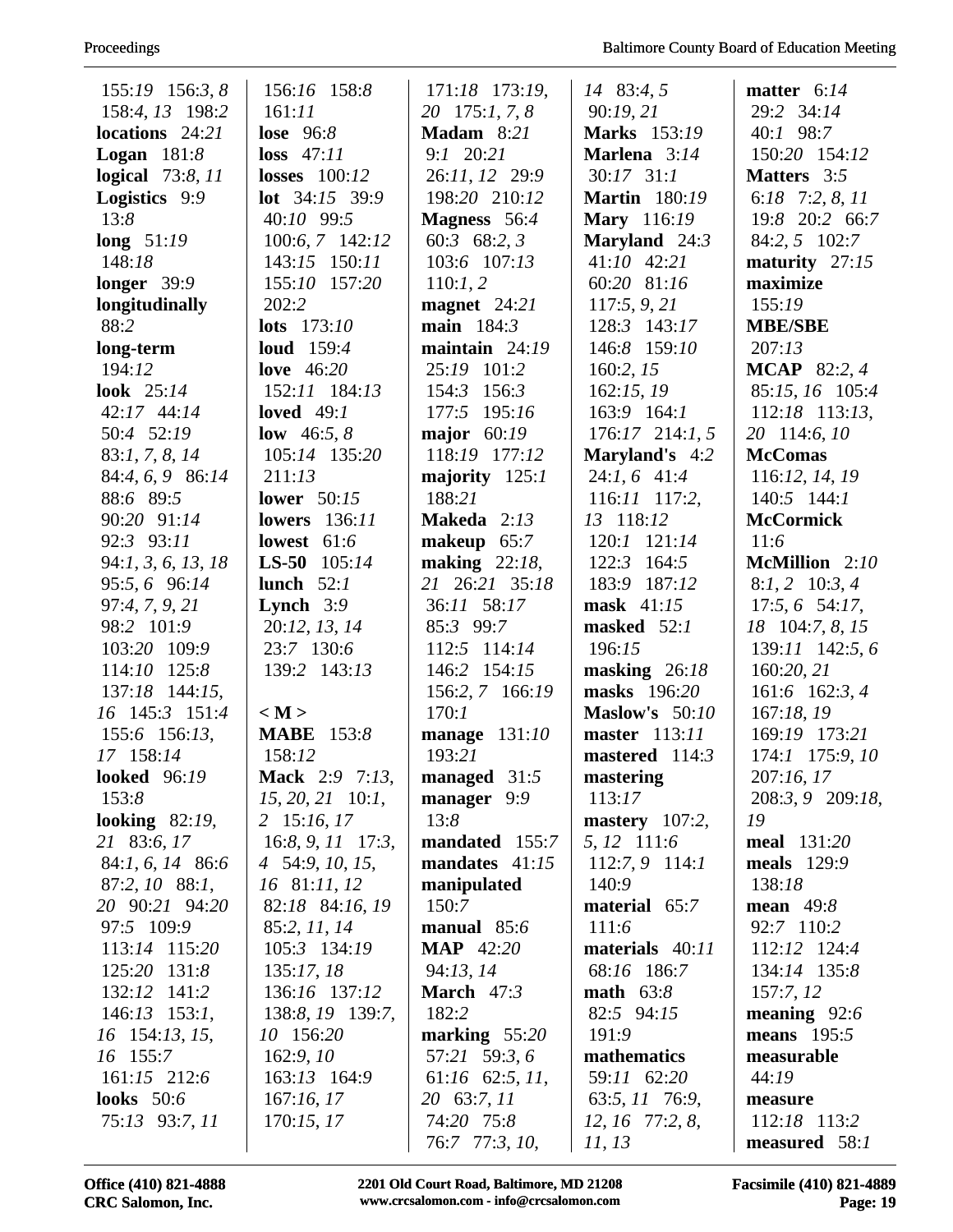155:*19* 156:3, *8* 158:4, *13* 198:2
**locations** 24:*21*
**Logan** 181:*8*
**logical** 73:*8*, *11*
**Logistics** 9:9 13:*8*
**long** 51:*19* 148:*18*
**longer** 39:9
**longitudinally** 88:*2*
**long-term** 194:*12*
**look** 25:*14* 42:*17* 44:*14* 50:*4* 52:*19* 83:*1*, *7*, *8*, *14* 84:*4*, *6*, *9* 86:*14* 88:*6* 89:5 90:*20* 91:*14* 92:3 93:*11* 94:*1*, *3*, *6*, *13*, *18* 95:5, *6* 96:*14* 97:*4*, *7*, *9*, *21* 98:*2* 101:9 103:*20* 109:9 114:*10* 125:8 137:*18* 144:*15*, *16* 145:3 151:*4* 155:*6* 156:*13*, *17* 158:*14*
**looked** 96:*19* 153:*8*
**looking** 82:*19*, *21* 83:*6*, *17* 84:*1*, *6*, *14* 86:*6* 87:*2*, *10* 88:*1*, *20* 90:*21* 94:*20* 97:*5* 109:9 113:*14* 115:*20* 125:*20* 131:8 132:*12* 141:*2* 146:*13* 153:*1*, *16* 154:*13*, *15*, *16* 155:*7* 161:*15* 212:*6*
**looks** 50:*6* 75:*13* 93:*7*, *11*

156:*16* 158:*8* 161:*11*
**lose** 96:*8*
**loss** 47:*11*
**losses** 100:*12*
**lot** 34:*15* 39:9 40:*10* 99:5 100:*6*, *7* 142:*12* 143:*15* 150:*11* 155:*10* 157:*20* 202:*2*
**lots** 173:*10*
**loud** 159:*4*
**love** 46:*20* 152:*11* 184:*13*
**loved** 49:*1*
**low** 46:*5*, *8* 105:*14* 135:*20* 211:*13*
**lower** 50:*15*
**lowers** 136:*11*
**lowest** 61:*6*
**LS-50** 105:*14*
**lunch** 52:*1*
**Lynch** 3:9 20:*12*, *13*, *14* 23:*7* 130:*6* 139:*2* 143:*13*

**< M >**
**MABE** 153:*8* 158:*12*
**Mack** 2:9 7:*13*, *15*, *20*, *21* 10:*1*, *2* 15:*16*, *17* 16:*8*, *9*, *11* 17:*3*, *4* 54:*9*, *10*, *15*, *16* 81:*11*, *12* 82:*18* 84:*16*, *19* 85:*2*, *11*, *14* 105:*3* 134:*19* 135:*17*, *18* 136:*16* 137:*12* 138:*8*, *19* 139:*7*, *10* 156:*20* 162:*9*, *10* 163:*13* 164:9 167:*16*, *17* 170:*15*, *17*

171:*18* 173:*19*, *20* 175:*1*, *7*, *8*
**Madam** 8:*21* 9:*1* 20:*21* 26:*11*, *12* 29:9 198:*20* 210:*12*
**Magness** 56:*4* 60:3 68:*2*, *3* 103:*6* 107:*13* 110:*1*, *2*
**magnet** 24:*21*
**main** 184:*3*
**maintain** 24:*19* 25:*19* 101:*2* 154:*3* 156:*3* 177:*5* 195:*16*
**major** 60:*19* 118:*19* 177:*12*
**majority** 125:*1* 188:*21*
**Makeda** 2:*13*
**makeup** 65:*7*
**making** 22:*18*, *21* 26:*21* 35:*18* 36:*11* 58:*17* 85:*3* 99:*7* 112:5 114:*14* 146:*2* 154:*15* 156:*2*, *7* 166:*19* 170:*1*
**manage** 131:*10* 193:*21*
**managed** 31:5
**manager** 9:9 13:*8*
**mandated** 155:*7*
**mandates** 41:*15*
**manipulated** 150:*7*
**manual** 85:*6*
**MAP** 42:*20* 94:*13*, *14*
**March** 47:3 182:*2*
**marking** 55:*20* 57:*21* 59:*3*, *6* 61:*16* 62:*5*, *11*, *20* 63:*7*, *11* 74:*20* 75:8 76:*7* 77:*3*, *10*,

*14* 83:*4*, *5* 90:*19*, *21*
**Marks** 153:*19*
**Marlena** 3:*14* 30:*17* 31:*1*
**Martin** 180:*19*
**Mary** 116:*19*
**Maryland** 24:3 41:*10* 42:*21* 60:*20* 81:*16* 117:*5*, *9*, *21* 128:3 143:*17* 146:*8* 159:*10* 160:*2*, *15* 162:*15*, *19* 163:9 164:*1* 176:*17* 214:*1*, *5*
**Maryland's** 4:*2* 24:*1*, *6* 41:*4* 116:*11* 117:*2*, *13* 118:*12* 120:*1* 121:*14* 122:3 164:*5* 183:9 187:*12*
**mask** 41:*15*
**masked** 52:*1* 196:*15*
**masking** 26:*18*
**masks** 196:*20*
**Maslow's** 50:*10*
**master** 113:*11*
**mastered** 114:*3*
**mastering** 113:*17*
**mastery** 107:*2*, *5*, *12* 111:*6* 112:*7*, *9* 114:*1* 140:9
**material** 65:*7* 111:*6*
**materials** 40:*11* 68:*16* 186:*7*
**math** 63:*8* 82:5 94:*15* 191:9
**mathematics** 59:*11* 62:*20* 63:*5*, *11* 76:9, *12*, *16* 77:*2*, *8*, *11*, *13*

**matter** 6:*14* 29:*2* 34:*14* 40:*1* 98:*7* 150:*20* 154:*12*
**Matters** 3:5 6:*18* 7:*2*, *8*, *11* 19:*8* 20:*2* 66:*7* 84:*2*, *5* 102:*7*
**maturity** 27:*15*
**maximize** 155:*19*
**MBE/SBE** 207:*13*
**MCAP** 82:*2*, *4* 85:*15*, *16* 105:*4* 112:*18* 113:*13*, *20* 114:*6*, *10*
**McComas** 116:*12*, *14*, *19* 140:5 144:*1*
**McCormick** 11:*6*
**McMillion** 2:*10* 8:*1*, *2* 10:*3*, *4* 17:*5*, *6* 54:*17*, *18* 104:*7*, *8*, *15* 139:*11* 142:*5*, *6* 160:*20*, *21* 161:*6* 162:*3*, *4* 167:*18*, *19* 169:*19* 173:*21* 174:*1* 175:*9*, *10* 207:*16*, *17* 208:*3*, *9* 209:*18*, *19*
**meal** 131:*20*
**meals** 129:9 138:*18*
**mean** 49:*8* 92:*7* 110:*2* 112:*12* 124:*4* 134:*14* 135:*8* 157:*7*, *12*
**meaning** 92:*6*
**means** 195:5
**measurable** 44:*19*
**measure** 112:*18* 113:*2*
**measured** 58:*1*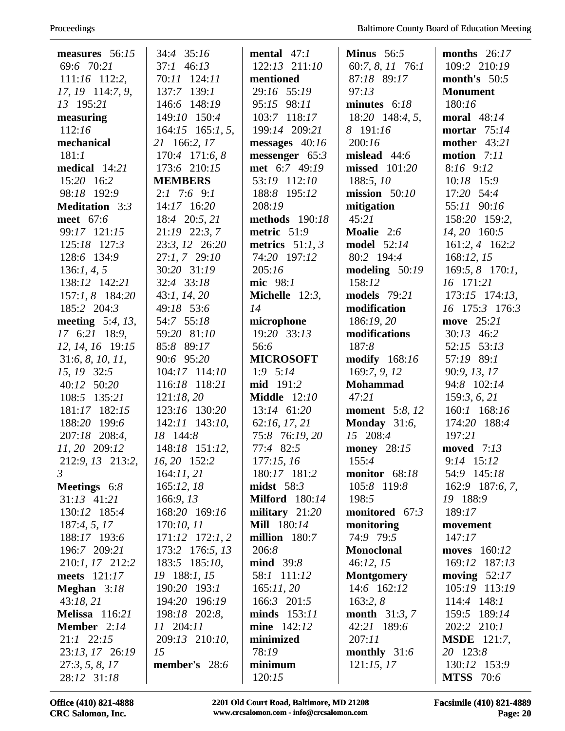**measures** 56:*15* 69:*6* 70:*21* 111:*16* 112:*2*, *17*, *19* 114:*7*, *9*, *13* 195:*21*
**measuring** 112:*16*
**mechanical** 181:*1*
**medical** 14:*21* 15:*20* 16:*2* 98:*18* 192:*9*
**Meditation** 3:*3*
**meet** 67:*6* 99:*17* 121:*15* 125:*18* 127:*3* 128:*6* 134:*9* 136:*1*, *4*, *5* 138:*12* 142:*21* 157:*1*, *8* 184:*20* 185:*2* 204:*3*
**meeting** 5:*4*, *13*, *17* 6:*21* 18:*9*, *12*, *14*, *16* 19:*15* 31:*6*, *8*, *10*, *11*, *15*, *19* 32:*5* 40:*12* 50:*20* 108:*5* 135:*21* 181:*17* 182:*15* 188:*20* 199:*6* 207:*18* 208:*4*, *11*, *20* 209:*12* 212:*9*, *13* 213:*2*, *3*
**Meetings** 6:*8* 31:*13* 41:*21* 130:*12* 185:*4* 187:*4*, *5*, *17* 188:*17* 193:*6* 196:*7* 209:*21* 210:*1*, *17* 212:*2*
**meets** 121:*17*
**Meghan** 3:*18* 43:*18*, *21*
**Melissa** 116:*21*
**Member** 2:*14* 21:*1* 22:*15* 23:*13*, *17* 26:*19* 27:*3*, *5*, *8*, *17* 28:*12* 31:*18* 34:*4* 35:*16* 37:*1* 46:*13* 70:*11* 124:*11* 137:*7* 139:*1* 146:*6* 148:*19* 149:*10* 150:*4* 164:*15* 165:*1*, *5*, *21* 166:*2*, *17* 170:*4* 171:*6*, *8* 173:*6* 210:*15*
**MEMBERS** 2:*1* 7:*6* 9:*1* 14:*17* 16:*20* 18:*4* 20:*5*, *21* 21:*19* 22:*3*, *7* 23:*3*, *12* 26:*20* 27:*1*, *7* 29:*10* 30:*20* 31:*19* 32:*4* 33:*18* 43:*1*, *14*, *20* 49:*18* 53:*6* 54:*7* 55:*18* 59:*20* 81:*10* 85:*8* 89:*17* 90:*6* 95:*20* 104:*17* 114:*10* 116:*18* 118:*21* 121:*18*, *20* 123:*16* 130:*20* 142:*11* 143:*10*, *18* 144:*8* 148:*18* 151:*12*, *16*, *20* 152:*2* 164:*11*, *21* 165:*12*, *18* 166:*9*, *13* 168:*20* 169:*16* 170:*10*, *11* 171:*12* 172:*1*, *2* 173:*2* 176:*5*, *13* 183:*5* 185:*10*, *19* 188:*1*, *15* 190:*20* 193:*1* 194:*20* 196:*19* 198:*18* 202:*8*, *11* 204:*11* 209:*13* 210:*10*, *15*
**member's** 28:*6*
**mental** 47:*1* 122:*13* 211:*10*
**mentioned** 29:*16* 55:*19* 95:*15* 98:*11* 103:*7* 118:*17* 199:*14* 209:*21*
**messages** 40:*16*
**messenger** 65:*3*
**met** 6:*7* 49:*19* 53:*19* 112:*10* 188:*8* 195:*12* 208:*19*
**methods** 190:*18*
**metric** 51:*9*
**metrics** 51:*1*, *3* 74:*20* 197:*12* 205:*16*
**mic** 98:*1*
**Michelle** 12:*3*, *14*
**microphone** 19:*20* 33:*13* 56:*6*
**MICROSOFT** 1:*9* 5:*14*
**mid** 191:*2*
**Middle** 12:*10* 13:*14* 61:*20* 62:*16*, *17*, *21* 75:*8* 76:*19*, *20* 77:*4* 82:*5* 177:*15*, *16* 180:*17* 181:*2*
**midst** 58:*3*
**Milford** 180:*14*
**military** 21:*20*
**Mill** 180:*14*
**million** 180:*7* 206:*8*
**mind** 39:*8* 58:*1* 111:*12* 165:*11*, *20* 166:*3* 201:*5*
**minds** 153:*11*
**mine** 142:*12*
**minimized** 78:*19*
**minimum** 120:*15*
**Minus** 56:*5* 60:*7*, *8*, *11* 76:*1* 87:*18* 89:*17* 97:*13*
**minutes** 6:*18* 18:*20* 148:*4*, *5*, *8* 191:*16* 200:*16*
**mislead** 44:*6*
**missed** 101:*20* 188:*5*, *10*
**mission** 50:*10*
**mitigation** 45:*21*
**Moalie** 2:*6*
**model** 52:*14* 80:*2* 194:*4*
**modeling** 50:*19* 158:*12*
**models** 79:*21*
**modification** 186:*19*, *20*
**modifications** 187:*8*
**modify** 168:*16* 169:*7*, *9*, *12*
**Mohammad** 47:*21*
**moment** 5:*8*, *12*
**Monday** 31:*6*, *15* 208:*4*
**money** 28:*15* 155:*4*
**monitor** 68:*18* 105:*8* 119:*8* 198:*5*
**monitored** 67:*3*
**monitoring** 74:*9* 79:*5*
**Monoclonal** 46:*12*, *15*
**Montgomery** 14:*6* 162:*12* 163:*2*, *8*
**month** 31:*3*, *7* 42:*21* 189:*6* 207:*11*
**monthly** 31:*6* 121:*15*, *17*
**months** 26:*17* 109:*2* 210:*19*
**month's** 50:*5*
**Monument** 180:*16*
**moral** 48:*14*
**mortar** 75:*14*
**mother** 43:*21*
**motion** 7:*11* 8:*16* 9:*12* 10:*18* 15:*9* 17:*20* 54:*4* 55:*11* 90:*16* 158:*20* 159:*2*, *14*, *20* 160:*5* 161:*2*, *4* 162:*2* 168:*12*, *15* 169:*5*, *8* 170:*1*, *16* 171:*21* 173:*15* 174:*13*, *16* 175:*3* 176:*3*
**move** 25:*21* 30:*13* 46:*2* 52:*15* 53:*13* 57:*19* 89:*1* 90:*9*, *13*, *17* 94:*8* 102:*14* 159:*3*, *6*, *21* 160:*1* 168:*16* 174:*20* 188:*4* 197:*21*
**moved** 7:*13* 9:*14* 15:*12* 54:*9* 145:*18* 162:*9* 187:*6*, *7*, *19* 188:*9* 189:*17*
**movement** 147:*17*
**moves** 160:*12* 169:*12* 187:*13*
**moving** 52:*17* 105:*19* 113:*19* 114:*4* 148:*1* 159:*5* 189:*14* 202:*2* 210:*1*
**MSDE** 121:*7*, *20* 123:*8* 130:*12* 153:*9*
**MTSS** 70:*6*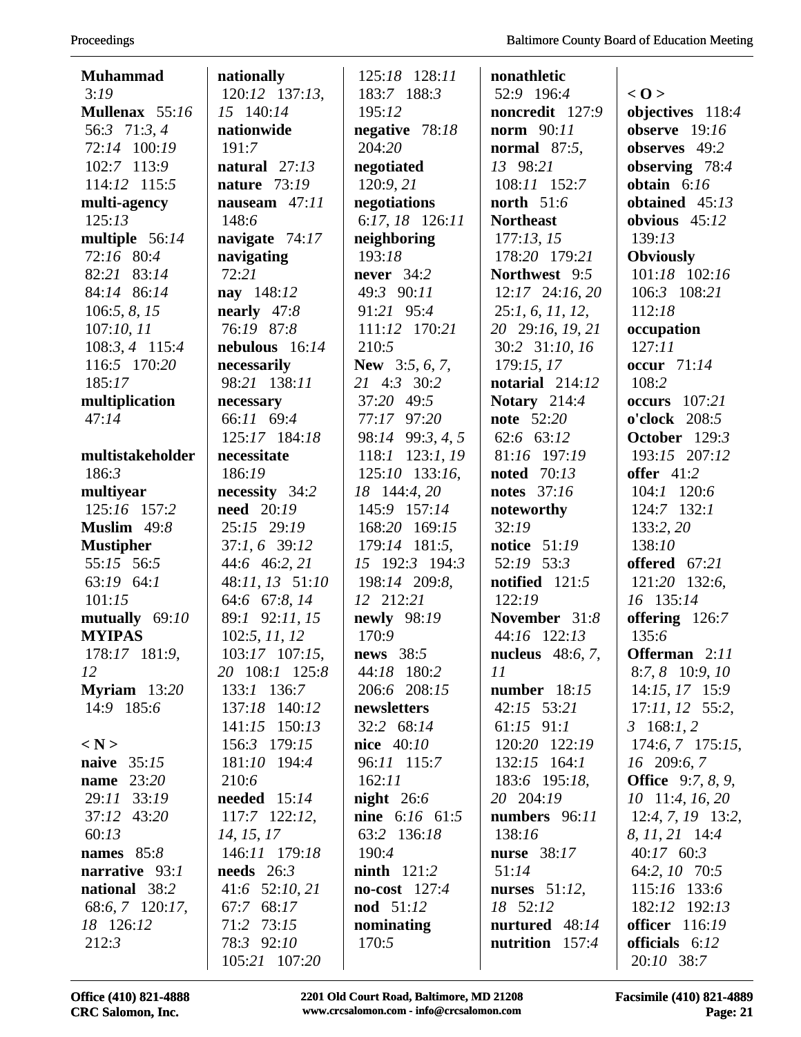**Muhammad** 3:*19*
**Mullenax** 55:*16* 56:*3* 71:*3, 4* 72:*14* 100:*19* 102:*7* 113:*9* 114:*12* 115:*5*
**multi-agency** 125:*13*
**multiple** 56:*14* 72:*16* 80:*4* 82:*21* 83:*14* 84:*14* 86:*14* 106:*5, 8, 15* 107:*10, 11* 108:*3, 4* 115:*4* 116:*5* 170:*20* 185:*17*
**multiplication** 47:*14*
**multistakeholder** 186:*3*
**multiyear** 125:*16* 157:*2*
**Muslim** 49:*8*
**Mustipher** 55:*15* 56:*5* 63:*19* 64:*1* 101:*15*
**mutually** 69:*10*
**MYIPAS** 178:*17* 181:*9, 12*
**Myriam** 13:*20* 14:*9* 185:*6*

**< N >**
**naive** 35:*15*
**name** 23:*20* 29:*11* 33:*19* 37:*12* 43:*20* 60:*13*
**names** 85:*8*
**narrative** 93:*1*
**national** 38:*2* 68:*6, 7* 120:*17, 18* 126:*12* 212:*3*
**nationally** 120:*12* 137:*13, 15* 140:*14*
**nationwide** 191:*7*
**natural** 27:*13*
**nature** 73:*19*
**nauseam** 47:*11* 148:*6*
**navigate** 74:*17*
**navigating** 72:*21*
**nay** 148:*12*
**nearly** 47:*8* 76:*19* 87:*8*
**nebulous** 16:*14*
**necessarily** 98:*21* 138:*11*
**necessary** 66:*11* 69:*4* 125:*17* 184:*18*
**necessitate** 186:*19*
**necessity** 34:*2*
**need** 20:*19* 25:*15* 29:*19* 37:*1, 6* 39:*12* 44:*6* 46:*2, 21* 48:*11, 13* 51:*10* 64:*6* 67:*8, 14* 89:*1* 92:*11, 15* 102:*5, 11, 12* 103:*17* 107:*15, 20* 108:*1* 125:*8* 133:*1* 136:*7* 137:*18* 140:*12* 141:*15* 150:*13* 156:*3* 179:*15* 181:*10* 194:*4* 210:*6*
**needed** 15:*14* 117:*7* 122:*12, 14, 15, 17* 146:*11* 179:*18*
**needs** 26:*3* 41:*6* 52:*10, 21* 67:*7* 68:*17* 71:*2* 73:*15* 78:*3* 92:*10* 105:*21* 107:*20* 125:*18* 128:*11* 183:*7* 188:*3* 195:*12*
**negative** 78:*18* 204:*20*
**negotiated** 120:*9, 21*
**negotiations** 6:*17, 18* 126:*11*
**neighboring** 193:*18*
**never** 34:*2* 49:*3* 90:*11* 91:*21* 95:*4* 111:*12* 170:*21* 210:*5*
**New** 3:*5, 6, 7, 21* 4:*3* 30:*2* 37:*20* 49:*5* 77:*17* 97:*20* 98:*14* 99:*3, 4, 5* 118:*1* 123:*1, 19* 125:*10* 133:*16, 18* 144:*4, 20* 145:*9* 157:*14* 168:*20* 169:*15* 179:*14* 181:*5, 15* 192:*3* 194:*3* 198:*14* 209:*8, 12* 212:*21*
**newly** 98:*19* 170:*9*
**news** 38:*5* 44:*18* 180:*2* 206:*6* 208:*15*
**newsletters** 32:*2* 68:*14*
**nice** 40:*10* 96:*11* 115:*7* 162:*11*
**night** 26:*6*
**nine** 6:*16* 61:*5* 63:*2* 136:*18* 190:*4*
**ninth** 121:*2*
**no-cost** 127:*4*
**nod** 51:*12*
**nominating** 170:*5*
**nonathletic** 52:*9* 196:*4*
**noncredit** 127:*9*
**norm** 90:*11*
**normal** 87:*5, 13* 98:*21* 108:*11* 152:*7*
**north** 51:*6*
**Northeast** 177:*13, 15* 178:*20* 179:*21*
**Northwest** 9:*5* 12:*17* 24:*16, 20* 25:*1, 6, 11, 12, 20* 29:*16, 19, 21* 30:*2* 31:*10, 16* 179:*15, 17*
**notarial** 214:*12*
**Notary** 214:*4*
**note** 52:*20* 62:*6* 63:*12* 81:*16* 197:*19*
**noted** 70:*13*
**notes** 37:*16*
**noteworthy** 32:*19*
**notice** 51:*19* 52:*19* 53:*3*
**notified** 121:*5* 122:*19*
**November** 31:*8* 44:*16* 122:*13*
**nucleus** 48:*6, 7, 11*
**number** 18:*15* 42:*15* 53:*21* 61:*15* 91:*1* 120:*20* 122:*19* 132:*15* 164:*1* 183:*6* 195:*18, 20* 204:*19*
**numbers** 96:*11* 138:*16*
**nurse** 38:*17* 51:*14*
**nurses** 51:*12, 18* 52:*12*
**nurtured** 48:*14*
**nutrition** 157:*4*

**< O >**
**objectives** 118:*4*
**observe** 19:*16*
**observes** 49:*2*
**observing** 78:*4*
**obtain** 6:*16*
**obtained** 45:*13*
**obvious** 45:*12* 139:*13*
**Obviously** 101:*18* 102:*16* 106:*3* 108:*21* 112:*18*
**occupation** 127:*11*
**occur** 71:*14* 108:*2*
**occurs** 107:*21*
**o'clock** 208:*5*
**October** 129:*3* 193:*15* 207:*12*
**offer** 41:*2* 104:*1* 120:*6* 124:*7* 132:*1* 133:*2, 20* 138:*10*
**offered** 67:*21* 121:*20* 132:*6, 16* 135:*14*
**offering** 126:*7* 135:*6*
**Offerman** 2:*11* 8:*7, 8* 10:*9, 10* 14:*15, 17* 15:*9* 17:*11, 12* 55:*2, 3* 168:*1, 2* 174:*6, 7* 175:*15, 16* 209:*6, 7*
**Office** 9:*7, 8, 9, 10* 11:*4, 16, 20* 12:*4, 7, 19* 13:*2, 8, 11, 21* 14:*4* 40:*17* 60:*3* 64:*2, 10* 70:*5* 115:*16* 133:*6* 182:*12* 192:*13*
**officer** 116:*19*
**officials** 6:*12* 20:*10* 38:*7*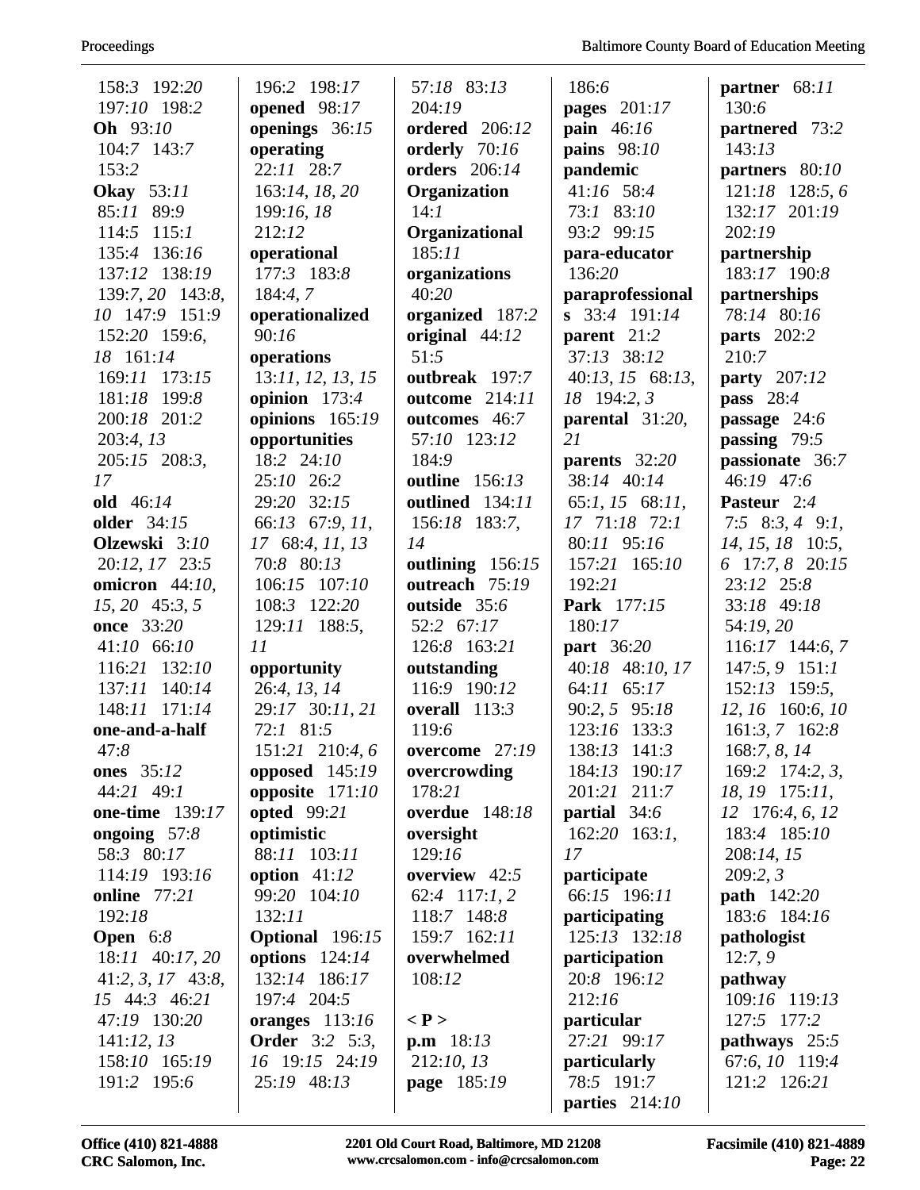158:3 192:20
197:10 198:2
**Oh** 93:10
104:7 143:7
153:2
**Okay** 53:11
85:11 89:9
114:5 115:1
135:4 136:16
137:12 138:19
139:7, 20 143:8,
10 147:9 151:9
152:20 159:6,
18 161:14
169:11 173:15
181:18 199:8
200:18 201:2
203:4, 13
205:15 208:3,
17
**old** 46:14
**older** 34:15
**Olzewski** 3:10
20:12, 17 23:5
**omicron** 44:10,
15, 20 45:3, 5
**once** 33:20
41:10 66:10
116:21 132:10
137:11 140:14
148:11 171:14
**one-and-a-half**
47:8
**ones** 35:12
44:21 49:1
**one-time** 139:17
**ongoing** 57:8
58:3 80:17
114:19 193:16
**online** 77:21
192:18
**Open** 6:8
18:11 40:17, 20
41:2, 3, 17 43:8,
15 44:3 46:21
47:19 130:20
141:12, 13
158:10 165:19
191:2 195:6

196:2 198:17
**opened** 98:17
**openings** 36:15
**operating**
22:11 28:7
163:14, 18, 20
199:16, 18
212:12
**operational**
177:3 183:8
184:4, 7
**operationalized**
90:16
**operations**
13:11, 12, 13, 15
**opinion** 173:4
**opinions** 165:19
**opportunities**
18:2 24:10
25:10 26:2
29:20 32:15
66:13 67:9, 11,
17 68:4, 11, 13
70:8 80:13
106:15 107:10
108:3 122:20
129:11 188:5,
11
**opportunity**
26:4, 13, 14
29:17 30:11, 21
72:1 81:5
151:21 210:4, 6
**opposed** 145:19
**opposite** 171:10
**opted** 99:21
**optimistic**
88:11 103:11
**option** 41:12
99:20 104:10
132:11
**Optional** 196:15
**options** 124:14
132:14 186:17
197:4 204:5
**oranges** 113:16
**Order** 3:2 5:3,
16 19:15 24:19
25:19 48:13

57:18 83:13
204:19
**ordered** 206:12
**orderly** 70:16
**orders** 206:14
**Organization**
14:1
**Organizational**
185:11
**organizations**
40:20
**organized** 187:2
**original** 44:12
51:5
**outbreak** 197:7
**outcome** 214:11
**outcomes** 46:7
57:10 123:12
184:9
**outline** 156:13
**outlined** 134:11
156:18 183:7,
14
**outlining** 156:15
**outreach** 75:19
**outside** 35:6
52:2 67:17
126:8 163:21
**outstanding**
116:9 190:12
**overall** 113:3
119:6
**overcome** 27:19
**overcrowding**
178:21
**overdue** 148:18
**oversight**
129:16
**overview** 42:5
62:4 117:1, 2
118:7 148:8
159:7 162:11
**overwhelmed**
108:12

**< P >**
**p.m** 18:13
212:10, 13
**page** 185:19

186:6
**pages** 201:17
**pain** 46:16
**pains** 98:10
**pandemic**
41:16 58:4
73:1 83:10
93:2 99:15
**para-educator**
136:20
**paraprofessional
s** 33:4 191:14
**parent** 21:2
37:13 38:12
40:13, 15 68:13,
18 194:2, 3
**parental** 31:20,
21
**parents** 32:20
38:14 40:14
65:1, 15 68:11,
17 71:18 72:1
80:11 95:16
157:21 165:10
192:21
**Park** 177:15
180:17
**part** 36:20
40:18 48:10, 17
64:11 65:17
90:2, 5 95:18
123:16 133:3
138:13 141:3
184:13 190:17
201:21 211:7
**partial** 34:6
162:20 163:1,
17
**participate**
66:15 196:11
**participating**
125:13 132:18
**participation**
20:8 196:12
212:16
**particular**
27:21 99:17
**particularly**
78:5 191:7
**parties** 214:10

**partner** 68:11
130:6
**partnered** 73:2
143:13
**partners** 80:10
121:18 128:5, 6
132:17 201:19
202:19
**partnership**
183:17 190:8
**partnerships**
78:14 80:16
**parts** 202:2
210:7
**party** 207:12
**pass** 28:4
**passage** 24:6
**passing** 79:5
**passionate** 36:7
46:19 47:6
**Pasteur** 2:4
7:5 8:3, 4 9:1,
14, 15, 18 10:5,
6 17:7, 8 20:15
23:12 25:8
33:18 49:18
54:19, 20
116:17 144:6, 7
147:5, 9 151:1
152:13 159:5,
12, 16 160:6, 10
161:3, 7 162:8
168:7, 8, 14
169:2 174:2, 3,
18, 19 175:11,
12 176:4, 6, 12
183:4 185:10
208:14, 15
209:2, 3
**path** 142:20
183:6 184:16
**pathologist**
12:7, 9
**pathway**
109:16 119:13
127:5 177:2
**pathways** 25:5
67:6, 10 119:4
121:2 126:21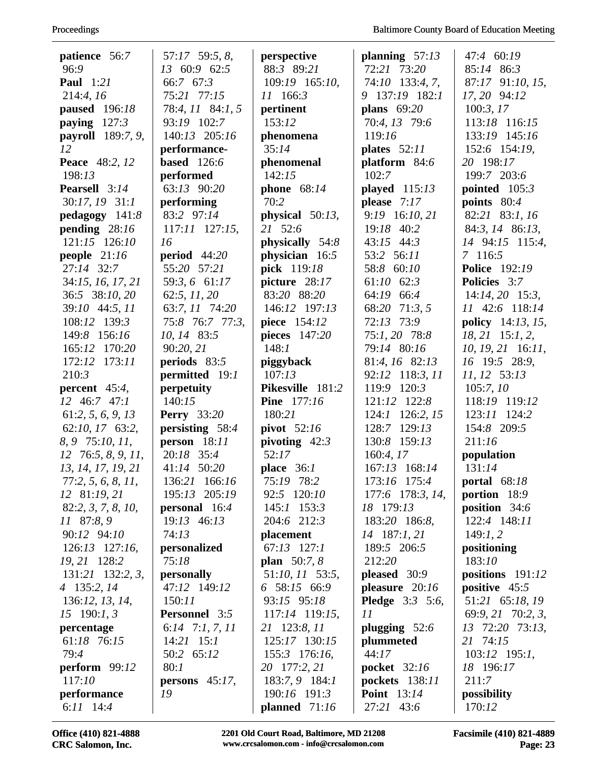**patience** 56:*7* 96:*9*
**Paul** 1:*21* 214:*4, 16*
**paused** 196:*18*
**paying** 127:*3*
**payroll** 189:*7, 9, 12*
**Peace** 48:*2, 12* 198:*13*
**Pearsell** 3:*14* 30:*17, 19* 31:*1*
**pedagogy** 141:*8*
**pending** 28:*16* 121:*15* 126:*10*
**people** 21:*16* 27:*14* 32:*7* 34:*15, 16, 17, 21* 36:*5* 38:*10, 20* 39:*10* 44:*5, 11* 108:*12* 139:*3* 149:*8* 156:*16* 165:*12* 170:*20* 172:*12* 173:*11* 210:*3*
**percent** 45:*4, 12* 46:*7* 47:*1* 61:*2, 5, 6, 9, 13* 62:*10, 17* 63:*2, 8, 9* 75:*10, 11, 12* 76:*5, 8, 9, 11, 13, 14, 17, 19, 21* 77:*2, 5, 6, 8, 11, 12* 81:*19, 21* 82:*2, 3, 7, 8, 10, 11* 87:*8, 9* 90:*12* 94:*10* 126:*13* 127:*16, 19, 21* 128:*2* 131:*21* 132:*2, 3, 4* 135:*2, 14* 136:*12, 13, 14, 15* 190:*1, 3*
**percentage** 61:*18* 76:*15* 79:*4*
**perform** 99:*12* 117:*10*
**performance** 6:*11* 14:*4* 57:*17* 59:*5, 8, 13* 60:*9* 62:*5* 66:*7* 67:*3* 75:*21* 77:*15* 78:*4, 11* 84:*1, 5* 93:*19* 102:*7* 140:*13* 205:*16*
**performance-based** 126:*6*
**performed** 63:*13* 90:*20*
**performing** 83:*2* 97:*14* 117:*11* 127:*15, 16*
**period** 44:*20* 55:*20* 57:*21* 59:*3, 6* 61:*17* 62:*5, 11, 20* 63:*7, 11* 74:*20* 75:*8* 76:*7* 77:*3, 10, 14* 83:*5* 90:*20, 21*
**periods** 83:*5*
**permitted** 19:*1*
**perpetuity** 140:*15*
**Perry** 33:*20*
**persisting** 58:*4*
**person** 18:*11* 20:*18* 35:*4* 41:*14* 50:*20* 136:*21* 166:*16* 195:*13* 205:*19*
**personal** 16:*4* 19:*13* 46:*13* 74:*13*
**personalized** 75:*18*
**personally** 47:*12* 149:*12* 150:*11*
**Personnel** 3:*5* 6:*14* 7:*1, 7, 11* 14:*21* 15:*1* 50:*2* 65:*12* 80:*1*
**persons** 45:*17, 19*
**perspective** 88:*3* 89:*21* 109:*19* 165:*10, 11* 166:*3*
**pertinent** 153:*12*
**phenomena** 35:*14*
**phenomenal** 142:*15*
**phone** 68:*14* 70:*2*
**physical** 50:*13, 21* 52:*6*
**physically** 54:*8*
**physician** 16:*5*
**pick** 119:*18*
**picture** 28:*17* 83:*20* 88:*20* 146:*12* 197:*13*
**piece** 154:*12*
**pieces** 147:*20* 148:*1*
**piggyback** 107:*13*
**Pikesville** 181:*2*
**Pine** 177:*16* 180:*21*
**pivot** 52:*16*
**pivoting** 42:*3* 52:*17*
**place** 36:*1* 75:*19* 78:*2* 92:*5* 120:*10* 145:*1* 153:*3* 204:*6* 212:*3*
**placement** 67:*13* 127:*1*
**plan** 50:*7, 8* 51:*10, 11* 53:*5, 6* 58:*15* 66:*9* 93:*15* 95:*18* 117:*14* 119:*15, 21* 123:*8, 11* 125:*17* 130:*15* 155:*3* 176:*16, 20* 177:*2, 21* 183:*7, 9* 184:*1* 190:*16* 191:*3*
**planned** 71:*16*
**planning** 57:*13* 72:*21* 73:*20* 74:*10* 133:*4, 7, 9* 137:*19* 182:*1*
**plans** 69:*20* 70:*4, 13* 79:*6* 119:*16*
**plates** 52:*11*
**platform** 84:*6* 102:*7*
**played** 115:*13*
**please** 7:*17* 9:*19* 16:*10, 21* 19:*18* 40:*2* 43:*15* 44:*3* 53:*2* 56:*11* 58:*8* 60:*10* 61:*10* 62:*3* 64:*19* 66:*4* 68:*20* 71:*3, 5* 72:*13* 73:*9* 75:*1, 20* 78:*8* 79:*14* 80:*16* 81:*4, 16* 82:*13* 92:*12* 118:*3, 11* 119:*9* 120:*3* 121:*12* 122:*8* 124:*1* 126:*2, 15* 128:*7* 129:*13* 130:*8* 159:*13* 160:*4, 17* 167:*13* 168:*14* 173:*16* 175:*4* 177:*6* 178:*3, 14, 18* 179:*13* 183:*20* 186:*8, 14* 187:*1, 21* 189:*5* 206:*5* 212:*20*
**pleased** 30:*9*
**pleasure** 20:*16*
**Pledge** 3:*3* 5:*6, 11*
**plugging** 52:*6*
**plummeted** 44:*17*
**pocket** 32:*16*
**pockets** 138:*11*
**Point** 13:*14* 27:*21* 43:*6* 47:*4* 60:*19* 85:*14* 86:*3* 87:*17* 91:*10, 15, 17, 20* 94:*12* 100:*3, 17* 113:*18* 116:*15* 133:*19* 145:*16* 152:*6* 154:*19, 20* 198:*17* 199:*7* 203:*6*
**pointed** 105:*3*
**points** 80:*4* 82:*21* 83:*1, 16* 84:*3, 14* 86:*13, 14* 94:*15* 115:*4, 7* 116:*5*
**Police** 192:*19*
**Policies** 3:*7* 14:*14, 20* 15:*3, 11* 42:*6* 118:*14*
**policy** 14:*13, 15, 18, 21* 15:*1, 2, 10, 19, 21* 16:*11, 16* 19:*5* 28:*9, 11, 12* 53:*13* 105:*7, 10* 118:*19* 119:*12* 123:*11* 124:*2* 154:*8* 209:*5* 211:*16*
**population** 131:*14*
**portal** 68:*18*
**portion** 18:*9*
**position** 34:*6* 122:*4* 148:*11* 149:*1, 2*
**positioning** 183:*10*
**positions** 191:*12*
**positive** 45:*5* 51:*21* 65:*18, 19* 69:*9, 21* 70:*2, 3, 13* 72:*20* 73:*13, 21* 74:*15* 103:*12* 195:*1, 18* 196:*17* 211:*7*
**possibility** 170:*12*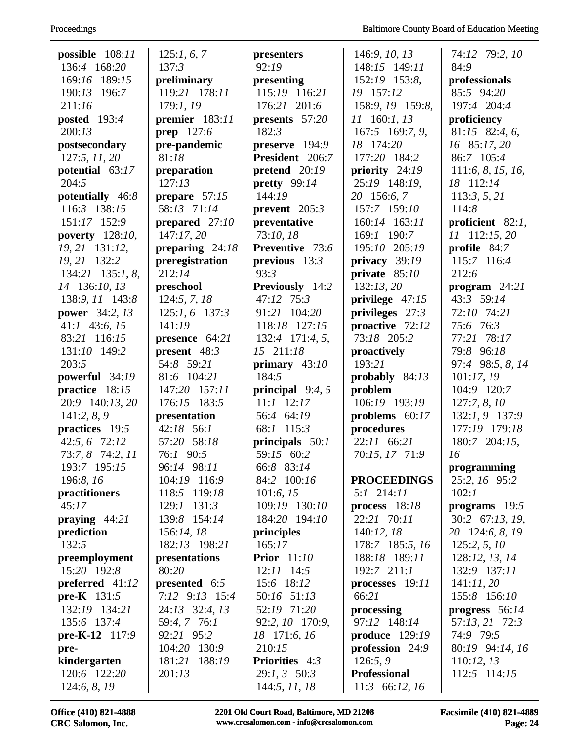**possible** 108:*11* 136:4 168:*20* 169:*16* 189:*15* 190:*13* 196:*7* 211:*16*
**posted** 193:*4* 200:*13*
**postsecondary** 127:*5*, *11*, *20*
**potential** 63:*17* 204:*5*
**potentially** 46:*8* 116:*3* 138:*15* 151:*17* 152:*9*
**poverty** 128:*10*, *19*, *21* 131:*12*, *19*, *21* 132:*2* 134:*21* 135:*1*, *8*, *14* 136:*10*, *13* 138:*9*, *11* 143:*8*
**power** 34:*2*, *13* 41:*1* 43:*6*, *15* 83:*21* 116:*15* 131:*10* 149:*2* 203:*5*
**powerful** 34:*19*
**practice** 18:*15* 20:*9* 140:*13*, *20* 141:*2*, *8*, *9*
**practices** 19:*5* 42:*5*, *6* 72:*12* 73:*7*, *8* 74:*2*, *11* 193:*7* 195:*15* 196:*8*, *16*
**practitioners** 45:*17*
**praying** 44:*21*
**prediction** 132:*5*
**preemployment** 15:*20* 192:*8*
**preferred** 41:*12*
**pre-K** 131:*5* 132:*19* 134:*21* 135:*6* 137:*4*
**pre-K-12** 117:*9*
**pre-kindergarten** 120:*6* 122:*20* 124:*6*, *8*, *19* 125:*1*, *6*, *7* 137:*3*
**preliminary** 119:*21* 178:*11* 179:*1*, *19*
**premier** 183:*11*
**prep** 127:*6*
**pre-pandemic** 81:*18*
**preparation** 127:*13*
**prepare** 57:*15* 58:*13* 71:*14*
**prepared** 27:*10* 147:*17*, *20*
**preparing** 24:*18*
**preregistration** 212:*14*
**preschool** 124:*5*, *7*, *18* 125:*1*, *6* 137:*3* 141:*19*
**presence** 64:*21*
**present** 48:*3* 54:*8* 59:*21* 81:*6* 104:*21* 147:*20* 157:*11* 176:*15* 183:*5*
**presentation** 42:*18* 56:*1* 57:*20* 58:*18* 76:*1* 90:*5* 96:*14* 98:*11* 104:*19* 116:*9* 118:*5* 119:*18* 129:*1* 131:*3* 139:*8* 154:*14* 156:*14*, *18* 182:*13* 198:*21*
**presentations** 80:*20*
**presented** 6:*5* 7:*12* 9:*13* 15:*4* 24:*13* 32:*4*, *13* 59:*4*, *7* 76:*1* 92:*21* 95:*2* 104:*20* 130:*9* 181:*21* 188:*19* 201:*13*
**presenters** 92:*19*
**presenting** 115:*19* 116:*21* 176:*21* 201:*6*
**presents** 57:*20* 182:*3*
**preserve** 194:*9*
**President** 206:*7*
**pretend** 20:*19*
**pretty** 99:*14* 144:*19*
**prevent** 205:*3*
**preventative** 73:*10*, *18*
**Preventive** 73:*6*
**previous** 13:*3* 93:*3*
**Previously** 14:*2* 47:*12* 75:*3* 91:*21* 104:*20* 118:*18* 127:*15* 132:*4* 171:*4*, *5*, *15* 211:*18*
**primary** 43:*10* 184:*5*
**principal** 9:*4*, *5* 11:*1* 12:*17* 56:*4* 64:*19* 68:*1* 115:*3*
**principals** 50:*1* 59:*15* 60:*2* 66:*8* 83:*14* 84:*2* 100:*16* 101:*6*, *15* 109:*19* 130:*10* 184:*20* 194:*10*
**principles** 165:*17*
**Prior** 11:*10* 12:*11* 14:*5* 15:*6* 18:*12* 50:*16* 51:*13* 52:*19* 71:*20* 92:*2*, *10* 170:*9*, *18* 171:*6*, *16* 210:*15*
**Priorities** 4:*3* 29:*1*, *3* 50:*3* 144:*5*, *11*, *18* 146:*9*, *10*, *13* 148:*15* 149:*11* 152:*19* 153:*8*, *19* 157:*12* 158:*9*, *19* 159:*8*, *11* 160:*1*, *13* 167:*5* 169:*7*, *9*, *18* 174:*20* 177:*20* 184:*2*
**priority** 24:*19* 25:*19* 148:*19*, *20* 156:*6*, *7* 157:*7* 159:*10* 160:*14* 163:*11* 169:*1* 190:*7* 195:*10* 205:*19*
**privacy** 39:*19*
**private** 85:*10* 132:*13*, *20*
**privilege** 47:*15*
**privileges** 27:*3*
**proactive** 72:*12* 73:*18* 205:*2*
**proactively** 193:*21*
**probably** 84:*13*
**problem** 106:*19* 193:*19*
**problems** 60:*17*
**procedures** 22:*11* 66:*21* 70:*15*, *17* 71:*9*

**PROCEEDINGS** 5:*1* 214:*11*
**process** 18:*18* 22:*21* 70:*11* 140:*12*, *18* 178:*7* 185:*5*, *16* 188:*18* 189:*11* 192:*7* 211:*1*
**processes** 19:*11* 66:*21*
**processing** 97:*12* 148:*14*
**produce** 129:*19*
**profession** 24:*9* 126:*5*, *9*
**Professional** 11:*3* 66:*12*, *16* 74:*12* 79:*2*, *10* 84:*9*
**professionals** 85:*5* 94:*20* 197:*4* 204:*4*
**proficiency** 81:*15* 82:*4*, *6*, *16* 85:*17*, *20* 86:*7* 105:*4* 111:*6*, *8*, *15*, *16*, *18* 112:*14* 113:*3*, *5*, *21* 114:*8*
**proficient** 82:*1*, *11* 112:*15*, *20*
**profile** 84:*7* 115:*7* 116:*4* 212:*6*
**program** 24:*21* 43:*3* 59:*14* 72:*10* 74:*21* 75:*6* 76:*3* 77:*21* 78:*17* 79:*8* 96:*18* 97:*4* 98:*5*, *8*, *14* 101:*17*, *19* 104:*9* 120:*7* 127:*7*, *8*, *10* 132:*1*, *9* 137:*9* 177:*19* 179:*18* 180:*7* 204:*15*, *16*
**programming** 25:*2*, *16* 95:*2* 102:*1*
**programs** 19:*5* 30:*2* 67:*13*, *19*, *20* 124:*6*, *8*, *19* 125:*2*, *5*, *10* 128:*12*, *13*, *14* 132:*9* 137:*11* 141:*11*, *20* 155:*8* 156:*10*
**progress** 56:*14* 57:*13*, *21* 72:*3* 74:*9* 79:*5* 80:*19* 94:*14*, *16* 110:*12*, *13* 112:*5* 114:*15*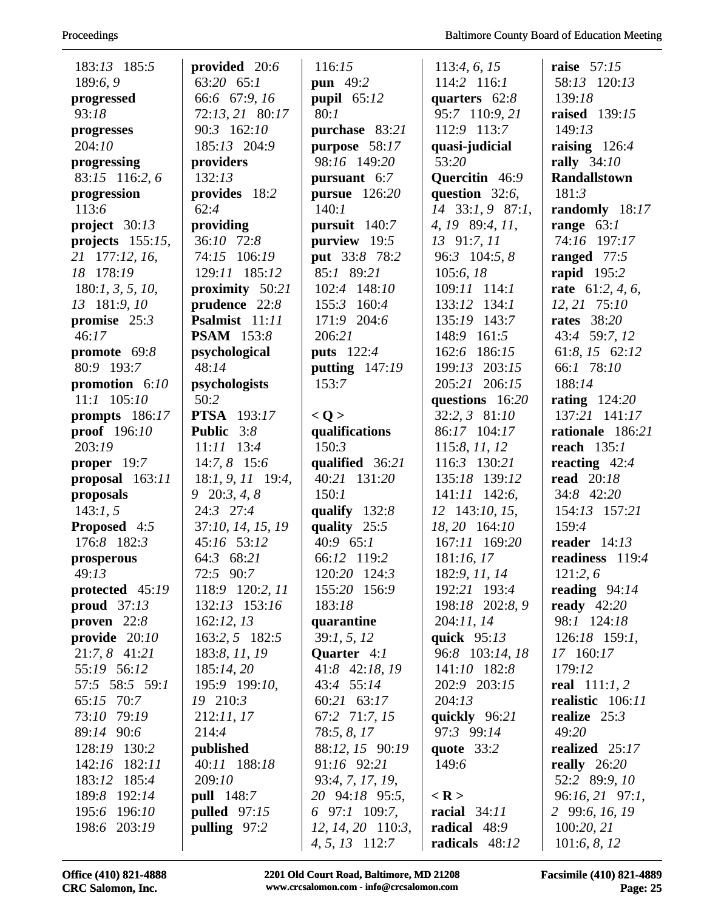183:13 185:5
189:6, 9
**progressed** 93:18
**progresses** 204:10
**progressing** 83:15 116:2, 6
**progression** 113:6
**project** 30:13
**projects** 155:15, 21 177:12, 16, 18 178:19 180:1, 3, 5, 10, 13 181:9, 10
**promise** 25:3 46:17
**promote** 69:8 80:9 193:7
**promotion** 6:10 11:1 105:10
**prompts** 186:17
**proof** 196:10 203:19
**proper** 19:7
**proposal** 163:11
**proposals** 143:1, 5
**Proposed** 4:5 176:8 182:3
**prosperous** 49:13
**protected** 45:19
**proud** 37:13
**proven** 22:8
**provide** 20:10 21:7, 8 41:21 55:19 56:12 57:5 58:5 59:1 65:15 70:7 73:10 79:19 89:14 90:6 128:19 130:2 142:16 182:11 183:12 185:4 189:8 192:14 195:6 196:10 198:6 203:19

**provided** 20:6 63:20 65:1 66:6 67:9, 16 72:13, 21 80:17 90:3 162:10 185:13 204:9
**providers** 132:13
**provides** 18:2 62:4
**providing** 36:10 72:8 74:15 106:19 129:11 185:12
**proximity** 50:21
**prudence** 22:8
**Psalmist** 11:11
**PSAM** 153:8
**psychological** 48:14
**psychologists** 50:2
**PTSA** 193:17
**Public** 3:8 11:11 13:4 14:7, 8 15:6 18:1, 9, 11 19:4, 9 20:3, 4, 8 24:3 27:4 37:10, 14, 15, 19 45:16 53:12 64:3 68:21 72:5 90:7 118:9 120:2, 11 132:13 153:16 162:12, 13 163:2, 5 182:5 183:8, 11, 19 185:14, 20 195:9 199:10, 19 210:3 212:11, 17 214:4
**published** 40:11 188:18 209:10
**pull** 148:7
**pulled** 97:15
**pulling** 97:2

116:15
**pun** 49:2
**pupil** 65:12 80:1
**purchase** 83:21
**purpose** 58:17 98:16 149:20
**pursuant** 6:7
**pursue** 126:20 140:1
**pursuit** 140:7
**purview** 19:5
**put** 33:8 78:2 85:1 89:21 102:4 148:10 155:3 160:4 171:9 204:6 206:21
**puts** 122:4
**putting** 147:19 153:7

**< Q >**
**qualifications** 150:3
**qualified** 36:21 40:21 131:20 150:1
**qualify** 132:8
**quality** 25:5 40:9 65:1 66:12 119:2 120:20 124:3 155:20 156:9 183:18
**quarantine** 39:1, 5, 12
**Quarter** 4:1 41:8 42:18, 19 43:4 55:14 60:21 63:17 67:2 71:7, 15 78:5, 8, 17 88:12, 15 90:19 91:16 92:21 93:4, 7, 17, 19, 20 94:18 95:5, 6 97:1 109:7, 12, 14, 20 110:3, 4, 5, 13 112:7

113:4, 6, 15 114:2 116:1
**quarters** 62:8 95:7 110:9, 21 112:9 113:7
**quasi-judicial** 53:20
**Quercitin** 46:9
**question** 32:6, 14 33:1, 9 87:1, 4, 19 89:4, 11, 13 91:7, 11 96:3 104:5, 8 105:6, 18 109:11 114:1 133:12 134:1 135:19 143:7 148:9 161:5 162:6 186:15 199:13 203:15 205:21 206:15
**questions** 16:20 32:2, 3 81:10 86:17 104:17 115:8, 11, 12 116:3 130:21 135:18 139:12 141:11 142:6, 12 143:10, 15, 18, 20 164:10 167:11 169:20 181:16, 17 182:9, 11, 14 192:21 193:4 198:18 202:8, 9 204:11, 14
**quick** 95:13 96:8 103:14, 18 141:10 182:8 202:9 203:15 204:13
**quickly** 96:21 97:3 99:14
**quote** 33:2 149:6

**< R >**
**racial** 34:11
**radical** 48:9
**radicals** 48:12

**raise** 57:15 58:13 120:13 139:18
**raised** 139:15 149:13
**raising** 126:4
**rally** 34:10
**Randallstown** 181:3
**randomly** 18:17
**range** 63:1 74:16 197:17
**ranged** 77:5
**rapid** 195:2
**rate** 61:2, 4, 6, 12, 21 75:10
**rates** 38:20 43:4 59:7, 12 61:8, 15 62:12 66:1 78:10 188:14
**rating** 124:20 137:21 141:17
**rationale** 186:21
**reach** 135:1
**reacting** 42:4
**read** 20:18 34:8 42:20 154:13 157:21 159:4
**reader** 14:13
**readiness** 119:4 121:2, 6
**reading** 94:14
**ready** 42:20 98:1 124:18 126:18 159:1, 17 160:17 179:12
**real** 111:1, 2
**realistic** 106:11
**realize** 25:3 49:20
**realized** 25:17
**really** 26:20 52:2 89:9, 10 96:16, 21 97:1, 2 99:6, 16, 19 100:20, 21 101:6, 8, 12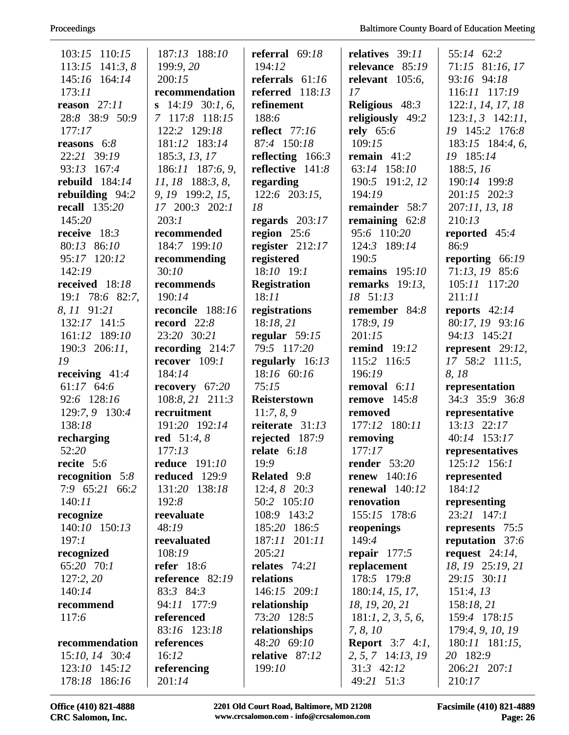103:15 110:15
113:15 141:3, 8
145:16 164:14
173:11
**reason** 27:11
28:8 38:9 50:9
177:17
**reasons** 6:8
22:21 39:19
93:13 167:4
**rebuild** 184:14
**rebuilding** 94:2
**recall** 135:20
145:20
**receive** 18:3
80:13 86:10
95:17 120:12
142:19
**received** 18:18
19:1 78:6 82:7,
8, 11 91:21
132:17 141:5
161:12 189:10
190:3 206:11,
19
**receiving** 41:4
61:17 64:6
92:6 128:16
129:7, 9 130:4
138:18
**recharging**
52:20
**recite** 5:6
**recognition** 5:8
7:9 65:21 66:2
140:11
**recognize**
140:10 150:13
197:1
**recognized**
65:20 70:1
127:2, 20
140:14
**recommend**
117:6

**recommendation**
15:10, 14 30:4
123:10 145:12
178:18 186:16
187:13 188:10
199:9, 20
200:15
**recommendations** 14:19 30:1, 6,
7 117:8 118:15
122:2 129:18
181:12 183:14
185:3, 13, 17
186:11 187:6, 9,
11, 18 188:3, 8,
9, 19 199:2, 15,
17 200:3 202:1
203:1
**recommended**
184:7 199:10
**recommending**
30:10
**recommends**
190:14
**reconcile** 188:16
**record** 22:8
23:20 30:21
**recording** 214:7
**recover** 109:1
184:14
**recovery** 67:20
108:8, 21 211:3
**recruitment**
191:20 192:14
**red** 51:4, 8
177:13
**reduce** 191:10
**reduced** 129:9
131:20 138:18
192:8
**reevaluate**
48:19
**reevaluated**
108:19
**refer** 18:6
**reference** 82:19
83:3 84:3
94:11 177:9
**referenced**
83:16 123:18
**references**
16:12
**referencing**
201:14
**referral** 69:18
194:12
**referrals** 61:16
**referred** 118:13
**refinement**
188:6
**reflect** 77:16
87:4 150:18
**reflecting** 166:3
**reflective** 141:8
**regarding**
122:6 203:15,
18
**regards** 203:17
**region** 25:6
**register** 212:17
**registered**
18:10 19:1
**Registration**
18:11
**registrations**
18:18, 21
**regular** 59:15
79:5 117:20
**regularly** 16:13
18:16 60:16
75:15
**Reisterstown**
11:7, 8, 9
**reiterate** 31:13
**rejected** 187:9
**relate** 6:18
19:9
**Related** 9:8
12:4, 8 20:3
50:2 105:10
108:9 143:2
185:20 186:5
187:11 201:11
205:21
**relates** 74:21
**relations**
146:15 209:1
**relationship**
73:20 128:5
**relationships**
48:20 69:10
**relative** 87:12
199:10
**relatives** 39:11
**relevance** 85:19
**relevant** 105:6,
17
**Religious** 48:3
**religiously** 49:2
**rely** 65:6
109:15
**remain** 41:2
63:14 158:10
190:5 191:2, 12
194:19
**remainder** 58:7
**remaining** 62:8
95:6 110:20
124:3 189:14
190:5
**remains** 195:10
**remarks** 19:13,
18 51:13
**remember** 84:8
178:9, 19
201:15
**remind** 19:12
115:2 116:5
196:19
**removal** 6:11
**remove** 145:8
**removed**
177:12 180:11
**removing**
177:17
**render** 53:20
**renew** 140:16
**renewal** 140:12
**renovation**
155:15 178:6
**reopenings**
149:4
**repair** 177:5
**replacement**
178:5 179:8
180:14, 15, 17,
18, 19, 20, 21
181:1, 2, 3, 5, 6,
7, 8, 10
**Report** 3:7 4:1,
2, 5, 7 14:13, 19
31:3 42:12
49:21 51:3
55:14 62:2
71:15 81:16, 17
93:16 94:18
116:11 117:19
122:1, 14, 17, 18
123:1, 3 142:11,
19 145:2 176:8
183:15 184:4, 6,
19 185:14
188:5, 16
190:14 199:8
201:15 202:3
207:11, 13, 18
210:13
**reported** 45:4
86:9
**reporting** 66:19
71:13, 19 85:6
105:11 117:20
211:11
**reports** 42:14
80:17, 19 93:16
94:13 145:21
**represent** 29:12,
17 58:2 111:5,
8, 18
**representation**
34:3 35:9 36:8
**representative**
13:13 22:17
40:14 153:17
**representatives**
125:12 156:1
**represented**
184:12
**representing**
23:21 147:1
**represents** 75:5
**reputation** 37:6
**request** 24:14,
18, 19 25:19, 21
29:15 30:11
151:4, 13
158:18, 21
159:4 178:15
179:4, 9, 10, 19
180:11 181:15,
20 182:9
206:21 207:1
210:17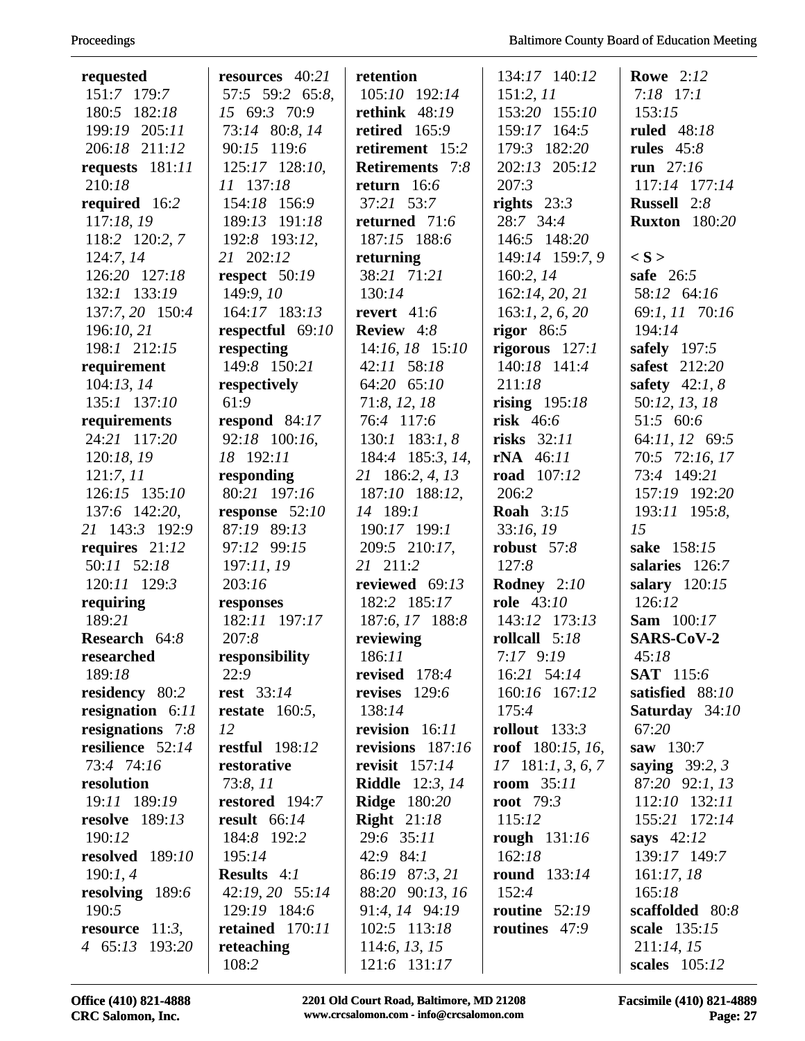**requested** 151:*7* 179:*7* 180:*5* 182:*18* 199:*19* 205:*11* 206:*18* 211:*12*
**requests** 181:*11* 210:*18*
**required** 16:*2* 117:*18, 19* 118:*2* 120:*2, 7* 124:*7, 14* 126:*20* 127:*18* 132:*1* 133:*19* 137:*7, 20* 150:*4* 196:*10, 21* 198:*1* 212:*15*
**requirement** 104:*13, 14* 135:*1* 137:*10*
**requirements** 24:*21* 117:*20* 120:*18, 19* 121:*7, 11* 126:*15* 135:*10* 137:*6* 142:*20, 21* 143:*3* 192:*9*
**requires** 21:*12* 50:*11* 52:*18* 120:*11* 129:*3*
**requiring** 189:*21*
**Research** 64:*8*
**researched** 189:*18*
**residency** 80:*2*
**resignation** 6:*11*
**resignations** 7:*8*
**resilience** 52:*14* 73:*4* 74:*16*
**resolution** 19:*11* 189:*19*
**resolve** 189:*13* 190:*12*
**resolved** 189:*10* 190:*1, 4*
**resolving** 189:*6* 190:*5*
**resource** 11:*3, 4* 65:*13* 193:*20*
**resources** 40:*21* 57:*5* 59:*2* 65:*8, 15* 69:*3* 70:*9* 73:*14* 80:*8, 14* 90:*15* 119:*6* 125:*17* 128:*10, 11* 137:*18* 154:*18* 156:*9* 189:*13* 191:*18* 192:*8* 193:*12, 21* 202:*12*
**respect** 50:*19* 149:*9, 10* 164:*17* 183:*13*
**respectful** 69:*10*
**respecting** 149:*8* 150:*21*
**respectively** 61:*9*
**respond** 84:*17* 92:*18* 100:*16, 18* 192:*11*
**responding** 80:*21* 197:*16*
**response** 52:*10* 87:*19* 89:*13* 97:*12* 99:*15* 197:*11, 19* 203:*16*
**responses** 182:*11* 197:*17* 207:*8*
**responsibility** 22:*9*
**rest** 33:*14*
**restate** 160:*5, 12*
**restful** 198:*12*
**restorative** 73:*8, 11*
**restored** 194:*7*
**result** 66:*14* 184:*8* 192:*2* 195:*14*
**Results** 4:*1* 42:*19, 20* 55:*14* 129:*19* 184:*6*
**retained** 170:*11*
**reteaching** 108:*2*
**retention** 105:*10* 192:*14*
**rethink** 48:*19*
**retired** 165:*9*
**retirement** 15:*2*
**Retirements** 7:*8*
**return** 16:*6* 37:*21* 53:*7*
**returned** 71:*6* 187:*15* 188:*6*
**returning** 38:*21* 71:*21* 130:*14*
**revert** 41:*6*
**Review** 4:*8* 14:*16, 18* 15:*10* 42:*11* 58:*18* 64:*20* 65:*10* 71:*8, 12, 18* 76:*4* 117:*6* 130:*1* 183:*1, 8* 184:*4* 185:*3, 14, 21* 186:*2, 4, 13* 187:*10* 188:*12, 14* 189:*1* 190:*17* 199:*1* 209:*5* 210:*17, 21* 211:*2*
**reviewed** 69:*13* 182:*2* 185:*17* 187:*6, 17* 188:*8*
**reviewing** 186:*11*
**revised** 178:*4*
**revises** 129:*6* 138:*14*
**revision** 16:*11*
**revisions** 187:*16*
**revisit** 157:*14*
**Riddle** 12:*3, 14*
**Ridge** 180:*20*
**Right** 21:*18* 29:*6* 35:*11* 42:*9* 84:*1* 86:*19* 87:*3, 21* 88:*20* 90:*13, 16* 91:*4, 14* 94:*19* 102:*5* 113:*18* 114:*6, 13, 15* 121:*6* 131:*17* 134:*17* 140:*12* 151:*2, 11* 153:*20* 155:*10* 159:*17* 164:*5* 179:*3* 182:*20* 202:*13* 205:*12* 207:*3*
**rights** 23:*3* 28:*7* 34:*4* 146:*5* 148:*20* 149:*14* 159:*7, 9* 160:*2, 14* 162:*14, 20, 21* 163:*1, 2, 6, 20*
**rigor** 86:*5*
**rigorous** 127:*1* 140:*18* 141:*4* 211:*18*
**rising** 195:*18*
**risk** 46:*6*
**risks** 32:*11*
**rNA** 46:*11*
**road** 107:*12* 206:*2*
**Roah** 3:*15* 33:*16, 19*
**robust** 57:*8* 127:*8*
**Rodney** 2:*10*
**role** 43:*10* 143:*12* 173:*13*
**rollcall** 5:*18* 7:*17* 9:*19* 16:*21* 54:*14* 160:*16* 167:*12* 175:*4*
**rollout** 133:*3*
**roof** 180:*15, 16, 17* 181:*1, 3, 6, 7*
**room** 35:*11*
**root** 79:*3* 115:*12*
**rough** 131:*16* 162:*18*
**round** 133:*14* 152:*4*
**routine** 52:*19*
**routines** 47:*9*
**Rowe** 2:*12* 7:*18* 17:*1* 153:*15*
**ruled** 48:*18*
**rules** 45:*8*
**run** 27:*16* 117:*14* 177:*14*
**Russell** 2:*8*
**Ruxton** 180:*20*

**< S >**
**safe** 26:*5* 58:*12* 64:*16* 69:*1, 11* 70:*16* 194:*14*
**safely** 197:*5*
**safest** 212:*20*
**safety** 42:*1, 8* 50:*12, 13, 18* 51:*5* 60:*6* 64:*11, 12* 69:*5* 70:*5* 72:*16, 17* 73:*4* 149:*21* 157:*19* 192:*20* 193:*11* 195:*8, 15*
**sake** 158:*15*
**salaries** 126:*7*
**salary** 120:*15* 126:*12*
**Sam** 100:*17*
**SARS-CoV-2** 45:*18*
**SAT** 115:*6*
**satisfied** 88:*10*
**Saturday** 34:*10* 67:*20*
**saw** 130:*7*
**saying** 39:*2, 3* 87:*20* 92:*1, 13* 112:*10* 132:*11* 155:*21* 172:*14*
**says** 42:*12* 139:*17* 149:*7* 161:*17, 18* 165:*18*
**scaffolded** 80:*8*
**scale** 135:*15* 211:*14, 15*
**scales** 105:*12*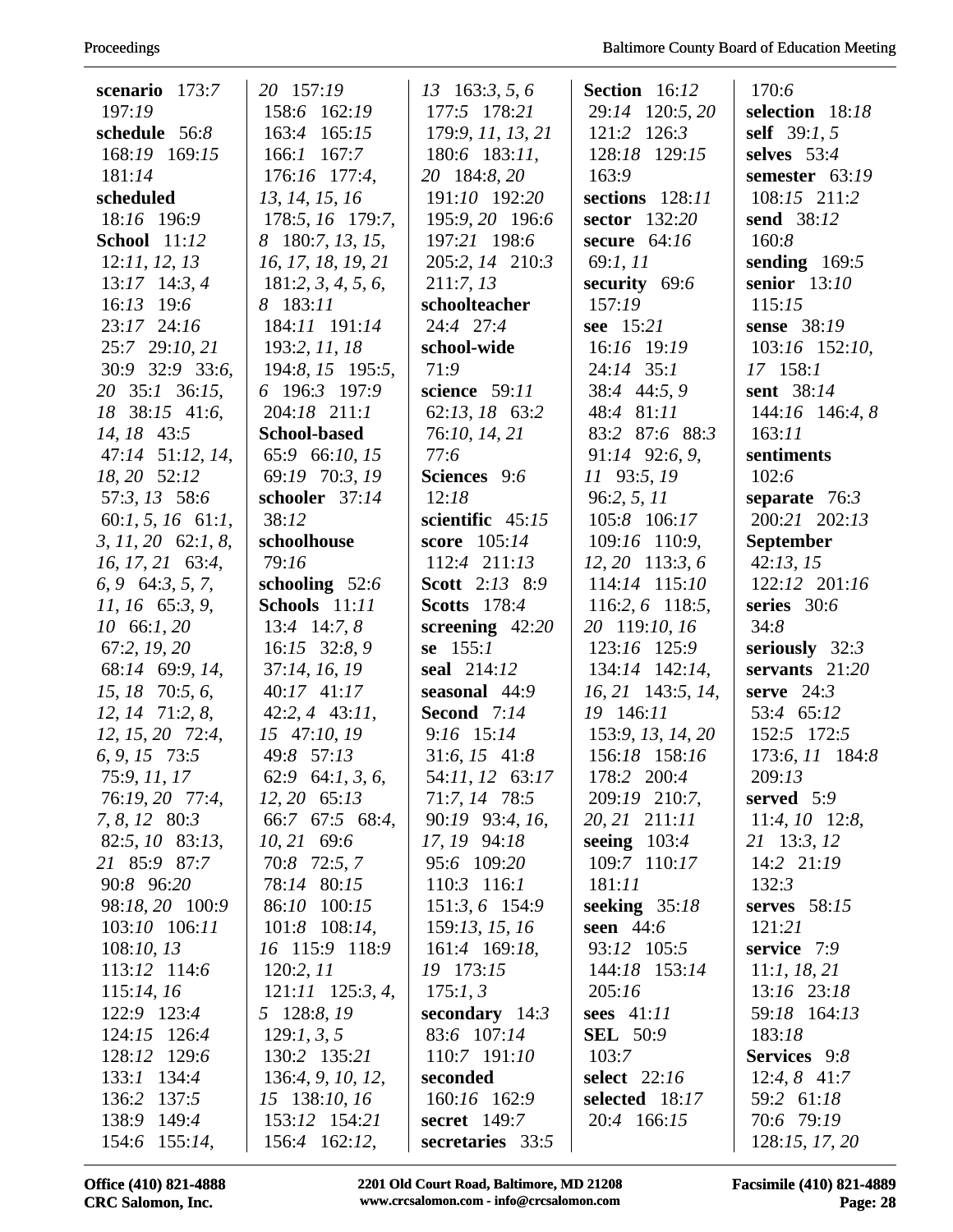**scenario** 173:*7* 197:*19*
**schedule** 56:*8* 168:*19* 169:*15* 181:*14*
**scheduled** 18:*16* 196:*9*
**School** 11:*12* 12:*11, 12, 13* 13:*17* 14:*3, 4* 16:*13* 19:*6* 23:*17* 24:*16* 25:*7* 29:*10, 21* 30:*9* 32:*9* 33:*6, 20* 35:*1* 36:*15, 18* 38:*15* 41:*6, 14, 18* 43:*5* 47:*14* 51:*12, 14, 18, 20* 52:*12* 57:*3, 13* 58:*6* 60:*1, 5, 16* 61:*1, 3, 11, 20* 62:*1, 8, 16, 17, 21* 63:*4, 6, 9* 64:*3, 5, 7, 11, 16* 65:*3, 9, 10* 66:*1, 20* 67:*2, 19, 20* 68:*14* 69:*9, 14, 15, 18* 70:*5, 6, 12, 14* 71:*2, 8, 12, 15, 20* 72:*4, 6, 9, 15* 73:*5* 75:*9, 11, 17* 76:*19, 20* 77:*4, 7, 8, 12* 80:*3* 82:*5, 10* 83:*13, 21* 85:*9* 87:*7* 90:*8* 96:*20* 98:*18, 20* 100:*9* 103:*10* 106:*11* 108:*10, 13* 113:*12* 114:*6* 115:*14, 16* 122:*9* 123:*4* 124:*15* 126:*4* 128:*12* 129:*6* 133:*1* 134:*4* 136:*2* 137:*5* 138:*9* 149:*4* 154:*6* 155:*14, 20* 157:*19* 158:*6* 162:*19* 163:*4* 165:*15* 166:*1* 167:*7* 176:*16* 177:*4, 13, 14, 15, 16* 178:*5, 16* 179:*7, 8* 180:*7, 13, 15, 16, 17, 18, 19, 21* 181:*2, 3, 4, 5, 6, 8* 183:*11* 184:*11* 191:*14* 193:*2, 11, 18* 194:*8, 15* 195:*5, 6* 196:*3* 197:*9* 204:*18* 211:*1*
**School-based** 65:*9* 66:*10, 15* 69:*19* 70:*3, 19*
**schooler** 37:*14* 38:*12*
**schoolhouse** 79:*16*
**schooling** 52:*6*
**Schools** 11:*11* 13:*4* 14:*7, 8* 16:*15* 32:*8, 9* 37:*14, 16, 19* 40:*17* 41:*17* 42:*2, 4* 43:*11, 15* 47:*10, 19* 49:*8* 57:*13* 62:*9* 64:*1, 3, 6, 12, 20* 65:*13* 66:*7* 67:*5* 68:*4, 10, 21* 69:*6* 70:*8* 72:*5, 7* 78:*14* 80:*15* 86:*10* 100:*15* 101:*8* 108:*14, 16* 115:*9* 118:*9* 120:*2, 11* 121:*11* 125:*3, 4, 5* 128:*8, 19* 129:*1, 3, 5* 130:*2* 135:*21* 136:*4, 9, 10, 12, 15* 138:*10, 16* 153:*12* 154:*21* 156:*4* 162:*12, 13* 163:*3, 5, 6* 177:*5* 178:*21* 179:*9, 11, 13, 21* 180:*6* 183:*11, 20* 184:*8, 20* 191:*10* 192:*20* 195:*9, 20* 196:*6* 197:*21* 198:*6* 205:*2, 14* 210:*3* 211:*7, 13*
**schoolteacher** 24:*4* 27:*4*
**school-wide** 71:*9*
**science** 59:*11* 62:*13, 18* 63:*2* 76:*10, 14, 21* 77:*6*
**Sciences** 9:*6* 12:*18*
**scientific** 45:*15*
**score** 105:*14* 112:*4* 211:*13*
**Scott** 2:*13* 8:*9*
**Scotts** 178:*4*
**screening** 42:*20*
**se** 155:*1*
**seal** 214:*12*
**seasonal** 44:*9*
**Second** 7:*14* 9:*16* 15:*14* 31:*6, 15* 41:*8* 54:*11, 12* 63:*17* 71:*7, 14* 78:*5* 90:*19* 93:*4, 16, 17, 19* 94:*18* 95:*6* 109:*20* 110:*3* 116:*1* 151:*3, 6* 154:*9* 159:*13, 15, 16* 161:*4* 169:*18, 19* 173:*15* 175:*1, 3*
**secondary** 14:*3* 83:*6* 107:*14* 110:*7* 191:*10*
**seconded** 160:*16* 162:*9*
**secret** 149:*7*
**secretaries** 33:*5*
**Section** 16:*12* 29:*14* 120:*5, 20* 121:*2* 126:*3* 128:*18* 129:*15* 163:*9*
**sections** 128:*11*
**sector** 132:*20*
**secure** 64:*16* 69:*1, 11*
**security** 69:*6* 157:*19*
**see** 15:*21* 16:*16* 19:*19* 24:*14* 35:*1* 38:*4* 44:*5, 9* 48:*4* 81:*11* 83:*2* 87:*6* 88:*3* 91:*14* 92:*6, 9, 11* 93:*5, 19* 96:*2, 5, 11* 105:*8* 106:*17* 109:*16* 110:*9, 12, 20* 113:*3, 6* 114:*14* 115:*10* 116:*2, 6* 118:*5, 20* 119:*10, 16* 123:*16* 125:*9* 134:*14* 142:*14, 16, 21* 143:*5, 14, 19* 146:*11* 153:*9, 13, 14, 20* 156:*18* 158:*16* 178:*2* 200:*4* 209:*19* 210:*7, 20, 21* 211:*11*
**seeing** 103:*4* 109:*7* 110:*17* 181:*11*
**seeking** 35:*18*
**seen** 44:*6* 93:*12* 105:*5* 144:*18* 153:*14* 205:*16*
**sees** 41:*11*
**SEL** 50:*9* 103:*7*
**select** 22:*16*
**selected** 18:*17* 20:*4* 166:*15* 170:*6*
**selection** 18:*18*
**self** 39:*1, 5*
**selves** 53:*4*
**semester** 63:*19* 108:*15* 211:*2*
**send** 38:*12* 160:*8*
**sending** 169:*5*
**senior** 13:*10* 115:*15*
**sense** 38:*19* 103:*16* 152:*10, 17* 158:*1*
**sent** 38:*14* 144:*16* 146:*4, 8* 163:*11*
**sentiments** 102:*6*
**separate** 76:*3* 200:*21* 202:*13*
**September** 42:*13, 15* 122:*12* 201:*16*
**series** 30:*6* 34:*8*
**seriously** 32:*3*
**servants** 21:*20*
**serve** 24:*3* 53:*4* 65:*12* 152:*5* 172:*5* 173:*6, 11* 184:*8* 209:*13*
**served** 5:*9* 11:*4, 10* 12:*8, 21* 13:*3, 12* 14:*2* 21:*19* 132:*3*
**serves** 58:*15* 121:*21*
**service** 7:*9* 11:*1, 18, 21* 13:*16* 23:*18* 59:*18* 164:*13* 183:*18*
**Services** 9:*8* 12:*4, 8* 41:*7* 59:*2* 61:*18* 70:*6* 79:*19* 128:*15, 17, 20*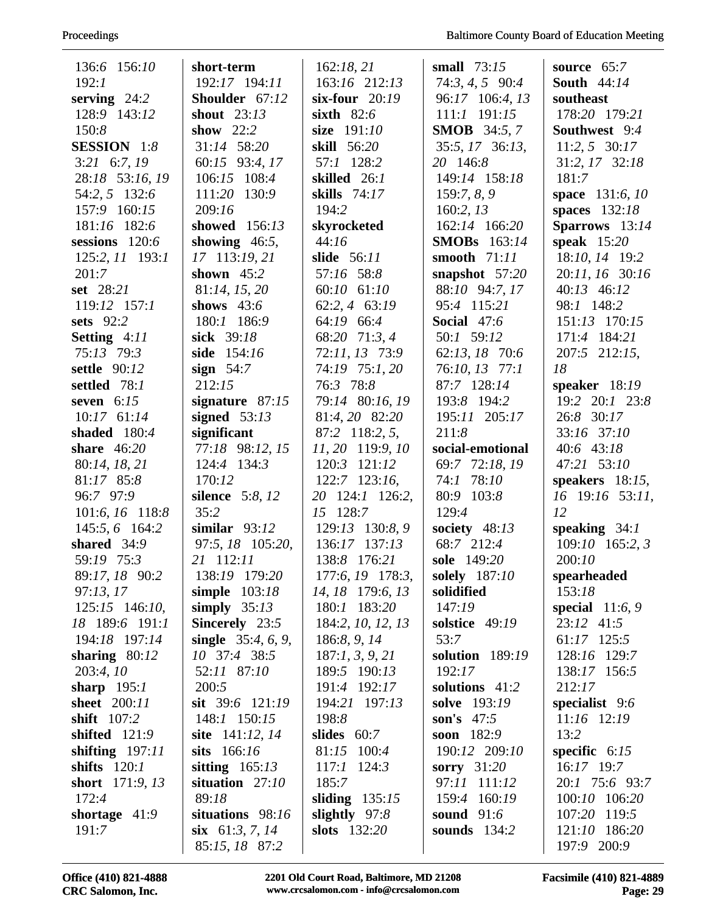136:6 156:10 192:1
**serving** 24:2 128:9 143:12 150:8
**SESSION** 1:8 3:21 6:7, 19 28:18 53:16, 19 54:2, 5 132:6 157:9 160:15 181:16 182:6
**sessions** 120:6 125:2, 11 193:1 201:7
**set** 28:21 119:12 157:1
**sets** 92:2
**Setting** 4:11 75:13 79:3
**settle** 90:12
**settled** 78:1
**seven** 6:15 10:17 61:14
**shaded** 180:4
**share** 46:20 80:14, 18, 21 81:17 85:8 96:7 97:9 101:6, 16 118:8 145:5, 6 164:2
**shared** 34:9 59:19 75:3 89:17, 18 90:2 97:13, 17 125:15 146:10, 18 189:6 191:1 194:18 197:14
**sharing** 80:12 203:4, 10
**sharp** 195:1
**sheet** 200:11
**shift** 107:2
**shifted** 121:9
**shifting** 197:11
**shifts** 120:1
**short** 171:9, 13 172:4
**shortage** 41:9 191:7
**short-term** 192:17 194:11
**Shoulder** 67:12
**shout** 23:13
**show** 22:2 31:14 58:20 60:15 93:4, 17 106:15 108:4 111:20 130:9 209:16
**showed** 156:13
**showing** 46:5, 17 113:19, 21
**shown** 45:2 81:14, 15, 20
**shows** 43:6 180:1 186:9
**sick** 39:18
**side** 154:16
**sign** 54:7 212:15
**signature** 87:15
**signed** 53:13
**significant** 77:18 98:12, 15 124:4 134:3 170:12
**silence** 5:8, 12 35:2
**similar** 93:12 97:5, 18 105:20, 21 112:11 138:19 179:20
**simple** 103:18
**simply** 35:13
**Sincerely** 23:5
**single** 35:4, 6, 9, 10 37:4 38:5 52:11 87:10 200:5
**sit** 39:6 121:19 148:1 150:15
**site** 141:12, 14
**sits** 166:16
**sitting** 165:13
**situation** 27:10 89:18
**situations** 98:16
**six** 61:3, 7, 14 85:15, 18 87:2 162:18, 21 163:16 212:13
**six-four** 20:19
**sixth** 82:6
**size** 191:10
**skill** 56:20 57:1 128:2
**skilled** 26:1
**skills** 74:17 194:2
**skyrocketed** 44:16
**slide** 56:11 57:16 58:8 60:10 61:10 62:2, 4 63:19 64:19 66:4 68:20 71:3, 4 72:11, 13 73:9 74:19 75:1, 20 76:3 78:8 79:14 80:16, 19 81:4, 20 82:20 87:2 118:2, 5, 11, 20 119:9, 10 120:3 121:12 122:7 123:16, 20 124:1 126:2, 15 128:7 129:13 130:8, 9 136:17 137:13 138:8 176:21 177:6, 19 178:3, 14, 18 179:6, 13 180:1 183:20 184:2, 10, 12, 13 186:8, 9, 14 187:1, 3, 9, 21 189:5 190:13 191:4 192:17 194:21 197:13 198:8
**slides** 60:7 81:15 100:4 117:1 124:3 185:7
**sliding** 135:15
**slightly** 97:8
**slots** 132:20
**small** 73:15 74:3, 4, 5 90:4 96:17 106:4, 13 111:1 191:15
**SMOB** 34:5, 7 35:5, 17 36:13, 20 146:8 149:14 158:18 159:7, 8, 9 160:2, 13 162:14 166:20
**SMOBs** 163:14
**smooth** 71:11
**snapshot** 57:20 88:10 94:7, 17 95:4 115:21
**Social** 47:6 50:1 59:12 62:13, 18 70:6 76:10, 13 77:1 87:7 128:14 193:8 194:2 195:11 205:17 211:8
**social-emotional** 69:7 72:18, 19 74:1 78:10 80:9 103:8 129:4
**society** 48:13 68:7 212:4
**sole** 149:20
**solely** 187:10
**solidified** 147:19
**solstice** 49:19 53:7
**solution** 189:19 192:17
**solutions** 41:2
**solve** 193:19
**son's** 47:5
**soon** 182:9 190:12 209:10
**sorry** 31:20 97:11 111:12 159:4 160:19
**sound** 91:6
**sounds** 134:2
**source** 65:7
**South** 44:14
**southeast** 178:20 179:21
**Southwest** 9:4 11:2, 5 30:17 31:2, 17 32:18 181:7
**space** 131:6, 10
**spaces** 132:18
**Sparrows** 13:14
**speak** 15:20 18:10, 14 19:2 20:11, 16 30:16 40:13 46:12 98:1 148:2 151:13 170:15 171:4 184:21 207:5 212:15, 18
**speaker** 18:19 19:2 20:1 23:8 26:8 30:17 33:16 37:10 40:6 43:18 47:21 53:10
**speakers** 18:15, 16 19:16 53:11, 12
**speaking** 34:1 109:10 165:2, 3 200:10
**spearheaded** 153:18
**special** 11:6, 9 23:12 41:5 61:17 125:5 128:16 129:7 138:17 156:5 212:17
**specialist** 9:6 11:16 12:19 13:2
**specific** 6:15 16:17 19:7 20:1 75:6 93:7 100:10 106:20 107:20 119:5 121:10 186:20 197:9 200:9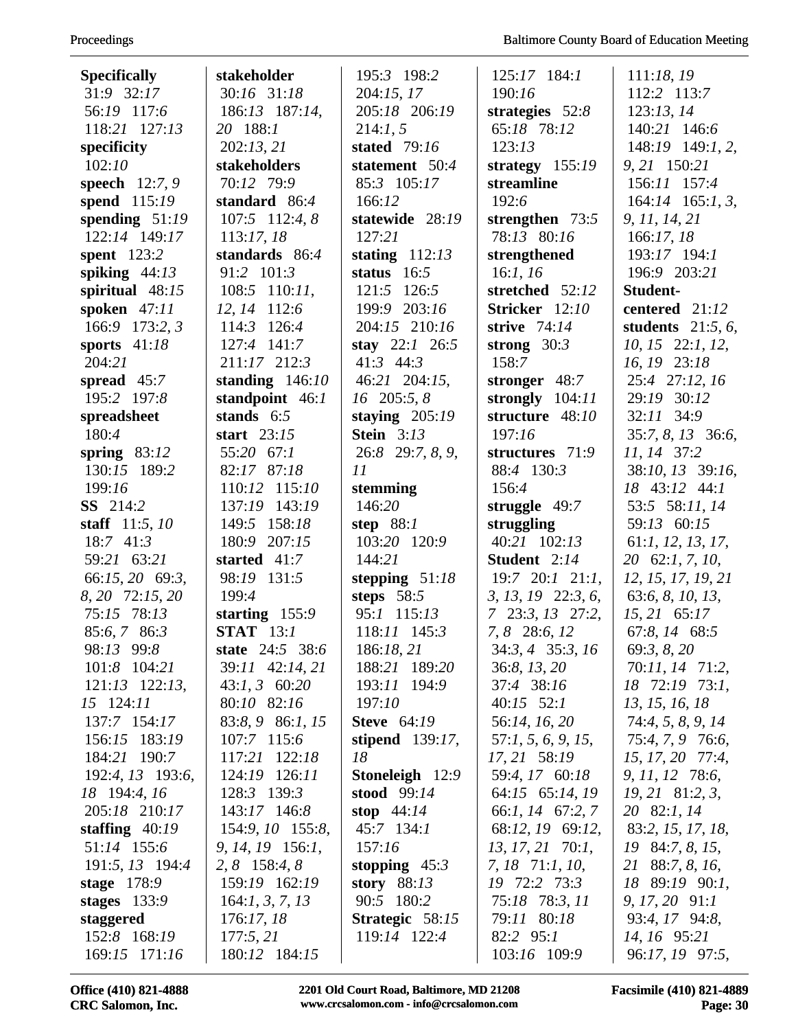**Specifically** 31:*9* 32:*17* 56:*19* 117:*6* 118:*21* 127:*13*
**specificity** 102:*10*
**speech** 12:*7*, *9*
**spend** 115:*19*
**spending** 51:*19* 122:*14* 149:*17*
**spent** 123:*2*
**spiking** 44:*13*
**spiritual** 48:*15*
**spoken** 47:*11* 166:*9* 173:*2*, *3*
**sports** 41:*18* 204:*21*
**spread** 45:*7* 195:*2* 197:*8*
**spreadsheet** 180:*4*
**spring** 83:*12* 130:*15* 189:*2* 199:*16*
**SS** 214:*2*
**staff** 11:*5*, *10* 18:*7* 41:*3* 59:*21* 63:*21* 66:*15*, *20* 69:*3*, *8*, *20* 72:*15*, *20* 75:*15* 78:*13* 85:*6*, *7* 86:*3* 98:*13* 99:*8* 101:*8* 104:*21* 121:*13* 122:*13*, *15* 124:*11* 137:*7* 154:*17* 156:*15* 183:*19* 184:*21* 190:*7* 192:*4*, *13* 193:*6*, *18* 194:*4*, *16* 205:*18* 210:*17*
**staffing** 40:*19* 51:*14* 155:*6* 191:*5*, *13* 194:*4*
**stage** 178:*9*
**stages** 133:*9*
**staggered** 152:*8* 168:*19* 169:*15* 171:*16*

**stakeholder** 30:*16* 31:*18* 186:*13* 187:*14*, *20* 188:*1* 202:*13*, *21*
**stakeholders** 70:*12* 79:*9*
**standard** 86:*4* 107:*5* 112:*4*, *8* 113:*17*, *18*
**standards** 86:*4* 91:*2* 101:*3* 108:*5* 110:*11*, *12*, *14* 112:*6* 114:*3* 126:*4* 127:*4* 141:*7* 211:*17* 212:*3*
**standing** 146:*10*
**standpoint** 46:*1*
**stands** 6:*5*
**start** 23:*15* 55:*20* 67:*1* 82:*17* 87:*18* 110:*12* 115:*10* 137:*19* 143:*19* 149:*5* 158:*18* 180:*9* 207:*15*
**started** 41:*7* 98:*19* 131:*5* 199:*4*
**starting** 155:*9*
**STAT** 13:*1*
**state** 24:*5* 38:*6* 39:*11* 42:*14*, *21* 43:*1*, *3* 60:*20* 80:*10* 82:*16* 83:*8*, *9* 86:*1*, *15* 107:*7* 115:*6* 117:*21* 122:*18* 124:*19* 126:*11* 128:*3* 139:*3* 143:*17* 146:*8* 154:*9*, *10* 155:*8*, *9*, *14*, *19* 156:*1*, *2*, *8* 158:*4*, *8* 159:*19* 162:*19* 164:*1*, *3*, *7*, *13* 176:*17*, *18* 177:*5*, *21* 180:*12* 184:*15*

195:*3* 198:*2* 204:*15*, *17* 205:*18* 206:*19* 214:*1*, *5*
**stated** 79:*16*
**statement** 50:*4* 85:*3* 105:*17* 166:*12*
**statewide** 28:*19* 127:*21*
**stating** 112:*13*
**status** 16:*5* 121:*5* 126:*5* 199:*9* 203:*16* 204:*15* 210:*16*
**stay** 22:*1* 26:*5* 41:*3* 44:*3* 46:*21* 204:*15*, *16* 205:*5*, *8*
**staying** 205:*19*
**Stein** 3:*13* 26:*8* 29:*7*, *8*, *9*, *11*
**stemming** 146:*20*
**step** 88:*1* 103:*20* 120:*9* 144:*21*
**stepping** 51:*18*
**steps** 58:*5* 95:*1* 115:*13* 118:*11* 145:*3* 186:*18*, *21* 188:*21* 189:*20* 193:*11* 194:*9* 197:*10*
**Steve** 64:*19*
**stipend** 139:*17*, *18*
**Stoneleigh** 12:*9*
**stood** 99:*14*
**stop** 44:*14* 45:*7* 134:*1* 157:*16*
**stopping** 45:*3*
**story** 88:*13* 90:*5* 180:*2*
**Strategic** 58:*15* 119:*14* 122:*4*

125:*17* 184:*1* 190:*16*
**strategies** 52:*8* 65:*18* 78:*12* 123:*13*
**strategy** 155:*19*
**streamline** 192:*6*
**strengthen** 73:*5* 78:*13* 80:*16*
**strengthened** 16:*1*, *16*
**stretched** 52:*12*
**Stricker** 12:*10*
**strive** 74:*14*
**strong** 30:*3* 158:*7*
**stronger** 48:*7*
**strongly** 104:*11*
**structure** 48:*10* 197:*16*
**structures** 71:*9* 88:*4* 130:*3* 156:*4*
**struggle** 49:*7*
**struggling** 40:*21* 102:*13*
**Student** 2:*14* 19:*7* 20:*1* 21:*1*, *3*, *13*, *19* 22:*3*, *6*, *7* 23:*3*, *13* 27:*2*, *7*, *8* 28:*6*, *12* 34:*3*, *4* 35:*3*, *16* 36:*8*, *13*, *20* 37:*4* 38:*16* 40:*15* 52:*1* 56:*14*, *16*, *20* 57:*1*, *5*, *6*, *9*, *15*, *17*, *21* 58:*19* 59:*4*, *17* 60:*18* 64:*15* 65:*14*, *19* 66:*1*, *14* 67:*2*, *7* 68:*12*, *19* 69:*12*, *13*, *17*, *21* 70:*1*, *7*, *18* 71:*1*, *10*, *19* 72:*2* 73:*3* 75:*18* 78:*3*, *11* 79:*11* 80:*18* 82:*2* 95:*1* 103:*16* 109:*9*

111:*18*, *19* 112:*2* 113:*7* 123:*13*, *14* 140:*21* 146:*6* 148:*19* 149:*1*, *2*, *9*, *21* 150:*21* 156:*11* 157:*4* 164:*14* 165:*1*, *3*, *9*, *11*, *14*, *21* 166:*17*, *18* 193:*17* 194:*1* 196:*9* 203:*21*
**Student-centered** 21:*12*
**students** 21:*5*, *6*, *10*, *15* 22:*1*, *12*, *16*, *19* 23:*18* 25:*4* 27:*12*, *16* 29:*19* 30:*12* 32:*11* 34:*9* 35:*7*, *8*, *13* 36:*6*, *11*, *14* 37:*2* 38:*10*, *13* 39:*16*, *18* 43:*12* 44:*1* 53:*5* 58:*11*, *14* 59:*13* 60:*15* 61:*1*, *12*, *13*, *17*, *20* 62:*1*, *7*, *10*, *12*, *15*, *17*, *19*, *21* 63:*6*, *8*, *10*, *13*, *15*, *21* 65:*17* 67:*8*, *14* 68:*5* 69:*3*, *8*, *20* 70:*11*, *14* 71:*2*, *18* 72:*19* 73:*1*, *13*, *15*, *16*, *18* 74:*4*, *5*, *8*, *9*, *14* 75:*4*, *7*, *9* 76:*6*, *15*, *17*, *20* 77:*4*, *9*, *11*, *12* 78:*6*, *19*, *21* 81:*2*, *3*, *20* 82:*1*, *14* 83:*2*, *15*, *17*, *18*, *19* 84:*7*, *8*, *15*, *21* 88:*7*, *8*, *16*, *18* 89:*19* 90:*1*, *9*, *17*, *20* 91:*1* 93:*4*, *17* 94:*8*, *14*, *16* 95:*21* 96:*17*, *19* 97:*5*,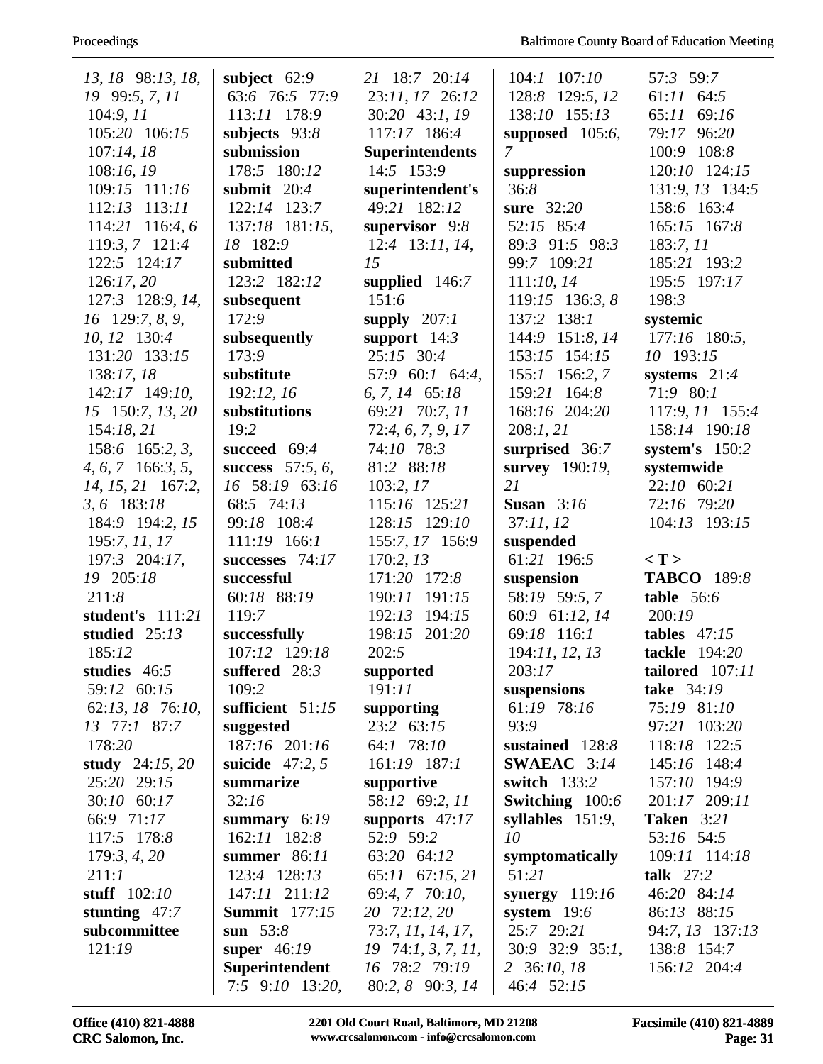13, 18 98:13, 18, 19 99:5, 7, 11 104:9, 11 105:20 106:15 107:14, 18 108:16, 19 109:15 111:16 112:13 113:11 114:21 116:4, 6 119:3, 7 121:4 122:5 124:17 126:17, 20 127:3 128:9, 14, 16 129:7, 8, 9, 10, 12 130:4 131:20 133:15 138:17, 18 142:17 149:10, 15 150:7, 13, 20 154:18, 21 158:6 165:2, 3, 4, 6, 7 166:3, 5, 14, 15, 21 167:2, 3, 6 183:18 184:9 194:2, 15 195:7, 11, 17 197:3 204:17, 19 205:18 211:8

**student's** 111:21

**studied** 25:13 185:12

**studies** 46:5 59:12 60:15 62:13, 18 76:10, 13 77:1 87:7 178:20

**study** 24:15, 20 25:20 29:15 30:10 60:17 66:9 71:17 117:5 178:8 179:3, 4, 20 211:1

**stuff** 102:10

**stunting** 47:7

**subcommittee** 121:19

**subject** 62:9 63:6 76:5 77:9 113:11 178:9

**subjects** 93:8

**submission** 178:5 180:12

**submit** 20:4 122:14 123:7 137:18 181:15, 18 182:9

**submitted** 123:2 182:12

**subsequent** 172:9

**subsequently** 173:9

**substitute** 192:12, 16

**substitutions** 19:2

**succeed** 69:4

**success** 57:5, 6, 16 58:19 63:16 68:5 74:13 99:18 108:4 111:19 166:1

**successes** 74:17

**successful** 60:18 88:19 119:7

**successfully** 107:12 129:18

**suffered** 28:3 109:2

**sufficient** 51:15

**suggested** 187:16 201:16

**suicide** 47:2, 5

**summarize** 32:16

**summary** 6:19 162:11 182:8

**summer** 86:11 123:4 128:13 147:11 211:12

**Summit** 177:15

**sun** 53:8

**super** 46:19

**Superintendent** 7:5 9:10 13:20, 21 18:7 20:14 23:11, 17 26:12 30:20 43:1, 19 117:17 186:4

**Superintendents** 14:5 153:9

**superintendent's** 49:21 182:12

**supervisor** 9:8 12:4 13:11, 14, 15

**supplied** 146:7 151:6

**supply** 207:1

**support** 14:3 25:15 30:4 57:9 60:1 64:4, 6, 7, 14 65:18 69:21 70:7, 11 72:4, 6, 7, 9, 17 74:10 78:3 81:2 88:18 103:2, 17 115:16 125:21 128:15 129:10 155:7, 17 156:9 170:2, 13 171:20 172:8 190:11 191:15 192:13 194:15 198:15 201:20 202:5

**supported** 191:11

**supporting** 23:2 63:15 64:1 78:10 161:19 187:1

**supportive** 58:12 69:2, 11

**supports** 47:17 52:9 59:2 63:20 64:12 65:11 67:15, 21 69:4, 7 70:10, 20 72:12, 20 73:7, 11, 14, 17, 19 74:1, 3, 7, 11, 16 78:2 79:19 80:2, 8 90:3, 14 104:1 107:10 128:8 129:5, 12 138:10 155:13

**supposed** 105:6, 7

**suppression** 36:8

**sure** 32:20 52:15 85:4 89:3 91:5 98:3 99:7 109:21 111:10, 14 119:15 136:3, 8 137:2 138:1 144:9 151:8, 14 153:15 154:15 155:1 156:2, 7 159:21 164:8 168:16 204:20 208:1, 21

**surprised** 36:7

**survey** 190:19, 21

**Susan** 3:16 37:11, 12

**suspended** 61:21 196:5

**suspension** 58:19 59:5, 7 60:9 61:12, 14 69:18 116:1 194:11, 12, 13 203:17

**suspensions** 61:19 78:16 93:9

**sustained** 128:8

**SWAEAC** 3:14

**switch** 133:2

**Switching** 100:6

**syllables** 151:9, 10

**symptomatically** 51:21

**synergy** 119:16

**system** 19:6 25:7 29:21 30:9 32:9 35:1, 2 36:10, 18 46:4 52:15 57:3 59:7 61:11 64:5 65:11 69:16 79:17 96:20 100:9 108:8 120:10 124:15 131:9, 13 134:5 158:6 163:4 165:15 167:8 183:7, 11 185:21 193:2 195:5 197:17 198:3

**systemic** 177:16 180:5, 10 193:15

**systems** 21:4 71:9 80:1 117:9, 11 155:4 158:14 190:18

**system's** 150:2

**systemwide** 22:10 60:21 72:16 79:20 104:13 193:15

**< T >**

**TABCO** 189:8

**table** 56:6 200:19

**tables** 47:15

**tackle** 194:20

**tailored** 107:11

**take** 34:19 75:19 81:10 97:21 103:20 118:18 122:5 145:16 148:4 157:10 194:9 201:17 209:11

**Taken** 3:21 53:16 54:5 109:11 114:18

**talk** 27:2 46:20 84:14 86:13 88:15 94:7, 13 137:13 138:8 154:7 156:12 204:4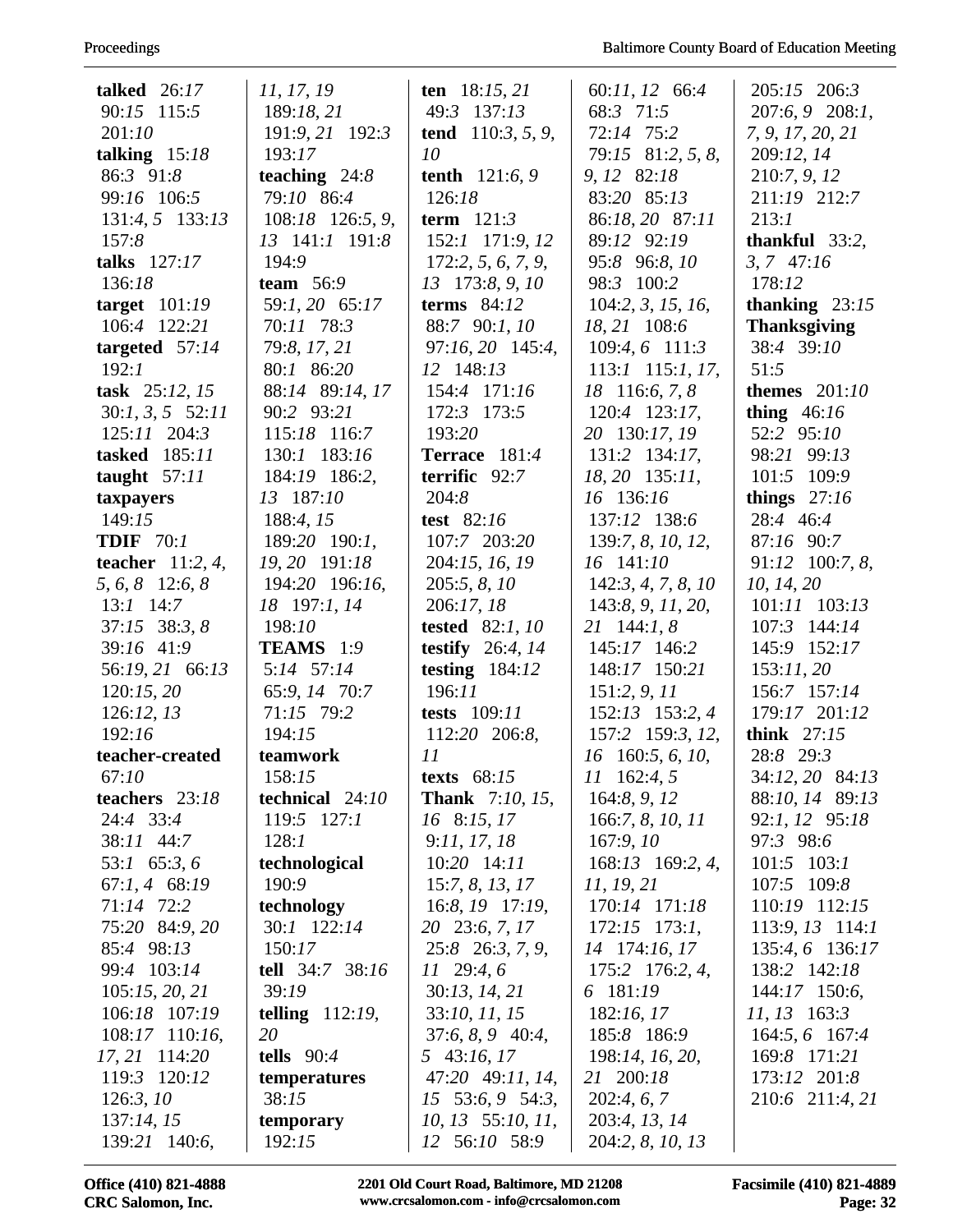**talked** 26:*17* 90:*15* 115:*5* 201:*10*
**talking** 15:*18* 86:*3* 91:*8* 99:*16* 106:*5* 131:*4*, *5* 133:*13* 157:*8*
**talks** 127:*17* 136:*18*
**target** 101:*19* 106:*4* 122:*21*
**targeted** 57:*14* 192:*1*
**task** 25:*12*, *15* 30:*1*, *3*, *5* 52:*11* 125:*11* 204:*3*
**tasked** 185:*11*
**taught** 57:*11*
**taxpayers** 149:*15*
**TDIF** 70:*1*
**teacher** 11:*2*, *4*, *5*, *6*, *8* 12:*6*, *8* 13:*1* 14:*7* 37:*15* 38:*3*, *8* 39:*16* 41:*9* 56:*19*, *21* 66:*13* 120:*15*, *20* 126:*12*, *13* 192:*16*
**teacher-created** 67:*10*
**teachers** 23:*18* 24:*4* 33:*4* 38:*11* 44:*7* 53:*1* 65:*3*, *6* 67:*1*, *4* 68:*19* 71:*14* 72:*2* 75:*20* 84:*9*, *20* 85:*4* 98:*13* 99:*4* 103:*14* 105:*15*, *20*, *21* 106:*18* 107:*19* 108:*17* 110:*16*, *17*, *21* 114:*20* 119:*3* 120:*12* 126:*3*, *10* 137:*14*, *15* 139:*21* 140:*6*, *11*, *17*, *19* 189:*18*, *21* 191:*9*, *21* 192:*3* 193:*17*
**teaching** 24:*8* 79:*10* 86:*4* 108:*18* 126:*5*, *9*, *13* 141:*1* 191:*8* 194:*9*
**team** 56:*9* 59:*1*, *20* 65:*17* 70:*11* 78:*3* 79:*8*, *17*, *21* 80:*1* 86:*20* 88:*14* 89:*14*, *17* 90:*2* 93:*21* 115:*18* 116:*7* 130:*1* 183:*16* 184:*19* 186:*2*, *13* 187:*10* 188:*4*, *15* 189:*20* 190:*1*, *19*, *20* 191:*18* 194:*20* 196:*16*, *18* 197:*1*, *14* 198:*10*
**TEAMS** 1:*9* 5:*14* 57:*14* 65:*9*, *14* 70:*7* 71:*15* 79:*2* 194:*15*
**teamwork** 158:*15*
**technical** 24:*10* 119:*5* 127:*1* 128:*1*
**technological** 190:*9*
**technology** 30:*1* 122:*14* 150:*17*
**tell** 34:*7* 38:*16* 39:*19*
**telling** 112:*19*, *20*
**tells** 90:*4*
**temperatures** 38:*15*
**temporary** 192:*15*
**ten** 18:*15*, *21* 49:*3* 137:*13*
**tend** 110:*3*, *5*, *9*, *10*
**tenth** 121:*6*, *9* 126:*18*
**term** 121:*3* 152:*1* 171:*9*, *12* 172:*2*, *5*, *6*, *7*, *9*, *13* 173:*8*, *9*, *10*
**terms** 84:*12* 88:*7* 90:*1*, *10* 97:*16*, *20* 145:*4*, *12* 148:*13* 154:*4* 171:*16* 172:*3* 173:*5* 193:*20*
**Terrace** 181:*4*
**terrific** 92:*7* 204:*8*
**test** 82:*16* 107:*7* 203:*20* 204:*15*, *16*, *19* 205:*5*, *8*, *10* 206:*17*, *18*
**tested** 82:*1*, *10*
**testify** 26:*4*, *14*
**testing** 184:*12* 196:*11*
**tests** 109:*11* 112:*20* 206:*8*, *11*
**texts** 68:*15*
**Thank** 7:*10*, *15*, *16* 8:*15*, *17* 9:*11*, *17*, *18* 10:*20* 14:*11* 15:*7*, *8*, *13*, *17* 16:*8*, *19* 17:*19*, *20* 23:*6*, *7*, *17* 25:*8* 26:*3*, *7*, *9*, *11* 29:*4*, *6* 30:*13*, *14*, *21* 33:*10*, *11*, *15* 37:*6*, *8*, *9* 40:*4*, *5* 43:*16*, *17* 47:*20* 49:*11*, *14*, *15* 53:*6*, *9* 54:*3*, *10*, *13* 55:*10*, *11*, *12* 56:*10* 58:*9* 60:*11*, *12* 66:*4* 68:*3* 71:*5* 72:*14* 75:*2* 79:*15* 81:*2*, *5*, *8*, *9*, *12* 82:*18* 83:*20* 85:*13* 86:*18*, *20* 87:*11* 89:*12* 92:*19* 95:*8* 96:*8*, *10* 98:*3* 100:*2* 104:*2*, *3*, *15*, *16*, *18*, *21* 108:*6* 109:*4*, *6* 111:*3* 113:*1* 115:*1*, *17*, *18* 116:*6*, *7*, *8* 120:*4* 123:*17*, *20* 130:*17*, *19* 131:*2* 134:*17*, *18*, *20* 135:*11*, *16* 136:*16* 137:*12* 138:*6* 139:*7*, *8*, *10*, *12*, *16* 141:*10* 142:*3*, *4*, *7*, *8*, *10* 143:*8*, *9*, *11*, *20*, *21* 144:*1*, *8* 145:*17* 146:*2* 148:*17* 150:*21* 151:*2*, *9*, *11* 152:*13* 153:*2*, *4* 157:*2* 159:*3*, *12*, *16* 160:*5*, *6*, *10*, *11* 162:*4*, *5* 164:*8*, *9*, *12* 166:*7*, *8*, *10*, *11* 167:*9*, *10* 168:*13* 169:*2*, *4*, *11*, *19*, *21* 170:*14* 171:*18* 172:*15* 173:*1*, *14* 174:*16*, *17* 175:*2* 176:*2*, *4*, *6* 181:*19* 182:*16*, *17* 185:*8* 186:*9* 198:*14*, *16*, *20*, *21* 200:*18* 202:*4*, *6*, *7* 203:*4*, *13*, *14* 204:*2*, *8*, *10*, *13* 205:*15* 206:*3* 207:*6*, *9* 208:*1*, *7*, *9*, *17*, *20*, *21* 209:*12*, *14* 210:*7*, *9*, *12* 211:*19* 212:*7* 213:*1*
**thankful** 33:*2*, *3*, *7* 47:*16* 178:*12*
**thanking** 23:*15*
**Thanksgiving** 38:*4* 39:*10* 51:*5*
**themes** 201:*10*
**thing** 46:*16* 52:*2* 95:*10* 98:*21* 99:*13* 101:*5* 109:*9*
**things** 27:*16* 28:*4* 46:*4* 87:*16* 90:*7* 91:*12* 100:*7*, *8*, *10*, *14*, *20* 101:*11* 103:*13* 107:*3* 144:*14* 145:*9* 152:*17* 153:*11*, *20* 156:*7* 157:*14* 179:*17* 201:*12*
**think** 27:*15* 28:*8* 29:*3* 34:*12*, *20* 84:*13* 88:*10*, *14* 89:*13* 92:*1*, *12* 95:*18* 97:*3* 98:*6* 101:*5* 103:*1* 107:*5* 109:*8* 110:*19* 112:*15* 113:*9*, *13* 114:*1* 135:*4*, *6* 136:*17* 138:*2* 142:*18* 144:*17* 150:*6*, *11*, *13* 163:*3* 164:*5*, *6* 167:*4* 169:*8* 171:*21* 173:*12* 201:*8* 210:*6* 211:*4*, *21*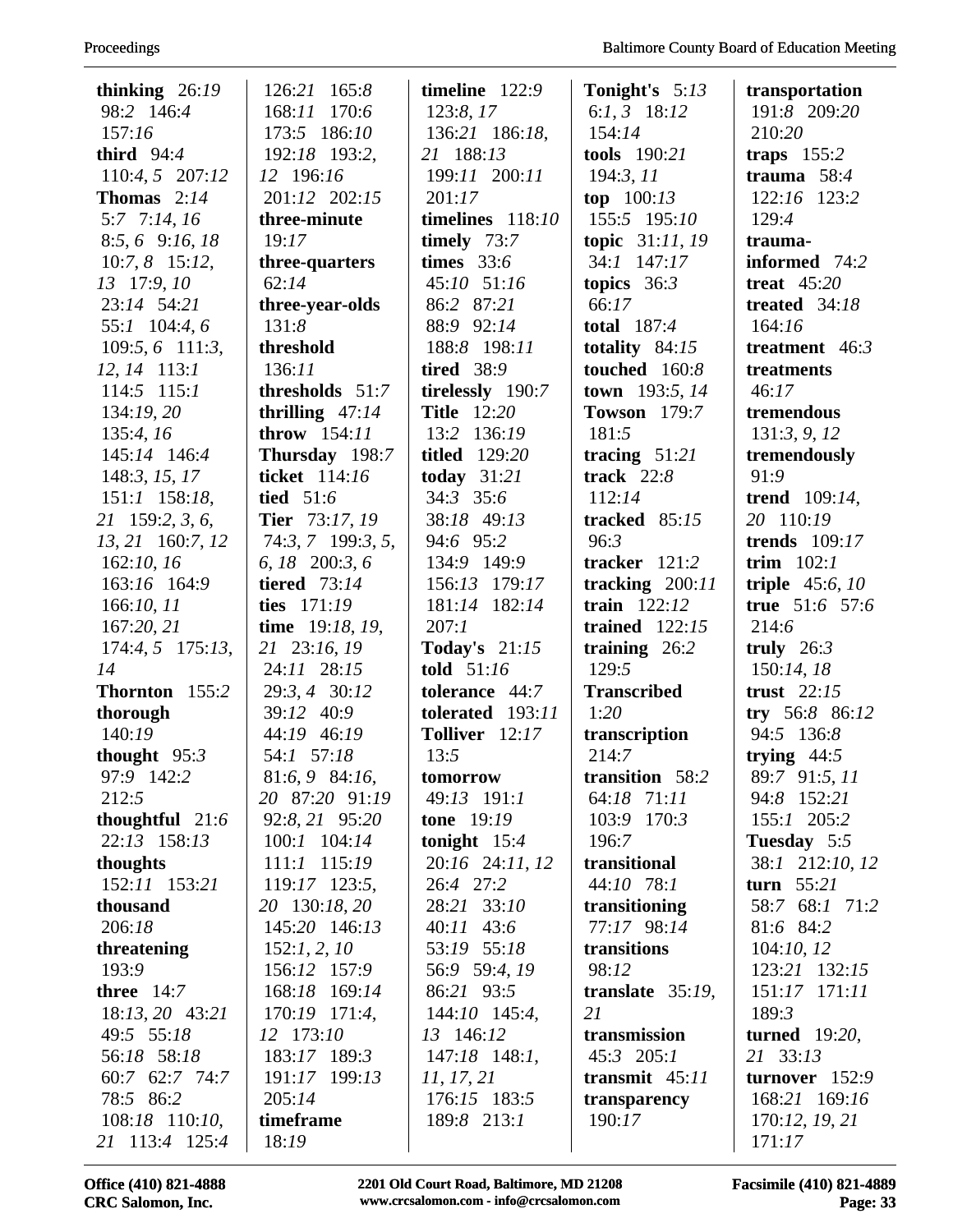**thinking** 26:19 98:2 146:4 157:16
**third** 94:4 110:4, 5 207:12
**Thomas** 2:14 5:7 7:14, 16 8:5, 6 9:16, 18 10:7, 8 15:12, 13 17:9, 10 23:14 54:21 55:1 104:4, 6 109:5, 6 111:3, 12, 14 113:1 114:5 115:1 134:19, 20 135:4, 16 145:14 146:4 148:3, 15, 17 151:1 158:18, 21 159:2, 3, 6, 13, 21 160:7, 12 162:10, 16 163:16 164:9 166:10, 11 167:20, 21 174:4, 5 175:13, 14
**Thornton** 155:2
**thorough** 140:19
**thought** 95:3 97:9 142:2 212:5
**thoughtful** 21:6 22:13 158:13
**thoughts** 152:11 153:21
**thousand** 206:18
**threatening** 193:9
**three** 14:7 18:13, 20 43:21 49:5 55:18 56:18 58:18 60:7 62:7 74:7 78:5 86:2 108:18 110:10, 21 113:4 125:4 126:21 165:8 168:11 170:6 173:5 186:10 192:18 193:2, 12 196:16 201:12 202:15
**three-minute** 19:17
**three-quarters** 62:14
**three-year-olds** 131:8
**threshold** 136:11
**thresholds** 51:7
**thrilling** 47:14
**throw** 154:11
**Thursday** 198:7
**ticket** 114:16
**tied** 51:6
**Tier** 73:17, 19 74:3, 7 199:3, 5, 6, 18 200:3, 6
**tiered** 73:14
**ties** 171:19
**time** 19:18, 19, 21 23:16, 19 24:11 28:15 29:3, 4 30:12 39:12 40:9 44:19 46:19 54:1 57:18 81:6, 9 84:16, 20 87:20 91:19 92:8, 21 95:20 100:1 104:14 111:1 115:19 119:17 123:5, 20 130:18, 20 145:20 146:13 152:1, 2, 10 156:12 157:9 168:18 169:14 170:19 171:4, 12 173:10 183:17 189:3 191:17 199:13 205:14
**timeframe** 18:19
**timeline** 122:9 123:8, 17 136:21 186:18, 21 188:13 199:11 200:11 201:17
**timelines** 118:10
**timely** 73:7
**times** 33:6 45:10 51:16 86:2 87:21 88:9 92:14 188:8 198:11
**tired** 38:9
**tirelessly** 190:7
**Title** 12:20 13:2 136:19
**titled** 129:20
**today** 31:21 34:3 35:6 38:18 49:13 94:6 95:2 134:9 149:9 156:13 179:17 181:14 182:14 207:1
**Today's** 21:15
**told** 51:16
**tolerance** 44:7
**tolerated** 193:11
**Tolliver** 12:17 13:5
**tomorrow** 49:13 191:1
**tone** 19:19
**tonight** 15:4 20:16 24:11, 12 26:4 27:2 28:21 33:10 40:11 43:6 53:19 55:18 56:9 59:4, 19 86:21 93:5 144:10 145:4, 13 146:12 147:18 148:1, 11, 17, 21 176:15 183:5 189:8 213:1
**Tonight's** 5:13 6:1, 3 18:12 154:14
**tools** 190:21 194:3, 11
**top** 100:13 155:5 195:10
**topic** 31:11, 19 34:1 147:17
**topics** 36:3 66:17
**total** 187:4
**totality** 84:15
**touched** 160:8
**town** 193:5, 14
**Towson** 179:7 181:5
**tracing** 51:21
**track** 22:8 112:14
**tracked** 85:15 96:3
**tracker** 121:2
**tracking** 200:11
**train** 122:12
**trained** 122:15
**training** 26:2 129:5
**Transcribed** 1:20
**transcription** 214:7
**transition** 58:2 64:18 71:11 103:9 170:3 196:7
**transitional** 44:10 78:1
**transitioning** 77:17 98:14
**transitions** 98:12
**translate** 35:19, 21
**transmission** 45:3 205:1
**transmit** 45:11
**transparency** 190:17
**transportation** 191:8 209:20 210:20
**traps** 155:2
**trauma** 58:4 122:16 123:2 129:4
**trauma-informed** 74:2
**treat** 45:20
**treated** 34:18 164:16
**treatment** 46:3
**treatments** 46:17
**tremendous** 131:3, 9, 12
**tremendously** 91:9
**trend** 109:14, 20 110:19
**trends** 109:17
**trim** 102:1
**triple** 45:6, 10
**true** 51:6 57:6 214:6
**truly** 26:3 150:14, 18
**trust** 22:15
**try** 56:8 86:12 94:5 136:8
**trying** 44:5 89:7 91:5, 11 94:8 152:21 155:1 205:2
**Tuesday** 5:5 38:1 212:10, 12
**turn** 55:21 58:7 68:1 71:2 81:6 84:2 104:10, 12 123:21 132:15 151:17 171:11 189:3
**turned** 19:20, 21 33:13
**turnover** 152:9 168:21 169:16 170:12, 19, 21 171:17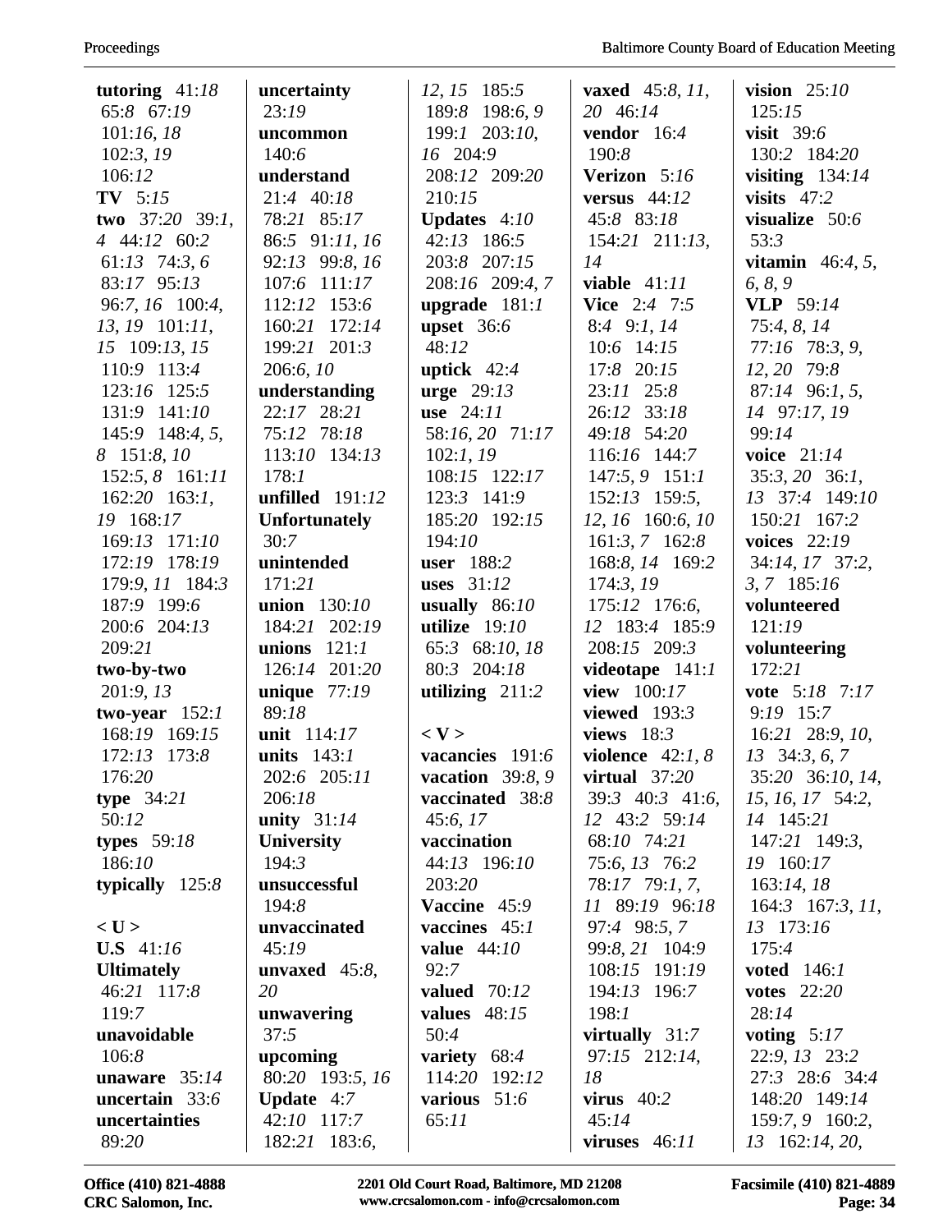**tutoring** 41:*18* 65:*8* 67:*19* 101:*16*, *18* 102:*3*, *19* 106:*12*
**TV** 5:*15*
**two** 37:*20* 39:*1*, *4* 44:*12* 60:2 61:*13* 74:*3*, *6* 83:*17* 95:*13* 96:*7*, *16* 100:*4*, *13*, *19* 101:*11*, *15* 109:*13*, *15* 110:9 113:4 123:*16* 125:5 131:9 141:*10* 145:9 148:*4*, *5*, *8* 151:*8*, *10* 152:*5*, *8* 161:*11* 162:*20* 163:*1*, *19* 168:*17* 169:*13* 171:*10* 172:*19* 178:*19* 179:9, *11* 184:*3* 187:9 199:*6* 200:*6* 204:*13* 209:*21*
**two-by-two** 201:9, *13*
**two-year** 152:*1* 168:*19* 169:*15* 172:*13* 173:*8* 176:*20*
**type** 34:*21* 50:*12*
**types** 59:*18* 186:*10*
**typically** 125:*8*

**< U >**
**U.S** 41:*16*
**Ultimately** 46:*21* 117:*8* 119:*7*
**unavoidable** 106:*8*
**unaware** 35:*14*
**uncertain** 33:*6*
**uncertainties** 89:*20*
**uncertainty** 23:*19*
**uncommon** 140:*6*
**understand** 21:*4* 40:*18* 78:*21* 85:*17* 86:*5* 91:*11*, *16* 92:*13* 99:*8*, *16* 107:*6* 111:*17* 112:*12* 153:*6* 160:*21* 172:*14* 199:*21* 201:*3* 206:*6*, *10*
**understanding** 22:*17* 28:*21* 75:*12* 78:*18* 113:*10* 134:*13* 178:*1*
**unfilled** 191:*12*
**Unfortunately** 30:*7*
**unintended** 171:*21*
**union** 130:*10* 184:*21* 202:*19*
**unions** 121:*1* 126:*14* 201:*20*
**unique** 77:*19* 89:*18*
**unit** 114:*17*
**units** 143:*1* 202:*6* 205:*11* 206:*18*
**unity** 31:*14*
**University** 194:*3*
**unsuccessful** 194:*8*
**unvaccinated** 45:*19*
**unvaxed** 45:*8*, *20*
**unwavering** 37:*5*
**upcoming** 80:*20* 193:*5*, *16*
**Update** 4:*7* 42:*10* 117:*7* 182:*21* 183:*6*, *12*, *15* 185:*5* 189:*8* 198:*6*, *9* 199:*1* 203:*10*, *16* 204:9 208:*12* 209:*20* 210:*15*
**Updates** 4:*10* 42:*13* 186:*5* 203:*8* 207:*15* 208:*16* 209:*4*, *7*
**upgrade** 181:*1*
**upset** 36:*6* 48:*12*
**uptick** 42:*4*
**urge** 29:*13*
**use** 24:*11* 58:*16*, *20* 71:*17* 102:*1*, *19* 108:*15* 122:*17* 123:*3* 141:9 185:*20* 192:*15* 194:*10*
**user** 188:*2*
**uses** 31:*12*
**usually** 86:*10*
**utilize** 19:*10* 65:*3* 68:*10*, *18* 80:*3* 204:*18*
**utilizing** 211:*2*

**< V >**
**vacancies** 191:*6*
**vacation** 39:*8*, *9*
**vaccinated** 38:*8* 45:*6*, *17*
**vaccination** 44:*13* 196:*10* 203:*20*
**Vaccine** 45:9
**vaccines** 45:*1*
**value** 44:*10* 92:*7*
**valued** 70:*12*
**values** 48:*15* 50:*4*
**variety** 68:*4* 114:*20* 192:*12*
**various** 51:*6* 65:*11*
**vaxed** 45:*8*, *11*, *20* 46:*14*
**vendor** 16:*4* 190:*8*
**Verizon** 5:*16*
**versus** 44:*12* 45:*8* 83:*18* 154:*21* 211:*13*, *14*
**viable** 41:*11*
**Vice** 2:*4* 7:*5* 8:*4* 9:*1*, *14* 10:*6* 14:*15* 17:*8* 20:*15* 23:*11* 25:*8* 26:*12* 33:*18* 49:*18* 54:*20* 116:*16* 144:*7* 147:*5*, *9* 151:*1* 152:*13* 159:*5*, *12*, *16* 160:*6*, *10* 161:*3*, *7* 162:*8* 168:*8*, *14* 169:*2* 174:*3*, *19* 175:*12* 176:*6*, *12* 183:*4* 185:9 208:*15* 209:*3*
**videotape** 141:*1*
**view** 100:*17*
**viewed** 193:*3*
**views** 18:*3*
**violence** 42:*1*, *8*
**virtual** 37:*20* 39:*3* 40:*3* 41:*6*, *12* 43:*2* 59:*14* 68:*10* 74:*21* 75:*6*, *13* 76:*2* 78:*17* 79:*1*, *7*, *11* 89:*19* 96:*18* 97:*4* 98:*5*, *7* 99:*8*, *21* 104:9 108:*15* 191:*19* 194:*13* 196:*7* 198:*1*
**virtually** 31:*7* 97:*15* 212:*14*, *18*
**virus** 40:*2* 45:*14*
**viruses** 46:*11*
**vision** 25:*10* 125:*15*
**visit** 39:*6* 130:*2* 184:*20*
**visiting** 134:*14*
**visits** 47:*2*
**visualize** 50:*6* 53:*3*
**vitamin** 46:*4*, *5*, *6*, *8*, *9*
**VLP** 59:*14* 75:*4*, *8*, *14* 77:*16* 78:*3*, *9*, *12*, *20* 79:*8* 87:*14* 96:*1*, *5*, *14* 97:*17*, *19* 99:*14*
**voice** 21:*14* 35:*3*, *20* 36:*1*, *13* 37:4 149:*10* 150:*21* 167:*2*
**voices** 22:*19* 34:*14*, *17* 37:*2*, *3*, *7* 185:*16*
**volunteered** 121:*19*
**volunteering** 172:*21*
**vote** 5:*18* 7:*17* 9:*19* 15:*7* 16:*21* 28:*9*, *10*, *13* 34:*3*, *6*, *7* 35:*20* 36:*10*, *14*, *15*, *16*, *17* 54:*2*, *14* 145:*21* 147:*21* 149:*3*, *19* 160:*17* 163:*14*, *18* 164:*3* 167:*3*, *11*, *13* 173:*16* 175:*4*
**voted** 146:*1*
**votes** 22:*20* 28:*14*
**voting** 5:*17* 22:*9*, *13* 23:*2* 27:*3* 28:*6* 34:*4* 148:*20* 149:*14* 159:*7*, *9* 160:*2*, *13* 162:*14*, *20*,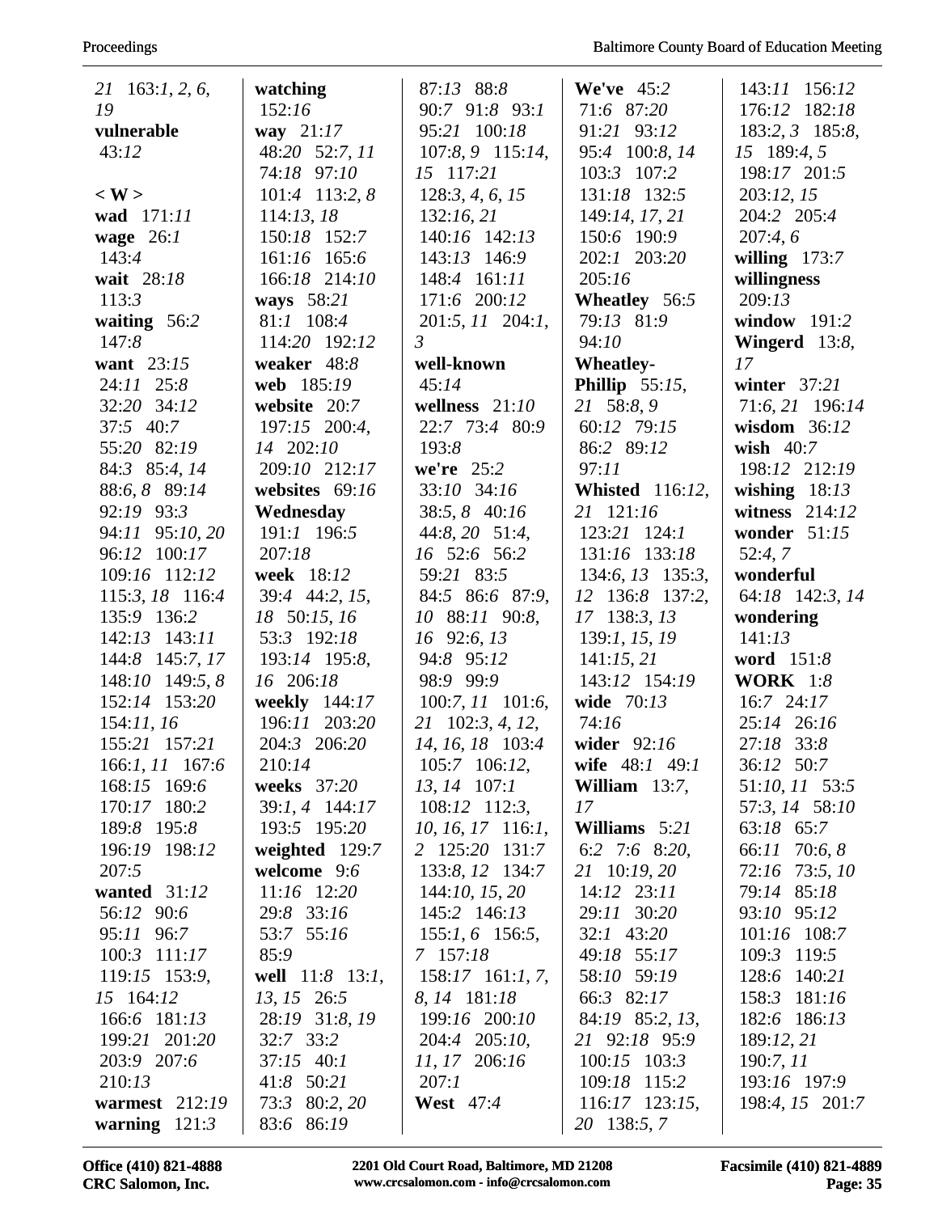21 163:1, 2, 6, 19
**vulnerable** 43:12

**< W >**
**wad** 171:11
**wage** 26:1 143:4
**wait** 28:18 113:3
**waiting** 56:2 147:8
**want** 23:15 24:11 25:8 32:20 34:12 37:5 40:7 55:20 82:19 84:3 85:4, 14 88:6, 8 89:14 92:19 93:3 94:11 95:10, 20 96:12 100:17 109:16 112:12 115:3, 18 116:4 135:9 136:2 142:13 143:11 144:8 145:7, 17 148:10 149:5, 8 152:14 153:20 154:11, 16 155:21 157:21 166:1, 11 167:6 168:15 169:6 170:17 180:2 189:8 195:8 196:19 198:12 207:5
**wanted** 31:12 56:12 90:6 95:11 96:7 100:3 111:17 119:15 153:9, 15 164:12 166:6 181:13 199:21 201:20 203:9 207:6 210:13
**warmest** 212:19
**warning** 121:3
**watching** 152:16
**way** 21:17 48:20 52:7, 11 74:18 97:10 101:4 113:2, 8 114:13, 18 150:18 152:7 161:16 165:6 166:18 214:10
**ways** 58:21 81:1 108:4 114:20 192:12
**weaker** 48:8
**web** 185:19
**website** 20:7 197:15 200:4, 14 202:10 209:10 212:17
**websites** 69:16
**Wednesday** 191:1 196:5 207:18
**week** 18:12 39:4 44:2, 15, 18 50:15, 16 53:3 192:18 193:14 195:8, 16 206:18
**weekly** 144:17 196:11 203:20 204:3 206:20 210:14
**weeks** 37:20 39:1, 4 144:17 193:5 195:20
**weighted** 129:7
**welcome** 9:6 11:16 12:20 29:8 33:16 53:7 55:16 85:9
**well** 11:8 13:1, 13, 15 26:5 28:19 31:8, 19 32:7 33:2 37:15 40:1 41:8 50:21 73:3 80:2, 20 83:6 86:19 87:13 88:8 90:7 91:8 93:1 95:21 100:18 107:8, 9 115:14, 15 117:21 128:3, 4, 6, 15 132:16, 21 140:16 142:13 143:13 146:9 148:4 161:11 171:6 200:12 201:5, 11 204:1, 3
**well-known** 45:14
**wellness** 21:10 22:7 73:4 80:9 193:8
**we're** 25:2 33:10 34:16 38:5, 8 40:16 44:8, 20 51:4, 16 52:6 56:2 59:21 83:5 84:5 86:6 87:9, 10 88:11 90:8, 16 92:6, 13 94:8 95:12 98:9 99:9 100:7, 11 101:6, 21 102:3, 4, 12, 14, 16, 18 103:4 105:7 106:12, 13, 14 107:1 108:12 112:3, 10, 16, 17 116:1, 2 125:20 131:7 133:8, 12 134:7 144:10, 15, 20 145:2 146:13 155:1, 6 156:5, 7 157:18 158:17 161:1, 7, 8, 14 181:18 199:16 200:10 204:4 205:10, 11, 17 206:16 207:1
**West** 47:4
**We've** 45:2 71:6 87:20 91:21 93:12 95:4 100:8, 14 103:3 107:2 131:18 132:5 149:14, 17, 21 150:6 190:9 202:1 203:20 205:16
**Wheatley** 56:5 79:13 81:9 94:10
**Wheatley-Phillip** 55:15, 21 58:8, 9 60:12 79:15 86:2 89:12 97:11
**Whisted** 116:12, 21 121:16 123:21 124:1 131:16 133:18 134:6, 13 135:3, 12 136:8 137:2, 17 138:3, 13 139:1, 15, 19 141:15, 21 143:12 154:19
**wide** 70:13 74:16
**wider** 92:16
**wife** 48:1 49:1
**William** 13:7, 17
**Williams** 5:21 6:2 7:6 8:20, 21 10:19, 20 14:12 23:11 29:11 30:20 32:1 43:20 49:18 55:17 58:10 59:19 66:3 82:17 84:19 85:2, 13, 21 92:18 95:9 100:15 103:3 109:18 115:2 116:17 123:15, 20 138:5, 7 143:11 156:12 176:12 182:18 183:2, 3 185:8, 15 189:4, 5 198:17 201:5 203:12, 15 204:2 205:4 207:4, 6
**willing** 173:7
**willingness** 209:13
**window** 191:2
**Wingerd** 13:8, 17
**winter** 37:21 71:6, 21 196:14
**wisdom** 36:12
**wish** 40:7 198:12 212:19
**wishing** 18:13
**witness** 214:12
**wonder** 51:15 52:4, 7
**wonderful** 64:18 142:3, 14
**wondering** 141:13
**word** 151:8
**WORK** 1:8 16:7 24:17 25:14 26:16 27:18 33:8 36:12 50:7 51:10, 11 53:5 57:3, 14 58:10 63:18 65:7 66:11 70:6, 8 72:16 73:5, 10 79:14 85:18 93:10 95:12 101:16 108:7 109:3 119:5 128:6 140:21 158:3 181:16 182:6 186:13 189:12, 21 190:7, 11 193:16 197:9 198:4, 15 201:7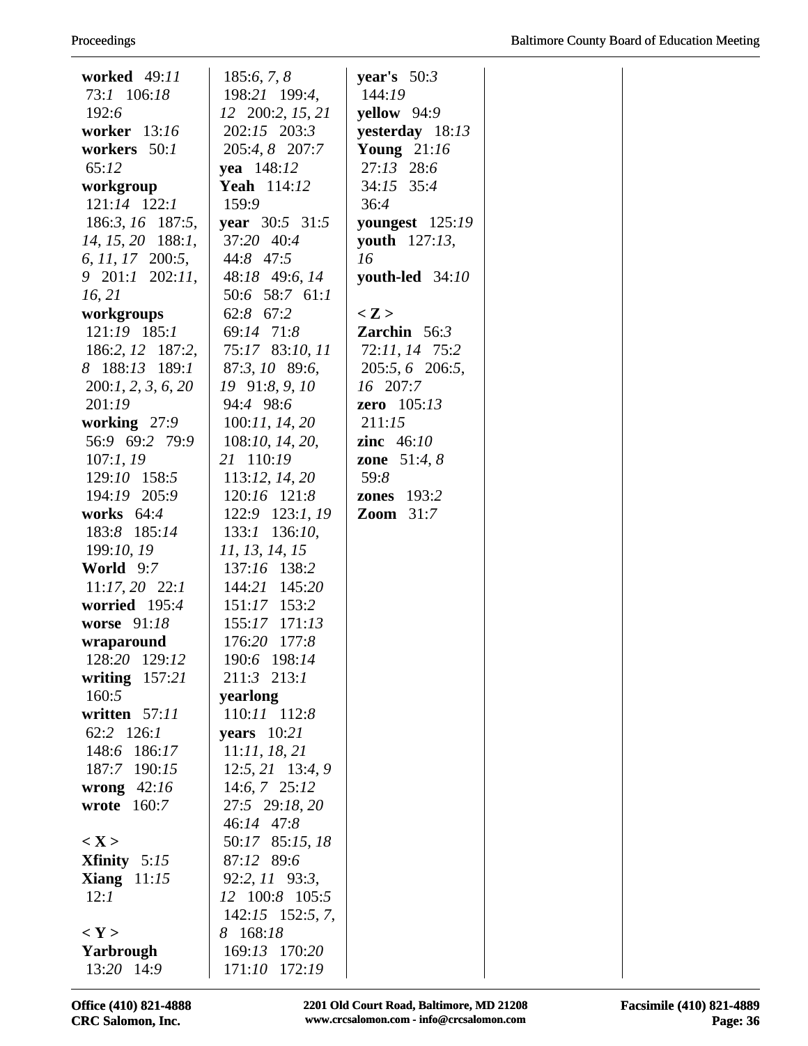**worked** 49:*11* 73:*1* 106:*18* 192:*6*
**worker** 13:*16*
**workers** 50:*1* 65:*12*
**workgroup** 121:*14* 122:*1* 186:*3, 16* 187:*5, 14, 15, 20* 188:*1, 6, 11, 17* 200:*5, 9* 201:*1* 202:*11, 16, 21*
**workgroups** 121:*19* 185:*1* 186:*2, 12* 187:*2, 8* 188:*13* 189:*1* 200:*1, 2, 3, 6, 20* 201:*19*
**working** 27:*9* 56:*9* 69:*2* 79:*9* 107:*1, 19* 129:*10* 158:*5* 194:*19* 205:*9*
**works** 64:*4* 183:*8* 185:*14* 199:*10, 19*
**World** 9:*7* 11:*17, 20* 22:*1*
**worried** 195:*4*
**worse** 91:*18*
**wraparound** 128:*20* 129:*12*
**writing** 157:*21* 160:*5*
**written** 57:*11* 62:*2* 126:*1* 148:*6* 186:*17* 187:*7* 190:*15*
**wrong** 42:*16*
**wrote** 160:*7*

**< X >**
**Xfinity** 5:*15*
**Xiang** 11:*15* 12:*1*

**< Y >**
**Yarbrough** 13:*20* 14:*9* 185:*6, 7, 8* 198:*21* 199:*4, 12* 200:*2, 15, 21* 202:*15* 203:*3* 205:*4, 8* 207:*7*
**yea** 148:*12*
**Yeah** 114:*12* 159:*9*
**year** 30:*5* 31:*5* 37:*20* 40:*4* 44:*8* 47:*5* 48:*18* 49:*6, 14* 50:*6* 58:*7* 61:*1* 62:*8* 67:*2* 69:*14* 71:*8* 75:*17* 83:*10, 11* 87:*3, 10* 89:*6, 19* 91:*8, 9, 10* 94:*4* 98:*6* 100:*11, 14, 20* 108:*10, 14, 20, 21* 110:*19* 113:*12, 14, 20* 120:*16* 121:*8* 122:*9* 123:*1, 19* 133:*1* 136:*10, 11, 13, 14, 15* 137:*16* 138:*2* 144:*21* 145:*20* 151:*17* 153:*2* 155:*17* 171:*13* 176:*20* 177:*8* 190:*6* 198:*14* 211:*3* 213:*1*
**yearlong** 110:*11* 112:*8*
**years** 10:*21* 11:*11, 18, 21* 12:*5, 21* 13:*4, 9* 14:*6, 7* 25:*12* 27:*5* 29:*18, 20* 46:*14* 47:*8* 50:*17* 85:*15, 18* 87:*12* 89:*6* 92:*2, 11* 93:*3, 12* 100:*8* 105:*5* 142:*15* 152:*5, 7, 8* 168:*18* 169:*13* 170:*20* 171:*10* 172:*19*
**year's** 50:*3* 144:*19*
**yellow** 94:*9*
**yesterday** 18:*13*
**Young** 21:*16* 27:*13* 28:*6* 34:*15* 35:*4* 36:*4*
**youngest** 125:*19*
**youth** 127:*13, 16*
**youth-led** 34:*10*

**< Z >**
**Zarchin** 56:*3* 72:*11, 14* 75:*2* 205:*5, 6* 206:*5, 16* 207:*7*
**zero** 105:*13* 211:*15*
**zinc** 46:*10*
**zone** 51:*4, 8* 59:*8*
**zones** 193:*2*
**Zoom** 31:*7*